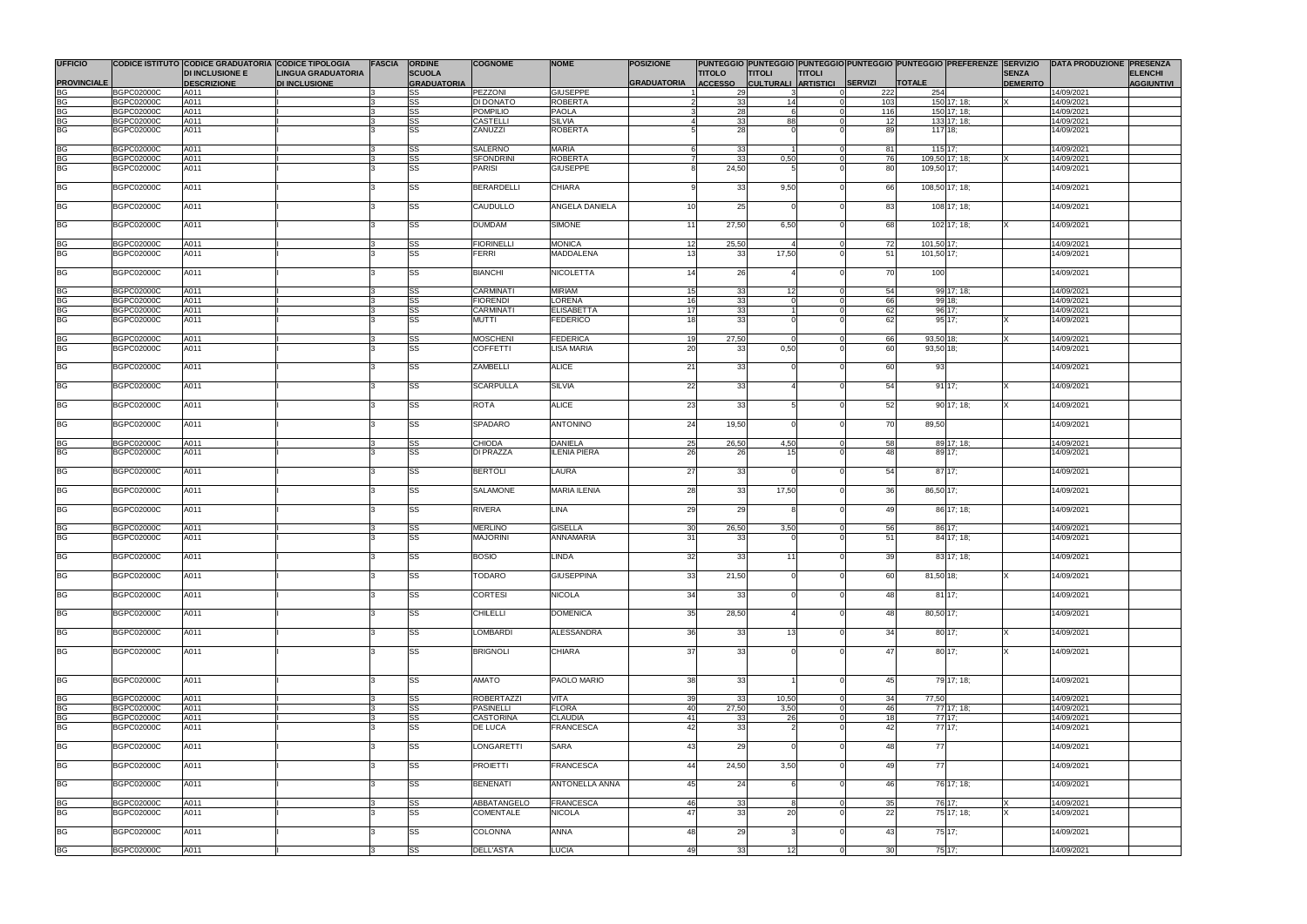| UFFICIO PROVINCIALE | CODICE ISTITUTO | CODICE GRADUATORIA DI INCLUSIONE E DESCRIZIONE | CODICE TIPOLOGIA LINGUA GRADUATORIA DI INCLUSIONE | FASCIA | ORDINE SCUOLA GRADUATORIA | COGNOME | NOME | POSIZIONE GRADUATORIA | PUNTEGGIO TITOLO ACCESSO | PUNTEGGIO TITOLI CULTURALI | PUNTEGGIO TITOLI ARTISTICI | PUNTEGGIO SERVIZI | PUNTEGGIO TOTALE | PREFERENZE | SERVIZIO SENZA DEMERITO | DATA PRODUZIONE | PRESENZA ELENCHI AGGIUNTIVI |
|---|---|---|---|---|---|---|---|---|---|---|---|---|---|---|---|---|---|
| BG | BGPC02000C | A011 | I | 3 | SS | PEZZONI | GIUSEPPE | 1 | 29 | 3 | 0 | 222 | 254 | | | 14/09/2021 | |
| BG | BGPC02000C | A011 | I | 3 | SS | DI DONATO | ROBERTA | 2 | 33 | 14 | 0 | 103 | 150 | 17; 18; | X | 14/09/2021 | |
| BG | BGPC02000C | A011 | I | 3 | SS | POMPILIO | PAOLA | 3 | 28 | 6 | 0 | 116 | 150 | 17; 18; | | 14/09/2021 | |
| BG | BGPC02000C | A011 | I | 3 | SS | CASTELLI | SILVIA | 4 | 33 | 88 | 0 | 12 | 133 | 17; 18; | | 14/09/2021 | |
| BG | BGPC02000C | A011 | I | 3 | SS | ZANUZZI | ROBERTA | 5 | 28 | 0 | 0 | 89 | 117 | 18; | | 14/09/2021 | |
| BG | BGPC02000C | A011 | I | 3 | SS | SALERNO | MARIA | 6 | 33 | 1 | 0 | 81 | 115 | 17; | | 14/09/2021 | |
| BG | BGPC02000C | A011 | I | 3 | SS | SFONDRINI | ROBERTA | 7 | 33 | 0,50 | 0 | 76 | 109,50 | 17; 18; | X | 14/09/2021 | |
| BG | BGPC02000C | A011 | I | 3 | SS | PARISI | GIUSEPPE | 8 | 24,50 | 5 | 0 | 80 | 109,50 | 17; | | 14/09/2021 | |
| BG | BGPC02000C | A011 | I | 3 | SS | BERARDELLI | CHIARA | 9 | 33 | 9,50 | 0 | 66 | 108,50 | 17; 18; | | 14/09/2021 | |
| BG | BGPC02000C | A011 | I | 3 | SS | CAUDULLO | ANGELA DANIELA | 10 | 25 | 0 | 0 | 83 | 108 | 17; 18; | | 14/09/2021 | |
| BG | BGPC02000C | A011 | I | 3 | SS | DUMDAM | SIMONE | 11 | 27,50 | 6,50 | 0 | 68 | 102 | 17; 18; | X | 14/09/2021 | |
| BG | BGPC02000C | A011 | I | 3 | SS | FIORINELLI | MONICA | 12 | 25,50 | 4 | 0 | 72 | 101,50 | 17; | | 14/09/2021 | |
| BG | BGPC02000C | A011 | I | 3 | SS | FERRI | MADDALENA | 13 | 33 | 17,50 | 0 | 51 | 101,50 | 17; | | 14/09/2021 | |
| BG | BGPC02000C | A011 | I | 3 | SS | BIANCHI | NICOLETTA | 14 | 26 | 4 | 0 | 70 | 100 | | | 14/09/2021 | |
| BG | BGPC02000C | A011 | I | 3 | SS | CARMINATI | MIRIAM | 15 | 33 | 12 | 0 | 54 | 99 | 17; 18; | | 14/09/2021 | |
| BG | BGPC02000C | A011 | I | 3 | SS | FIORENDI | LORENA | 16 | 33 | 0 | 0 | 66 | 99 | 18; | | 14/09/2021 | |
| BG | BGPC02000C | A011 | I | 3 | SS | CARMINATI | ELISABETTA | 17 | 33 | 1 | 0 | 62 | 96 | 17; | | 14/09/2021 | |
| BG | BGPC02000C | A011 | I | 3 | SS | MUTTI | FEDERICO | 18 | 33 | 0 | 0 | 62 | 95 | 17; | X | 14/09/2021 | |
| BG | BGPC02000C | A011 | I | 3 | SS | MOSCHENI | FEDERICA | 19 | 27,50 | 0 | 0 | 66 | 93,50 | 18; | X | 14/09/2021 | |
| BG | BGPC02000C | A011 | I | 3 | SS | COFFETTI | LISA MARIA | 20 | 33 | 0,50 | 0 | 60 | 93,50 | 18; | | 14/09/2021 | |
| BG | BGPC02000C | A011 | I | 3 | SS | ZAMBELLI | ALICE | 21 | 33 | 0 | 0 | 60 | 93 | | | 14/09/2021 | |
| BG | BGPC02000C | A011 | I | 3 | SS | SCARPULLA | SILVIA | 22 | 33 | 4 | 0 | 54 | 91 | 17; | X | 14/09/2021 | |
| BG | BGPC02000C | A011 | I | 3 | SS | ROTA | ALICE | 23 | 33 | 5 | 0 | 52 | 90 | 17; 18; | X | 14/09/2021 | |
| BG | BGPC02000C | A011 | I | 3 | SS | SPADARO | ANTONINO | 24 | 19,50 | 0 | 0 | 70 | 89,50 | | | 14/09/2021 | |
| BG | BGPC02000C | A011 | I | 3 | SS | CHIODA | DANIELA | 25 | 26,50 | 4,50 | 0 | 58 | 89 | 17; 18; | | 14/09/2021 | |
| BG | BGPC02000C | A011 | I | 3 | SS | DI PRAZZA | ILENIA PIERA | 26 | 26 | 15 | 0 | 48 | 89 | 17; | | 14/09/2021 | |
| BG | BGPC02000C | A011 | I | 3 | SS | BERTOLI | LAURA | 27 | 33 | 0 | 0 | 54 | 87 | 17; | | 14/09/2021 | |
| BG | BGPC02000C | A011 | I | 3 | SS | SALAMONE | MARIA ILENIA | 28 | 33 | 17,50 | 0 | 36 | 86,50 | 17; | | 14/09/2021 | |
| BG | BGPC02000C | A011 | I | 3 | SS | RIVERA | LINA | 29 | 29 | 8 | 0 | 49 | 86 | 17; 18; | | 14/09/2021 | |
| BG | BGPC02000C | A011 | I | 3 | SS | MERLINO | GISELLA | 30 | 26,50 | 3,50 | 0 | 56 | 86 | 17; | | 14/09/2021 | |
| BG | BGPC02000C | A011 | I | 3 | SS | MAJORINI | ANNAMARIA | 31 | 33 | 0 | 0 | 51 | 84 | 17; 18; | | 14/09/2021 | |
| BG | BGPC02000C | A011 | I | 3 | SS | BOSIO | LINDA | 32 | 33 | 11 | 0 | 39 | 83 | 17; 18; | | 14/09/2021 | |
| BG | BGPC02000C | A011 | I | 3 | SS | TODARO | GIUSEPPINA | 33 | 21,50 | 0 | 0 | 60 | 81,50 | 18; | X | 14/09/2021 | |
| BG | BGPC02000C | A011 | I | 3 | SS | CORTESI | NICOLA | 34 | 33 | 0 | 0 | 48 | 81 | 17; | | 14/09/2021 | |
| BG | BGPC02000C | A011 | I | 3 | SS | CHILELLI | DOMENICA | 35 | 28,50 | 4 | 0 | 48 | 80,50 | 17; | | 14/09/2021 | |
| BG | BGPC02000C | A011 | I | 3 | SS | LOMBARDI | ALESSANDRA | 36 | 33 | 13 | 0 | 34 | 80 | 17; | X | 14/09/2021 | |
| BG | BGPC02000C | A011 | I | 3 | SS | BRIGNOLI | CHIARA | 37 | 33 | 0 | 0 | 47 | 80 | 17; | X | 14/09/2021 | |
| BG | BGPC02000C | A011 | I | 3 | SS | AMATO | PAOLO MARIO | 38 | 33 | 1 | 0 | 45 | 79 | 17; 18; | | 14/09/2021 | |
| BG | BGPC02000C | A011 | I | 3 | SS | ROBERTAZZI | VITA | 39 | 33 | 10,50 | 0 | 34 | 77,50 | | | 14/09/2021 | |
| BG | BGPC02000C | A011 | I | 3 | SS | PASINELLI | FLORA | 40 | 27,50 | 3,50 | 0 | 46 | 77 | 17; 18; | | 14/09/2021 | |
| BG | BGPC02000C | A011 | I | 3 | SS | CASTORINA | CLAUDIA | 41 | 33 | 26 | 0 | 18 | 77 | 17; | | 14/09/2021 | |
| BG | BGPC02000C | A011 | I | 3 | SS | DE LUCA | FRANCESCA | 42 | 33 | 2 | 0 | 42 | 77 | 17; | | 14/09/2021 | |
| BG | BGPC02000C | A011 | I | 3 | SS | LONGARETTI | SARA | 43 | 29 | 0 | 0 | 48 | 77 | | | 14/09/2021 | |
| BG | BGPC02000C | A011 | I | 3 | SS | PROIETTI | FRANCESCA | 44 | 24,50 | 3,50 | 0 | 49 | 77 | | | 14/09/2021 | |
| BG | BGPC02000C | A011 | I | 3 | SS | BENENATI | ANTONELLA ANNA | 45 | 24 | 6 | 0 | 46 | 76 | 17; 18; | | 14/09/2021 | |
| BG | BGPC02000C | A011 | I | 3 | SS | ABBATANGELO | FRANCESCA | 46 | 33 | 8 | 0 | 35 | 76 | 17; | X | 14/09/2021 | |
| BG | BGPC02000C | A011 | I | 3 | SS | COMENTALE | NICOLA | 47 | 33 | 20 | 0 | 22 | 75 | 17; 18; | X | 14/09/2021 | |
| BG | BGPC02000C | A011 | I | 3 | SS | COLONNA | ANNA | 48 | 29 | 3 | 0 | 43 | 75 | 17; | | 14/09/2021 | |
| BG | BGPC02000C | A011 | I | 3 | SS | DELL'ASTA | LUCIA | 49 | 33 | 12 | 0 | 30 | 75 | 17; | | 14/09/2021 | |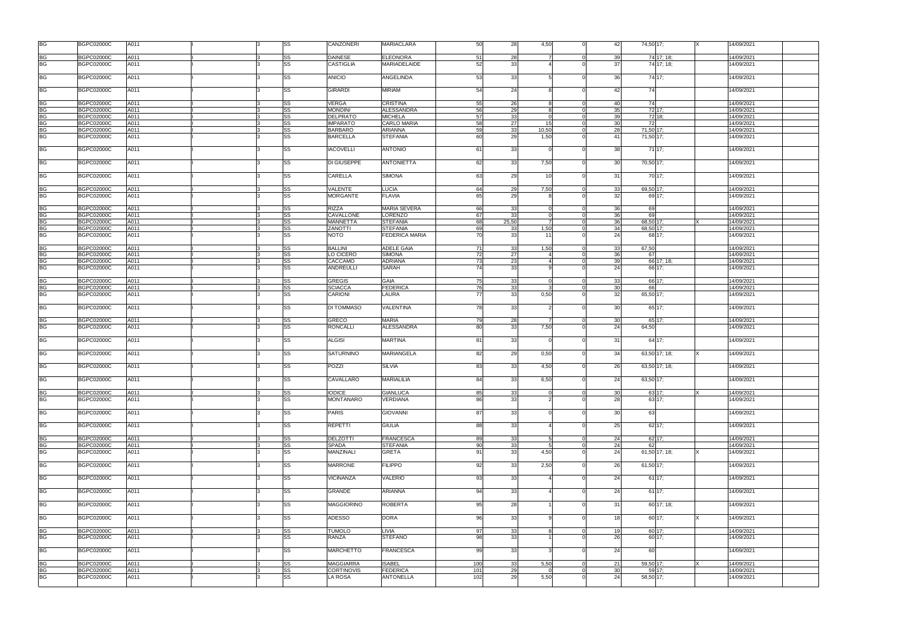| | | | | | | | | | | | | | | | | | | |
|---|---|---|---|---|---|---|---|---|---|---|---|---|---|---|---|---|---|---|
| BG | BGPC02000C | A011 | I | 3 | SS | CANZONERI | MARIACLARA | 50 | 28 | 4,50 | 0 | 42 | 74,50 | 17; | X | 14/09/2021 | | |
| BG | BGPC02000C | A011 | I | 3 | SS | DAINESE | ELEONORA | 51 | 28 | 7 | 0 | 39 | 74 | 17; 18; | | 14/09/2021 | | |
| BG | BGPC02000C | A011 | I | 3 | SS | CASTIGLIA | MARIADELAIDE | 52 | 33 | 4 | 0 | 37 | 74 | 17; 18; | | 14/09/2021 | | |
| BG | BGPC02000C | A011 | I | 3 | SS | ANICIO | ANGELINDA | 53 | 33 | 5 | 0 | 36 | 74 | 17; | | 14/09/2021 | | |
| BG | BGPC02000C | A011 | I | 3 | SS | GIRARDI | MIRIAM | 54 | 24 | 8 | 0 | 42 | 74 | | | 14/09/2021 | | |
| BG | BGPC02000C | A011 | I | 3 | SS | VERGA | CRISTINA | 55 | 26 | 8 | 0 | 40 | 74 | | | 14/09/2021 | | |
| BG | BGPC02000C | A011 | I | 3 | SS | MONDINI | ALESSANDRA | 56 | 29 | 8 | 0 | 35 | 72 | 17; | | 14/09/2021 | | |
| BG | BGPC02000C | A011 | I | 3 | SS | DELPRATO | MICHELA | 57 | 33 | 0 | 0 | 39 | 72 | 18; | | 14/09/2021 | | |
| BG | BGPC02000C | A011 | I | 3 | SS | IMPARATO | CARLO MARIA | 58 | 27 | 15 | 0 | 30 | 72 | | | 14/09/2021 | | |
| BG | BGPC02000C | A011 | I | 3 | SS | BARBARO | ARIANNA | 59 | 33 | 10,50 | 0 | 28 | 71,50 | 17; | | 14/09/2021 | | |
| BG | BGPC02000C | A011 | I | 3 | SS | BARCELLA | STEFANIA | 60 | 29 | 1,50 | 0 | 41 | 71,50 | 17; | | 14/09/2021 | | |
| BG | BGPC02000C | A011 | I | 3 | SS | IACOVELLI | ANTONIO | 61 | 33 | 0 | 0 | 38 | 71 | 17; | | 14/09/2021 | | |
| BG | BGPC02000C | A011 | I | 3 | SS | DI GIUSEPPE | ANTONIETTA | 62 | 33 | 7,50 | 0 | 30 | 70,50 | 17; | | 14/09/2021 | | |
| BG | BGPC02000C | A011 | I | 3 | SS | CARELLA | SIMONA | 63 | 29 | 10 | 0 | 31 | 70 | 17; | | 14/09/2021 | | |
| BG | BGPC02000C | A011 | I | 3 | SS | VALENTE | LUCIA | 64 | 29 | 7,50 | 0 | 33 | 69,50 | 17; | | 14/09/2021 | | |
| BG | BGPC02000C | A011 | I | 3 | SS | MORGANTE | FLAVIA | 65 | 29 | 8 | 0 | 32 | 69 | 17; | | 14/09/2021 | | |
| BG | BGPC02000C | A011 | I | 3 | SS | RIZZA | MARIA SEVERA | 66 | 33 | 0 | 0 | 36 | 69 | | | 14/09/2021 | | |
| BG | BGPC02000C | A011 | I | 3 | SS | CAVALLONE | LORENZO | 67 | 33 | 0 | 0 | 36 | 69 | | | 14/09/2021 | | |
| BG | BGPC02000C | A011 | I | 3 | SS | MANNETTA | STEFANIA | 68 | 25,50 | 7 | 0 | 36 | 68,50 | 17; | X | 14/09/2021 | | |
| BG | BGPC02000C | A011 | I | 3 | SS | ZANOTTI | STEFANIA | 69 | 33 | 1,50 | 0 | 34 | 68,50 | 17; | | 14/09/2021 | | |
| BG | BGPC02000C | A011 | I | 3 | SS | NOTO | FEDERICA MARIA | 70 | 33 | 11 | 0 | 24 | 68 | 17; | | 14/09/2021 | | |
| BG | BGPC02000C | A011 | I | 3 | SS | BALLINI | ADELE GAIA | 71 | 33 | 1,50 | 0 | 33 | 67,50 | | | 14/09/2021 | | |
| BG | BGPC02000C | A011 | I | 3 | SS | LO CICERO | SIMONA | 72 | 27 | 4 | 0 | 36 | 67 | | | 14/09/2021 | | |
| BG | BGPC02000C | A011 | I | 3 | SS | CACCAMO | ADRIANA | 73 | 23 | 4 | 0 | 39 | 66 | 17; 18; | | 14/09/2021 | | |
| BG | BGPC02000C | A011 | I | 3 | SS | ANDREULLI | SARAH | 74 | 33 | 9 | 0 | 24 | 66 | 17; | | 14/09/2021 | | |
| BG | BGPC02000C | A011 | I | 3 | SS | GREGIS | GAIA | 75 | 33 | 0 | 0 | 33 | 66 | 17; | | 14/09/2021 | | |
| BG | BGPC02000C | A011 | I | 3 | SS | SCIACCA | FEDERICA | 76 | 33 | 3 | 0 | 30 | 66 | | | 14/09/2021 | | |
| BG | BGPC02000C | A011 | I | 3 | SS | CARIONI | LAURA | 77 | 33 | 0,50 | 0 | 32 | 65,50 | 17; | | 14/09/2021 | | |
| BG | BGPC02000C | A011 | I | 3 | SS | DI TOMMASO | VALENTINA | 78 | 33 | 2 | 0 | 30 | 65 | 17; | | 14/09/2021 | | |
| BG | BGPC02000C | A011 | I | 3 | SS | GRECO | MARIA | 79 | 28 | 7 | 0 | 30 | 65 | 17; | | 14/09/2021 | | |
| BG | BGPC02000C | A011 | I | 3 | SS | RONCALLI | ALESSANDRA | 80 | 33 | 7,50 | 0 | 24 | 64,50 | | | 14/09/2021 | | |
| BG | BGPC02000C | A011 | I | 3 | SS | ALGISI | MARTINA | 81 | 33 | 0 | 0 | 31 | 64 | 17; | | 14/09/2021 | | |
| BG | BGPC02000C | A011 | I | 3 | SS | SATURNINO | MARIANGELA | 82 | 29 | 0,50 | 0 | 34 | 63,50 | 17; 18; | X | 14/09/2021 | | |
| BG | BGPC02000C | A011 | I | 3 | SS | POZZI | SILVIA | 83 | 33 | 4,50 | 0 | 26 | 63,50 | 17; 18; | | 14/09/2021 | | |
| BG | BGPC02000C | A011 | I | 3 | SS | CAVALLARO | MARIALILIA | 84 | 33 | 6,50 | 0 | 24 | 63,50 | 17; | | 14/09/2021 | | |
| BG | BGPC02000C | A011 | I | 3 | SS | IODICE | GIANLUCA | 85 | 33 | 0 | 0 | 30 | 63 | 17; | X | 14/09/2021 | | |
| BG | BGPC02000C | A011 | I | 3 | SS | MONTANARO | VERDIANA | 86 | 33 | 2 | 0 | 28 | 63 | 17; | | 14/09/2021 | | |
| BG | BGPC02000C | A011 | I | 3 | SS | PARIS | GIOVANNI | 87 | 33 | 0 | 0 | 30 | 63 | | | 14/09/2021 | | |
| BG | BGPC02000C | A011 | I | 3 | SS | REPETTI | GIULIA | 88 | 33 | 4 | 0 | 25 | 62 | 17; | | 14/09/2021 | | |
| BG | BGPC02000C | A011 | I | 3 | SS | DELZOTTI | FRANCESCA | 89 | 33 | 5 | 0 | 24 | 62 | 17; | | 14/09/2021 | | |
| BG | BGPC02000C | A011 | I | 3 | SS | SPADA | STEFANIA | 90 | 33 | 5 | 0 | 24 | 62 | | | 14/09/2021 | | |
| BG | BGPC02000C | A011 | I | 3 | SS | MANZINALI | GRETA | 91 | 33 | 4,50 | 0 | 24 | 61,50 | 17; 18; | X | 14/09/2021 | | |
| BG | BGPC02000C | A011 | I | 3 | SS | MARRONE | FILIPPO | 92 | 33 | 2,50 | 0 | 26 | 61,50 | 17; | | 14/09/2021 | | |
| BG | BGPC02000C | A011 | I | 3 | SS | VICINANZA | VALERIO | 93 | 33 | 4 | 0 | 24 | 61 | 17; | | 14/09/2021 | | |
| BG | BGPC02000C | A011 | I | 3 | SS | GRANDE | ARIANNA | 94 | 33 | 4 | 0 | 24 | 61 | 17; | | 14/09/2021 | | |
| BG | BGPC02000C | A011 | I | 3 | SS | MAGGIORINO | ROBERTA | 95 | 28 | 1 | 0 | 31 | 60 | 17; 18; | | 14/09/2021 | | |
| BG | BGPC02000C | A011 | I | 3 | SS | ADESSO | DORA | 96 | 33 | 9 | 0 | 18 | 60 | 17; | X | 14/09/2021 | | |
| BG | BGPC02000C | A011 | I | 3 | SS | TUMOLO | LIVIA | 97 | 33 | 8 | 0 | 19 | 60 | 17; | | 14/09/2021 | | |
| BG | BGPC02000C | A011 | I | 3 | SS | RANZA | STEFANO | 98 | 33 | 1 | 0 | 26 | 60 | 17; | | 14/09/2021 | | |
| BG | BGPC02000C | A011 | I | 3 | SS | MARCHETTO | FRANCESCA | 99 | 33 | 3 | 0 | 24 | 60 | | | 14/09/2021 | | |
| BG | BGPC02000C | A011 | I | 3 | SS | MAGGIARRA | ISABEL | 100 | 33 | 5,50 | 0 | 21 | 59,50 | 17; | X | 14/09/2021 | | |
| BG | BGPC02000C | A011 | I | 3 | SS | CORTINOVIS | FEDERICA | 101 | 29 | 0 | 0 | 30 | 59 | 17; | | 14/09/2021 | | |
| BG | BGPC02000C | A011 | I | 3 | SS | LA ROSA | ANTONELLA | 102 | 29 | 5,50 | 0 | 24 | 58,50 | 17; | | 14/09/2021 | | |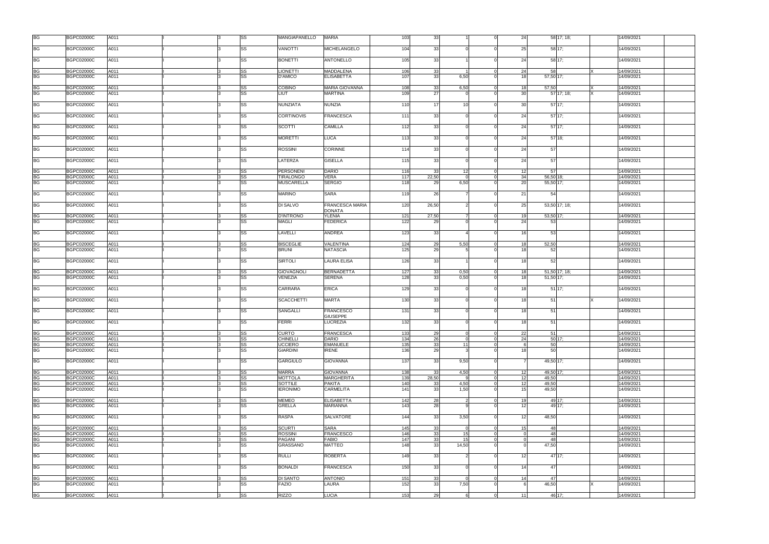| | | | | | | | | | | | | | | | | | | |
|---|---|---|---|---|---|---|---|---|---|---|---|---|---|---|---|---|---|---|
| BG | BGPC02000C | A011 | | I | | 3 | SS | MANGIAPANELLO | MARIA | 103 | 33 | 1 | 0 | 24 | 58 | 17; 18; | | 14/09/2021 |
| BG | BGPC02000C | A011 | | I | | 3 | SS | VANOTTI | MICHELANGELO | 104 | 33 | 0 | 0 | 25 | 58 | 17; | | 14/09/2021 |
| BG | BGPC02000C | A011 | | I | | 3 | SS | BONETTI | ANTONELLO | 105 | 33 | 1 | 0 | 24 | 58 | 17; | | 14/09/2021 |
| BG | BGPC02000C | A011 | | I | | 3 | SS | LIONETTI | MADDALENA | 106 | 33 | 1 | 0 | 24 | 58 | | X | 14/09/2021 |
| BG | BGPC02000C | A011 | | I | | 3 | SS | D'AMICO | ELISABETTA | 107 | 33 | 6,50 | 0 | 18 | 57,50 | 17; | | 14/09/2021 |
| BG | BGPC02000C | A011 | | I | | 3 | SS | COBINO | MARIA GIOVANNA | 108 | 33 | 6,50 | 0 | 18 | 57,50 | | X | 14/09/2021 |
| BG | BGPC02000C | A011 | | I | | 3 | SS | LIUT | MARTINA | 109 | 27 | 0 | 0 | 30 | 57 | 17; 18; | X | 14/09/2021 |
| BG | BGPC02000C | A011 | | I | | 3 | SS | NUNZIATA | NUNZIA | 110 | 17 | 10 | 0 | 30 | 57 | 17; | | 14/09/2021 |
| BG | BGPC02000C | A011 | | I | | 3 | SS | CORTINOVIS | FRANCESCA | 111 | 33 | 0 | 0 | 24 | 57 | 17; | | 14/09/2021 |
| BG | BGPC02000C | A011 | | I | | 3 | SS | SCOTTI | CAMILLA | 112 | 33 | 0 | 0 | 24 | 57 | 17; | | 14/09/2021 |
| BG | BGPC02000C | A011 | | I | | 3 | SS | MORETTI | LUCA | 113 | 33 | 0 | 0 | 24 | 57 | 18; | | 14/09/2021 |
| BG | BGPC02000C | A011 | | I | | 3 | SS | ROSSINI | CORINNE | 114 | 33 | 0 | 0 | 24 | 57 | | | 14/09/2021 |
| BG | BGPC02000C | A011 | | I | | 3 | SS | LATERZA | GISELLA | 115 | 33 | 0 | 0 | 24 | 57 | | | 14/09/2021 |
| BG | BGPC02000C | A011 | | I | | 3 | SS | PERSONENI | DARIO | 116 | 33 | 12 | 0 | 12 | 57 | | | 14/09/2021 |
| BG | BGPC02000C | A011 | | I | | 3 | SS | TIRALONGO | VERA | 117 | 22,50 | 0 | 0 | 34 | 56,50 | 18; | | 14/09/2021 |
| BG | BGPC02000C | A011 | | I | | 3 | SS | MUSCARELLA | SERGIO | 118 | 29 | 6,50 | 0 | 20 | 55,50 | 17; | | 14/09/2021 |
| BG | BGPC02000C | A011 | | I | | 3 | SS | MARINO | SARA | 119 | 26 | 7 | 0 | 21 | 54 | | | 14/09/2021 |
| BG | BGPC02000C | A011 | | I | | 3 | SS | DI SALVO | FRANCESCA MARIA DONATA | 120 | 26,50 | 2 | 0 | 25 | 53,50 | 17; 18; | | 14/09/2021 |
| BG | BGPC02000C | A011 | | I | | 3 | SS | D'INTRONO | YLENIA | 121 | 27,50 | 7 | 0 | 19 | 53,50 | 17; | | 14/09/2021 |
| BG | BGPC02000C | A011 | | I | | 3 | SS | MAGLI | FEDERICA | 122 | 29 | 0 | 0 | 24 | 53 | | | 14/09/2021 |
| BG | BGPC02000C | A011 | | I | | 3 | SS | LAVELLI | ANDREA | 123 | 33 | 4 | 0 | 16 | 53 | | | 14/09/2021 |
| BG | BGPC02000C | A011 | | I | | 3 | SS | BISCEGLIE | VALENTINA | 124 | 29 | 5,50 | 0 | 18 | 52,50 | | | 14/09/2021 |
| BG | BGPC02000C | A011 | | I | | 3 | SS | BRUNI | NATASCIA | 125 | 29 | 5 | 0 | 18 | 52 | | | 14/09/2021 |
| BG | BGPC02000C | A011 | | I | | 3 | SS | SIRTOLI | LAURA ELISA | 126 | 33 | 1 | 0 | 18 | 52 | | | 14/09/2021 |
| BG | BGPC02000C | A011 | | I | | 3 | SS | GIOVAGNOLI | BERNADETTA | 127 | 33 | 0,50 | 0 | 18 | 51,50 | 17; 18; | | 14/09/2021 |
| BG | BGPC02000C | A011 | | I | | 3 | SS | VENEZIA | SERENA | 128 | 33 | 0,50 | 0 | 18 | 51,50 | 17; | | 14/09/2021 |
| BG | BGPC02000C | A011 | | I | | 3 | SS | CARRARA | ERICA | 129 | 33 | 0 | 0 | 18 | 51 | 17; | | 14/09/2021 |
| BG | BGPC02000C | A011 | | I | | 3 | SS | SCACCHETTI | MARTA | 130 | 33 | 0 | 0 | 18 | 51 | | X | 14/09/2021 |
| BG | BGPC02000C | A011 | | I | | 3 | SS | SANGALLI | FRANCESCO GIUSEPPE | 131 | 33 | 0 | 0 | 18 | 51 | | | 14/09/2021 |
| BG | BGPC02000C | A011 | | I | | 3 | SS | FERRI | LUCREZIA | 132 | 33 | 0 | 0 | 18 | 51 | | | 14/09/2021 |
| BG | BGPC02000C | A011 | | I | | 3 | SS | CURTO | FRANCESCA | 133 | 29 | 0 | 0 | 22 | 51 | | | 14/09/2021 |
| BG | BGPC02000C | A011 | | I | | 3 | SS | CHINELLI | DARIO | 134 | 26 | 0 | 0 | 24 | 50 | 17; | | 14/09/2021 |
| BG | BGPC02000C | A011 | | I | | 3 | SS | UCCIERO | EMANUELE | 135 | 33 | 11 | 0 | 6 | 50 | | | 14/09/2021 |
| BG | BGPC02000C | A011 | | I | | 3 | SS | GIARDINI | IRENE | 136 | 29 | 3 | 0 | 18 | 50 | | | 14/09/2021 |
| BG | BGPC02000C | A011 | | I | | 3 | SS | GARGIULO | GIOVANNA | 137 | 33 | 9,50 | 0 | 7 | 49,50 | 17; | | 14/09/2021 |
| BG | BGPC02000C | A011 | | I | | 3 | SS | MARRA | GIOVANNA | 138 | 33 | 4,50 | 0 | 12 | 49,50 | 17; | | 14/09/2021 |
| BG | BGPC02000C | A011 | | I | | 3 | SS | MOTTOLA | MARGHERITA | 139 | 28,50 | 9 | 0 | 12 | 49,50 | | | 14/09/2021 |
| BG | BGPC02000C | A011 | | I | | 3 | SS | SOTTILE | PAKITA | 140 | 33 | 4,50 | 0 | 12 | 49,50 | | | 14/09/2021 |
| BG | BGPC02000C | A011 | | I | | 3 | SS | IERONIMO | CARMELITA | 141 | 33 | 1,50 | 0 | 15 | 49,50 | | | 14/09/2021 |
| BG | BGPC02000C | A011 | | I | | 3 | SS | MEMEO | ELISABETTA | 142 | 28 | 2 | 0 | 19 | 49 | 17; | | 14/09/2021 |
| BG | BGPC02000C | A011 | | I | | 3 | SS | GRELLA | MARIANNA | 143 | 28 | 9 | 0 | 12 | 49 | 17; | | 14/09/2021 |
| BG | BGPC02000C | A011 | | I | | 3 | SS | RASPA | SALVATORE | 144 | 33 | 3,50 | 0 | 12 | 48,50 | | | 14/09/2021 |
| BG | BGPC02000C | A011 | | I | | 3 | SS | SCURTI | SARA | 145 | 33 | 0 | 0 | 15 | 48 | | | 14/09/2021 |
| BG | BGPC02000C | A011 | | I | | 3 | SS | ROSSINI | FRANCESCO | 146 | 33 | 15 | 0 | 0 | 48 | | | 14/09/2021 |
| BG | BGPC02000C | A011 | | I | | 3 | SS | PAGANI | FABIO | 147 | 33 | 15 | 0 | 0 | 48 | | | 14/09/2021 |
| BG | BGPC02000C | A011 | | I | | 3 | SS | GRASSANO | MATTEO | 148 | 33 | 14,50 | 0 | 0 | 47,50 | | | 14/09/2021 |
| BG | BGPC02000C | A011 | | I | | 3 | SS | RULLI | ROBERTA | 149 | 33 | 2 | 0 | 12 | 47 | 17; | | 14/09/2021 |
| BG | BGPC02000C | A011 | | I | | 3 | SS | BONALDI | FRANCESCA | 150 | 33 | 0 | 0 | 14 | 47 | | | 14/09/2021 |
| BG | BGPC02000C | A011 | | I | | 3 | SS | DI SANTO | ANTONIO | 151 | 33 | 0 | 0 | 14 | 47 | | | 14/09/2021 |
| BG | BGPC02000C | A011 | | I | | 3 | SS | FAZIO | LAURA | 152 | 33 | 7,50 | 0 | 6 | 46,50 | | X | 14/09/2021 |
| BG | BGPC02000C | A011 | | I | | 3 | SS | RIZZO | LUCIA | 153 | 29 | 6 | 0 | 11 | 46 | 17; | | 14/09/2021 |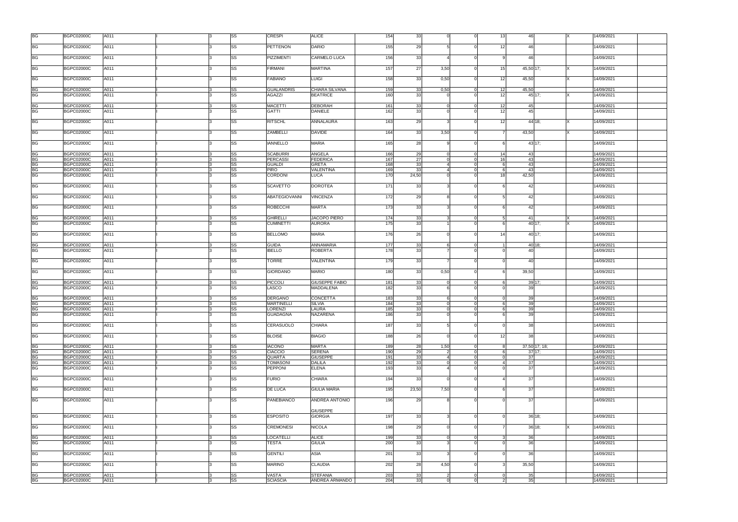| | | | | | | | | | | | | | | | | | | |
|---|---|---|---|---|---|---|---|---|---|---|---|---|---|---|---|---|---|---|
| BG | BGPC02000C | A011 | | I | 3 | SS | CRESPI | ALICE | 154 | 33 | 0 | 0 | 13 | 46 | | X | 14/09/2021 | |
| BG | BGPC02000C | A011 | | I | 3 | SS | PETTENON | DARIO | 155 | 29 | 5 | 0 | 12 | 46 | | | 14/09/2021 | |
| BG | BGPC02000C | A011 | | I | 3 | SS | PIZZIMENTI | CARMELO LUCA | 156 | 33 | 4 | 0 | 9 | 46 | | | 14/09/2021 | |
| BG | BGPC02000C | A011 | | I | 3 | SS | FIRMANI | MARTINA | 157 | 27 | 3,50 | 0 | 15 | 45,50 | 17; | X | 14/09/2021 | |
| BG | BGPC02000C | A011 | | I | 3 | SS | FABIANO | LUIGI | 158 | 33 | 0,50 | 0 | 12 | 45,50 | | X | 14/09/2021 | |
| BG | BGPC02000C | A011 | | I | 3 | SS | GUALANDRIS | CHIARA SILVANA | 159 | 33 | 0,50 | 0 | 12 | 45,50 | | | 14/09/2021 | |
| BG | BGPC02000C | A011 | | I | 3 | SS | AGAZZI | BEATRICE | 160 | 33 | 0 | 0 | 12 | 45 | 17; | X | 14/09/2021 | |
| BG | BGPC02000C | A011 | | I | 3 | SS | MACETTI | DEBORAH | 161 | 33 | 0 | 0 | 12 | 45 | | | 14/09/2021 | |
| BG | BGPC02000C | A011 | | I | 3 | SS | GATTI | DANIELE | 162 | 33 | 0 | 0 | 12 | 45 | | | 14/09/2021 | |
| BG | BGPC02000C | A011 | | I | 3 | SS | RITSCHL | ANNALAURA | 163 | 29 | 3 | 0 | 12 | 44 | 18; | X | 14/09/2021 | |
| BG | BGPC02000C | A011 | | I | 3 | SS | ZAMBELLI | DAVIDE | 164 | 33 | 3,50 | 0 | 7 | 43,50 | | X | 14/09/2021 | |
| BG | BGPC02000C | A011 | | I | 3 | SS | IANNELLO | MARIA | 165 | 28 | 9 | 0 | 6 | 43 | 17; | | 14/09/2021 | |
| BG | BGPC02000C | A011 | | I | 3 | SS | SCABURRI | ANGELA | 166 | 29 | 0 | 0 | 14 | 43 | | | 14/09/2021 | |
| BG | BGPC02000C | A011 | | I | 3 | SS | PERCASSI | FEDERICA | 167 | 27 | 0 | 0 | 16 | 43 | | | 14/09/2021 | |
| BG | BGPC02000C | A011 | | I | 3 | SS | GUALDI | GRETA | 168 | 33 | 4 | 0 | 6 | 43 | | | 14/09/2021 | |
| BG | BGPC02000C | A011 | | I | 3 | SS | PIRO | VALENTINA | 169 | 33 | 4 | 0 | 6 | 43 | | | 14/09/2021 | |
| BG | BGPC02000C | A011 | | I | 3 | SS | CORDONI | LUCA | 170 | 24,50 | 0 | 0 | 18 | 42,50 | | | 14/09/2021 | |
| BG | BGPC02000C | A011 | | I | 3 | SS | SCAVETTO | DOROTEA | 171 | 33 | 3 | 0 | 6 | 42 | | | 14/09/2021 | |
| BG | BGPC02000C | A011 | | I | 3 | SS | ABATEGIOVANNI | VINCENZA | 172 | 29 | 8 | 0 | 5 | 42 | | | 14/09/2021 | |
| BG | BGPC02000C | A011 | | I | 3 | SS | ROBECCHI | MARTA | 173 | 33 | 3 | 0 | 6 | 42 | | | 14/09/2021 | |
| BG | BGPC02000C | A011 | | I | 3 | SS | GHIRELLI | JACOPO PIERO | 174 | 33 | 3 | 0 | 5 | 41 | | X | 14/09/2021 | |
| BG | BGPC02000C | A011 | | I | 3 | SS | CUMINETTI | AURORA | 175 | 33 | 1 | 0 | 6 | 40 | 17; | X | 14/09/2021 | |
| BG | BGPC02000C | A011 | | I | 3 | SS | BELLOMO | MARIA | 176 | 26 | 0 | 0 | 14 | 40 | 17; | | 14/09/2021 | |
| BG | BGPC02000C | A011 | | I | 3 | SS | GUIDA | ANNAMARIA | 177 | 33 | 6 | 0 | 1 | 40 | 18; | | 14/09/2021 | |
| BG | BGPC02000C | A011 | | I | 3 | SS | IBELLO | ROBERTA | 178 | 33 | 7 | 0 | 0 | 40 | | | 14/09/2021 | |
| BG | BGPC02000C | A011 | | I | 3 | SS | TORRE | VALENTINA | 179 | 33 | 7 | 0 | 0 | 40 | | | 14/09/2021 | |
| BG | BGPC02000C | A011 | | I | 3 | SS | GIORDANO | MARIO | 180 | 33 | 0,50 | 0 | 6 | 39,50 | | | 14/09/2021 | |
| BG | BGPC02000C | A011 | | I | 3 | SS | PICCOLI | GIUSEPPE FABIO | 181 | 33 | 0 | 0 | 6 | 39 | 17; | | 14/09/2021 | |
| BG | BGPC02000C | A011 | | I | 3 | SS | LASCO | MADDALENA | 182 | 33 | 6 | 0 | 0 | 39 | | | 14/09/2021 | |
| BG | BGPC02000C | A011 | | I | 3 | SS | DERGANO | CONCETTA | 183 | 33 | 6 | 0 | 0 | 39 | | | 14/09/2021 | |
| BG | BGPC02000C | A011 | | I | 3 | SS | MARTINELLI | SILVIA | 184 | 33 | 0 | 0 | 6 | 39 | | | 14/09/2021 | |
| BG | BGPC02000C | A011 | | I | 3 | SS | LORENZI | LAURA | 185 | 33 | 0 | 0 | 6 | 39 | | | 14/09/2021 | |
| BG | BGPC02000C | A011 | | I | 3 | SS | GUADAGNA | NAZARENA | 186 | 33 | 0 | 0 | 6 | 39 | | | 14/09/2021 | |
| BG | BGPC02000C | A011 | | I | 3 | SS | CERASUOLO | CHIARA | 187 | 33 | 5 | 0 | 0 | 38 | | | 14/09/2021 | |
| BG | BGPC02000C | A011 | | I | 3 | SS | BLOISE | BIAGIO | 188 | 26 | 0 | 0 | 12 | 38 | | | 14/09/2021 | |
| BG | BGPC02000C | A011 | | I | 3 | SS | IACONO | MARTA | 189 | 28 | 1,50 | 0 | 8 | 37,50 | 17; 18; | | 14/09/2021 | |
| BG | BGPC02000C | A011 | | I | 3 | SS | CIACCIO | SERENA | 190 | 29 | 2 | 0 | 6 | 37 | 17; | | 14/09/2021 | |
| BG | BGPC02000C | A011 | | I | 3 | SS | QUARTA | GIUSEPPE | 191 | 33 | 4 | 0 | 0 | 37 | | | 14/09/2021 | |
| BG | BGPC02000C | A011 | | I | 3 | SS | TOMASONI | DALILA | 192 | 33 | 0 | 0 | 4 | 37 | | | 14/09/2021 | |
| BG | BGPC02000C | A011 | | I | 3 | SS | PEPPONI | ELENA | 193 | 33 | 4 | 0 | 0 | 37 | | | 14/09/2021 | |
| BG | BGPC02000C | A011 | | I | 3 | SS | FURIO | CHIARA | 194 | 33 | 0 | 0 | 4 | 37 | | | 14/09/2021 | |
| BG | BGPC02000C | A011 | | I | 3 | SS | DE LUCA | GIULIA MARIA | 195 | 23,50 | 7,50 | 0 | 6 | 37 | | | 14/09/2021 | |
| BG | BGPC02000C | A011 | | I | 3 | SS | PANEBIANCO | ANDREA ANTONIO GIUSEPPE | 196 | 29 | 8 | 0 | 0 | 37 | | | 14/09/2021 | |
| BG | BGPC02000C | A011 | | I | 3 | SS | ESPOSITO | GIORGIA | 197 | 33 | 3 | 0 | 0 | 36 | 18; | | 14/09/2021 | |
| BG | BGPC02000C | A011 | | I | 3 | SS | CREMONESI | NICOLA | 198 | 29 | 0 | 0 | 7 | 36 | 18; | X | 14/09/2021 | |
| BG | BGPC02000C | A011 | | I | 3 | SS | LOCATELLI | ALICE | 199 | 33 | 0 | 0 | 3 | 36 | | | 14/09/2021 | |
| BG | BGPC02000C | A011 | | I | 3 | SS | TESTA | GIULIA | 200 | 33 | 3 | 0 | 0 | 36 | | | 14/09/2021 | |
| BG | BGPC02000C | A011 | | I | 3 | SS | GENTILI | ASIA | 201 | 33 | 3 | 0 | 0 | 36 | | | 14/09/2021 | |
| BG | BGPC02000C | A011 | | I | 3 | SS | MARINO | CLAUDIA | 202 | 28 | 4,50 | 0 | 3 | 35,50 | | | 14/09/2021 | |
| BG | BGPC02000C | A011 | | I | 3 | SS | VASTA | STEFANIA | 203 | 33 | 2 | 0 | 0 | 35 | | | 14/09/2021 | |
| BG | BGPC02000C | A011 | | I | 3 | SS | SCIASCIA | ANDREA ARMANDO | 204 | 33 | 0 | 0 | 2 | 35 | | | 14/09/2021 | |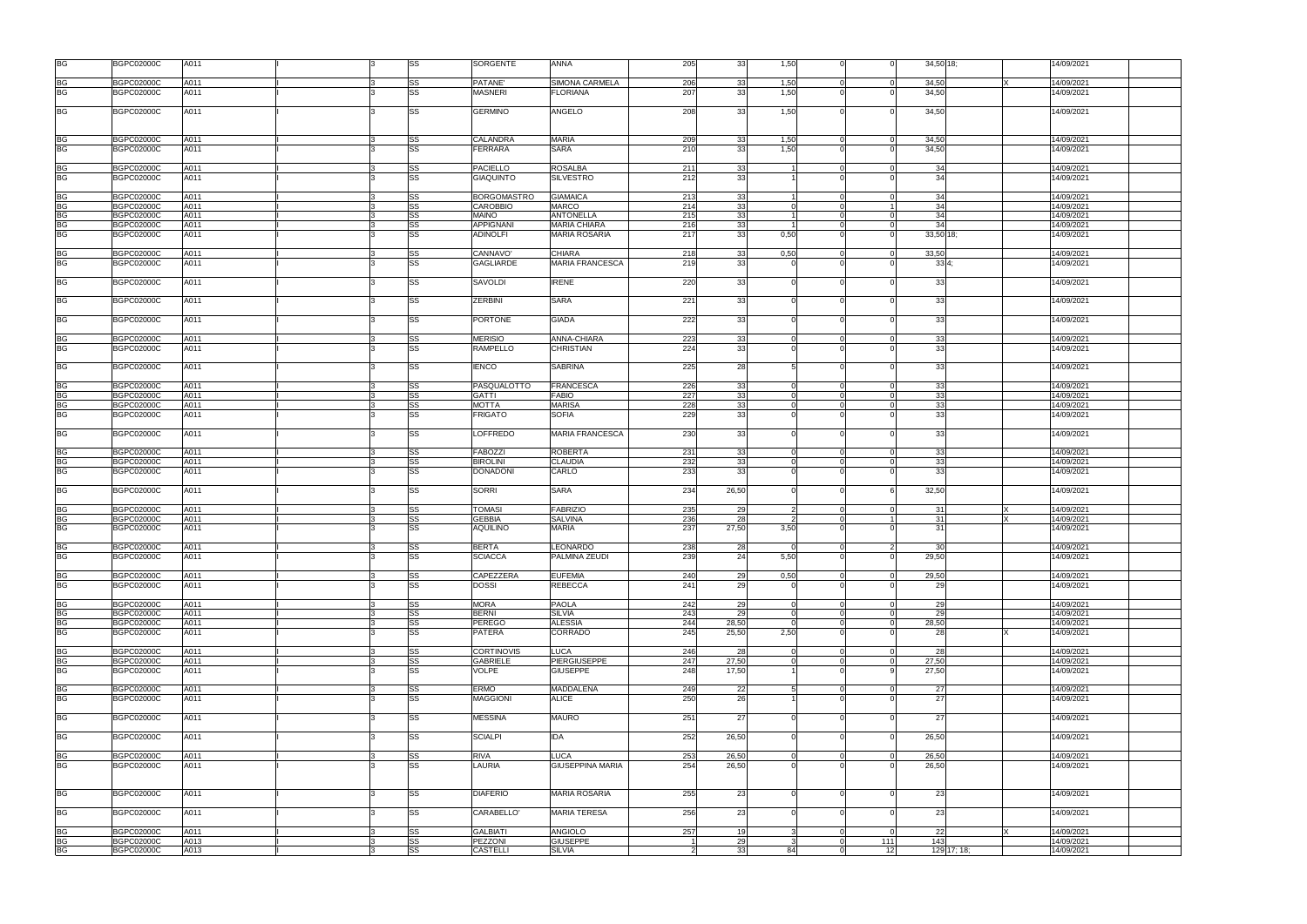| | | | | | | | | | | | | | | | | | |
|---|---|---|---|---|---|---|---|---|---|---|---|---|---|---|---|---|---|
| BG | BGPC02000C | A011 | | I | 3 | SS | SORGENTE | ANNA | 205 | 33 | 1,50 | 0 | 0 | 34,50 | 18; | | 14/09/2021 |
| BG | BGPC02000C | A011 | | I | 3 | SS | PATANE' | SIMONA CARMELA | 206 | 33 | 1,50 | 0 | 0 | 34,50 | | X | 14/09/2021 |
| BG | BGPC02000C | A011 | | I | 3 | SS | MASNERI | FLORIANA | 207 | 33 | 1,50 | 0 | 0 | 34,50 | | | 14/09/2021 |
| BG | BGPC02000C | A011 | | I | 3 | SS | GERMINO | ANGELO | 208 | 33 | 1,50 | 0 | 0 | 34,50 | | | 14/09/2021 |
| BG | BGPC02000C | A011 | | I | 3 | SS | CALANDRA | MARIA | 209 | 33 | 1,50 | 0 | 0 | 34,50 | | | 14/09/2021 |
| BG | BGPC02000C | A011 | | I | 3 | SS | FERRARA | SARA | 210 | 33 | 1,50 | 0 | 0 | 34,50 | | | 14/09/2021 |
| BG | BGPC02000C | A011 | | I | 3 | SS | PACIELLO | ROSALBA | 211 | 33 | 1 | 0 | 0 | 34 | | | 14/09/2021 |
| BG | BGPC02000C | A011 | | I | 3 | SS | GIAQUINTO | SILVESTRO | 212 | 33 | 1 | 0 | 0 | 34 | | | 14/09/2021 |
| BG | BGPC02000C | A011 | | I | 3 | SS | BORGOMASTRO | GIAMAICA | 213 | 33 | 1 | 0 | 0 | 34 | | | 14/09/2021 |
| BG | BGPC02000C | A011 | | I | 3 | SS | CAROBBIO | MARCO | 214 | 33 | 0 | 0 | 1 | 34 | | | 14/09/2021 |
| BG | BGPC02000C | A011 | | I | 3 | SS | MAINO | ANTONELLA | 215 | 33 | 1 | 0 | 0 | 34 | | | 14/09/2021 |
| BG | BGPC02000C | A011 | | I | 3 | SS | APPIGNANI | MARIA CHIARA | 216 | 33 | 1 | 0 | 0 | 34 | | | 14/09/2021 |
| BG | BGPC02000C | A011 | | I | 3 | SS | ADINOLFI | MARIA ROSARIA | 217 | 33 | 0,50 | 0 | 0 | 33,50 | 18; | | 14/09/2021 |
| BG | BGPC02000C | A011 | | I | 3 | SS | CANNAVO' | CHIARA | 218 | 33 | 0,50 | 0 | 0 | 33,50 | | | 14/09/2021 |
| BG | BGPC02000C | A011 | | I | 3 | SS | GAGLIARDE | MARIA FRANCESCA | 219 | 33 | 0 | 0 | 0 | 33 | 4; | | 14/09/2021 |
| BG | BGPC02000C | A011 | | I | 3 | SS | SAVOLDI | IRENE | 220 | 33 | 0 | 0 | 0 | 33 | | | 14/09/2021 |
| BG | BGPC02000C | A011 | | I | 3 | SS | ZERBINI | SARA | 221 | 33 | 0 | 0 | 0 | 33 | | | 14/09/2021 |
| BG | BGPC02000C | A011 | | I | 3 | SS | PORTONE | GIADA | 222 | 33 | 0 | 0 | 0 | 33 | | | 14/09/2021 |
| BG | BGPC02000C | A011 | | I | 3 | SS | MERISIO | ANNA-CHIARA | 223 | 33 | 0 | 0 | 0 | 33 | | | 14/09/2021 |
| BG | BGPC02000C | A011 | | I | 3 | SS | RAMPELLO | CHRISTIAN | 224 | 33 | 0 | 0 | 0 | 33 | | | 14/09/2021 |
| BG | BGPC02000C | A011 | | I | 3 | SS | IENCO | SABRINA | 225 | 28 | 5 | 0 | 0 | 33 | | | 14/09/2021 |
| BG | BGPC02000C | A011 | | I | 3 | SS | PASQUALOTTO | FRANCESCA | 226 | 33 | 0 | 0 | 0 | 33 | | | 14/09/2021 |
| BG | BGPC02000C | A011 | | I | 3 | SS | GATTI | FABIO | 227 | 33 | 0 | 0 | 0 | 33 | | | 14/09/2021 |
| BG | BGPC02000C | A011 | | I | 3 | SS | MOTTA | MARISA | 228 | 33 | 0 | 0 | 0 | 33 | | | 14/09/2021 |
| BG | BGPC02000C | A011 | | I | 3 | SS | FRIGATO | SOFIA | 229 | 33 | 0 | 0 | 0 | 33 | | | 14/09/2021 |
| BG | BGPC02000C | A011 | | I | 3 | SS | LOFFREDO | MARIA FRANCESCA | 230 | 33 | 0 | 0 | 0 | 33 | | | 14/09/2021 |
| BG | BGPC02000C | A011 | | I | 3 | SS | FABOZZI | ROBERTA | 231 | 33 | 0 | 0 | 0 | 33 | | | 14/09/2021 |
| BG | BGPC02000C | A011 | | I | 3 | SS | BIROLINI | CLAUDIA | 232 | 33 | 0 | 0 | 0 | 33 | | | 14/09/2021 |
| BG | BGPC02000C | A011 | | I | 3 | SS | DONADONI | CARLO | 233 | 33 | 0 | 0 | 0 | 33 | | | 14/09/2021 |
| BG | BGPC02000C | A011 | | I | 3 | SS | SORRI | SARA | 234 | 26,50 | 0 | 0 | 6 | 32,50 | | | 14/09/2021 |
| BG | BGPC02000C | A011 | | I | 3 | SS | TOMASI | FABRIZIO | 235 | 29 | 2 | 0 | 0 | 31 | | X | 14/09/2021 |
| BG | BGPC02000C | A011 | | I | 3 | SS | GEBBIA | SALVINA | 236 | 28 | 2 | 0 | 1 | 31 | | X | 14/09/2021 |
| BG | BGPC02000C | A011 | | I | 3 | SS | AQUILINO | MARIA | 237 | 27,50 | 3,50 | 0 | 0 | 31 | | | 14/09/2021 |
| BG | BGPC02000C | A011 | | I | 3 | SS | BERTA | LEONARDO | 238 | 28 | 0 | 0 | 2 | 30 | | | 14/09/2021 |
| BG | BGPC02000C | A011 | | I | 3 | SS | SCIACCA | PALMINA ZEUDI | 239 | 24 | 5,50 | 0 | 0 | 29,50 | | | 14/09/2021 |
| BG | BGPC02000C | A011 | | I | 3 | SS | CAPEZZERA | EUFEMIA | 240 | 29 | 0,50 | 0 | 0 | 29,50 | | | 14/09/2021 |
| BG | BGPC02000C | A011 | | I | 3 | SS | DOSSI | REBECCA | 241 | 29 | 0 | 0 | 0 | 29 | | | 14/09/2021 |
| BG | BGPC02000C | A011 | | I | 3 | SS | MORA | PAOLA | 242 | 29 | 0 | 0 | 0 | 29 | | | 14/09/2021 |
| BG | BGPC02000C | A011 | | I | 3 | SS | BERNI | SILVIA | 243 | 29 | 0 | 0 | 0 | 29 | | | 14/09/2021 |
| BG | BGPC02000C | A011 | | I | 3 | SS | PEREGO | ALESSIA | 244 | 28,50 | 0 | 0 | 0 | 28,50 | | | 14/09/2021 |
| BG | BGPC02000C | A011 | | I | 3 | SS | PATERA | CORRADO | 245 | 25,50 | 2,50 | 0 | 0 | 28 | | X | 14/09/2021 |
| BG | BGPC02000C | A011 | | I | 3 | SS | CORTINOVIS | LUCA | 246 | 28 | 0 | 0 | 0 | 28 | | | 14/09/2021 |
| BG | BGPC02000C | A011 | | I | 3 | SS | GABRIELE | PIERGIUSEPPE | 247 | 27,50 | 0 | 0 | 0 | 27,50 | | | 14/09/2021 |
| BG | BGPC02000C | A011 | | I | 3 | SS | VOLPE | GIUSEPPE | 248 | 17,50 | 1 | 0 | 9 | 27,50 | | | 14/09/2021 |
| BG | BGPC02000C | A011 | | I | 3 | SS | ERMO | MADDALENA | 249 | 22 | 5 | 0 | 0 | 27 | | | 14/09/2021 |
| BG | BGPC02000C | A011 | | I | 3 | SS | MAGGIONI | ALICE | 250 | 26 | 1 | 0 | 0 | 27 | | | 14/09/2021 |
| BG | BGPC02000C | A011 | | I | 3 | SS | MESSINA | MAURO | 251 | 27 | 0 | 0 | 0 | 27 | | | 14/09/2021 |
| BG | BGPC02000C | A011 | | I | 3 | SS | SCIALPI | IDA | 252 | 26,50 | 0 | 0 | 0 | 26,50 | | | 14/09/2021 |
| BG | BGPC02000C | A011 | | I | 3 | SS | RIVA | LUCA | 253 | 26,50 | 0 | 0 | 0 | 26,50 | | | 14/09/2021 |
| BG | BGPC02000C | A011 | | I | 3 | SS | LAURIA | GIUSEPPINA MARIA | 254 | 26,50 | 0 | 0 | 0 | 26,50 | | | 14/09/2021 |
| BG | BGPC02000C | A011 | | I | 3 | SS | DIAFERIO | MARIA ROSARIA | 255 | 23 | 0 | 0 | 0 | 23 | | | 14/09/2021 |
| BG | BGPC02000C | A011 | | I | 3 | SS | CARABELLO' | MARIA TERESA | 256 | 23 | 0 | 0 | 0 | 23 | | | 14/09/2021 |
| BG | BGPC02000C | A011 | | I | 3 | SS | GALBIATI | ANGIOLO | 257 | 19 | 3 | 0 | 0 | 22 | | X | 14/09/2021 |
| BG | BGPC02000C | A013 | | I | 3 | SS | PEZZONI | GIUSEPPE | 1 | 29 | 3 | 0 | 111 | 143 | | | 14/09/2021 |
| BG | BGPC02000C | A013 | | I | 3 | SS | CASTELLI | SILVIA | 2 | 33 | 84 | 0 | 12 | 129 | 17; 18; | | 14/09/2021 |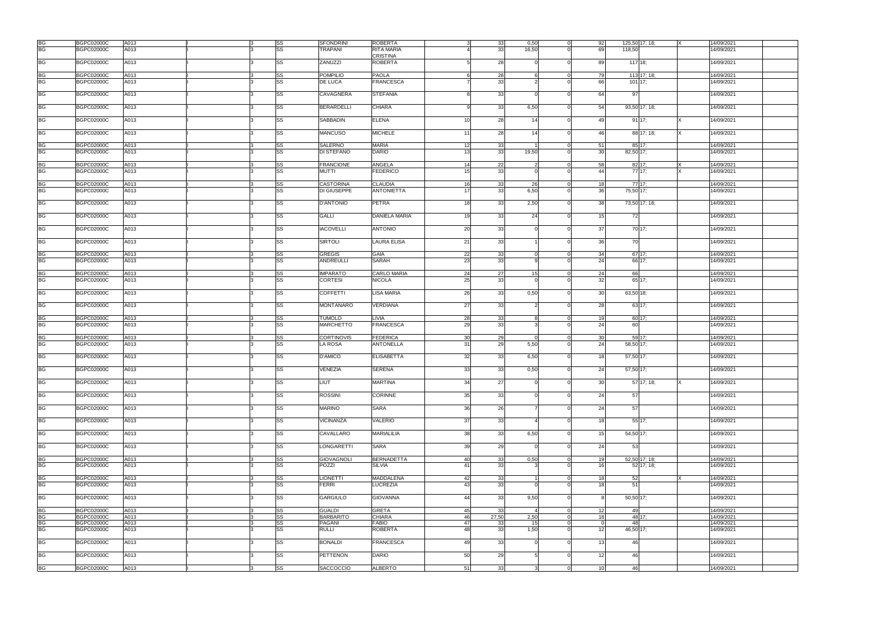| | | | | | | | | | | | | | | | | | |
|---|---|---|---|---|---|---|---|---|---|---|---|---|---|---|---|---|---|
| BG | BGPC02000C | A013 | | I | 3 | SS | SFONDRINI | ROBERTA | 3 | 33 | 0,50 | 0 | 92 | 125,50 | 17; 18; | X | 14/09/2021 |
| BG | BGPC02000C | A013 | | I | 3 | SS | TRAPANI | RITA MARIA CRISTINA | 4 | 33 | 16,50 | 0 | 69 | 118,50 | | | 14/09/2021 |
| BG | BGPC02000C | A013 | | I | 3 | SS | ZANUZZI | ROBERTA | 5 | 28 | 0 | 0 | 89 | 117 | 18; | | 14/09/2021 |
| BG | BGPC02000C | A013 | | I | 3 | SS | POMPILIO | PAOLA | 6 | 28 | 6 | 0 | 79 | 113 | 17; 18; | | 14/09/2021 |
| BG | BGPC02000C | A013 | | I | 3 | SS | DE LUCA | FRANCESCA | 7 | 33 | 2 | 0 | 66 | 101 | 17; | | 14/09/2021 |
| BG | BGPC02000C | A013 | | I | 3 | SS | CAVAGNERA | STEFANIA | 8 | 33 | 0 | 0 | 64 | 97 | | | 14/09/2021 |
| BG | BGPC02000C | A013 | | I | 3 | SS | BERARDELLI | CHIARA | 9 | 33 | 6,50 | 0 | 54 | 93,50 | 17; 18; | | 14/09/2021 |
| BG | BGPC02000C | A013 | | I | 3 | SS | SABBADIN | ELENA | 10 | 28 | 14 | 0 | 49 | 91 | 17; | X | 14/09/2021 |
| BG | BGPC02000C | A013 | | I | 3 | SS | MANCUSO | MICHELE | 11 | 28 | 14 | 0 | 46 | 88 | 17; 18; | X | 14/09/2021 |
| BG | BGPC02000C | A013 | | I | 3 | SS | SALERNO | MARIA | 12 | 33 | 1 | 0 | 51 | 85 | 17; | | 14/09/2021 |
| BG | BGPC02000C | A013 | | I | 3 | SS | DI STEFANO | DARIO | 13 | 33 | 19,50 | 0 | 30 | 82,50 | 17; | | 14/09/2021 |
| BG | BGPC02000C | A013 | | I | 3 | SS | FRANCIONE | ANGELA | 14 | 22 | 2 | 0 | 58 | 82 | 17; | X | 14/09/2021 |
| BG | BGPC02000C | A013 | | I | 3 | SS | MUTTI | FEDERICO | 15 | 33 | 0 | 0 | 44 | 77 | 17; | X | 14/09/2021 |
| BG | BGPC02000C | A013 | | I | 3 | SS | CASTORINA | CLAUDIA | 16 | 33 | 26 | 0 | 18 | 77 | 17; | | 14/09/2021 |
| BG | BGPC02000C | A013 | | I | 3 | SS | DI GIUSEPPE | ANTONIETTA | 17 | 33 | 6,50 | 0 | 36 | 75,50 | 17; | | 14/09/2021 |
| BG | BGPC02000C | A013 | | I | 3 | SS | D'ANTONIO | PETRA | 18 | 33 | 2,50 | 0 | 38 | 73,50 | 17; 18; | | 14/09/2021 |
| BG | BGPC02000C | A013 | | I | 3 | SS | GALLI | DANIELA MARIA | 19 | 33 | 24 | 0 | 15 | 72 | | | 14/09/2021 |
| BG | BGPC02000C | A013 | | I | 3 | SS | IACOVELLI | ANTONIO | 20 | 33 | 0 | 0 | 37 | 70 | 17; | | 14/09/2021 |
| BG | BGPC02000C | A013 | | I | 3 | SS | SIRTOLI | LAURA ELISA | 21 | 33 | 1 | 0 | 36 | 70 | | | 14/09/2021 |
| BG | BGPC02000C | A013 | | I | 3 | SS | GREGIS | GAIA | 22 | 33 | 0 | 0 | 34 | 67 | 17; | | 14/09/2021 |
| BG | BGPC02000C | A013 | | I | 3 | SS | ANDREULLI | SARAH | 23 | 33 | 9 | 0 | 24 | 66 | 17; | | 14/09/2021 |
| BG | BGPC02000C | A013 | | I | 3 | SS | IMPARATO | CARLO MARIA | 24 | 27 | 15 | 0 | 24 | 66 | | | 14/09/2021 |
| BG | BGPC02000C | A013 | | I | 3 | SS | CORTESI | NICOLA | 25 | 33 | 0 | 0 | 32 | 65 | 17; | | 14/09/2021 |
| BG | BGPC02000C | A013 | | I | 3 | SS | COFFETTI | LISA MARIA | 26 | 33 | 0,50 | 0 | 30 | 63,50 | 18; | | 14/09/2021 |
| BG | BGPC02000C | A013 | | I | 3 | SS | MONTANARO | VERDIANA | 27 | 33 | 2 | 0 | 28 | 63 | 17; | | 14/09/2021 |
| BG | BGPC02000C | A013 | | I | 3 | SS | TUMOLO | LIVIA | 28 | 33 | 8 | 0 | 19 | 60 | 17; | | 14/09/2021 |
| BG | BGPC02000C | A013 | | I | 3 | SS | MARCHETTO | FRANCESCA | 29 | 33 | 3 | 0 | 24 | 60 | | | 14/09/2021 |
| BG | BGPC02000C | A013 | | I | 3 | SS | CORTINOVIS | FEDERICA | 30 | 29 | 0 | 0 | 30 | 59 | 17; | | 14/09/2021 |
| BG | BGPC02000C | A013 | | I | 3 | SS | LA ROSA | ANTONELLA | 31 | 29 | 5,50 | 0 | 24 | 58,50 | 17; | | 14/09/2021 |
| BG | BGPC02000C | A013 | | I | 3 | SS | D'AMICO | ELISABETTA | 32 | 33 | 6,50 | 0 | 18 | 57,50 | 17; | | 14/09/2021 |
| BG | BGPC02000C | A013 | | I | 3 | SS | VENEZIA | SERENA | 33 | 33 | 0,50 | 0 | 24 | 57,50 | 17; | | 14/09/2021 |
| BG | BGPC02000C | A013 | | I | 3 | SS | LIUT | MARTINA | 34 | 27 | 0 | 0 | 30 | 57 | 17; 18; | X | 14/09/2021 |
| BG | BGPC02000C | A013 | | I | 3 | SS | ROSSINI | CORINNE | 35 | 33 | 0 | 0 | 24 | 57 | | | 14/09/2021 |
| BG | BGPC02000C | A013 | | I | 3 | SS | MARINO | SARA | 36 | 26 | 7 | 0 | 24 | 57 | | | 14/09/2021 |
| BG | BGPC02000C | A013 | | I | 3 | SS | VICINANZA | VALERIO | 37 | 33 | 4 | 0 | 18 | 55 | 17; | | 14/09/2021 |
| BG | BGPC02000C | A013 | | I | 3 | SS | CAVALLARO | MARIALILIA | 38 | 33 | 6,50 | 0 | 15 | 54,50 | 17; | | 14/09/2021 |
| BG | BGPC02000C | A013 | | I | 3 | SS | LONGARETTI | SARA | 39 | 29 | 0 | 0 | 24 | 53 | | | 14/09/2021 |
| BG | BGPC02000C | A013 | | I | 3 | SS | GIOVAGNOLI | BERNADETTA | 40 | 33 | 0,50 | 0 | 19 | 52,50 | 17; 18; | | 14/09/2021 |
| BG | BGPC02000C | A013 | | I | 3 | SS | POZZI | SILVIA | 41 | 33 | 3 | 0 | 16 | 52 | 17; 18; | | 14/09/2021 |
| BG | BGPC02000C | A013 | | I | 3 | SS | LIONETTI | MADDALENA | 42 | 33 | 1 | 0 | 18 | 52 | | X | 14/09/2021 |
| BG | BGPC02000C | A013 | | I | 3 | SS | FERRI | LUCREZIA | 43 | 33 | 0 | 0 | 18 | 51 | | | 14/09/2021 |
| BG | BGPC02000C | A013 | | I | 3 | SS | GARGIULO | GIOVANNA | 44 | 33 | 9,50 | 0 | 8 | 50,50 | 17; | | 14/09/2021 |
| BG | BGPC02000C | A013 | | I | 3 | SS | GUALDI | GRETA | 45 | 33 | 4 | 0 | 12 | 49 | | | 14/09/2021 |
| BG | BGPC02000C | A013 | | I | 3 | SS | BARBARITO | CHIARA | 46 | 27,50 | 2,50 | 0 | 18 | 48 | 17; | | 14/09/2021 |
| BG | BGPC02000C | A013 | | I | 3 | SS | PAGANI | FABIO | 47 | 33 | 15 | 0 | 0 | 48 | | | 14/09/2021 |
| BG | BGPC02000C | A013 | | I | 3 | SS | RULLI | ROBERTA | 48 | 33 | 1,50 | 0 | 12 | 46,50 | 17; | | 14/09/2021 |
| BG | BGPC02000C | A013 | | I | 3 | SS | BONALDI | FRANCESCA | 49 | 33 | 0 | 0 | 13 | 46 | | | 14/09/2021 |
| BG | BGPC02000C | A013 | | I | 3 | SS | PETTENON | DARIO | 50 | 29 | 5 | 0 | 12 | 46 | | | 14/09/2021 |
| BG | BGPC02000C | A013 | | I | 3 | SS | SACCOCCIO | ALBERTO | 51 | 33 | 3 | 0 | 10 | 46 | | | 14/09/2021 |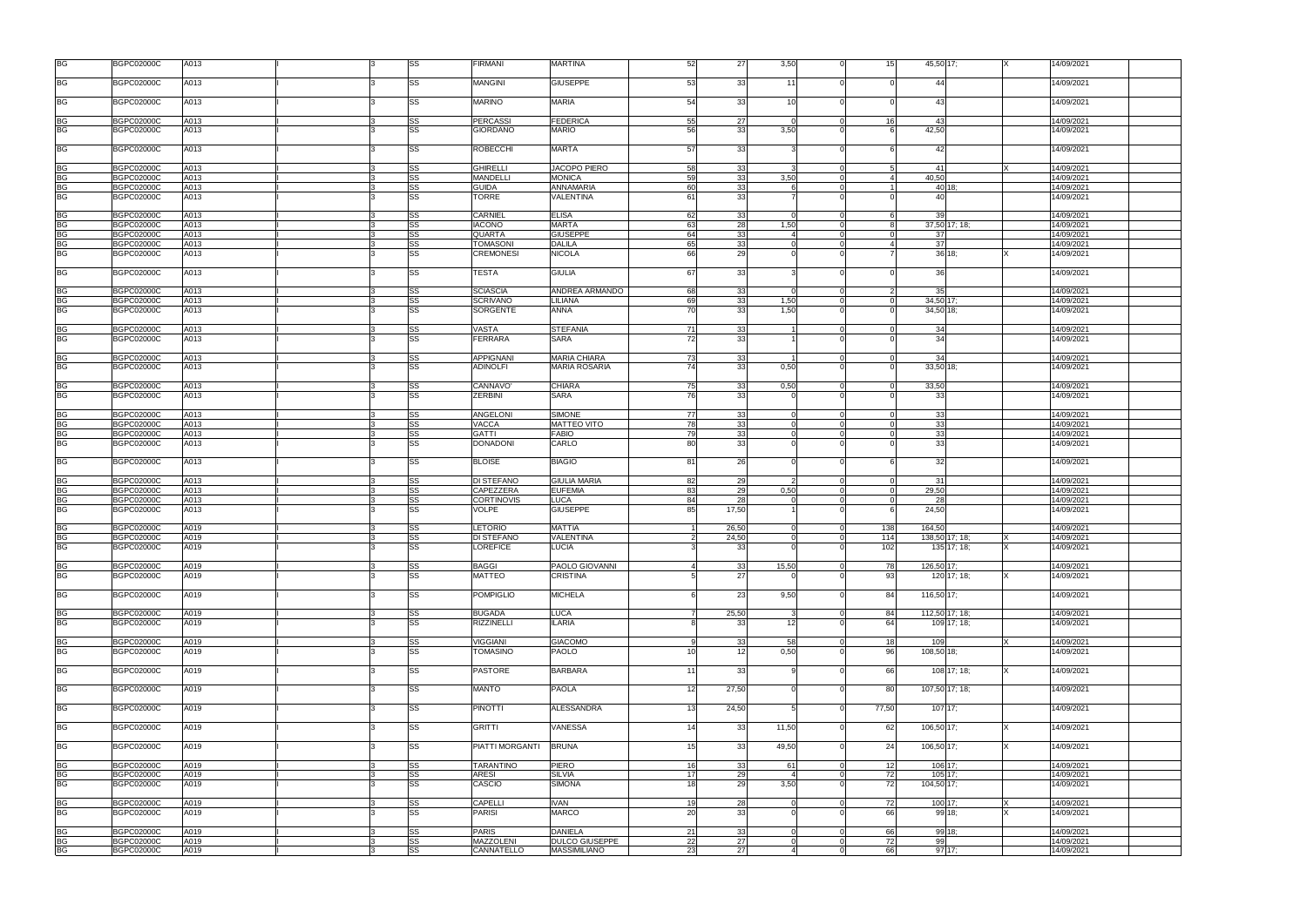| | | | | | | | | | | | | | | | | | | |
|---|---|---|---|---|---|---|---|---|---|---|---|---|---|---|---|---|---|---|
| BG | BGPC02000C | A013 | I | | 3 | SS | FIRMANI | MARTINA | 52 | 27 | 3,50 | 0 | 15 | 45,50 | 17; | X | 14/09/2021 | |
| BG | BGPC02000C | A013 | I | | 3 | SS | MANGINI | GIUSEPPE | 53 | 33 | 11 | 0 | 0 | 44 | | | 14/09/2021 | |
| BG | BGPC02000C | A013 | I | | 3 | SS | MARINO | MARIA | 54 | 33 | 10 | 0 | 0 | 43 | | | 14/09/2021 | |
| BG | BGPC02000C | A013 | I | | 3 | SS | PERCASSI | FEDERICA | 55 | 27 | 0 | 0 | 16 | 43 | | | 14/09/2021 | |
| BG | BGPC02000C | A013 | I | | 3 | SS | GIORDANO | MARIO | 56 | 33 | 3,50 | 0 | 6 | 42,50 | | | 14/09/2021 | |
| BG | BGPC02000C | A013 | I | | 3 | SS | ROBECCHI | MARTA | 57 | 33 | 3 | 0 | 6 | 42 | | | 14/09/2021 | |
| BG | BGPC02000C | A013 | I | | 3 | SS | GHIRELLI | JACOPO PIERO | 58 | 33 | 3 | 0 | 5 | 41 | | X | 14/09/2021 | |
| BG | BGPC02000C | A013 | I | | 3 | SS | MANDELLI | MONICA | 59 | 33 | 3,50 | 0 | 4 | 40,50 | | | 14/09/2021 | |
| BG | BGPC02000C | A013 | I | | 3 | SS | GUIDA | ANNAMARIA | 60 | 33 | 6 | 0 | 1 | 40 | 18; | | 14/09/2021 | |
| BG | BGPC02000C | A013 | I | | 3 | SS | TORRE | VALENTINA | 61 | 33 | 7 | 0 | 0 | 40 | | | 14/09/2021 | |
| BG | BGPC02000C | A013 | I | | 3 | SS | CARNIEL | ELISA | 62 | 33 | 0 | 0 | 6 | 39 | | | 14/09/2021 | |
| BG | BGPC02000C | A013 | I | | 3 | SS | IACONO | MARTA | 63 | 28 | 1,50 | 0 | 8 | 37,50 | 17; 18; | | 14/09/2021 | |
| BG | BGPC02000C | A013 | I | | 3 | SS | QUARTA | GIUSEPPE | 64 | 33 | 4 | 0 | 0 | 37 | | | 14/09/2021 | |
| BG | BGPC02000C | A013 | I | | 3 | SS | TOMASONI | DALILA | 65 | 33 | 0 | 0 | 4 | 37 | | | 14/09/2021 | |
| BG | BGPC02000C | A013 | I | | 3 | SS | CREMONESI | NICOLA | 66 | 29 | 0 | 0 | 7 | 36 | 18; | X | 14/09/2021 | |
| BG | BGPC02000C | A013 | I | | 3 | SS | TESTA | GIULIA | 67 | 33 | 3 | 0 | 0 | 36 | | | 14/09/2021 | |
| BG | BGPC02000C | A013 | I | | 3 | SS | SCIASCIA | ANDREA ARMANDO | 68 | 33 | 0 | 0 | 2 | 35 | | | 14/09/2021 | |
| BG | BGPC02000C | A013 | I | | 3 | SS | SCRIVANO | LILIANA | 69 | 33 | 1,50 | 0 | 0 | 34,50 | 17; | | 14/09/2021 | |
| BG | BGPC02000C | A013 | I | | 3 | SS | SORGENTE | ANNA | 70 | 33 | 1,50 | 0 | 0 | 34,50 | 18; | | 14/09/2021 | |
| BG | BGPC02000C | A013 | I | | 3 | SS | VASTA | STEFANIA | 71 | 33 | 1 | 0 | 0 | 34 | | | 14/09/2021 | |
| BG | BGPC02000C | A013 | I | | 3 | SS | FERRARA | SARA | 72 | 33 | 1 | 0 | 0 | 34 | | | 14/09/2021 | |
| BG | BGPC02000C | A013 | I | | 3 | SS | APPIGNANI | MARIA CHIARA | 73 | 33 | 1 | 0 | 0 | 34 | | | 14/09/2021 | |
| BG | BGPC02000C | A013 | I | | 3 | SS | ADINOLFI | MARIA ROSARIA | 74 | 33 | 0,50 | 0 | 0 | 33,50 | 18; | | 14/09/2021 | |
| BG | BGPC02000C | A013 | I | | 3 | SS | CANNAVO' | CHIARA | 75 | 33 | 0,50 | 0 | 0 | 33,50 | | | 14/09/2021 | |
| BG | BGPC02000C | A013 | I | | 3 | SS | ZERBINI | SARA | 76 | 33 | 0 | 0 | 0 | 33 | | | 14/09/2021 | |
| BG | BGPC02000C | A013 | I | | 3 | SS | ANGELONI | SIMONE | 77 | 33 | 0 | 0 | 0 | 33 | | | 14/09/2021 | |
| BG | BGPC02000C | A013 | I | | 3 | SS | VACCA | MATTEO VITO | 78 | 33 | 0 | 0 | 0 | 33 | | | 14/09/2021 | |
| BG | BGPC02000C | A013 | I | | 3 | SS | GATTI | FABIO | 79 | 33 | 0 | 0 | 0 | 33 | | | 14/09/2021 | |
| BG | BGPC02000C | A013 | I | | 3 | SS | DONADONI | CARLO | 80 | 33 | 0 | 0 | 0 | 33 | | | 14/09/2021 | |
| BG | BGPC02000C | A013 | I | | 3 | SS | BLOISE | BIAGIO | 81 | 26 | 0 | 0 | 6 | 32 | | | 14/09/2021 | |
| BG | BGPC02000C | A013 | I | | 3 | SS | DI STEFANO | GIULIA MARIA | 82 | 29 | 2 | 0 | 0 | 31 | | | 14/09/2021 | |
| BG | BGPC02000C | A013 | I | | 3 | SS | CAPEZZERA | EUFEMIA | 83 | 29 | 0,50 | 0 | 0 | 29,50 | | | 14/09/2021 | |
| BG | BGPC02000C | A013 | I | | 3 | SS | CORTINOVIS | LUCA | 84 | 28 | 0 | 0 | 0 | 28 | | | 14/09/2021 | |
| BG | BGPC02000C | A013 | I | | 3 | SS | VOLPE | GIUSEPPE | 85 | 17,50 | 1 | 0 | 6 | 24,50 | | | 14/09/2021 | |
| BG | BGPC02000C | A019 | I | | 3 | SS | LETORIO | MATTIA | 1 | 26,50 | 0 | 0 | 138 | 164,50 | | | 14/09/2021 | |
| BG | BGPC02000C | A019 | I | | 3 | SS | DI STEFANO | VALENTINA | 2 | 24,50 | 0 | 0 | 114 | 138,50 | 17; 18; | X | 14/09/2021 | |
| BG | BGPC02000C | A019 | I | | 3 | SS | LOREFICE | LUCIA | 3 | 33 | 0 | 0 | 102 | 135 | 17; 18; | X | 14/09/2021 | |
| BG | BGPC02000C | A019 | I | | 3 | SS | BAGGI | PAOLO GIOVANNI | 4 | 33 | 15,50 | 0 | 78 | 126,50 | 17; | | 14/09/2021 | |
| BG | BGPC02000C | A019 | I | | 3 | SS | MATTEO | CRISTINA | 5 | 27 | 0 | 0 | 93 | 120 | 17; 18; | X | 14/09/2021 | |
| BG | BGPC02000C | A019 | I | | 3 | SS | POMPIGLIO | MICHELA | 6 | 23 | 9,50 | 0 | 84 | 116,50 | 17; | | 14/09/2021 | |
| BG | BGPC02000C | A019 | I | | 3 | SS | BUGADA | LUCA | 7 | 25,50 | 3 | 0 | 84 | 112,50 | 17; 18; | | 14/09/2021 | |
| BG | BGPC02000C | A019 | I | | 3 | SS | RIZZINELLI | ILARIA | 8 | 33 | 12 | 0 | 64 | 109 | 17; 18; | | 14/09/2021 | |
| BG | BGPC02000C | A019 | I | | 3 | SS | VIGGIANI | GIACOMO | 9 | 33 | 58 | 0 | 18 | 109 | | X | 14/09/2021 | |
| BG | BGPC02000C | A019 | I | | 3 | SS | TOMASINO | PAOLO | 10 | 12 | 0,50 | 0 | 96 | 108,50 | 18; | | 14/09/2021 | |
| BG | BGPC02000C | A019 | I | | 3 | SS | PASTORE | BARBARA | 11 | 33 | 9 | 0 | 66 | 108 | 17; 18; | X | 14/09/2021 | |
| BG | BGPC02000C | A019 | I | | 3 | SS | MANTO | PAOLA | 12 | 27,50 | 0 | 0 | 80 | 107,50 | 17; 18; | | 14/09/2021 | |
| BG | BGPC02000C | A019 | I | | 3 | SS | PINOTTI | ALESSANDRA | 13 | 24,50 | 5 | 0 | 77,50 | 107 | 17; | | 14/09/2021 | |
| BG | BGPC02000C | A019 | I | | 3 | SS | GRITTI | VANESSA | 14 | 33 | 11,50 | 0 | 62 | 106,50 | 17; | X | 14/09/2021 | |
| BG | BGPC02000C | A019 | I | | 3 | SS | PIATTI MORGANTI | BRUNA | 15 | 33 | 49,50 | 0 | 24 | 106,50 | 17; | X | 14/09/2021 | |
| BG | BGPC02000C | A019 | I | | 3 | SS | TARANTINO | PIERO | 16 | 33 | 61 | 0 | 12 | 106 | 17; | | 14/09/2021 | |
| BG | BGPC02000C | A019 | I | | 3 | SS | ARESI | SILVIA | 17 | 29 | 4 | 0 | 72 | 105 | 17; | | 14/09/2021 | |
| BG | BGPC02000C | A019 | I | | 3 | SS | CASCIO | SIMONA | 18 | 29 | 3,50 | 0 | 72 | 104,50 | 17; | | 14/09/2021 | |
| BG | BGPC02000C | A019 | I | | 3 | SS | CAPELLI | IVAN | 19 | 28 | 0 | 0 | 72 | 100 | 17; | X | 14/09/2021 | |
| BG | BGPC02000C | A019 | I | | 3 | SS | PARISI | MARCO | 20 | 33 | 0 | 0 | 66 | 99 | 18; | X | 14/09/2021 | |
| BG | BGPC02000C | A019 | I | | 3 | SS | PARIS | DANIELA | 21 | 33 | 0 | 0 | 66 | 99 | 18; | | 14/09/2021 | |
| BG | BGPC02000C | A019 | I | | 3 | SS | MAZZOLENI | DULCO GIUSEPPE | 22 | 27 | 0 | 0 | 72 | 99 | | | 14/09/2021 | |
| BG | BGPC02000C | A019 | I | | 3 | SS | CANNATELLO | MASSIMILIANO | 23 | 27 | 4 | 0 | 66 | 97 | 17; | | 14/09/2021 | |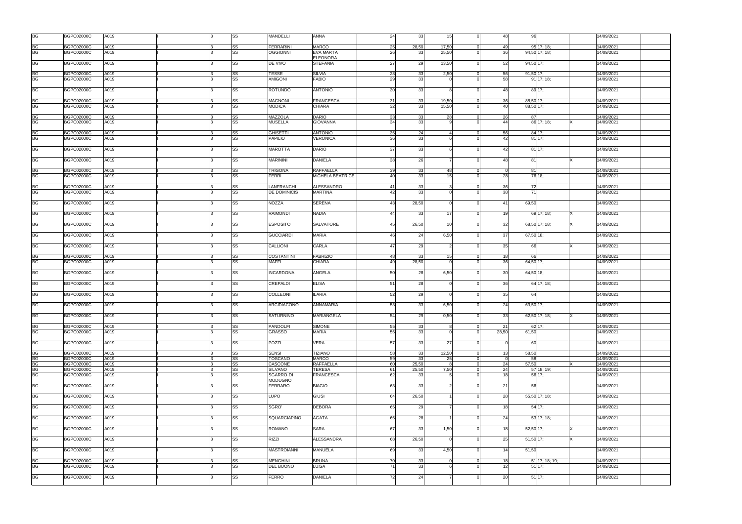| | | | | | | | | | | | | | | | | | | |
|---|---|---|---|---|---|---|---|---|---|---|---|---|---|---|---|---|---|---|
| BG | BGPC02000C | A019 | | I | 3 | SS | MANDELLI | ANNA | 24 | 33 | 15 | 0 | 48 | 96 | | | 14/09/2021 | |
| BG | BGPC02000C | A019 | | I | 3 | SS | FERRARINI | MARCO | 25 | 28,50 | 17,50 | 0 | 49 | 95 | 17; 18; | | 14/09/2021 | |
| BG | BGPC02000C | A019 | | I | 3 | SS | OGGIONNI | EVA MARTA ELEONORA | 26 | 33 | 25,50 | 0 | 36 | 94,50 | 17; 18; | | 14/09/2021 | |
| BG | BGPC02000C | A019 | | I | 3 | SS | DE VIVO | STEFANIA | 27 | 29 | 13,50 | 0 | 52 | 94,50 | 17; | | 14/09/2021 | |
| BG | BGPC02000C | A019 | | I | 3 | SS | TESSE | SILVIA | 28 | 33 | 2,50 | 0 | 56 | 91,50 | 17; | | 14/09/2021 | |
| BG | BGPC02000C | A019 | | I | 3 | SS | AMIGONI | FABIO | 29 | 33 | 0 | 0 | 58 | 91 | 17; 18; | | 14/09/2021 | |
| BG | BGPC02000C | A019 | | I | 3 | SS | ROTUNDO | ANTONIO | 30 | 33 | 8 | 0 | 48 | 89 | 17; | | 14/09/2021 | |
| BG | BGPC02000C | A019 | | I | 3 | SS | MAGNONI | FRANCESCA | 31 | 33 | 19,50 | 0 | 36 | 88,50 | 17; | | 14/09/2021 | |
| BG | BGPC02000C | A019 | | I | 3 | SS | MODICA | CHIARA | 32 | 33 | 15,50 | 0 | 40 | 88,50 | 17; | | 14/09/2021 | |
| BG | BGPC02000C | A019 | | I | 3 | SS | MAZZOLA | DARIO | 33 | 33 | 28 | 0 | 26 | 87 | | | 14/09/2021 | |
| BG | BGPC02000C | A019 | | I | 3 | SS | MUSELLA | GIOVANNA | 34 | 33 | 9 | 0 | 44 | 86 | 17; 18; | X | 14/09/2021 | |
| BG | BGPC02000C | A019 | | I | 3 | SS | GHISETTI | ANTONIO | 35 | 24 | 4 | 0 | 56 | 84 | 17; | | 14/09/2021 | |
| BG | BGPC02000C | A019 | | I | 3 | SS | PAPILIO | VERONICA | 36 | 33 | 6 | 0 | 42 | 81 | 17; | | 14/09/2021 | |
| BG | BGPC02000C | A019 | | I | 3 | SS | MAROTTA | DARIO | 37 | 33 | 6 | 0 | 42 | 81 | 17; | | 14/09/2021 | |
| BG | BGPC02000C | A019 | | I | 3 | SS | MARININI | DANIELA | 38 | 26 | 7 | 0 | 48 | 81 | | X | 14/09/2021 | |
| BG | BGPC02000C | A019 | | I | 3 | SS | TRIGONA | RAFFAELLA | 39 | 33 | 48 | 0 | 0 | 81 | | | 14/09/2021 | |
| BG | BGPC02000C | A019 | | I | 3 | SS | FERRI | MICHELA BEATRICE | 40 | 33 | 15 | 0 | 28 | 76 | 18; | | 14/09/2021 | |
| BG | BGPC02000C | A019 | | I | 3 | SS | LANFRANCHI | ALESSANDRO | 41 | 33 | 3 | 0 | 36 | 72 | | | 14/09/2021 | |
| BG | BGPC02000C | A019 | | I | 3 | SS | DE DOMINICIS | MARTINA | 42 | 33 | 0 | 0 | 38 | 71 | | | 14/09/2021 | |
| BG | BGPC02000C | A019 | | I | 3 | SS | NOZZA | SERENA | 43 | 28,50 | 0 | 0 | 41 | 69,50 | | | 14/09/2021 | |
| BG | BGPC02000C | A019 | | I | 3 | SS | RAIMONDI | NADIA | 44 | 33 | 17 | 0 | 19 | 69 | 17; 18; | X | 14/09/2021 | |
| BG | BGPC02000C | A019 | | I | 3 | SS | ESPOSITO | SALVATORE | 45 | 26,50 | 10 | 0 | 32 | 68,50 | 17; 18; | X | 14/09/2021 | |
| BG | BGPC02000C | A019 | | I | 3 | SS | GUCCIARDI | MARIA | 46 | 24 | 6,50 | 0 | 37 | 67,50 | 18; | | 14/09/2021 | |
| BG | BGPC02000C | A019 | | I | 3 | SS | CALLIONI | CARLA | 47 | 29 | 2 | 0 | 35 | 66 | | X | 14/09/2021 | |
| BG | BGPC02000C | A019 | | I | 3 | SS | COSTANTINI | FABRIZIO | 48 | 33 | 15 | 0 | 18 | 66 | | | 14/09/2021 | |
| BG | BGPC02000C | A019 | | I | 3 | SS | MAFFI | CHIARA | 49 | 28,50 | 0 | 0 | 36 | 64,50 | 17; | | 14/09/2021 | |
| BG | BGPC02000C | A019 | | I | 3 | SS | INCARDONA | ANGELA | 50 | 28 | 6,50 | 0 | 30 | 64,50 | 18; | | 14/09/2021 | |
| BG | BGPC02000C | A019 | | I | 3 | SS | CREPALDI | ELISA | 51 | 28 | 0 | 0 | 36 | 64 | 17; 18; | | 14/09/2021 | |
| BG | BGPC02000C | A019 | | I | 3 | SS | COLLEONI | ILARIA | 52 | 29 | 0 | 0 | 35 | 64 | | | 14/09/2021 | |
| BG | BGPC02000C | A019 | | I | 3 | SS | ARCIDIACONO | ANNAMARIA | 53 | 33 | 6,50 | 0 | 24 | 63,50 | 17; | | 14/09/2021 | |
| BG | BGPC02000C | A019 | | I | 3 | SS | SATURNINO | MARIANGELA | 54 | 29 | 0,50 | 0 | 33 | 62,50 | 17; 18; | X | 14/09/2021 | |
| BG | BGPC02000C | A019 | | I | 3 | SS | PANDOLFI | SIMONE | 55 | 33 | 8 | 0 | 21 | 62 | 17; | | 14/09/2021 | |
| BG | BGPC02000C | A019 | | I | 3 | SS | GRASSO | MARIA | 56 | 33 | 0 | 0 | 28,50 | 61,50 | | | 14/09/2021 | |
| BG | BGPC02000C | A019 | | I | 3 | SS | POZZI | VERA | 57 | 33 | 27 | 0 | 0 | 60 | | | 14/09/2021 | |
| BG | BGPC02000C | A019 | | I | 3 | SS | SENSI | TIZIANO | 58 | 33 | 12,50 | 0 | 13 | 58,50 | | | 14/09/2021 | |
| BG | BGPC02000C | A019 | | I | 3 | SS | TOSCANO | MARCO | 59 | 33 | 25 | 0 | 0 | 58 | | | 14/09/2021 | |
| BG | BGPC02000C | A019 | | I | 3 | SS | CASCONE | RAFFAELLA | 60 | 25,50 | 8 | 0 | 24 | 57,50 | | X | 14/09/2021 | |
| BG | BGPC02000C | A019 | | I | 3 | SS | SILVANO | TERESA | 61 | 25,50 | 7,50 | 0 | 24 | 57 | 18; 19; | | 14/09/2021 | |
| BG | BGPC02000C | A019 | | I | 3 | SS | SGARRO-DI MODUGNO | FRANCESCA | 62 | 33 | 5 | 0 | 18 | 56 | 17; | | 14/09/2021 | |
| BG | BGPC02000C | A019 | | I | 3 | SS | FERRARO | BIAGIO | 63 | 33 | 2 | 0 | 21 | 56 | | | 14/09/2021 | |
| BG | BGPC02000C | A019 | | I | 3 | SS | LUPO | GIUSI | 64 | 26,50 | 1 | 0 | 28 | 55,50 | 17; 18; | | 14/09/2021 | |
| BG | BGPC02000C | A019 | | I | 3 | SS | SGRO' | DEBORA | 65 | 29 | 7 | 0 | 18 | 54 | 17; | | 14/09/2021 | |
| BG | BGPC02000C | A019 | | I | 3 | SS | SQUARCIAPINO | AGATA | 66 | 28 | 1 | 0 | 24 | 53 | 17; 18; | | 14/09/2021 | |
| BG | BGPC02000C | A019 | | I | 3 | SS | ROMANO | SARA | 67 | 33 | 1,50 | 0 | 18 | 52,50 | 17; | X | 14/09/2021 | |
| BG | BGPC02000C | A019 | | I | 3 | SS | RIZZI | ALESSANDRA | 68 | 26,50 | 0 | 0 | 25 | 51,50 | 17; | X | 14/09/2021 | |
| BG | BGPC02000C | A019 | | I | 3 | SS | MASTROIANNI | MANUELA | 69 | 33 | 4,50 | 0 | 14 | 51,50 | | | 14/09/2021 | |
| BG | BGPC02000C | A019 | | I | 3 | SS | MENGHINI | BRUNA | 70 | 33 | 0 | 0 | 18 | 51 | 17; 18; 19; | | 14/09/2021 | |
| BG | BGPC02000C | A019 | | I | 3 | SS | DEL BUONO | LUISA | 71 | 33 | 6 | 0 | 12 | 51 | 17; | | 14/09/2021 | |
| BG | BGPC02000C | A019 | | I | 3 | SS | FERRO | DANIELA | 72 | 24 | 7 | 0 | 20 | 51 | 17; | | 14/09/2021 | |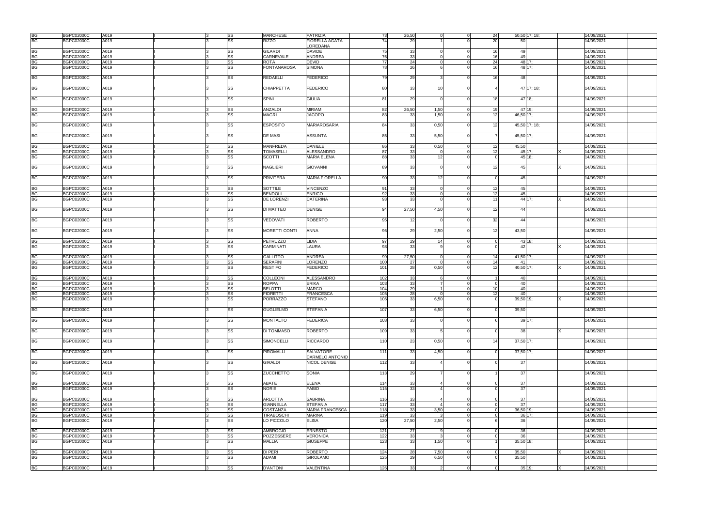| | | | | | | | | | | | | | | | | | |
|---|---|---|---|---|---|---|---|---|---|---|---|---|---|---|---|---|---|
| BG | BGPC02000C | A019 | I | | 3 | SS | MARCHESE | PATRIZIA | 73 | 26,50 | 0 | 0 | 24 | 50,50 | 17; 18; | | 14/09/2021 |
| BG | BGPC02000C | A019 | I | | 3 | SS | RIZZO | FIORELLA AGATA LOREDANA | 74 | 29 | 1 | 0 | 20 | 50 | | | 14/09/2021 |
| BG | BGPC02000C | A019 | I | | 3 | SS | GILARDI | DAVIDE | 75 | 33 | 0 | 0 | 16 | 49 | | | 14/09/2021 |
| BG | BGPC02000C | A019 | I | | 3 | SS | CARNEVALE | ANDREA | 76 | 33 | 0 | 0 | 16 | 49 | | | 14/09/2021 |
| BG | BGPC02000C | A019 | I | | 3 | SS | ROTA | DEVID | 77 | 24 | 0 | 0 | 24 | 48 | 17; | | 14/09/2021 |
| BG | BGPC02000C | A019 | I | | 3 | SS | FONTANAROSA | SIMONA | 78 | 26 | 6 | 0 | 16 | 48 | 17; | | 14/09/2021 |
| BG | BGPC02000C | A019 | I | | 3 | SS | REDAELLI | FEDERICO | 79 | 29 | 3 | 0 | 16 | 48 | | | 14/09/2021 |
| BG | BGPC02000C | A019 | I | | 3 | SS | CHIAPPETTA | FEDERICO | 80 | 33 | 10 | 0 | 4 | 47 | 17; 18; | | 14/09/2021 |
| BG | BGPC02000C | A019 | I | | 3 | SS | SPINI | GIULIA | 81 | 29 | 0 | 0 | 18 | 47 | 18; | | 14/09/2021 |
| BG | BGPC02000C | A019 | I | | 3 | SS | ANZALDI | MIRIAM | 82 | 26,50 | 1,50 | 0 | 19 | 47 | 19; | | 14/09/2021 |
| BG | BGPC02000C | A019 | I | | 3 | SS | MAGRI | JACOPO | 83 | 33 | 1,50 | 0 | 12 | 46,50 | 17; | | 14/09/2021 |
| BG | BGPC02000C | A019 | I | | 3 | SS | ESPOSITO | MARIAROSARIA | 84 | 33 | 0,50 | 0 | 12 | 45,50 | 17; 18; | | 14/09/2021 |
| BG | BGPC02000C | A019 | I | | 3 | SS | DE MASI | ASSUNTA | 85 | 33 | 5,50 | 0 | 7 | 45,50 | 17; | | 14/09/2021 |
| BG | BGPC02000C | A019 | I | | 3 | SS | MANFREDA | DANIELE | 86 | 33 | 0,50 | 0 | 12 | 45,50 | | | 14/09/2021 |
| BG | BGPC02000C | A019 | I | | 3 | SS | TOMASELLI | ALESSANDRO | 87 | 33 | 0 | 0 | 12 | 45 | 17; | X | 14/09/2021 |
| BG | BGPC02000C | A019 | I | | 3 | SS | SCOTTI | MARIA ELENA | 88 | 33 | 12 | 0 | 0 | 45 | 18; | | 14/09/2021 |
| BG | BGPC02000C | A019 | I | | 3 | SS | NAGLIERI | GIOVANNI | 89 | 33 | 0 | 0 | 12 | 45 | | X | 14/09/2021 |
| BG | BGPC02000C | A019 | I | | 3 | SS | PRIVITERA | MARIA FIORELLA | 90 | 33 | 12 | 0 | 0 | 45 | | | 14/09/2021 |
| BG | BGPC02000C | A019 | I | | 3 | SS | SOTTILE | VINCENZO | 91 | 33 | 0 | 0 | 12 | 45 | | | 14/09/2021 |
| BG | BGPC02000C | A019 | I | | 3 | SS | BENDOLI | ENRICO | 92 | 33 | 0 | 0 | 12 | 45 | | | 14/09/2021 |
| BG | BGPC02000C | A019 | I | | 3 | SS | DE LORENZI | CATERINA | 93 | 33 | 0 | 0 | 11 | 44 | 17; | X | 14/09/2021 |
| BG | BGPC02000C | A019 | I | | 3 | SS | DI MATTEO | DENISE | 94 | 27,50 | 4,50 | 0 | 12 | 44 | | | 14/09/2021 |
| BG | BGPC02000C | A019 | I | | 3 | SS | VEDOVATI | ROBERTO | 95 | 12 | 0 | 0 | 32 | 44 | | | 14/09/2021 |
| BG | BGPC02000C | A019 | I | | 3 | SS | MORETTI CONTI | ANNA | 96 | 29 | 2,50 | 0 | 12 | 43,50 | | | 14/09/2021 |
| BG | BGPC02000C | A019 | I | | 3 | SS | PETRUZZO | LIDIA | 97 | 29 | 14 | 0 | 0 | 43 | 18; | | 14/09/2021 |
| BG | BGPC02000C | A019 | I | | 3 | SS | CARMINATI | LAURA | 98 | 33 | 9 | 0 | 0 | 42 | | X | 14/09/2021 |
| BG | BGPC02000C | A019 | I | | 3 | SS | GALLITTO | ANDREA | 99 | 27,50 | 0 | 0 | 14 | 41,50 | 17; | | 14/09/2021 |
| BG | BGPC02000C | A019 | I | | 3 | SS | SERAFINI | LORENZO | 100 | 27 | 0 | 0 | 14 | 41 | | | 14/09/2021 |
| BG | BGPC02000C | A019 | I | | 3 | SS | RESTIFO | FEDERICO | 101 | 28 | 0,50 | 0 | 12 | 40,50 | 17; | X | 14/09/2021 |
| BG | BGPC02000C | A019 | I | | 3 | SS | COLLEONI | ALESSANDRO | 102 | 33 | 6 | 0 | 1 | 40 | | | 14/09/2021 |
| BG | BGPC02000C | A019 | I | | 3 | SS | ROPPA | ERIKA | 103 | 33 | 7 | 0 | 0 | 40 | | | 14/09/2021 |
| BG | BGPC02000C | A019 | I | | 3 | SS | BELOTTI | MARCO | 104 | 29 | 1 | 0 | 10 | 40 | | | 14/09/2021 |
| BG | BGPC02000C | A019 | I | | 3 | SS | FIORETTI | FRANCESCA | 105 | 28 | 0 | 0 | 12 | 40 | | | 14/09/2021 |
| BG | BGPC02000C | A019 | I | | 3 | SS | PORRAZZO | STEFANO | 106 | 33 | 6,50 | 0 | 0 | 39,50 | 19; | X | 14/09/2021 |
| BG | BGPC02000C | A019 | I | | 3 | SS | GUGLIELMO | STEFANIA | 107 | 33 | 6,50 | 0 | 0 | 39,50 | | | 14/09/2021 |
| BG | BGPC02000C | A019 | I | | 3 | SS | MONTALTO | FEDERICA | 108 | 33 | 0 | 0 | 6 | 39 | 17; | | 14/09/2021 |
| BG | BGPC02000C | A019 | I | | 3 | SS | DI TOMMASO | ROBERTO | 109 | 33 | 5 | 0 | 0 | 38 | | X | 14/09/2021 |
| BG | BGPC02000C | A019 | I | | 3 | SS | SIMONCELLI | RICCARDO | 110 | 23 | 0,50 | 0 | 14 | 37,50 | 17; | | 14/09/2021 |
| BG | BGPC02000C | A019 | I | | 3 | SS | PIROMALLI | SALVATORE CARMELO ANTONIO | 111 | 33 | 4,50 | 0 | 0 | 37,50 | 17; | | 14/09/2021 |
| BG | BGPC02000C | A019 | I | | 3 | SS | GIRALDI | NICOL DENISE | 112 | 33 | 4 | 0 | 0 | 37 | | | 14/09/2021 |
| BG | BGPC02000C | A019 | I | | 3 | SS | ZUCCHETTO | SONIA | 113 | 29 | 7 | 0 | 1 | 37 | | | 14/09/2021 |
| BG | BGPC02000C | A019 | I | | 3 | SS | ABATE | ELENA | 114 | 33 | 4 | 0 | 0 | 37 | | | 14/09/2021 |
| BG | BGPC02000C | A019 | I | | 3 | SS | NORIS | FABIO | 115 | 33 | 4 | 0 | 0 | 37 | | | 14/09/2021 |
| BG | BGPC02000C | A019 | I | | 3 | SS | ARLOTTA | SABRINA | 116 | 33 | 4 | 0 | 0 | 37 | | | 14/09/2021 |
| BG | BGPC02000C | A019 | I | | 3 | SS | GIANNELLA | STEFANIA | 117 | 33 | 4 | 0 | 0 | 37 | | | 14/09/2021 |
| BG | BGPC02000C | A019 | I | | 3 | SS | COSTANZA | MARIA FRANCESCA | 118 | 33 | 3,50 | 0 | 0 | 36,50 | 19; | | 14/09/2021 |
| BG | BGPC02000C | A019 | I | | 3 | SS | TIRABOSCHI | MARINA | 119 | 33 | 3 | 0 | 0 | 36 | 17; | | 14/09/2021 |
| BG | BGPC02000C | A019 | I | | 3 | SS | LO PICCOLO | ELISA | 120 | 27,50 | 2,50 | 0 | 6 | 36 | | | 14/09/2021 |
| BG | BGPC02000C | A019 | I | | 3 | SS | AMBROGIO | ERNESTO | 121 | 27 | 9 | 0 | 0 | 36 | | | 14/09/2021 |
| BG | BGPC02000C | A019 | I | | 3 | SS | POZZESSERE | VERONICA | 122 | 33 | 3 | 0 | 0 | 36 | | | 14/09/2021 |
| BG | BGPC02000C | A019 | I | | 3 | SS | MALLIA | GIUSEPPE | 123 | 33 | 1,50 | 0 | 1 | 35,50 | 18; | | 14/09/2021 |
| BG | BGPC02000C | A019 | I | | 3 | SS | DI PERI | ROBERTO | 124 | 28 | 7,50 | 0 | 0 | 35,50 | | X | 14/09/2021 |
| BG | BGPC02000C | A019 | I | | 3 | SS | ADAMI | GIROLAMO | 125 | 29 | 6,50 | 0 | 0 | 35,50 | | | 14/09/2021 |
| BG | BGPC02000C | A019 | I | | 3 | SS | D'ANTONI | VALENTINA | 126 | 33 | 2 | 0 | 0 | 35 | 19; | X | 14/09/2021 |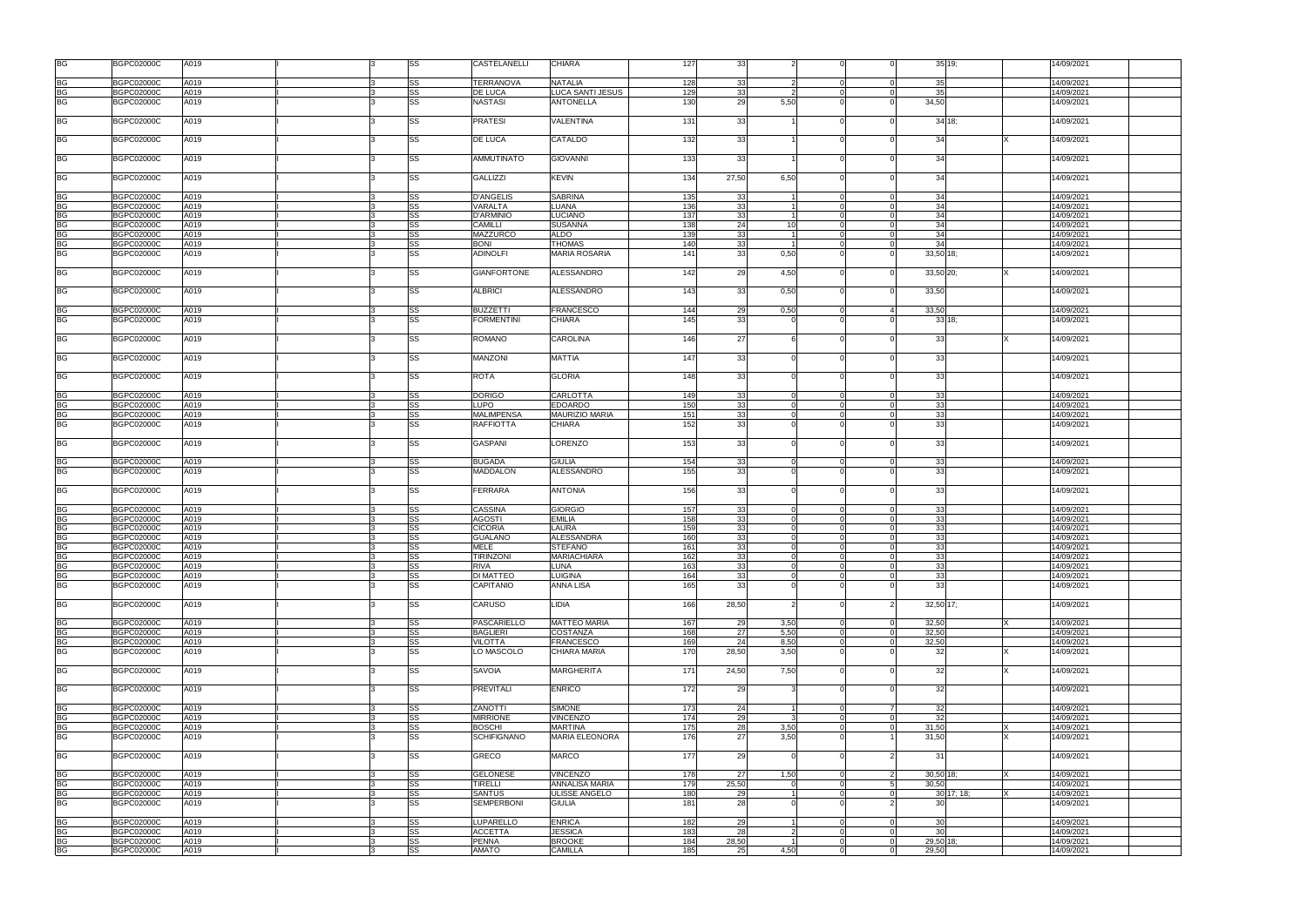| BG | BGPC02000C | A019 | I | 3 | SS | CASTELANELLI | CHIARA | 127 | 33 | 2 | 0 | 0 | 35 | 19; | | 14/09/2021 |
|---|---|---|---|---|---|---|---|---|---|---|---|---|---|---|---|---|
| BG | BGPC02000C | A019 | I | 3 | SS | TERRANOVA | NATALIA | 128 | 33 | 2 | 0 | 0 | 35 | | | 14/09/2021 |
| BG | BGPC02000C | A019 | I | 3 | SS | DE LUCA | LUCA SANTI JESUS | 129 | 33 | 2 | 0 | 0 | 35 | | | 14/09/2021 |
| BG | BGPC02000C | A019 | I | 3 | SS | NASTASI | ANTONELLA | 130 | 29 | 5,50 | 0 | 0 | 34,50 | | | 14/09/2021 |
| BG | BGPC02000C | A019 | I | 3 | SS | PRATESI | VALENTINA | 131 | 33 | 1 | 0 | 0 | 34 | 18; | | 14/09/2021 |
| BG | BGPC02000C | A019 | I | 3 | SS | DE LUCA | CATALDO | 132 | 33 | 1 | 0 | 0 | 34 | | X | 14/09/2021 |
| BG | BGPC02000C | A019 | I | 3 | SS | AMMUTINATO | GIOVANNI | 133 | 33 | 1 | 0 | 0 | 34 | | | 14/09/2021 |
| BG | BGPC02000C | A019 | I | 3 | SS | GALLIZZI | KEVIN | 134 | 27,50 | 6,50 | 0 | 0 | 34 | | | 14/09/2021 |
| BG | BGPC02000C | A019 | I | 3 | SS | D'ANGELIS | SABRINA | 135 | 33 | 1 | 0 | 0 | 34 | | | 14/09/2021 |
| BG | BGPC02000C | A019 | I | 3 | SS | VARALTA | LUANA | 136 | 33 | 1 | 0 | 0 | 34 | | | 14/09/2021 |
| BG | BGPC02000C | A019 | I | 3 | SS | D'ARMINIO | LUCIANO | 137 | 33 | 1 | 0 | 0 | 34 | | | 14/09/2021 |
| BG | BGPC02000C | A019 | I | 3 | SS | CAMILLI | SUSANNA | 138 | 24 | 10 | 0 | 0 | 34 | | | 14/09/2021 |
| BG | BGPC02000C | A019 | I | 3 | SS | MAZZURCO | ALDO | 139 | 33 | 1 | 0 | 0 | 34 | | | 14/09/2021 |
| BG | BGPC02000C | A019 | I | 3 | SS | BONI | THOMAS | 140 | 33 | 1 | 0 | 0 | 34 | | | 14/09/2021 |
| BG | BGPC02000C | A019 | I | 3 | SS | ADINOLFI | MARIA ROSARIA | 141 | 33 | 0,50 | 0 | 0 | 33,50 | 18; | | 14/09/2021 |
| BG | BGPC02000C | A019 | I | 3 | SS | GIANFORTONE | ALESSANDRO | 142 | 29 | 4,50 | 0 | 0 | 33,50 | 20; | X | 14/09/2021 |
| BG | BGPC02000C | A019 | I | 3 | SS | ALBRICI | ALESSANDRO | 143 | 33 | 0,50 | 0 | 0 | 33,50 | | | 14/09/2021 |
| BG | BGPC02000C | A019 | I | 3 | SS | BUZZETTI | FRANCESCO | 144 | 29 | 0,50 | 0 | 4 | 33,50 | | | 14/09/2021 |
| BG | BGPC02000C | A019 | I | 3 | SS | FORMENTINI | CHIARA | 145 | 33 | 0 | 0 | 0 | 33 | 18; | | 14/09/2021 |
| BG | BGPC02000C | A019 | I | 3 | SS | ROMANO | CAROLINA | 146 | 27 | 6 | 0 | 0 | 33 | | X | 14/09/2021 |
| BG | BGPC02000C | A019 | I | 3 | SS | MANZONI | MATTIA | 147 | 33 | 0 | 0 | 0 | 33 | | | 14/09/2021 |
| BG | BGPC02000C | A019 | I | 3 | SS | ROTA | GLORIA | 148 | 33 | 0 | 0 | 0 | 33 | | | 14/09/2021 |
| BG | BGPC02000C | A019 | I | 3 | SS | DORIGO | CARLOTTA | 149 | 33 | 0 | 0 | 0 | 33 | | | 14/09/2021 |
| BG | BGPC02000C | A019 | I | 3 | SS | LUPO | EDOARDO | 150 | 33 | 0 | 0 | 0 | 33 | | | 14/09/2021 |
| BG | BGPC02000C | A019 | I | 3 | SS | MALIMPENSA | MAURIZIO MARIA | 151 | 33 | 0 | 0 | 0 | 33 | | | 14/09/2021 |
| BG | BGPC02000C | A019 | I | 3 | SS | RAFFIOTTA | CHIARA | 152 | 33 | 0 | 0 | 0 | 33 | | | 14/09/2021 |
| BG | BGPC02000C | A019 | I | 3 | SS | GASPANI | LORENZO | 153 | 33 | 0 | 0 | 0 | 33 | | | 14/09/2021 |
| BG | BGPC02000C | A019 | I | 3 | SS | BUGADA | GIULIA | 154 | 33 | 0 | 0 | 0 | 33 | | | 14/09/2021 |
| BG | BGPC02000C | A019 | I | 3 | SS | MADDALON | ALESSANDRO | 155 | 33 | 0 | 0 | 0 | 33 | | | 14/09/2021 |
| BG | BGPC02000C | A019 | I | 3 | SS | FERRARA | ANTONIA | 156 | 33 | 0 | 0 | 0 | 33 | | | 14/09/2021 |
| BG | BGPC02000C | A019 | I | 3 | SS | CASSINA | GIORGIO | 157 | 33 | 0 | 0 | 0 | 33 | | | 14/09/2021 |
| BG | BGPC02000C | A019 | I | 3 | SS | AGOSTI | EMILIA | 158 | 33 | 0 | 0 | 0 | 33 | | | 14/09/2021 |
| BG | BGPC02000C | A019 | I | 3 | SS | CICORIA | LAURA | 159 | 33 | 0 | 0 | 0 | 33 | | | 14/09/2021 |
| BG | BGPC02000C | A019 | I | 3 | SS | GUALANO | ALESSANDRA | 160 | 33 | 0 | 0 | 0 | 33 | | | 14/09/2021 |
| BG | BGPC02000C | A019 | I | 3 | SS | MELE | STEFANO | 161 | 33 | 0 | 0 | 0 | 33 | | | 14/09/2021 |
| BG | BGPC02000C | A019 | I | 3 | SS | TIRINZONI | MARIACHIARA | 162 | 33 | 0 | 0 | 0 | 33 | | | 14/09/2021 |
| BG | BGPC02000C | A019 | I | 3 | SS | RIVA | LUNA | 163 | 33 | 0 | 0 | 0 | 33 | | | 14/09/2021 |
| BG | BGPC02000C | A019 | I | 3 | SS | DI MATTEO | LUIGINA | 164 | 33 | 0 | 0 | 0 | 33 | | | 14/09/2021 |
| BG | BGPC02000C | A019 | I | 3 | SS | CAPITANIO | ANNA LISA | 165 | 33 | 0 | 0 | 0 | 33 | | | 14/09/2021 |
| BG | BGPC02000C | A019 | I | 3 | SS | CARUSO | LIDIA | 166 | 28,50 | 2 | 0 | 2 | 32,50 | 17; | | 14/09/2021 |
| BG | BGPC02000C | A019 | I | 3 | SS | PASCARIELLO | MATTEO MARIA | 167 | 29 | 3,50 | 0 | 0 | 32,50 | | X | 14/09/2021 |
| BG | BGPC02000C | A019 | I | 3 | SS | BAGLIERI | COSTANZA | 168 | 27 | 5,50 | 0 | 0 | 32,50 | | | 14/09/2021 |
| BG | BGPC02000C | A019 | I | 3 | SS | VILOTTA | FRANCESCO | 169 | 24 | 8,50 | 0 | 0 | 32,50 | | | 14/09/2021 |
| BG | BGPC02000C | A019 | I | 3 | SS | LO MASCOLO | CHIARA MARIA | 170 | 28,50 | 3,50 | 0 | 0 | 32 | | X | 14/09/2021 |
| BG | BGPC02000C | A019 | I | 3 | SS | SAVOIA | MARGHERITA | 171 | 24,50 | 7,50 | 0 | 0 | 32 | | X | 14/09/2021 |
| BG | BGPC02000C | A019 | I | 3 | SS | PREVITALI | ENRICO | 172 | 29 | 3 | 0 | 0 | 32 | | | 14/09/2021 |
| BG | BGPC02000C | A019 | I | 3 | SS | ZANOTTI | SIMONE | 173 | 24 | 1 | 0 | 7 | 32 | | | 14/09/2021 |
| BG | BGPC02000C | A019 | I | 3 | SS | MIRRIONE | VINCENZO | 174 | 29 | 3 | 0 | 0 | 32 | | | 14/09/2021 |
| BG | BGPC02000C | A019 | I | 3 | SS | BOSCHI | MARTINA | 175 | 28 | 3,50 | 0 | 0 | 31,50 | | X | 14/09/2021 |
| BG | BGPC02000C | A019 | I | 3 | SS | SCHIFIGNANO | MARIA ELEONORA | 176 | 27 | 3,50 | 0 | 1 | 31,50 | | X | 14/09/2021 |
| BG | BGPC02000C | A019 | I | 3 | SS | GRECO | MARCO | 177 | 29 | 0 | 0 | 2 | 31 | | | 14/09/2021 |
| BG | BGPC02000C | A019 | I | 3 | SS | GELONESE | VINCENZO | 178 | 27 | 1,50 | 0 | 2 | 30,50 | 18; | X | 14/09/2021 |
| BG | BGPC02000C | A019 | I | 3 | SS | TIRELLI | ANNALISA MARIA | 179 | 25,50 | 0 | 0 | 5 | 30,50 | | | 14/09/2021 |
| BG | BGPC02000C | A019 | I | 3 | SS | SANTUS | ULISSE ANGELO | 180 | 29 | 1 | 0 | 0 | 30 | 17; 18; | X | 14/09/2021 |
| BG | BGPC02000C | A019 | I | 3 | SS | SEMPERBONI | GIULIA | 181 | 28 | 0 | 0 | 2 | 30 | | | 14/09/2021 |
| BG | BGPC02000C | A019 | I | 3 | SS | LUPARELLO | ENRICA | 182 | 29 | 1 | 0 | 0 | 30 | | | 14/09/2021 |
| BG | BGPC02000C | A019 | I | 3 | SS | ACCETTA | JESSICA | 183 | 28 | 2 | 0 | 0 | 30 | | | 14/09/2021 |
| BG | BGPC02000C | A019 | I | 3 | SS | PENNA | BROOKE | 184 | 28,50 | 1 | 0 | 0 | 29,50 | 18; | | 14/09/2021 |
| BG | BGPC02000C | A019 | I | 3 | SS | AMATO | CAMILLA | 185 | 25 | 4,50 | 0 | 0 | 29,50 | | | 14/09/2021 |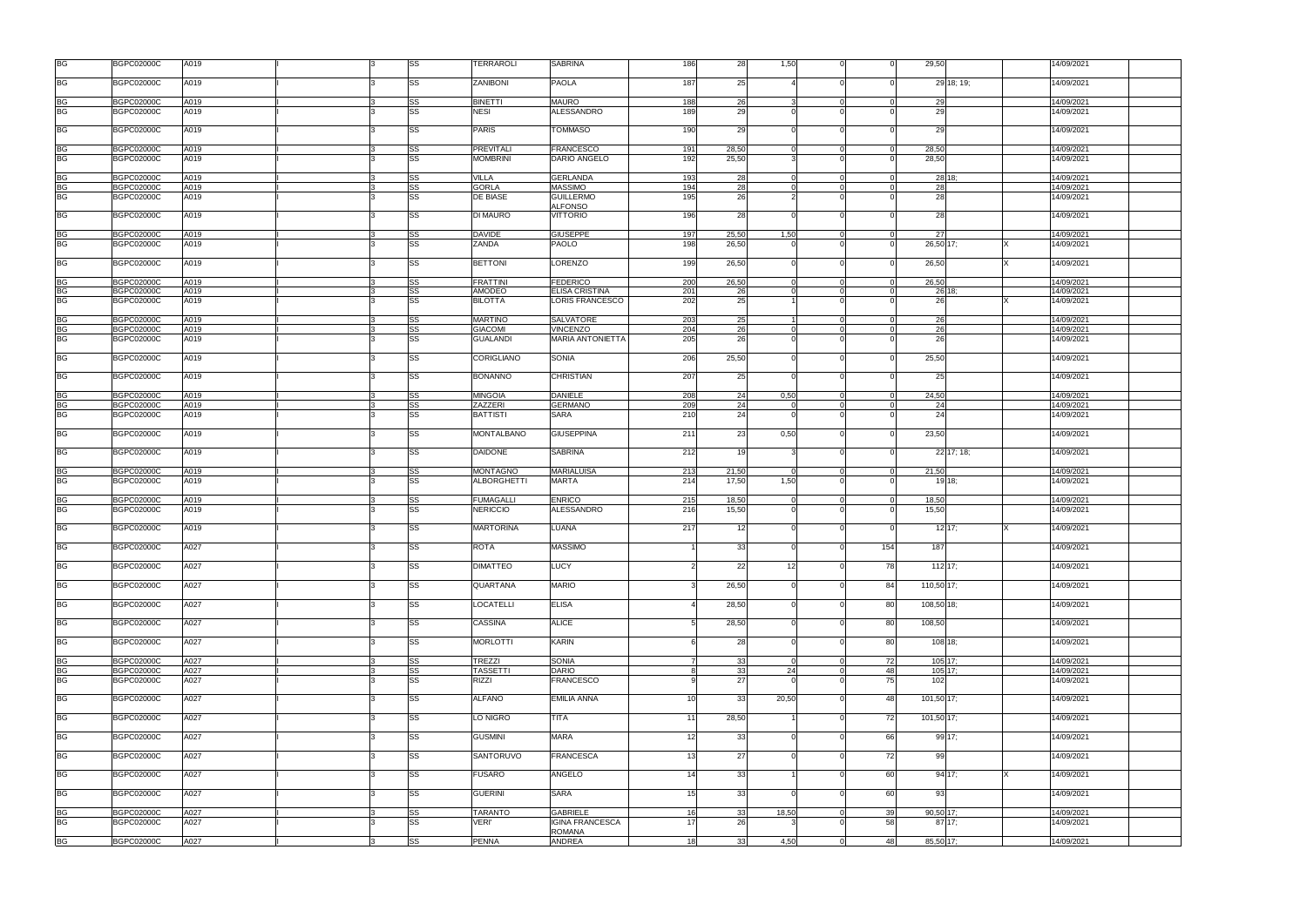| | | | | | | | | | | | | | | | | | |
|---|---|---|---|---|---|---|---|---|---|---|---|---|---|---|---|---|---|
| BG | BGPC02000C | A019 | I | 3 | SS | TERRAROLI | SABRINA | 186 | 28 | 1,50 | 0 | 0 | 29,50 | | | 14/09/2021 | |
| BG | BGPC02000C | A019 | I | 3 | SS | ZANIBONI | PAOLA | 187 | 25 | 4 | 0 | 0 | 29 | 18; 19; | | 14/09/2021 | |
| BG | BGPC02000C | A019 | I | 3 | SS | BINETTI | MAURO | 188 | 26 | 3 | 0 | 0 | 29 | | | 14/09/2021 | |
| BG | BGPC02000C | A019 | I | 3 | SS | NESI | ALESSANDRO | 189 | 29 | 0 | 0 | 0 | 29 | | | 14/09/2021 | |
| BG | BGPC02000C | A019 | I | 3 | SS | PARIS | TOMMASO | 190 | 29 | 0 | 0 | 0 | 29 | | | 14/09/2021 | |
| BG | BGPC02000C | A019 | I | 3 | SS | PREVITALI | FRANCESCO | 191 | 28,50 | 0 | 0 | 0 | 28,50 | | | 14/09/2021 | |
| BG | BGPC02000C | A019 | I | 3 | SS | MOMBRINI | DARIO ANGELO | 192 | 25,50 | 3 | 0 | 0 | 28,50 | | | 14/09/2021 | |
| BG | BGPC02000C | A019 | I | 3 | SS | VILLA | GERLANDA | 193 | 28 | 0 | 0 | 0 | 28 | 18; | | 14/09/2021 | |
| BG | BGPC02000C | A019 | I | 3 | SS | GORLA | MASSIMO | 194 | 28 | 0 | 0 | 0 | 28 | | | 14/09/2021 | |
| BG | BGPC02000C | A019 | I | 3 | SS | DE BIASE | GUILLERMO ALFONSO | 195 | 26 | 2 | 0 | 0 | 28 | | | 14/09/2021 | |
| BG | BGPC02000C | A019 | I | 3 | SS | DI MAURO | VITTORIO | 196 | 28 | 0 | 0 | 0 | 28 | | | 14/09/2021 | |
| BG | BGPC02000C | A019 | I | 3 | SS | DAVIDE | GIUSEPPE | 197 | 25,50 | 1,50 | 0 | 0 | 27 | | | 14/09/2021 | |
| BG | BGPC02000C | A019 | I | 3 | SS | ZANDA | PAOLO | 198 | 26,50 | 0 | 0 | 0 | 26,50 | 17; | X | 14/09/2021 | |
| BG | BGPC02000C | A019 | I | 3 | SS | BETTONI | LORENZO | 199 | 26,50 | 0 | 0 | 0 | 26,50 | | X | 14/09/2021 | |
| BG | BGPC02000C | A019 | I | 3 | SS | FRATTINI | FEDERICO | 200 | 26,50 | 0 | 0 | 0 | 26,50 | | | 14/09/2021 | |
| BG | BGPC02000C | A019 | I | 3 | SS | AMODEO | ELISA CRISTINA | 201 | 26 | 0 | 0 | 0 | 26 | 18; | | 14/09/2021 | |
| BG | BGPC02000C | A019 | I | 3 | SS | BILOTTA | LORIS FRANCESCO | 202 | 25 | 1 | 0 | 0 | 26 | | X | 14/09/2021 | |
| BG | BGPC02000C | A019 | I | 3 | SS | MARTINO | SALVATORE | 203 | 25 | 1 | 0 | 0 | 26 | | | 14/09/2021 | |
| BG | BGPC02000C | A019 | I | 3 | SS | GIACOMI | VINCENZO | 204 | 26 | 0 | 0 | 0 | 26 | | | 14/09/2021 | |
| BG | BGPC02000C | A019 | I | 3 | SS | GUALANDI | MARIA ANTONIETTA | 205 | 26 | 0 | 0 | 0 | 26 | | | 14/09/2021 | |
| BG | BGPC02000C | A019 | I | 3 | SS | CORIGLIANO | SONIA | 206 | 25,50 | 0 | 0 | 0 | 25,50 | | | 14/09/2021 | |
| BG | BGPC02000C | A019 | I | 3 | SS | BONANNO | CHRISTIAN | 207 | 25 | 0 | 0 | 0 | 25 | | | 14/09/2021 | |
| BG | BGPC02000C | A019 | I | 3 | SS | MINGOIA | DANIELE | 208 | 24 | 0,50 | 0 | 0 | 24,50 | | | 14/09/2021 | |
| BG | BGPC02000C | A019 | I | 3 | SS | ZAZZERI | GERMANO | 209 | 24 | 0 | 0 | 0 | 24 | | | 14/09/2021 | |
| BG | BGPC02000C | A019 | I | 3 | SS | BATTISTI | SARA | 210 | 24 | 0 | 0 | 0 | 24 | | | 14/09/2021 | |
| BG | BGPC02000C | A019 | I | 3 | SS | MONTALBANO | GIUSEPPINA | 211 | 23 | 0,50 | 0 | 0 | 23,50 | | | 14/09/2021 | |
| BG | BGPC02000C | A019 | I | 3 | SS | DAIDONE | SABRINA | 212 | 19 | 3 | 0 | 0 | 22 | 17; 18; | | 14/09/2021 | |
| BG | BGPC02000C | A019 | I | 3 | SS | MONTAGNO | MARIALUISA | 213 | 21,50 | 0 | 0 | 0 | 21,50 | | | 14/09/2021 | |
| BG | BGPC02000C | A019 | I | 3 | SS | ALBORGHETTI | MARTA | 214 | 17,50 | 1,50 | 0 | 0 | 19 | 18; | | 14/09/2021 | |
| BG | BGPC02000C | A019 | I | 3 | SS | FUMAGALLI | ENRICO | 215 | 18,50 | 0 | 0 | 0 | 18,50 | | | 14/09/2021 | |
| BG | BGPC02000C | A019 | I | 3 | SS | NERICCIO | ALESSANDRO | 216 | 15,50 | 0 | 0 | 0 | 15,50 | | | 14/09/2021 | |
| BG | BGPC02000C | A019 | I | 3 | SS | MARTORINA | LUANA | 217 | 12 | 0 | 0 | 0 | 12 | 17; | X | 14/09/2021 | |
| BG | BGPC02000C | A027 | I | 3 | SS | ROTA | MASSIMO | 1 | 33 | 0 | 0 | 154 | 187 | | | 14/09/2021 | |
| BG | BGPC02000C | A027 | I | 3 | SS | DIMATTEO | LUCY | 2 | 22 | 12 | 0 | 78 | 112 | 17; | | 14/09/2021 | |
| BG | BGPC02000C | A027 | I | 3 | SS | QUARTANA | MARIO | 3 | 26,50 | 0 | 0 | 84 | 110,50 | 17; | | 14/09/2021 | |
| BG | BGPC02000C | A027 | I | 3 | SS | LOCATELLI | ELISA | 4 | 28,50 | 0 | 0 | 80 | 108,50 | 18; | | 14/09/2021 | |
| BG | BGPC02000C | A027 | I | 3 | SS | CASSINA | ALICE | 5 | 28,50 | 0 | 0 | 80 | 108,50 | | | 14/09/2021 | |
| BG | BGPC02000C | A027 | I | 3 | SS | MORLOTTI | KARIN | 6 | 28 | 0 | 0 | 80 | 108 | 18; | | 14/09/2021 | |
| BG | BGPC02000C | A027 | I | 3 | SS | TREZZI | SONIA | 7 | 33 | 0 | 0 | 72 | 105 | 17; | | 14/09/2021 | |
| BG | BGPC02000C | A027 | I | 3 | SS | TASSETTI | DARIO | 8 | 33 | 24 | 0 | 48 | 105 | 17; | | 14/09/2021 | |
| BG | BGPC02000C | A027 | I | 3 | SS | RIZZI | FRANCESCO | 9 | 27 | 0 | 0 | 75 | 102 | | | 14/09/2021 | |
| BG | BGPC02000C | A027 | I | 3 | SS | ALFANO | EMILIA ANNA | 10 | 33 | 20,50 | 0 | 48 | 101,50 | 17; | | 14/09/2021 | |
| BG | BGPC02000C | A027 | I | 3 | SS | LO NIGRO | TITA | 11 | 28,50 | 1 | 0 | 72 | 101,50 | 17; | | 14/09/2021 | |
| BG | BGPC02000C | A027 | I | 3 | SS | GUSMINI | MARA | 12 | 33 | 0 | 0 | 66 | 99 | 17; | | 14/09/2021 | |
| BG | BGPC02000C | A027 | I | 3 | SS | SANTORUVO | FRANCESCA | 13 | 27 | 0 | 0 | 72 | 99 | | | 14/09/2021 | |
| BG | BGPC02000C | A027 | I | 3 | SS | FUSARO | ANGELO | 14 | 33 | 1 | 0 | 60 | 94 | 17; | X | 14/09/2021 | |
| BG | BGPC02000C | A027 | I | 3 | SS | GUERINI | SARA | 15 | 33 | 0 | 0 | 60 | 93 | | | 14/09/2021 | |
| BG | BGPC02000C | A027 | I | 3 | SS | TARANTO | GABRIELE | 16 | 33 | 18,50 | 0 | 39 | 90,50 | 17; | | 14/09/2021 | |
| BG | BGPC02000C | A027 | I | 3 | SS | VERI' | IGINA FRANCESCA ROMANA | 17 | 26 | 3 | 0 | 58 | 87 | 17; | | 14/09/2021 | |
| BG | BGPC02000C | A027 | I | 3 | SS | PENNA | ANDREA | 18 | 33 | 4,50 | 0 | 48 | 85,50 | 17; | | 14/09/2021 | |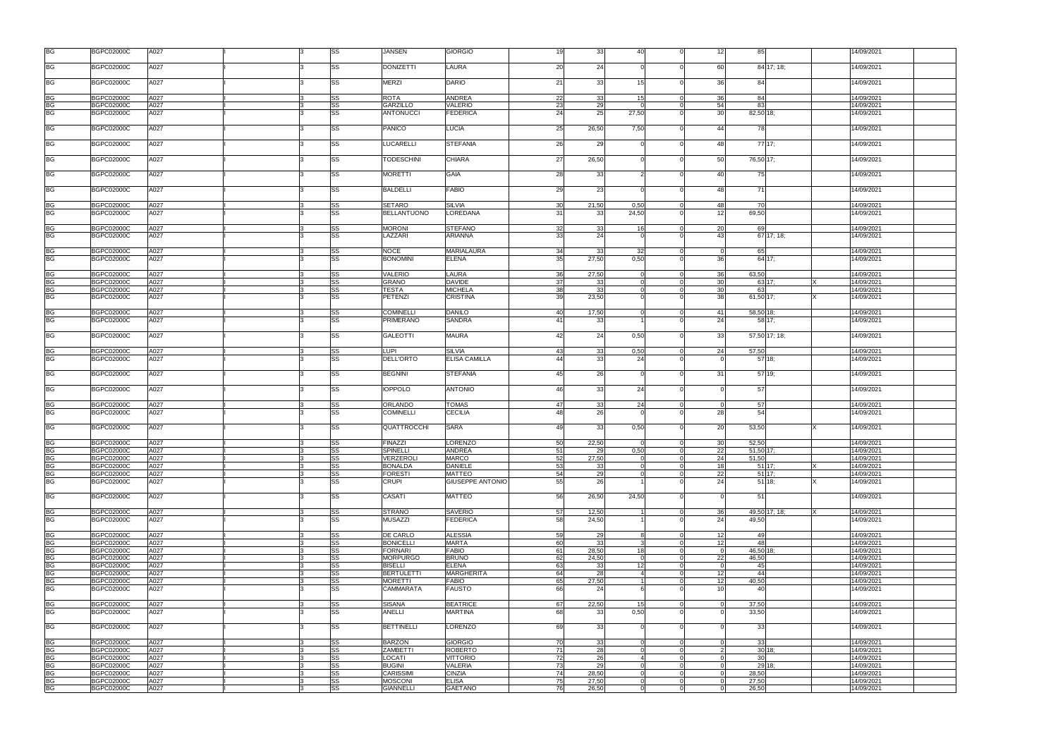| | | | | | | | | | | | | | | | | | |
|---|---|---|---|---|---|---|---|---|---|---|---|---|---|---|---|---|---|
| BG | BGPC02000C | A027 | I | 3 | SS | JANSEN | GIORGIO | 19 | 33 | 40 | 0 | 12 | 85 | | | 14/09/2021 | |
| BG | BGPC02000C | A027 | I | 3 | SS | DONIZETTI | LAURA | 20 | 24 | 0 | 0 | 60 | 84 | 17; 18; | | 14/09/2021 | |
| BG | BGPC02000C | A027 | I | 3 | SS | MERZI | DARIO | 21 | 33 | 15 | 0 | 36 | 84 | | | 14/09/2021 | |
| BG | BGPC02000C | A027 | I | 3 | SS | ROTA | ANDREA | 22 | 33 | 15 | 0 | 36 | 84 | | | 14/09/2021 | |
| BG | BGPC02000C | A027 | I | 3 | SS | GARZILLO | VALERIO | 23 | 29 | 0 | 0 | 54 | 83 | | | 14/09/2021 | |
| BG | BGPC02000C | A027 | I | 3 | SS | ANTONUCCI | FEDERICA | 24 | 25 | 27,50 | 0 | 30 | 82,50 | 18; | | 14/09/2021 | |
| BG | BGPC02000C | A027 | I | 3 | SS | PANICO | LUCIA | 25 | 26,50 | 7,50 | 0 | 44 | 78 | | | 14/09/2021 | |
| BG | BGPC02000C | A027 | I | 3 | SS | LUCARELLI | STEFANIA | 26 | 29 | 0 | 0 | 48 | 77 | 17; | | 14/09/2021 | |
| BG | BGPC02000C | A027 | I | 3 | SS | TODESCHINI | CHIARA | 27 | 26,50 | 0 | 0 | 50 | 76,50 | 17; | | 14/09/2021 | |
| BG | BGPC02000C | A027 | I | 3 | SS | MORETTI | GAIA | 28 | 33 | 2 | 0 | 40 | 75 | | | 14/09/2021 | |
| BG | BGPC02000C | A027 | I | 3 | SS | BALDELLI | FABIO | 29 | 23 | 0 | 0 | 48 | 71 | | | 14/09/2021 | |
| BG | BGPC02000C | A027 | I | 3 | SS | SETARO | SILVIA | 30 | 21,50 | 0,50 | 0 | 48 | 70 | | | 14/09/2021 | |
| BG | BGPC02000C | A027 | I | 3 | SS | BELLANTUONO | LOREDANA | 31 | 33 | 24,50 | 0 | 12 | 69,50 | | | 14/09/2021 | |
| BG | BGPC02000C | A027 | I | 3 | SS | MORONI | STEFANO | 32 | 33 | 16 | 0 | 20 | 69 | | | 14/09/2021 | |
| BG | BGPC02000C | A027 | I | 3 | SS | LAZZARI | ARIANNA | 33 | 24 | 0 | 0 | 43 | 67 | 17; 18; | | 14/09/2021 | |
| BG | BGPC02000C | A027 | I | 3 | SS | NOCE | MARIALAURA | 34 | 33 | 32 | 0 | 0 | 65 | | | 14/09/2021 | |
| BG | BGPC02000C | A027 | I | 3 | SS | BONOMINI | ELENA | 35 | 27,50 | 0,50 | 0 | 36 | 64 | 17; | | 14/09/2021 | |
| BG | BGPC02000C | A027 | I | 3 | SS | VALERIO | LAURA | 36 | 27,50 | 0 | 0 | 36 | 63,50 | | | 14/09/2021 | |
| BG | BGPC02000C | A027 | I | 3 | SS | GRANO | DAVIDE | 37 | 33 | 0 | 0 | 30 | 63 | 17; | X | 14/09/2021 | |
| BG | BGPC02000C | A027 | I | 3 | SS | TESTA | MICHELA | 38 | 33 | 0 | 0 | 30 | 63 | | | 14/09/2021 | |
| BG | BGPC02000C | A027 | I | 3 | SS | PETENZI | CRISTINA | 39 | 23,50 | 0 | 0 | 38 | 61,50 | 17; | X | 14/09/2021 | |
| BG | BGPC02000C | A027 | I | 3 | SS | COMINELLI | DANILO | 40 | 17,50 | 0 | 0 | 41 | 58,50 | 18; | | 14/09/2021 | |
| BG | BGPC02000C | A027 | I | 3 | SS | PRIMERANO | SANDRA | 41 | 33 | 1 | 0 | 24 | 58 | 17; | | 14/09/2021 | |
| BG | BGPC02000C | A027 | I | 3 | SS | GALEOTTI | MAURA | 42 | 24 | 0,50 | 0 | 33 | 57,50 | 17; 18; | | 14/09/2021 | |
| BG | BGPC02000C | A027 | I | 3 | SS | LUPI | SILVIA | 43 | 33 | 0,50 | 0 | 24 | 57,50 | | | 14/09/2021 | |
| BG | BGPC02000C | A027 | I | 3 | SS | DELL'ORTO | ELISA CAMILLA | 44 | 33 | 24 | 0 | 0 | 57 | 18; | | 14/09/2021 | |
| BG | BGPC02000C | A027 | I | 3 | SS | BEGNINI | STEFANIA | 45 | 26 | 0 | 0 | 31 | 57 | 19; | | 14/09/2021 | |
| BG | BGPC02000C | A027 | I | 3 | SS | IOPPOLO | ANTONIO | 46 | 33 | 24 | 0 | 0 | 57 | | | 14/09/2021 | |
| BG | BGPC02000C | A027 | I | 3 | SS | ORLANDO | TOMAS | 47 | 33 | 24 | 0 | 0 | 57 | | | 14/09/2021 | |
| BG | BGPC02000C | A027 | I | 3 | SS | COMINELLI | CECILIA | 48 | 26 | 0 | 0 | 28 | 54 | | | 14/09/2021 | |
| BG | BGPC02000C | A027 | I | 3 | SS | QUATTROCCHI | SARA | 49 | 33 | 0,50 | 0 | 20 | 53,50 | | X | 14/09/2021 | |
| BG | BGPC02000C | A027 | I | 3 | SS | FINAZZI | LORENZO | 50 | 22,50 | 0 | 0 | 30 | 52,50 | | | 14/09/2021 | |
| BG | BGPC02000C | A027 | I | 3 | SS | SPINELLI | ANDREA | 51 | 29 | 0,50 | 0 | 22 | 51,50 | 17; | | 14/09/2021 | |
| BG | BGPC02000C | A027 | I | 3 | SS | VERZEROLI | MARCO | 52 | 27,50 | 0 | 0 | 24 | 51,50 | | | 14/09/2021 | |
| BG | BGPC02000C | A027 | I | 3 | SS | BONALDA | DANIELE | 53 | 33 | 0 | 0 | 18 | 51 | 17; | X | 14/09/2021 | |
| BG | BGPC02000C | A027 | I | 3 | SS | FORESTI | MATTEO | 54 | 29 | 0 | 0 | 22 | 51 | 17; | | 14/09/2021 | |
| BG | BGPC02000C | A027 | I | 3 | SS | CRUPI | GIUSEPPE ANTONIO | 55 | 26 | 1 | 0 | 24 | 51 | 18; | X | 14/09/2021 | |
| BG | BGPC02000C | A027 | I | 3 | SS | CASATI | MATTEO | 56 | 26,50 | 24,50 | 0 | 0 | 51 | | | 14/09/2021 | |
| BG | BGPC02000C | A027 | I | 3 | SS | STRANO | SAVERIO | 57 | 12,50 | 1 | 0 | 36 | 49,50 | 17; 18; | X | 14/09/2021 | |
| BG | BGPC02000C | A027 | I | 3 | SS | MUSAZZI | FEDERICA | 58 | 24,50 | 1 | 0 | 24 | 49,50 | | | 14/09/2021 | |
| BG | BGPC02000C | A027 | I | 3 | SS | DE CARLO | ALESSIA | 59 | 29 | 8 | 0 | 12 | 49 | | | 14/09/2021 | |
| BG | BGPC02000C | A027 | I | 3 | SS | BONICELLI | MARTA | 60 | 33 | 3 | 0 | 12 | 48 | | | 14/09/2021 | |
| BG | BGPC02000C | A027 | I | 3 | SS | FORNARI | FABIO | 61 | 28,50 | 18 | 0 | 0 | 46,50 | 18; | | 14/09/2021 | |
| BG | BGPC02000C | A027 | I | 3 | SS | MORPURGO | BRUNO | 62 | 24,50 | 0 | 0 | 22 | 46,50 | | | 14/09/2021 | |
| BG | BGPC02000C | A027 | I | 3 | SS | BISELLI | ELENA | 63 | 33 | 12 | 0 | 0 | 45 | | | 14/09/2021 | |
| BG | BGPC02000C | A027 | I | 3 | SS | BERTULETTI | MARGHERITA | 64 | 28 | 4 | 0 | 12 | 44 | | | 14/09/2021 | |
| BG | BGPC02000C | A027 | I | 3 | SS | MORETTI | FABIO | 65 | 27,50 | 1 | 0 | 12 | 40,50 | | | 14/09/2021 | |
| BG | BGPC02000C | A027 | I | 3 | SS | CAMMARATA | FAUSTO | 66 | 24 | 6 | 0 | 10 | 40 | | | 14/09/2021 | |
| BG | BGPC02000C | A027 | I | 3 | SS | SISANA | BEATRICE | 67 | 22,50 | 15 | 0 | 0 | 37,50 | | | 14/09/2021 | |
| BG | BGPC02000C | A027 | I | 3 | SS | ANELLI | MARTINA | 68 | 33 | 0,50 | 0 | 0 | 33,50 | | | 14/09/2021 | |
| BG | BGPC02000C | A027 | I | 3 | SS | BETTINELLI | LORENZO | 69 | 33 | 0 | 0 | 0 | 33 | | | 14/09/2021 | |
| BG | BGPC02000C | A027 | I | 3 | SS | BARZON | GIORGIO | 70 | 33 | 0 | 0 | 0 | 33 | | | 14/09/2021 | |
| BG | BGPC02000C | A027 | I | 3 | SS | ZAMBETTI | ROBERTO | 71 | 28 | 0 | 0 | 2 | 30 | 18; | | 14/09/2021 | |
| BG | BGPC02000C | A027 | I | 3 | SS | LOCATI | VITTORIO | 72 | 26 | 4 | 0 | 0 | 30 | | | 14/09/2021 | |
| BG | BGPC02000C | A027 | I | 3 | SS | BUGINI | VALERIA | 73 | 29 | 0 | 0 | 0 | 29 | 18; | | 14/09/2021 | |
| BG | BGPC02000C | A027 | I | 3 | SS | CARISSIMI | CINZIA | 74 | 28,50 | 0 | 0 | 0 | 28,50 | | | 14/09/2021 | |
| BG | BGPC02000C | A027 | I | 3 | SS | MOSCONI | ELISA | 75 | 27,50 | 0 | 0 | 0 | 27,50 | | | 14/09/2021 | |
| BG | BGPC02000C | A027 | I | 3 | SS | GIANNELLI | GAETANO | 76 | 26,50 | 0 | 0 | 0 | 26,50 | | | 14/09/2021 | |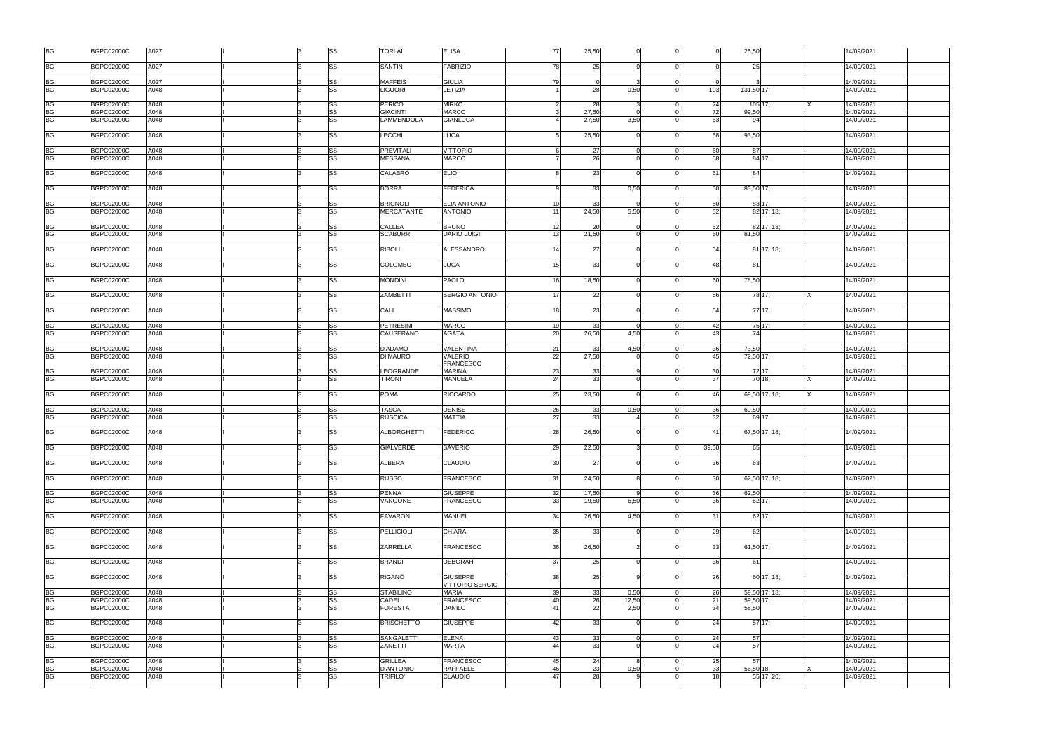| | | | | | | | | | | | | | | | | | | |
|---|---|---|---|---|---|---|---|---|---|---|---|---|---|---|---|---|---|---|
| BG | BGPC02000C | A027 | | I | 3 | SS | TORLAI | ELISA | 77 | 25,50 | 0 | 0 | 0 | 25,50 | | | 14/09/2021 | |
| BG | BGPC02000C | A027 | | I | 3 | SS | SANTIN | FABRIZIO | 78 | 25 | 0 | 0 | 0 | 25 | | | 14/09/2021 | |
| BG | BGPC02000C | A027 | | I | 3 | SS | MAFFEIS | GIULIA | 79 | 0 | 3 | 0 | 0 | 3 | | | 14/09/2021 | |
| BG | BGPC02000C | A048 | | I | 3 | SS | LIGUORI | LETIZIA | 1 | 28 | 0,50 | 0 | 103 | 131,50 | 17; | | 14/09/2021 | |
| BG | BGPC02000C | A048 | | I | 3 | SS | PERICO | MIRKO | 2 | 28 | 3 | 0 | 74 | 105 | 17; | X | 14/09/2021 | |
| BG | BGPC02000C | A048 | | I | 3 | SS | GIACINTI | MARCO | 3 | 27,50 | 0 | 0 | 72 | 99,50 | | | 14/09/2021 | |
| BG | BGPC02000C | A048 | | I | 3 | SS | LAMMENDOLA | GIANLUCA | 4 | 27,50 | 3,50 | 0 | 63 | 94 | | | 14/09/2021 | |
| BG | BGPC02000C | A048 | | I | 3 | SS | LECCHI | LUCA | 5 | 25,50 | 0 | 0 | 68 | 93,50 | | | 14/09/2021 | |
| BG | BGPC02000C | A048 | | I | 3 | SS | PREVITALI | VITTORIO | 6 | 27 | 0 | 0 | 60 | 87 | | | 14/09/2021 | |
| BG | BGPC02000C | A048 | | I | 3 | SS | MESSANA | MARCO | 7 | 26 | 0 | 0 | 58 | 84 | 17; | | 14/09/2021 | |
| BG | BGPC02000C | A048 | | I | 3 | SS | CALABRO | ELIO | 8 | 23 | 0 | 0 | 61 | 84 | | | 14/09/2021 | |
| BG | BGPC02000C | A048 | | I | 3 | SS | BORRA | FEDERICA | 9 | 33 | 0,50 | 0 | 50 | 83,50 | 17; | | 14/09/2021 | |
| BG | BGPC02000C | A048 | | I | 3 | SS | BRIGNOLI | ELIA ANTONIO | 10 | 33 | 0 | 0 | 50 | 83 | 17; | | 14/09/2021 | |
| BG | BGPC02000C | A048 | | I | 3 | SS | MERCATANTE | ANTONIO | 11 | 24,50 | 5,50 | 0 | 52 | 82 | 17; 18; | | 14/09/2021 | |
| BG | BGPC02000C | A048 | | I | 3 | SS | CALLEA | BRUNO | 12 | 20 | 0 | 0 | 62 | 82 | 17; 18; | | 14/09/2021 | |
| BG | BGPC02000C | A048 | | I | 3 | SS | SCABURRI | DARIO LUIGI | 13 | 21,50 | 0 | 0 | 60 | 81,50 | | | 14/09/2021 | |
| BG | BGPC02000C | A048 | | I | 3 | SS | RIBOLI | ALESSANDRO | 14 | 27 | 0 | 0 | 54 | 81 | 17; 18; | | 14/09/2021 | |
| BG | BGPC02000C | A048 | | I | 3 | SS | COLOMBO | LUCA | 15 | 33 | 0 | 0 | 48 | 81 | | | 14/09/2021 | |
| BG | BGPC02000C | A048 | | I | 3 | SS | MONDINI | PAOLO | 16 | 18,50 | 0 | 0 | 60 | 78,50 | | | 14/09/2021 | |
| BG | BGPC02000C | A048 | | I | 3 | SS | ZAMBETTI | SERGIO ANTONIO | 17 | 22 | 0 | 0 | 56 | 78 | 17; | X | 14/09/2021 | |
| BG | BGPC02000C | A048 | | I | 3 | SS | CALI' | MASSIMO | 18 | 23 | 0 | 0 | 54 | 77 | 17; | | 14/09/2021 | |
| BG | BGPC02000C | A048 | | I | 3 | SS | PETRESINI | MARCO | 19 | 33 | 0 | 0 | 42 | 75 | 17; | | 14/09/2021 | |
| BG | BGPC02000C | A048 | | I | 3 | SS | CAUSERANO | AGATA | 20 | 26,50 | 4,50 | 0 | 43 | 74 | | | 14/09/2021 | |
| BG | BGPC02000C | A048 | | I | 3 | SS | D'ADAMO | VALENTINA | 21 | 33 | 4,50 | 0 | 36 | 73,50 | | | 14/09/2021 | |
| BG | BGPC02000C | A048 | | I | 3 | SS | DI MAURO | VALERIO FRANCESCO | 22 | 27,50 | 0 | 0 | 45 | 72,50 | 17; | | 14/09/2021 | |
| BG | BGPC02000C | A048 | | I | 3 | SS | LEOGRANDE | MARINA | 23 | 33 | 9 | 0 | 30 | 72 | 17; | | 14/09/2021 | |
| BG | BGPC02000C | A048 | | I | 3 | SS | TIRONI | MANUELA | 24 | 33 | 0 | 0 | 37 | 70 | 18; | X | 14/09/2021 | |
| BG | BGPC02000C | A048 | | I | 3 | SS | POMA | RICCARDO | 25 | 23,50 | 0 | 0 | 46 | 69,50 | 17; 18; | X | 14/09/2021 | |
| BG | BGPC02000C | A048 | | I | 3 | SS | TASCA | DENISE | 26 | 33 | 0,50 | 0 | 36 | 69,50 | | | 14/09/2021 | |
| BG | BGPC02000C | A048 | | I | 3 | SS | RUSCICA | MATTIA | 27 | 33 | 4 | 0 | 32 | 69 | 17; | | 14/09/2021 | |
| BG | BGPC02000C | A048 | | I | 3 | SS | ALBORGHETTI | FEDERICO | 28 | 26,50 | 0 | 0 | 41 | 67,50 | 17; 18; | | 14/09/2021 | |
| BG | BGPC02000C | A048 | | I | 3 | SS | GIALVERDE | SAVERIO | 29 | 22,50 | 3 | 0 | 39,50 | 65 | | | 14/09/2021 | |
| BG | BGPC02000C | A048 | | I | 3 | SS | ALBERA | CLAUDIO | 30 | 27 | 0 | 0 | 36 | 63 | | | 14/09/2021 | |
| BG | BGPC02000C | A048 | | I | 3 | SS | RUSSO | FRANCESCO | 31 | 24,50 | 8 | 0 | 30 | 62,50 | 17; 18; | | 14/09/2021 | |
| BG | BGPC02000C | A048 | | I | 3 | SS | PENNA | GIUSEPPE | 32 | 17,50 | 9 | 0 | 36 | 62,50 | | | 14/09/2021 | |
| BG | BGPC02000C | A048 | | I | 3 | SS | VANGONE | FRANCESCO | 33 | 19,50 | 6,50 | 0 | 36 | 62 | 17; | | 14/09/2021 | |
| BG | BGPC02000C | A048 | | I | 3 | SS | FAVARON | MANUEL | 34 | 26,50 | 4,50 | 0 | 31 | 62 | 17; | | 14/09/2021 | |
| BG | BGPC02000C | A048 | | I | 3 | SS | PELLICIOLI | CHIARA | 35 | 33 | 0 | 0 | 29 | 62 | | | 14/09/2021 | |
| BG | BGPC02000C | A048 | | I | 3 | SS | ZARRELLA | FRANCESCO | 36 | 26,50 | 2 | 0 | 33 | 61,50 | 17; | | 14/09/2021 | |
| BG | BGPC02000C | A048 | | I | 3 | SS | BRANDI | DEBORAH | 37 | 25 | 0 | 0 | 36 | 61 | | | 14/09/2021 | |
| BG | BGPC02000C | A048 | | I | 3 | SS | RIGANO | GIUSEPPE VITTORIO SERGIO | 38 | 25 | 9 | 0 | 26 | 60 | 17; 18; | | 14/09/2021 | |
| BG | BGPC02000C | A048 | | I | 3 | SS | STABILINO | MARIA | 39 | 33 | 0,50 | 0 | 26 | 59,50 | 17; 18; | | 14/09/2021 | |
| BG | BGPC02000C | A048 | | I | 3 | SS | CADEI | FRANCESCO | 40 | 26 | 12,50 | 0 | 21 | 59,50 | 17; | | 14/09/2021 | |
| BG | BGPC02000C | A048 | | I | 3 | SS | FORESTA | DANILO | 41 | 22 | 2,50 | 0 | 34 | 58,50 | | | 14/09/2021 | |
| BG | BGPC02000C | A048 | | I | 3 | SS | BRISCHETTO | GIUSEPPE | 42 | 33 | 0 | 0 | 24 | 57 | 17; | | 14/09/2021 | |
| BG | BGPC02000C | A048 | | I | 3 | SS | SANGALETTI | ELENA | 43 | 33 | 0 | 0 | 24 | 57 | | | 14/09/2021 | |
| BG | BGPC02000C | A048 | | I | 3 | SS | ZANETTI | MARTA | 44 | 33 | 0 | 0 | 24 | 57 | | | 14/09/2021 | |
| BG | BGPC02000C | A048 | | I | 3 | SS | GRILLEA | FRANCESCO | 45 | 24 | 8 | 0 | 25 | 57 | | | 14/09/2021 | |
| BG | BGPC02000C | A048 | | I | 3 | SS | D'ANTONIO | RAFFAELE | 46 | 23 | 0,50 | 0 | 33 | 56,50 | 18; | X | 14/09/2021 | |
| BG | BGPC02000C | A048 | | I | 3 | SS | TRIFILO' | CLAUDIO | 47 | 28 | 9 | 0 | 18 | 55 | 17; 20; | | 14/09/2021 | |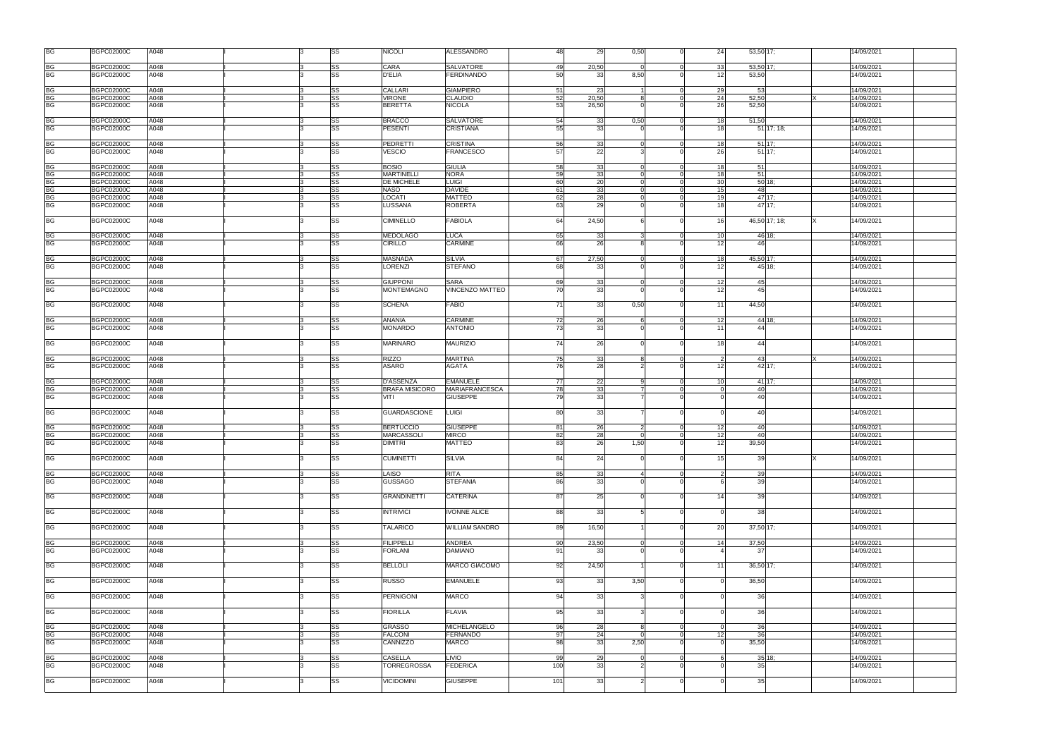| | | | | | | | | | | | | | | | | | | |
|---|---|---|---|---|---|---|---|---|---|---|---|---|---|---|---|---|---|---|
| BG | BGPC02000C | A048 | | I | 3 | SS | NICOLI | ALESSANDRO | 48 | 29 | 0,50 | 0 | 24 | 53,50 | 17; | | 14/09/2021 | |
| BG | BGPC02000C | A048 | | I | 3 | SS | CARA | SALVATORE | 49 | 20,50 | 0 | 0 | 33 | 53,50 | 17; | | 14/09/2021 | |
| BG | BGPC02000C | A048 | | I | 3 | SS | D'ELIA | FERDINANDO | 50 | 33 | 8,50 | 0 | 12 | 53,50 | | | 14/09/2021 | |
| BG | BGPC02000C | A048 | | I | 3 | SS | CALLARI | GIAMPIERO | 51 | 23 | 1 | 0 | 29 | 53 | | | 14/09/2021 | |
| BG | BGPC02000C | A048 | | I | 3 | SS | VIRONE | CLAUDIO | 52 | 20,50 | 8 | 0 | 24 | 52,50 | | X | 14/09/2021 | |
| BG | BGPC02000C | A048 | | I | 3 | SS | BERETTA | NICOLA | 53 | 26,50 | 0 | 0 | 26 | 52,50 | | | 14/09/2021 | |
| BG | BGPC02000C | A048 | | I | 3 | SS | BRACCO | SALVATORE | 54 | 33 | 0,50 | 0 | 18 | 51,50 | | | 14/09/2021 | |
| BG | BGPC02000C | A048 | | I | 3 | SS | PESENTI | CRISTIANA | 55 | 33 | 0 | 0 | 18 | 51 | 17; 18; | | 14/09/2021 | |
| BG | BGPC02000C | A048 | | I | 3 | SS | PEDRETTI | CRISTINA | 56 | 33 | 0 | 0 | 18 | 51 | 17; | | 14/09/2021 | |
| BG | BGPC02000C | A048 | | I | 3 | SS | VESCIO | FRANCESCO | 57 | 22 | 3 | 0 | 26 | 51 | 17; | | 14/09/2021 | |
| BG | BGPC02000C | A048 | | I | 3 | SS | BOSIO | GIULIA | 58 | 33 | 0 | 0 | 18 | 51 | | | 14/09/2021 | |
| BG | BGPC02000C | A048 | | I | 3 | SS | MARTINELLI | NORA | 59 | 33 | 0 | 0 | 18 | 51 | | | 14/09/2021 | |
| BG | BGPC02000C | A048 | | I | 3 | SS | DE MICHELE | LUIGI | 60 | 20 | 0 | 0 | 30 | 50 | 18; | | 14/09/2021 | |
| BG | BGPC02000C | A048 | | I | 3 | SS | NASO | DAVIDE | 61 | 33 | 0 | 0 | 15 | 48 | | | 14/09/2021 | |
| BG | BGPC02000C | A048 | | I | 3 | SS | LOCATI | MATTEO | 62 | 28 | 0 | 0 | 19 | 47 | 17; | | 14/09/2021 | |
| BG | BGPC02000C | A048 | | I | 3 | SS | LUSSANA | ROBERTA | 63 | 29 | 0 | 0 | 18 | 47 | 17; | | 14/09/2021 | |
| BG | BGPC02000C | A048 | | I | 3 | SS | CIMINELLO | FABIOLA | 64 | 24,50 | 6 | 0 | 16 | 46,50 | 17; 18; | X | 14/09/2021 | |
| BG | BGPC02000C | A048 | | I | 3 | SS | MEDOLAGO | LUCA | 65 | 33 | 3 | 0 | 10 | 46 | 18; | | 14/09/2021 | |
| BG | BGPC02000C | A048 | | I | 3 | SS | CIRILLO | CARMINE | 66 | 26 | 8 | 0 | 12 | 46 | | | 14/09/2021 | |
| BG | BGPC02000C | A048 | | I | 3 | SS | MASNADA | SILVIA | 67 | 27,50 | 0 | 0 | 18 | 45,50 | 17; | | 14/09/2021 | |
| BG | BGPC02000C | A048 | | I | 3 | SS | LORENZI | STEFANO | 68 | 33 | 0 | 0 | 12 | 45 | 18; | | 14/09/2021 | |
| BG | BGPC02000C | A048 | | I | 3 | SS | GIUPPONI | SARA | 69 | 33 | 0 | 0 | 12 | 45 | | | 14/09/2021 | |
| BG | BGPC02000C | A048 | | I | 3 | SS | MONTEMAGNO | VINCENZO MATTEO | 70 | 33 | 0 | 0 | 12 | 45 | | | 14/09/2021 | |
| BG | BGPC02000C | A048 | | I | 3 | SS | SCHENA | FABIO | 71 | 33 | 0,50 | 0 | 11 | 44,50 | | | 14/09/2021 | |
| BG | BGPC02000C | A048 | | I | 3 | SS | ANANIA | CARMINE | 72 | 26 | 6 | 0 | 12 | 44 | 18; | | 14/09/2021 | |
| BG | BGPC02000C | A048 | | I | 3 | SS | MONARDO | ANTONIO | 73 | 33 | 0 | 0 | 11 | 44 | | | 14/09/2021 | |
| BG | BGPC02000C | A048 | | I | 3 | SS | MARINARO | MAURIZIO | 74 | 26 | 0 | 0 | 18 | 44 | | | 14/09/2021 | |
| BG | BGPC02000C | A048 | | I | 3 | SS | RIZZO | MARTINA | 75 | 33 | 8 | 0 | 2 | 43 | | X | 14/09/2021 | |
| BG | BGPC02000C | A048 | | I | 3 | SS | ASARO | AGATA | 76 | 28 | 2 | 0 | 12 | 42 | 17; | | 14/09/2021 | |
| BG | BGPC02000C | A048 | | I | 3 | SS | D'ASSENZA | EMANUELE | 77 | 22 | 9 | 0 | 10 | 41 | 17; | | 14/09/2021 | |
| BG | BGPC02000C | A048 | | I | 3 | SS | BRAFA MISICORO | MARIAFRANCESCA | 78 | 33 | 7 | 0 | 0 | 40 | | | 14/09/2021 | |
| BG | BGPC02000C | A048 | | I | 3 | SS | VITI | GIUSEPPE | 79 | 33 | 7 | 0 | 0 | 40 | | | 14/09/2021 | |
| BG | BGPC02000C | A048 | | I | 3 | SS | GUARDASCIONE | LUIGI | 80 | 33 | 7 | 0 | 0 | 40 | | | 14/09/2021 | |
| BG | BGPC02000C | A048 | | I | 3 | SS | BERTUCCIO | GIUSEPPE | 81 | 26 | 2 | 0 | 12 | 40 | | | 14/09/2021 | |
| BG | BGPC02000C | A048 | | I | 3 | SS | MARCASSOLI | MIRCO | 82 | 28 | 0 | 0 | 12 | 40 | | | 14/09/2021 | |
| BG | BGPC02000C | A048 | | I | 3 | SS | DIMITRI | MATTEO | 83 | 26 | 1,50 | 0 | 12 | 39,50 | | | 14/09/2021 | |
| BG | BGPC02000C | A048 | | I | 3 | SS | CUMINETTI | SILVIA | 84 | 24 | 0 | 0 | 15 | 39 | | X | 14/09/2021 | |
| BG | BGPC02000C | A048 | | I | 3 | SS | LAISO | RITA | 85 | 33 | 4 | 0 | 2 | 39 | | | 14/09/2021 | |
| BG | BGPC02000C | A048 | | I | 3 | SS | GUSSAGO | STEFANIA | 86 | 33 | 0 | 0 | 6 | 39 | | | 14/09/2021 | |
| BG | BGPC02000C | A048 | | I | 3 | SS | GRANDINETTI | CATERINA | 87 | 25 | 0 | 0 | 14 | 39 | | | 14/09/2021 | |
| BG | BGPC02000C | A048 | | I | 3 | SS | INTRIVICI | IVONNE ALICE | 88 | 33 | 5 | 0 | 0 | 38 | | | 14/09/2021 | |
| BG | BGPC02000C | A048 | | I | 3 | SS | TALARICO | WILLIAM SANDRO | 89 | 16,50 | 1 | 0 | 20 | 37,50 | 17; | | 14/09/2021 | |
| BG | BGPC02000C | A048 | | I | 3 | SS | FILIPPELLI | ANDREA | 90 | 23,50 | 0 | 0 | 14 | 37,50 | | | 14/09/2021 | |
| BG | BGPC02000C | A048 | | I | 3 | SS | FORLANI | DAMIANO | 91 | 33 | 0 | 0 | 4 | 37 | | | 14/09/2021 | |
| BG | BGPC02000C | A048 | | I | 3 | SS | BELLOLI | MARCO GIACOMO | 92 | 24,50 | 1 | 0 | 11 | 36,50 | 17; | | 14/09/2021 | |
| BG | BGPC02000C | A048 | | I | 3 | SS | RUSSO | EMANUELE | 93 | 33 | 3,50 | 0 | 0 | 36,50 | | | 14/09/2021 | |
| BG | BGPC02000C | A048 | | I | 3 | SS | PERNIGONI | MARCO | 94 | 33 | 3 | 0 | 0 | 36 | | | 14/09/2021 | |
| BG | BGPC02000C | A048 | | I | 3 | SS | FIORILLA | FLAVIA | 95 | 33 | 3 | 0 | 0 | 36 | | | 14/09/2021 | |
| BG | BGPC02000C | A048 | | I | 3 | SS | GRASSO | MICHELANGELO | 96 | 28 | 8 | 0 | 0 | 36 | | | 14/09/2021 | |
| BG | BGPC02000C | A048 | | I | 3 | SS | FALCONI | FERNANDO | 97 | 24 | 0 | 0 | 12 | 36 | | | 14/09/2021 | |
| BG | BGPC02000C | A048 | | I | 3 | SS | CANNIZZO | MARCO | 98 | 33 | 2,50 | 0 | 0 | 35,50 | | | 14/09/2021 | |
| BG | BGPC02000C | A048 | | I | 3 | SS | CASELLA | LIVIO | 99 | 29 | 0 | 0 | 6 | 35 | 18; | | 14/09/2021 | |
| BG | BGPC02000C | A048 | | I | 3 | SS | TORREGROSSA | FEDERICA | 100 | 33 | 2 | 0 | 0 | 35 | | | 14/09/2021 | |
| BG | BGPC02000C | A048 | | I | 3 | SS | VICIDOMINI | GIUSEPPE | 101 | 33 | 2 | 0 | 0 | 35 | | | 14/09/2021 | |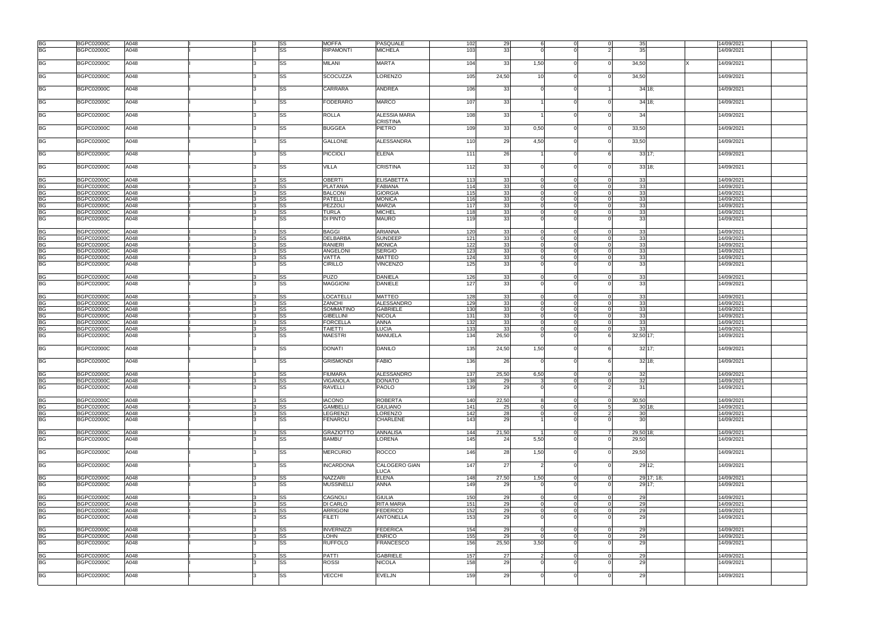| | | | | | | | | | | | | | | | | | | |
|---|---|---|---|---|---|---|---|---|---|---|---|---|---|---|---|---|---|---|
| BG | BGPC02000C | A048 | | I | 3 | SS | MOFFA | PASQUALE | 102 | 29 | 6 | 0 | 0 | 35 | | | 14/09/2021 | |
| BG | BGPC02000C | A048 | | I | 3 | SS | RIPAMONTI | MICHELA | 103 | 33 | 0 | 0 | 2 | 35 | | | 14/09/2021 | |
| BG | BGPC02000C | A048 | | I | 3 | SS | MILANI | MARTA | 104 | 33 | 1,50 | 0 | 0 | 34,50 | | X | 14/09/2021 | |
| BG | BGPC02000C | A048 | | I | 3 | SS | SCOCUZZA | LORENZO | 105 | 24,50 | 10 | 0 | 0 | 34,50 | | | 14/09/2021 | |
| BG | BGPC02000C | A048 | | I | 3 | SS | CARRARA | ANDREA | 106 | 33 | 0 | 0 | 1 | 34 | 18; | | 14/09/2021 | |
| BG | BGPC02000C | A048 | | I | 3 | SS | FODERARO | MARCO | 107 | 33 | 1 | 0 | 0 | 34 | 18; | | 14/09/2021 | |
| BG | BGPC02000C | A048 | | I | 3 | SS | ROLLA | ALESSIA MARIA CRISTINA | 108 | 33 | 1 | 0 | 0 | 34 | | | 14/09/2021 | |
| BG | BGPC02000C | A048 | | I | 3 | SS | BUGGEA | PIETRO | 109 | 33 | 0,50 | 0 | 0 | 33,50 | | | 14/09/2021 | |
| BG | BGPC02000C | A048 | | I | 3 | SS | GALLONE | ALESSANDRA | 110 | 29 | 4,50 | 0 | 0 | 33,50 | | | 14/09/2021 | |
| BG | BGPC02000C | A048 | | I | 3 | SS | PICCIOLI | ELENA | 111 | 26 | 1 | 0 | 6 | 33 | 17; | | 14/09/2021 | |
| BG | BGPC02000C | A048 | | I | 3 | SS | VILLA | CRISTINA | 112 | 33 | 0 | 0 | 0 | 33 | 18; | | 14/09/2021 | |
| BG | BGPC02000C | A048 | | I | 3 | SS | OBERTI | ELISABETTA | 113 | 33 | 0 | 0 | 0 | 33 | | | 14/09/2021 | |
| BG | BGPC02000C | A048 | | I | 3 | SS | PLATANIA | FABIANA | 114 | 33 | 0 | 0 | 0 | 33 | | | 14/09/2021 | |
| BG | BGPC02000C | A048 | | I | 3 | SS | BALCONI | GIORGIA | 115 | 33 | 0 | 0 | 0 | 33 | | | 14/09/2021 | |
| BG | BGPC02000C | A048 | | I | 3 | SS | PATELLI | MONICA | 116 | 33 | 0 | 0 | 0 | 33 | | | 14/09/2021 | |
| BG | BGPC02000C | A048 | | I | 3 | SS | PEZZOLI | MARZIA | 117 | 33 | 0 | 0 | 0 | 33 | | | 14/09/2021 | |
| BG | BGPC02000C | A048 | | I | 3 | SS | TURLA | MICHEL | 118 | 33 | 0 | 0 | 0 | 33 | | | 14/09/2021 | |
| BG | BGPC02000C | A048 | | I | 3 | SS | DI PINTO | MAURO | 119 | 33 | 0 | 0 | 0 | 33 | | | 14/09/2021 | |
| BG | BGPC02000C | A048 | | I | 3 | SS | BAGGI | ARIANNA | 120 | 33 | 0 | 0 | 0 | 33 | | | 14/09/2021 | |
| BG | BGPC02000C | A048 | | I | 3 | SS | DELBARBA | SUNDEEP | 121 | 33 | 0 | 0 | 0 | 33 | | | 14/09/2021 | |
| BG | BGPC02000C | A048 | | I | 3 | SS | RANIERI | MONICA | 122 | 33 | 0 | 0 | 0 | 33 | | | 14/09/2021 | |
| BG | BGPC02000C | A048 | | I | 3 | SS | ANGELONI | SERGIO | 123 | 33 | 0 | 0 | 0 | 33 | | | 14/09/2021 | |
| BG | BGPC02000C | A048 | | I | 3 | SS | VATTA | MATTEO | 124 | 33 | 0 | 0 | 0 | 33 | | | 14/09/2021 | |
| BG | BGPC02000C | A048 | | I | 3 | SS | CIRILLO | VINCENZO | 125 | 33 | 0 | 0 | 0 | 33 | | | 14/09/2021 | |
| BG | BGPC02000C | A048 | | I | 3 | SS | PUZO | DANIELA | 126 | 33 | 0 | 0 | 0 | 33 | | | 14/09/2021 | |
| BG | BGPC02000C | A048 | | I | 3 | SS | MAGGIONI | DANIELE | 127 | 33 | 0 | 0 | 0 | 33 | | | 14/09/2021 | |
| BG | BGPC02000C | A048 | | I | 3 | SS | LOCATELLI | MATTEO | 128 | 33 | 0 | 0 | 0 | 33 | | | 14/09/2021 | |
| BG | BGPC02000C | A048 | | I | 3 | SS | ZANCHI | ALESSANDRO | 129 | 33 | 0 | 0 | 0 | 33 | | | 14/09/2021 | |
| BG | BGPC02000C | A048 | | I | 3 | SS | SOMMATINO | GABRIELE | 130 | 33 | 0 | 0 | 0 | 33 | | | 14/09/2021 | |
| BG | BGPC02000C | A048 | | I | 3 | SS | GIBELLINI | NICOLA | 131 | 33 | 0 | 0 | 0 | 33 | | | 14/09/2021 | |
| BG | BGPC02000C | A048 | | I | 3 | SS | FORCELLA | ANNA | 132 | 33 | 0 | 0 | 0 | 33 | | | 14/09/2021 | |
| BG | BGPC02000C | A048 | | I | 3 | SS | TAIETTI | LUCIA | 133 | 33 | 0 | 0 | 0 | 33 | | | 14/09/2021 | |
| BG | BGPC02000C | A048 | | I | 3 | SS | MAESTRI | MANUELA | 134 | 26,50 | 0 | 0 | 6 | 32,50 | 17; | | 14/09/2021 | |
| BG | BGPC02000C | A048 | | I | 3 | SS | DONATI | DANILO | 135 | 24,50 | 1,50 | 0 | 6 | 32 | 17; | | 14/09/2021 | |
| BG | BGPC02000C | A048 | | I | 3 | SS | GRISMONDI | FABIO | 136 | 26 | 0 | 0 | 6 | 32 | 18; | | 14/09/2021 | |
| BG | BGPC02000C | A048 | | I | 3 | SS | FIUMARA | ALESSANDRO | 137 | 25,50 | 6,50 | 0 | 0 | 32 | | | 14/09/2021 | |
| BG | BGPC02000C | A048 | | I | 3 | SS | VIGANOLA | DONATO | 138 | 29 | 3 | 0 | 0 | 32 | | | 14/09/2021 | |
| BG | BGPC02000C | A048 | | I | 3 | SS | RAVELLI | PAOLO | 139 | 29 | 0 | 0 | 2 | 31 | | | 14/09/2021 | |
| BG | BGPC02000C | A048 | | I | 3 | SS | IACONO | ROBERTA | 140 | 22,50 | 8 | 0 | 0 | 30,50 | | | 14/09/2021 | |
| BG | BGPC02000C | A048 | | I | 3 | SS | GAMBELLI | GIULIANO | 141 | 25 | 0 | 0 | 5 | 30 | 18; | | 14/09/2021 | |
| BG | BGPC02000C | A048 | | I | 3 | SS | LEGRENZI | LORENZO | 142 | 28 | 0 | 0 | 2 | 30 | | | 14/09/2021 | |
| BG | BGPC02000C | A048 | | I | 3 | SS | FENAROLI | CHARLENE | 143 | 29 | 1 | 0 | 0 | 30 | | | 14/09/2021 | |
| BG | BGPC02000C | A048 | | I | 3 | SS | GRAZIOTTO | ANNALISA | 144 | 21,50 | 1 | 0 | 7 | 29,50 | 18; | | 14/09/2021 | |
| BG | BGPC02000C | A048 | | I | 3 | SS | BAMBU' | LORENA | 145 | 24 | 5,50 | 0 | 0 | 29,50 | | | 14/09/2021 | |
| BG | BGPC02000C | A048 | | I | 3 | SS | MERCURIO | ROCCO | 146 | 28 | 1,50 | 0 | 0 | 29,50 | | | 14/09/2021 | |
| BG | BGPC02000C | A048 | | I | 3 | SS | INCARDONA | CALOGERO GIAN LUCA | 147 | 27 | 2 | 0 | 0 | 29 | 12; | | 14/09/2021 | |
| BG | BGPC02000C | A048 | | I | 3 | SS | NAZZARI | ELENA | 148 | 27,50 | 1,50 | 0 | 0 | 29 | 17; 18; | | 14/09/2021 | |
| BG | BGPC02000C | A048 | | I | 3 | SS | MUSSINELLI | ANNA | 149 | 29 | 0 | 0 | 0 | 29 | 17; | | 14/09/2021 | |
| BG | BGPC02000C | A048 | | I | 3 | SS | CAGNOLI | GIULIA | 150 | 29 | 0 | 0 | 0 | 29 | | | 14/09/2021 | |
| BG | BGPC02000C | A048 | | I | 3 | SS | DI CARLO | RITA MARIA | 151 | 29 | 0 | 0 | 0 | 29 | | | 14/09/2021 | |
| BG | BGPC02000C | A048 | | I | 3 | SS | ARRIGONI | FEDERICO | 152 | 29 | 0 | 0 | 0 | 29 | | | 14/09/2021 | |
| BG | BGPC02000C | A048 | | I | 3 | SS | FILETI | ANTONELLA | 153 | 29 | 0 | 0 | 0 | 29 | | | 14/09/2021 | |
| BG | BGPC02000C | A048 | | I | 3 | SS | INVERNIZZI | FEDERICA | 154 | 29 | 0 | 0 | 0 | 29 | | | 14/09/2021 | |
| BG | BGPC02000C | A048 | | I | 3 | SS | LOHN | ENRICO | 155 | 29 | 0 | 0 | 0 | 29 | | | 14/09/2021 | |
| BG | BGPC02000C | A048 | | I | 3 | SS | RUFFOLO | FRANCESCO | 156 | 25,50 | 3,50 | 0 | 0 | 29 | | | 14/09/2021 | |
| BG | BGPC02000C | A048 | | I | 3 | SS | PATTI | GABRIELE | 157 | 27 | 2 | 0 | 0 | 29 | | | 14/09/2021 | |
| BG | BGPC02000C | A048 | | I | 3 | SS | ROSSI | NICOLA | 158 | 29 | 0 | 0 | 0 | 29 | | | 14/09/2021 | |
| BG | BGPC02000C | A048 | | I | 3 | SS | VECCHI | EVELJN | 159 | 29 | 0 | 0 | 0 | 29 | | | 14/09/2021 | |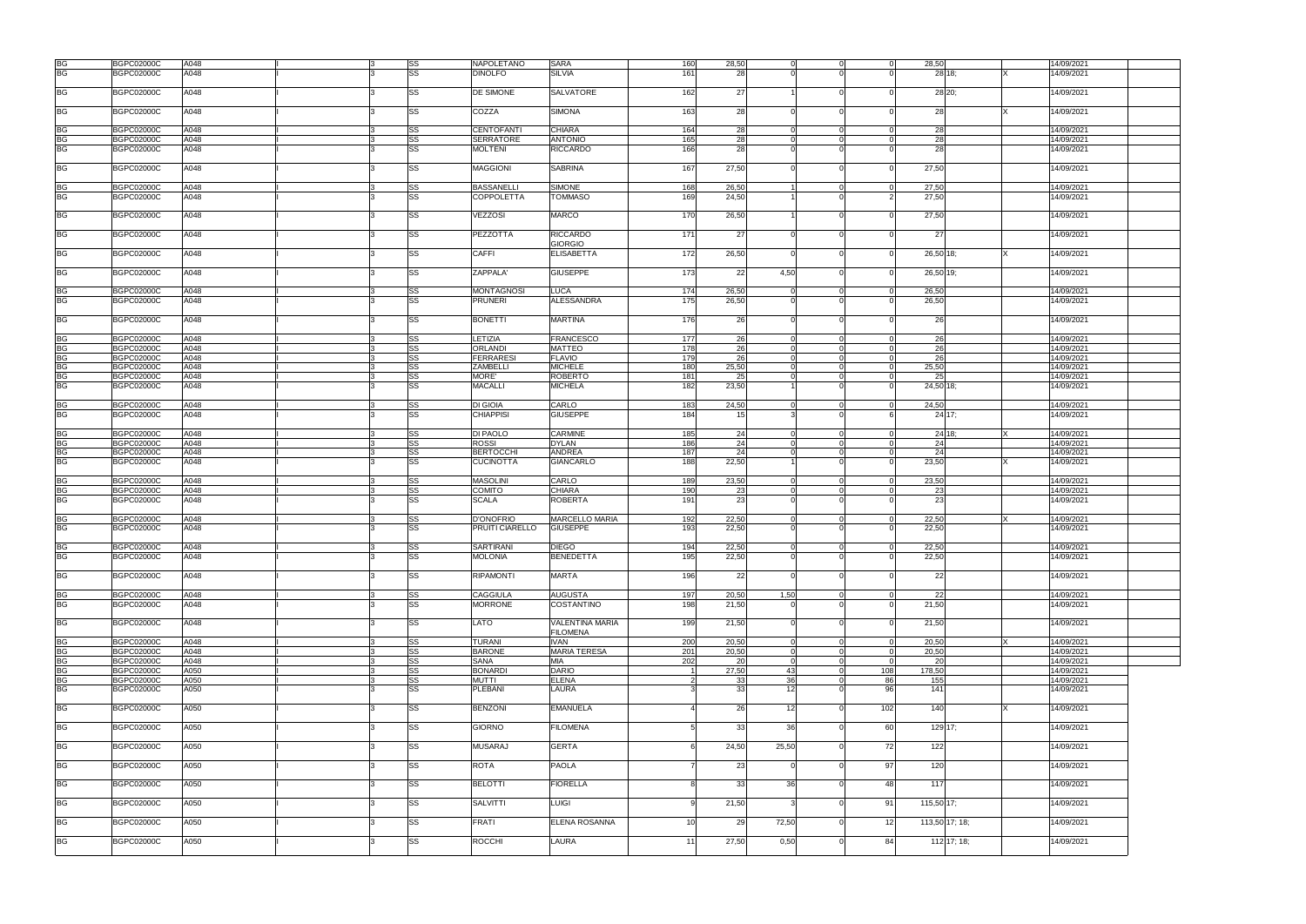| | | | | | | | | | | | | | | | | | | |
|---|---|---|---|---|---|---|---|---|---|---|---|---|---|---|---|---|---|---|
| BG | BGPC02000C | A048 | I | | 3 | SS | NAPOLETANO | SARA | 160 | 28,50 | 0 | 0 | 0 | 28,50 | | | 14/09/2021 | |
| BG | BGPC02000C | A048 | I | | 3 | SS | DINOLFO | SILVIA | 161 | 28 | 0 | 0 | 0 | 28 | 18; | X | 14/09/2021 | |
| BG | BGPC02000C | A048 | I | | 3 | SS | DE SIMONE | SALVATORE | 162 | 27 | 1 | 0 | 0 | 28 | 20; | | 14/09/2021 | |
| BG | BGPC02000C | A048 | I | | 3 | SS | COZZA | SIMONA | 163 | 28 | 0 | 0 | 0 | 28 | | X | 14/09/2021 | |
| BG | BGPC02000C | A048 | I | | 3 | SS | CENTOFANTI | CHIARA | 164 | 28 | 0 | 0 | 0 | 28 | | | 14/09/2021 | |
| BG | BGPC02000C | A048 | I | | 3 | SS | SERRATORE | ANTONIO | 165 | 28 | 0 | 0 | 0 | 28 | | | 14/09/2021 | |
| BG | BGPC02000C | A048 | I | | 3 | SS | MOLTENI | RICCARDO | 166 | 28 | 0 | 0 | 0 | 28 | | | 14/09/2021 | |
| BG | BGPC02000C | A048 | I | | 3 | SS | MAGGIONI | SABRINA | 167 | 27,50 | 0 | 0 | 0 | 27,50 | | | 14/09/2021 | |
| BG | BGPC02000C | A048 | I | | 3 | SS | BASSANELLI | SIMONE | 168 | 26,50 | 1 | 0 | 0 | 27,50 | | | 14/09/2021 | |
| BG | BGPC02000C | A048 | I | | 3 | SS | COPPOLETTA | TOMMASO | 169 | 24,50 | 1 | 0 | 2 | 27,50 | | | 14/09/2021 | |
| BG | BGPC02000C | A048 | I | | 3 | SS | VEZZOSI | MARCO | 170 | 26,50 | 1 | 0 | 0 | 27,50 | | | 14/09/2021 | |
| BG | BGPC02000C | A048 | I | | 3 | SS | PEZZOTTA | RICCARDO GIORGIO | 171 | 27 | 0 | 0 | 0 | 27 | | | 14/09/2021 | |
| BG | BGPC02000C | A048 | I | | 3 | SS | CAFFI | ELISABETTA | 172 | 26,50 | 0 | 0 | 0 | 26,50 | 18; | X | 14/09/2021 | |
| BG | BGPC02000C | A048 | I | | 3 | SS | ZAPPALA' | GIUSEPPE | 173 | 22 | 4,50 | 0 | 0 | 26,50 | 19; | | 14/09/2021 | |
| BG | BGPC02000C | A048 | I | | 3 | SS | MONTAGNOSI | LUCA | 174 | 26,50 | 0 | 0 | 0 | 26,50 | | | 14/09/2021 | |
| BG | BGPC02000C | A048 | I | | 3 | SS | PRUNERI | ALESSANDRA | 175 | 26,50 | 0 | 0 | 0 | 26,50 | | | 14/09/2021 | |
| BG | BGPC02000C | A048 | I | | 3 | SS | BONETTI | MARTINA | 176 | 26 | 0 | 0 | 0 | 26 | | | 14/09/2021 | |
| BG | BGPC02000C | A048 | I | | 3 | SS | LETIZIA | FRANCESCO | 177 | 26 | 0 | 0 | 0 | 26 | | | 14/09/2021 | |
| BG | BGPC02000C | A048 | I | | 3 | SS | ORLANDI | MATTEO | 178 | 26 | 0 | 0 | 0 | 26 | | | 14/09/2021 | |
| BG | BGPC02000C | A048 | I | | 3 | SS | FERRARESI | FLAVIO | 179 | 26 | 0 | 0 | 0 | 26 | | | 14/09/2021 | |
| BG | BGPC02000C | A048 | I | | 3 | SS | ZAMBELLI | MICHELE | 180 | 25,50 | 0 | 0 | 0 | 25,50 | | | 14/09/2021 | |
| BG | BGPC02000C | A048 | I | | 3 | SS | MORE' | ROBERTO | 181 | 25 | 0 | 0 | 0 | 25 | | | 14/09/2021 | |
| BG | BGPC02000C | A048 | I | | 3 | SS | MACALLI | MICHELA | 182 | 23,50 | 1 | 0 | 0 | 24,50 | 18; | | 14/09/2021 | |
| BG | BGPC02000C | A048 | I | | 3 | SS | DI GIOIA | CARLO | 183 | 24,50 | 0 | 0 | 0 | 24,50 | | | 14/09/2021 | |
| BG | BGPC02000C | A048 | I | | 3 | SS | CHIAPPISI | GIUSEPPE | 184 | 15 | 3 | 0 | 6 | 24 | 17; | | 14/09/2021 | |
| BG | BGPC02000C | A048 | I | | 3 | SS | DI PAOLO | CARMINE | 185 | 24 | 0 | 0 | 0 | 24 | 18; | X | 14/09/2021 | |
| BG | BGPC02000C | A048 | I | | 3 | SS | ROSSI | DYLAN | 186 | 24 | 0 | 0 | 0 | 24 | | | 14/09/2021 | |
| BG | BGPC02000C | A048 | I | | 3 | SS | BERTOCCHI | ANDREA | 187 | 24 | 0 | 0 | 0 | 24 | | | 14/09/2021 | |
| BG | BGPC02000C | A048 | I | | 3 | SS | CUCINOTTA | GIANCARLO | 188 | 22,50 | 1 | 0 | 0 | 23,50 | | X | 14/09/2021 | |
| BG | BGPC02000C | A048 | I | | 3 | SS | MASOLINI | CARLO | 189 | 23,50 | 0 | 0 | 0 | 23,50 | | | 14/09/2021 | |
| BG | BGPC02000C | A048 | I | | 3 | SS | COMITO | CHIARA | 190 | 23 | 0 | 0 | 0 | 23 | | | 14/09/2021 | |
| BG | BGPC02000C | A048 | I | | 3 | SS | SCALA | ROBERTA | 191 | 23 | 0 | 0 | 0 | 23 | | | 14/09/2021 | |
| BG | BGPC02000C | A048 | I | | 3 | SS | D'ONOFRIO | MARCELLO MARIA | 192 | 22,50 | 0 | 0 | 0 | 22,50 | | X | 14/09/2021 | |
| BG | BGPC02000C | A048 | I | | 3 | SS | PRUITI CIARELLO | GIUSEPPE | 193 | 22,50 | 0 | 0 | 0 | 22,50 | | | 14/09/2021 | |
| BG | BGPC02000C | A048 | I | | 3 | SS | SARTIRANI | DIEGO | 194 | 22,50 | 0 | 0 | 0 | 22,50 | | | 14/09/2021 | |
| BG | BGPC02000C | A048 | I | | 3 | SS | MOLONIA | BENEDETTA | 195 | 22,50 | 0 | 0 | 0 | 22,50 | | | 14/09/2021 | |
| BG | BGPC02000C | A048 | I | | 3 | SS | RIPAMONTI | MARTA | 196 | 22 | 0 | 0 | 0 | 22 | | | 14/09/2021 | |
| BG | BGPC02000C | A048 | I | | 3 | SS | CAGGIULA | AUGUSTA | 197 | 20,50 | 1,50 | 0 | 0 | 22 | | | 14/09/2021 | |
| BG | BGPC02000C | A048 | I | | 3 | SS | MORRONE | COSTANTINO | 198 | 21,50 | 0 | 0 | 0 | 21,50 | | | 14/09/2021 | |
| BG | BGPC02000C | A048 | I | | 3 | SS | LATO | VALENTINA MARIA FILOMENA | 199 | 21,50 | 0 | 0 | 0 | 21,50 | | | 14/09/2021 | |
| BG | BGPC02000C | A048 | I | | 3 | SS | TURANI | IVAN | 200 | 20,50 | 0 | 0 | 0 | 20,50 | | X | 14/09/2021 | |
| BG | BGPC02000C | A048 | I | | 3 | SS | BARONE | MARIA TERESA | 201 | 20,50 | 0 | 0 | 0 | 20,50 | | | 14/09/2021 | |
| BG | BGPC02000C | A048 | I | | 3 | SS | SANA | MIA | 202 | 20 | 0 | 0 | 0 | 20 | | | 14/09/2021 | |
| BG | BGPC02000C | A050 | I | | 3 | SS | BONARDI | DARIO | 1 | 27,50 | 43 | 0 | 108 | 178,50 | | | 14/09/2021 | |
| BG | BGPC02000C | A050 | I | | 3 | SS | MUTTI | ELENA | 2 | 33 | 36 | 0 | 86 | 155 | | | 14/09/2021 | |
| BG | BGPC02000C | A050 | I | | 3 | SS | PLEBANI | LAURA | 3 | 33 | 12 | 0 | 96 | 141 | | | 14/09/2021 | |
| BG | BGPC02000C | A050 | I | | 3 | SS | BENZONI | EMANUELA | 4 | 26 | 12 | 0 | 102 | 140 | | X | 14/09/2021 | |
| BG | BGPC02000C | A050 | I | | 3 | SS | GIORNO | FILOMENA | 5 | 33 | 36 | 0 | 60 | 129 | 17; | | 14/09/2021 | |
| BG | BGPC02000C | A050 | I | | 3 | SS | MUSARAJ | GERTA | 6 | 24,50 | 25,50 | 0 | 72 | 122 | | | 14/09/2021 | |
| BG | BGPC02000C | A050 | I | | 3 | SS | ROTA | PAOLA | 7 | 23 | 0 | 0 | 97 | 120 | | | 14/09/2021 | |
| BG | BGPC02000C | A050 | I | | 3 | SS | BELOTTI | FIORELLA | 8 | 33 | 36 | 0 | 48 | 117 | | | 14/09/2021 | |
| BG | BGPC02000C | A050 | I | | 3 | SS | SALVITTI | LUIGI | 9 | 21,50 | 3 | 0 | 91 | 115,50 | 17; | | 14/09/2021 | |
| BG | BGPC02000C | A050 | I | | 3 | SS | FRATI | ELENA ROSANNA | 10 | 29 | 72,50 | 0 | 12 | 113,50 | 17; 18; | | 14/09/2021 | |
| BG | BGPC02000C | A050 | I | | 3 | SS | ROCCHI | LAURA | 11 | 27,50 | 0,50 | 0 | 84 | 112 | 17; 18; | | 14/09/2021 | |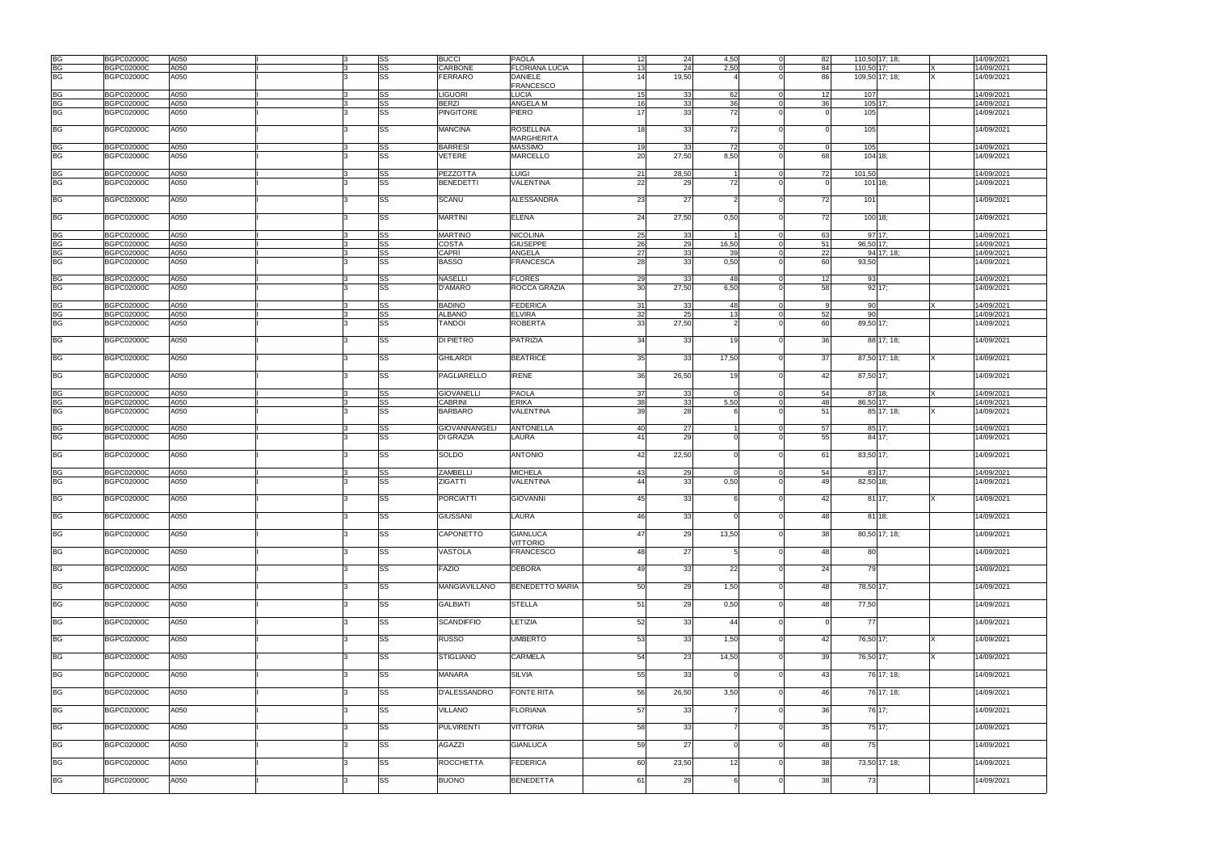| | | | | | | | | | | | | | | | | |
|---|---|---|---|---|---|---|---|---|---|---|---|---|---|---|---|---|
| BG | BGPC02000C | A050 | I | 3 | SS | BUCCI | PAOLA | 12 | 24 | 4,50 | 0 | 82 | 110,50 | 17; 18; | | 14/09/2021 |
| BG | BGPC02000C | A050 | I | 3 | SS | CARBONE | FLORIANA LUCIA | 13 | 24 | 2,50 | 0 | 84 | 110,50 | 17; | X | 14/09/2021 |
| BG | BGPC02000C | A050 | I | 3 | SS | FERRARO | DANIELE FRANCESCO | 14 | 19,50 | 4 | 0 | 86 | 109,50 | 17; 18; | X | 14/09/2021 |
| BG | BGPC02000C | A050 | I | 3 | SS | LIGUORI | LUCIA | 15 | 33 | 62 | 0 | 12 | 107 | | | 14/09/2021 |
| BG | BGPC02000C | A050 | I | 3 | SS | BERZI | ANGELA M | 16 | 33 | 36 | 0 | 36 | 105 | 17; | | 14/09/2021 |
| BG | BGPC02000C | A050 | I | 3 | SS | PINGITORE | PIERO | 17 | 33 | 72 | 0 | 0 | 105 | | | 14/09/2021 |
| BG | BGPC02000C | A050 | I | 3 | SS | MANCINA | ROSELLINA MARGHERITA | 18 | 33 | 72 | 0 | 0 | 105 | | | 14/09/2021 |
| BG | BGPC02000C | A050 | I | 3 | SS | BARRESI | MASSIMO | 19 | 33 | 72 | 0 | 0 | 105 | | | 14/09/2021 |
| BG | BGPC02000C | A050 | I | 3 | SS | VETERE | MARCELLO | 20 | 27,50 | 8,50 | 0 | 68 | 104 | 18; | | 14/09/2021 |
| BG | BGPC02000C | A050 | I | 3 | SS | PEZZOTTA | LUIGI | 21 | 28,50 | 1 | 0 | 72 | 101,50 | | | 14/09/2021 |
| BG | BGPC02000C | A050 | I | 3 | SS | BENEDETTI | VALENTINA | 22 | 29 | 72 | 0 | 0 | 101 | 18; | | 14/09/2021 |
| BG | BGPC02000C | A050 | I | 3 | SS | SCANU | ALESSANDRA | 23 | 27 | 2 | 0 | 72 | 101 | | | 14/09/2021 |
| BG | BGPC02000C | A050 | I | 3 | SS | MARTINI | ELENA | 24 | 27,50 | 0,50 | 0 | 72 | 100 | 18; | | 14/09/2021 |
| BG | BGPC02000C | A050 | I | 3 | SS | MARTINO | NICOLINA | 25 | 33 | 1 | 0 | 63 | 97 | 17; | | 14/09/2021 |
| BG | BGPC02000C | A050 | I | 3 | SS | COSTA | GIUSEPPE | 26 | 29 | 16,50 | 0 | 51 | 96,50 | 17; | | 14/09/2021 |
| BG | BGPC02000C | A050 | I | 3 | SS | CAPRÌ | ANGELA | 27 | 33 | 39 | 0 | 22 | 94 | 17; 18; | | 14/09/2021 |
| BG | BGPC02000C | A050 | I | 3 | SS | BASSO | FRANCESCA | 28 | 33 | 0,50 | 0 | 60 | 93,50 | | | 14/09/2021 |
| BG | BGPC02000C | A050 | I | 3 | SS | NASELLI | FLORES | 29 | 33 | 48 | 0 | 12 | 93 | | | 14/09/2021 |
| BG | BGPC02000C | A050 | I | 3 | SS | D'AMARO | ROCCA GRAZIA | 30 | 27,50 | 6,50 | 0 | 58 | 92 | 17; | | 14/09/2021 |
| BG | BGPC02000C | A050 | I | 3 | SS | BADINO | FEDERICA | 31 | 33 | 48 | 0 | 9 | 90 | | X | 14/09/2021 |
| BG | BGPC02000C | A050 | I | 3 | SS | ALBANO | ELVIRA | 32 | 25 | 13 | 0 | 52 | 90 | | | 14/09/2021 |
| BG | BGPC02000C | A050 | I | 3 | SS | TANDOI | ROBERTA | 33 | 27,50 | 2 | 0 | 60 | 89,50 | 17; | | 14/09/2021 |
| BG | BGPC02000C | A050 | I | 3 | SS | DI PIETRO | PATRIZIA | 34 | 33 | 19 | 0 | 36 | 88 | 17; 18; | | 14/09/2021 |
| BG | BGPC02000C | A050 | I | 3 | SS | GHILARDI | BEATRICE | 35 | 33 | 17,50 | 0 | 37 | 87,50 | 17; 18; | X | 14/09/2021 |
| BG | BGPC02000C | A050 | I | 3 | SS | PAGLIARELLO | IRENE | 36 | 26,50 | 19 | 0 | 42 | 87,50 | 17; | | 14/09/2021 |
| BG | BGPC02000C | A050 | I | 3 | SS | GIOVANELLI | PAOLA | 37 | 33 | 0 | 0 | 54 | 87 | 18; | X | 14/09/2021 |
| BG | BGPC02000C | A050 | I | 3 | SS | CABRINI | ERIKA | 38 | 33 | 5,50 | 0 | 48 | 86,50 | 17; | | 14/09/2021 |
| BG | BGPC02000C | A050 | I | 3 | SS | BARBARO | VALENTINA | 39 | 28 | 6 | 0 | 51 | 85 | 17; 18; | X | 14/09/2021 |
| BG | BGPC02000C | A050 | I | 3 | SS | GIOVANNANGELI | ANTONELLA | 40 | 27 | 1 | 0 | 57 | 85 | 17; | | 14/09/2021 |
| BG | BGPC02000C | A050 | I | 3 | SS | DI GRAZIA | LAURA | 41 | 29 | 0 | 0 | 55 | 84 | 17; | | 14/09/2021 |
| BG | BGPC02000C | A050 | I | 3 | SS | SOLDO | ANTONIO | 42 | 22,50 | 0 | 0 | 61 | 83,50 | 17; | | 14/09/2021 |
| BG | BGPC02000C | A050 | I | 3 | SS | ZAMBELLI | MICHELA | 43 | 29 | 0 | 0 | 54 | 83 | 17; | | 14/09/2021 |
| BG | BGPC02000C | A050 | I | 3 | SS | ZIGATTI | VALENTINA | 44 | 33 | 0,50 | 0 | 49 | 82,50 | 18; | | 14/09/2021 |
| BG | BGPC02000C | A050 | I | 3 | SS | PORCIATTI | GIOVANNI | 45 | 33 | 6 | 0 | 42 | 81 | 17; | X | 14/09/2021 |
| BG | BGPC02000C | A050 | I | 3 | SS | GIUSSANI | LAURA | 46 | 33 | 0 | 0 | 48 | 81 | 18; | | 14/09/2021 |
| BG | BGPC02000C | A050 | I | 3 | SS | CAPONETTO | GIANLUCA VITTORIO | 47 | 29 | 13,50 | 0 | 38 | 80,50 | 17; 18; | | 14/09/2021 |
| BG | BGPC02000C | A050 | I | 3 | SS | VASTOLA | FRANCESCO | 48 | 27 | 5 | 0 | 48 | 80 | | | 14/09/2021 |
| BG | BGPC02000C | A050 | I | 3 | SS | FAZIO | DEBORA | 49 | 33 | 22 | 0 | 24 | 79 | | | 14/09/2021 |
| BG | BGPC02000C | A050 | I | 3 | SS | MANGIAVILLANO | BENEDETTO MARIA | 50 | 29 | 1,50 | 0 | 48 | 78,50 | 17; | | 14/09/2021 |
| BG | BGPC02000C | A050 | I | 3 | SS | GALBIATI | STELLA | 51 | 29 | 0,50 | 0 | 48 | 77,50 | | | 14/09/2021 |
| BG | BGPC02000C | A050 | I | 3 | SS | SCANDIFFIO | LETIZIA | 52 | 33 | 44 | 0 | 0 | 77 | | | 14/09/2021 |
| BG | BGPC02000C | A050 | I | 3 | SS | RUSSO | UMBERTO | 53 | 33 | 1,50 | 0 | 42 | 76,50 | 17; | X | 14/09/2021 |
| BG | BGPC02000C | A050 | I | 3 | SS | STIGLIANO | CARMELA | 54 | 23 | 14,50 | 0 | 39 | 76,50 | 17; | X | 14/09/2021 |
| BG | BGPC02000C | A050 | I | 3 | SS | MANARA | SILVIA | 55 | 33 | 0 | 0 | 43 | 76 | 17; 18; | | 14/09/2021 |
| BG | BGPC02000C | A050 | I | 3 | SS | D'ALESSANDRO | FONTE RITA | 56 | 26,50 | 3,50 | 0 | 46 | 76 | 17; 18; | | 14/09/2021 |
| BG | BGPC02000C | A050 | I | 3 | SS | VILLANO | FLORIANA | 57 | 33 | 7 | 0 | 36 | 76 | 17; | | 14/09/2021 |
| BG | BGPC02000C | A050 | I | 3 | SS | PULVIRENTI | VITTORIA | 58 | 33 | 7 | 0 | 35 | 75 | 17; | | 14/09/2021 |
| BG | BGPC02000C | A050 | I | 3 | SS | AGAZZI | GIANLUCA | 59 | 27 | 0 | 0 | 48 | 75 | | | 14/09/2021 |
| BG | BGPC02000C | A050 | I | 3 | SS | ROCCHETTA | FEDERICA | 60 | 23,50 | 12 | 0 | 38 | 73,50 | 17; 18; | | 14/09/2021 |
| BG | BGPC02000C | A050 | I | 3 | SS | BUONO | BENEDETTA | 61 | 29 | 6 | 0 | 38 | 73 | | | 14/09/2021 |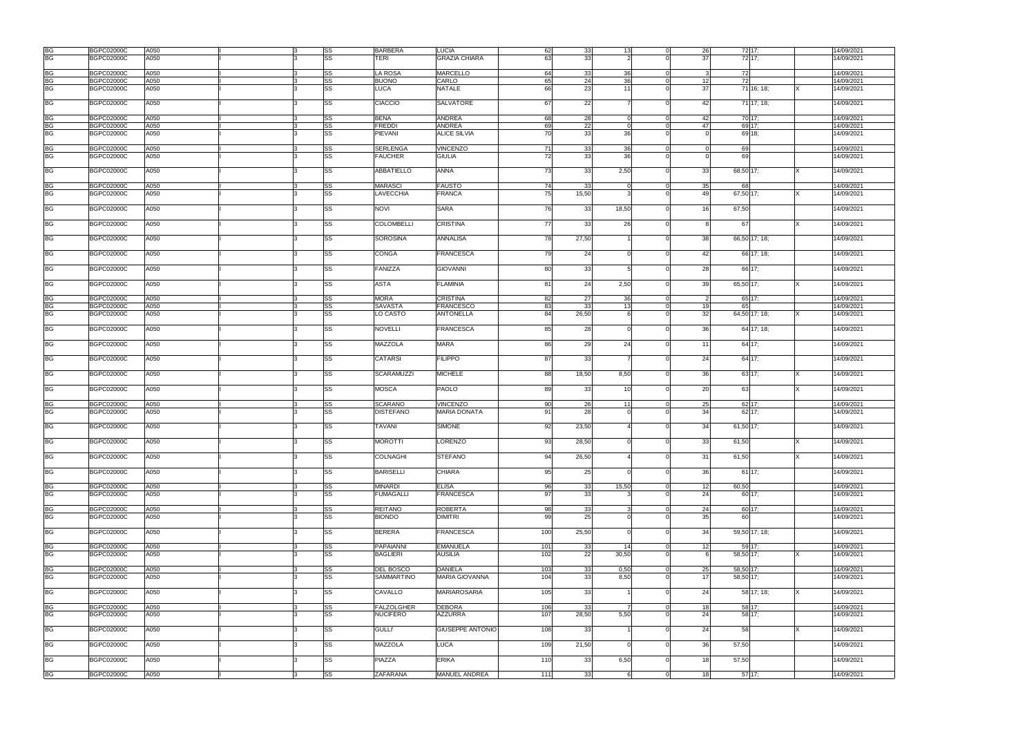| | | | | | | | | | | | | | | | | |
|---|---|---|---|---|---|---|---|---|---|---|---|---|---|---|---|---|
| BG | BGPC02000C | A050 | I | | 3 | SS | BARBERA | LUCIA | 62 | 33 | 13 | 0 | 26 | 72 | 17; | | 14/09/2021 |
| BG | BGPC02000C | A050 | I | | 3 | SS | TERI | GRAZIA CHIARA | 63 | 33 | 2 | 0 | 37 | 72 | 17; | | 14/09/2021 |
| BG | BGPC02000C | A050 | I | | 3 | SS | LA ROSA | MARCELLO | 64 | 33 | 36 | 0 | 3 | 72 | | | 14/09/2021 |
| BG | BGPC02000C | A050 | I | | 3 | SS | BUONO | CARLO | 65 | 24 | 36 | 0 | 12 | 72 | | | 14/09/2021 |
| BG | BGPC02000C | A050 | I | | 3 | SS | LUCA | NATALE | 66 | 23 | 11 | 0 | 37 | 71 | 16; 18; | X | 14/09/2021 |
| BG | BGPC02000C | A050 | I | | 3 | SS | CIACCIO | SALVATORE | 67 | 22 | 7 | 0 | 42 | 71 | 17; 18; | | 14/09/2021 |
| BG | BGPC02000C | A050 | I | | 3 | SS | BENA | ANDREA | 68 | 28 | 0 | 0 | 42 | 70 | 17; | | 14/09/2021 |
| BG | BGPC02000C | A050 | I | | 3 | SS | FREDDI | ANDREA | 69 | 22 | 0 | 0 | 47 | 69 | 17; | | 14/09/2021 |
| BG | BGPC02000C | A050 | I | | 3 | SS | PIEVANI | ALICE SILVIA | 70 | 33 | 36 | 0 | 0 | 69 | 18; | | 14/09/2021 |
| BG | BGPC02000C | A050 | I | | 3 | SS | SERLENGA | VINCENZO | 71 | 33 | 36 | 0 | 0 | 69 | | | 14/09/2021 |
| BG | BGPC02000C | A050 | I | | 3 | SS | FAUCHER | GIULIA | 72 | 33 | 36 | 0 | 0 | 69 | | | 14/09/2021 |
| BG | BGPC02000C | A050 | I | | 3 | SS | ABBATIELLO | ANNA | 73 | 33 | 2,50 | 0 | 33 | 68,50 | 17; | X | 14/09/2021 |
| BG | BGPC02000C | A050 | I | | 3 | SS | MARASCI | FAUSTO | 74 | 33 | 0 | 0 | 35 | 68 | | | 14/09/2021 |
| BG | BGPC02000C | A050 | I | | 3 | SS | LAVECCHIA | FRANCA | 75 | 15,50 | 3 | 0 | 49 | 67,50 | 17; | X | 14/09/2021 |
| BG | BGPC02000C | A050 | I | | 3 | SS | NOVI | SARA | 76 | 33 | 18,50 | 0 | 16 | 67,50 | | | 14/09/2021 |
| BG | BGPC02000C | A050 | I | | 3 | SS | COLOMBELLI | CRISTINA | 77 | 33 | 26 | 0 | 8 | 67 | | X | 14/09/2021 |
| BG | BGPC02000C | A050 | I | | 3 | SS | SOROSINA | ANNALISA | 78 | 27,50 | 1 | 0 | 38 | 66,50 | 17; 18; | | 14/09/2021 |
| BG | BGPC02000C | A050 | I | | 3 | SS | CONGA | FRANCESCA | 79 | 24 | 0 | 0 | 42 | 66 | 17; 18; | | 14/09/2021 |
| BG | BGPC02000C | A050 | I | | 3 | SS | FANIZZA | GIOVANNI | 80 | 33 | 5 | 0 | 28 | 66 | 17; | | 14/09/2021 |
| BG | BGPC02000C | A050 | I | | 3 | SS | ASTA | FLAMINIA | 81 | 24 | 2,50 | 0 | 39 | 65,50 | 17; | X | 14/09/2021 |
| BG | BGPC02000C | A050 | I | | 3 | SS | MORA | CRISTINA | 82 | 27 | 36 | 0 | 2 | 65 | 17; | | 14/09/2021 |
| BG | BGPC02000C | A050 | I | | 3 | SS | SAVASTA | FRANCESCO | 83 | 33 | 13 | 0 | 19 | 65 | | | 14/09/2021 |
| BG | BGPC02000C | A050 | I | | 3 | SS | LO CASTO | ANTONELLA | 84 | 26,50 | 6 | 0 | 32 | 64,50 | 17; 18; | X | 14/09/2021 |
| BG | BGPC02000C | A050 | I | | 3 | SS | NOVELLI | FRANCESCA | 85 | 28 | 0 | 0 | 36 | 64 | 17; 18; | | 14/09/2021 |
| BG | BGPC02000C | A050 | I | | 3 | SS | MAZZOLA | MARA | 86 | 29 | 24 | 0 | 11 | 64 | 17; | | 14/09/2021 |
| BG | BGPC02000C | A050 | I | | 3 | SS | CATARSI | FILIPPO | 87 | 33 | 7 | 0 | 24 | 64 | 17; | | 14/09/2021 |
| BG | BGPC02000C | A050 | I | | 3 | SS | SCARAMUZZI | MICHELE | 88 | 18,50 | 8,50 | 0 | 36 | 63 | 17; | X | 14/09/2021 |
| BG | BGPC02000C | A050 | I | | 3 | SS | MOSCA | PAOLO | 89 | 33 | 10 | 0 | 20 | 63 | | X | 14/09/2021 |
| BG | BGPC02000C | A050 | I | | 3 | SS | SCARANO | VINCENZO | 90 | 26 | 11 | 0 | 25 | 62 | 17; | | 14/09/2021 |
| BG | BGPC02000C | A050 | I | | 3 | SS | DISTEFANO | MARIA DONATA | 91 | 28 | 0 | 0 | 34 | 62 | 17; | | 14/09/2021 |
| BG | BGPC02000C | A050 | I | | 3 | SS | TAVANI | SIMONE | 92 | 23,50 | 4 | 0 | 34 | 61,50 | 17; | | 14/09/2021 |
| BG | BGPC02000C | A050 | I | | 3 | SS | MOROTTI | LORENZO | 93 | 28,50 | 0 | 0 | 33 | 61,50 | | X | 14/09/2021 |
| BG | BGPC02000C | A050 | I | | 3 | SS | COLNAGHI | STEFANO | 94 | 26,50 | 4 | 0 | 31 | 61,50 | | X | 14/09/2021 |
| BG | BGPC02000C | A050 | I | | 3 | SS | BARISELLI | CHIARA | 95 | 25 | 0 | 0 | 36 | 61 | 17; | | 14/09/2021 |
| BG | BGPC02000C | A050 | I | | 3 | SS | MINARDI | ELISA | 96 | 33 | 15,50 | 0 | 12 | 60,50 | | | 14/09/2021 |
| BG | BGPC02000C | A050 | I | | 3 | SS | FUMAGALLI | FRANCESCA | 97 | 33 | 3 | 0 | 24 | 60 | 17; | | 14/09/2021 |
| BG | BGPC02000C | A050 | I | | 3 | SS | REITANO | ROBERTA | 98 | 33 | 3 | 0 | 24 | 60 | 17; | | 14/09/2021 |
| BG | BGPC02000C | A050 | I | | 3 | SS | BIONDO | DIMITRI | 99 | 25 | 0 | 0 | 35 | 60 | | | 14/09/2021 |
| BG | BGPC02000C | A050 | I | | 3 | SS | BERERA | FRANCESCA | 100 | 25,50 | 0 | 0 | 34 | 59,50 | 17; 18; | | 14/09/2021 |
| BG | BGPC02000C | A050 | I | | 3 | SS | PAPAIANNI | EMANUELA | 101 | 33 | 14 | 0 | 12 | 59 | 17; | | 14/09/2021 |
| BG | BGPC02000C | A050 | I | | 3 | SS | BAGLIERI | AUSILIA | 102 | 22 | 30,50 | 0 | 6 | 58,50 | 17; | X | 14/09/2021 |
| BG | BGPC02000C | A050 | I | | 3 | SS | DEL BOSCO | DANIELA | 103 | 33 | 0,50 | 0 | 25 | 58,50 | 17; | | 14/09/2021 |
| BG | BGPC02000C | A050 | I | | 3 | SS | SAMMARTINO | MARIA GIOVANNA | 104 | 33 | 8,50 | 0 | 17 | 58,50 | 17; | | 14/09/2021 |
| BG | BGPC02000C | A050 | I | | 3 | SS | CAVALLO | MARIAROSARIA | 105 | 33 | 1 | 0 | 24 | 58 | 17; 18; | X | 14/09/2021 |
| BG | BGPC02000C | A050 | I | | 3 | SS | FALZOLGHER | DEBORA | 106 | 33 | 7 | 0 | 18 | 58 | 17; | | 14/09/2021 |
| BG | BGPC02000C | A050 | I | | 3 | SS | NUCIFERO | AZZURRA | 107 | 28,50 | 5,50 | 0 | 24 | 58 | 17; | | 14/09/2021 |
| BG | BGPC02000C | A050 | I | | 3 | SS | GULLI' | GIUSEPPE ANTONIO | 108 | 33 | 1 | 0 | 24 | 58 | | X | 14/09/2021 |
| BG | BGPC02000C | A050 | I | | 3 | SS | MAZZOLA | LUCA | 109 | 21,50 | 0 | 0 | 36 | 57,50 | | | 14/09/2021 |
| BG | BGPC02000C | A050 | I | | 3 | SS | PIAZZA | ERIKA | 110 | 33 | 6,50 | 0 | 18 | 57,50 | | | 14/09/2021 |
| BG | BGPC02000C | A050 | I | | 3 | SS | ZAFARANA | MANUEL ANDREA | 111 | 33 | 6 | 0 | 18 | 57 | 17; | | 14/09/2021 |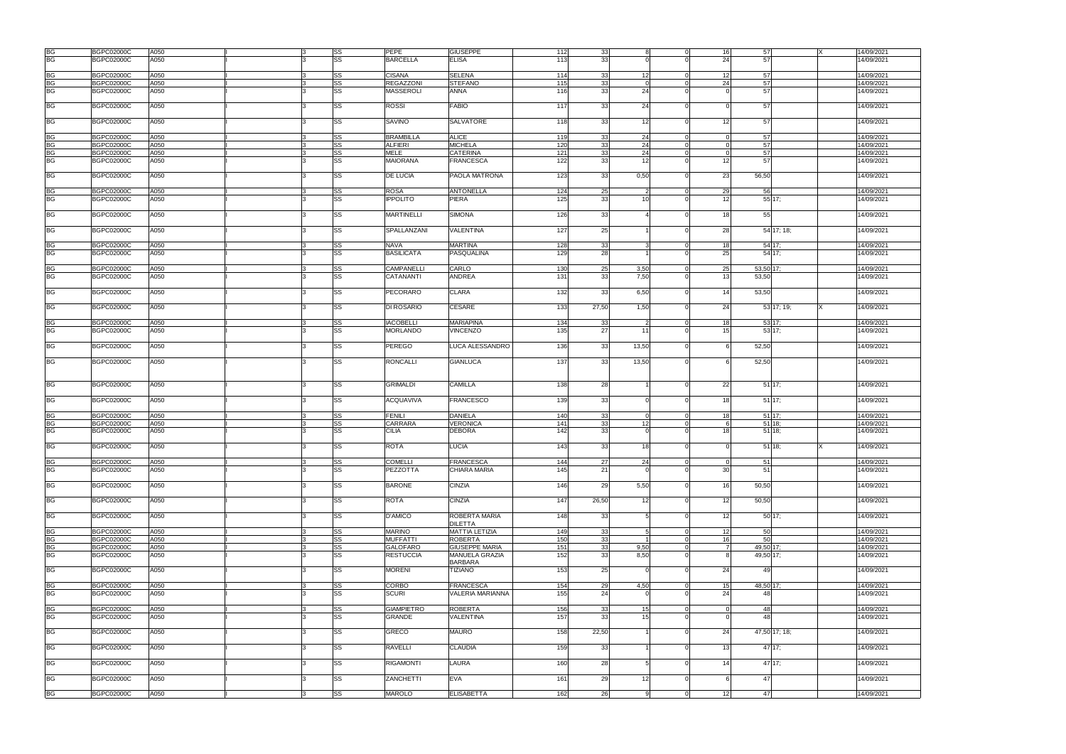| | | | | | | | | | | | | | | | | | |
|---|---|---|---|---|---|---|---|---|---|---|---|---|---|---|---|---|---|
| BG | BGPC02000C | A050 | I | | 3 | SS | PEPE | GIUSEPPE | 112 | 33 | 8 | 0 | 16 | 57 | | X | 14/09/2021 |
| BG | BGPC02000C | A050 | I | | 3 | SS | BARCELLA | ELISA | 113 | 33 | 0 | 0 | 24 | 57 | | | 14/09/2021 |
| BG | BGPC02000C | A050 | I | | 3 | SS | CISANA | SELENA | 114 | 33 | 12 | 0 | 12 | 57 | | | 14/09/2021 |
| BG | BGPC02000C | A050 | I | | 3 | SS | REGAZZONI | STEFANO | 115 | 33 | 0 | 0 | 24 | 57 | | | 14/09/2021 |
| BG | BGPC02000C | A050 | I | | 3 | SS | MASSEROLI | ANNA | 116 | 33 | 24 | 0 | 0 | 57 | | | 14/09/2021 |
| BG | BGPC02000C | A050 | I | | 3 | SS | ROSSI | FABIO | 117 | 33 | 24 | 0 | 0 | 57 | | | 14/09/2021 |
| BG | BGPC02000C | A050 | I | | 3 | SS | SAVINO | SALVATORE | 118 | 33 | 12 | 0 | 12 | 57 | | | 14/09/2021 |
| BG | BGPC02000C | A050 | I | | 3 | SS | BRAMBILLA | ALICE | 119 | 33 | 24 | 0 | 0 | 57 | | | 14/09/2021 |
| BG | BGPC02000C | A050 | I | | 3 | SS | ALFIERI | MICHELA | 120 | 33 | 24 | 0 | 0 | 57 | | | 14/09/2021 |
| BG | BGPC02000C | A050 | I | | 3 | SS | MELE | CATERINA | 121 | 33 | 24 | 0 | 0 | 57 | | | 14/09/2021 |
| BG | BGPC02000C | A050 | I | | 3 | SS | MAIORANA | FRANCESCA | 122 | 33 | 12 | 0 | 12 | 57 | | | 14/09/2021 |
| BG | BGPC02000C | A050 | I | | 3 | SS | DE LUCIA | PAOLA MATRONA | 123 | 33 | 0,50 | 0 | 23 | 56,50 | | | 14/09/2021 |
| BG | BGPC02000C | A050 | I | | 3 | SS | ROSA | ANTONELLA | 124 | 25 | 2 | 0 | 29 | 56 | | | 14/09/2021 |
| BG | BGPC02000C | A050 | I | | 3 | SS | IPPOLITO | PIERA | 125 | 33 | 10 | 0 | 12 | 55 | 17; | | 14/09/2021 |
| BG | BGPC02000C | A050 | I | | 3 | SS | MARTINELLI | SIMONA | 126 | 33 | 4 | 0 | 18 | 55 | | | 14/09/2021 |
| BG | BGPC02000C | A050 | I | | 3 | SS | SPALLANZANI | VALENTINA | 127 | 25 | 1 | 0 | 28 | 54 | 17; 18; | | 14/09/2021 |
| BG | BGPC02000C | A050 | I | | 3 | SS | NAVA | MARTINA | 128 | 33 | 3 | 0 | 18 | 54 | 17; | | 14/09/2021 |
| BG | BGPC02000C | A050 | I | | 3 | SS | BASILICATA | PASQUALINA | 129 | 28 | 1 | 0 | 25 | 54 | 17; | | 14/09/2021 |
| BG | BGPC02000C | A050 | I | | 3 | SS | CAMPANELLI | CARLO | 130 | 25 | 3,50 | 0 | 25 | 53,50 | 17; | | 14/09/2021 |
| BG | BGPC02000C | A050 | I | | 3 | SS | CATANANTI | ANDREA | 131 | 33 | 7,50 | 0 | 13 | 53,50 | | | 14/09/2021 |
| BG | BGPC02000C | A050 | I | | 3 | SS | PECORARO | CLARA | 132 | 33 | 6,50 | 0 | 14 | 53,50 | | | 14/09/2021 |
| BG | BGPC02000C | A050 | I | | 3 | SS | DI ROSARIO | CESARE | 133 | 27,50 | 1,50 | 0 | 24 | 53 | 17; 19; | X | 14/09/2021 |
| BG | BGPC02000C | A050 | I | | 3 | SS | IACOBELLI | MARIAPINA | 134 | 33 | 2 | 0 | 18 | 53 | 17; | | 14/09/2021 |
| BG | BGPC02000C | A050 | I | | 3 | SS | MORLANDO | VINCENZO | 135 | 27 | 11 | 0 | 15 | 53 | 17; | | 14/09/2021 |
| BG | BGPC02000C | A050 | I | | 3 | SS | PEREGO | LUCA ALESSANDRO | 136 | 33 | 13,50 | 0 | 6 | 52,50 | | | 14/09/2021 |
| BG | BGPC02000C | A050 | I | | 3 | SS | RONCALLI | GIANLUCA | 137 | 33 | 13,50 | 0 | 6 | 52,50 | | | 14/09/2021 |
| BG | BGPC02000C | A050 | I | | 3 | SS | GRIMALDI | CAMILLA | 138 | 28 | 1 | 0 | 22 | 51 | 17; | | 14/09/2021 |
| BG | BGPC02000C | A050 | I | | 3 | SS | ACQUAVIVA | FRANCESCO | 139 | 33 | 0 | 0 | 18 | 51 | 17; | | 14/09/2021 |
| BG | BGPC02000C | A050 | I | | 3 | SS | FENILI | DANIELA | 140 | 33 | 0 | 0 | 18 | 51 | 17; | | 14/09/2021 |
| BG | BGPC02000C | A050 | I | | 3 | SS | CARRARA | VERONICA | 141 | 33 | 12 | 0 | 6 | 51 | 18; | | 14/09/2021 |
| BG | BGPC02000C | A050 | I | | 3 | SS | CILIA | DEBORA | 142 | 33 | 0 | 0 | 18 | 51 | 18; | | 14/09/2021 |
| BG | BGPC02000C | A050 | I | | 3 | SS | ROTA | LUCIA | 143 | 33 | 18 | 0 | 0 | 51 | 18; | X | 14/09/2021 |
| BG | BGPC02000C | A050 | I | | 3 | SS | COMELLI | FRANCESCA | 144 | 27 | 24 | 0 | 0 | 51 | | | 14/09/2021 |
| BG | BGPC02000C | A050 | I | | 3 | SS | PEZZOTTA | CHIARA MARIA | 145 | 21 | 0 | 0 | 30 | 51 | | | 14/09/2021 |
| BG | BGPC02000C | A050 | I | | 3 | SS | BARONE | CINZIA | 146 | 29 | 5,50 | 0 | 16 | 50,50 | | | 14/09/2021 |
| BG | BGPC02000C | A050 | I | | 3 | SS | ROTA | CINZIA | 147 | 26,50 | 12 | 0 | 12 | 50,50 | | | 14/09/2021 |
| BG | BGPC02000C | A050 | I | | 3 | SS | D'AMICO | ROBERTA MARIA DILETTA | 148 | 33 | 5 | 0 | 12 | 50 | 17; | | 14/09/2021 |
| BG | BGPC02000C | A050 | I | | 3 | SS | MARINO | MATTIA LETIZIA | 149 | 33 | 5 | 0 | 12 | 50 | | | 14/09/2021 |
| BG | BGPC02000C | A050 | I | | 3 | SS | MUFFATTI | ROBERTA | 150 | 33 | 1 | 0 | 16 | 50 | | | 14/09/2021 |
| BG | BGPC02000C | A050 | I | | 3 | SS | GALOFARO | GIUSEPPE MARIA | 151 | 33 | 9,50 | 0 | 7 | 49,50 | 17; | | 14/09/2021 |
| BG | BGPC02000C | A050 | I | | 3 | SS | RESTUCCIA | MANUELA GRAZIA BARBARA | 152 | 33 | 8,50 | 0 | 8 | 49,50 | 17; | | 14/09/2021 |
| BG | BGPC02000C | A050 | I | | 3 | SS | MORENI | TIZIANO | 153 | 25 | 0 | 0 | 24 | 49 | | | 14/09/2021 |
| BG | BGPC02000C | A050 | I | | 3 | SS | CORBO | FRANCESCA | 154 | 29 | 4,50 | 0 | 15 | 48,50 | 17; | | 14/09/2021 |
| BG | BGPC02000C | A050 | I | | 3 | SS | SCURI | VALERIA MARIANNA | 155 | 24 | 0 | 0 | 24 | 48 | | | 14/09/2021 |
| BG | BGPC02000C | A050 | I | | 3 | SS | GIAMPIETRO | ROBERTA | 156 | 33 | 15 | 0 | 0 | 48 | | | 14/09/2021 |
| BG | BGPC02000C | A050 | I | | 3 | SS | GRANDE | VALENTINA | 157 | 33 | 15 | 0 | 0 | 48 | | | 14/09/2021 |
| BG | BGPC02000C | A050 | I | | 3 | SS | GRECO | MAURO | 158 | 22,50 | 1 | 0 | 24 | 47,50 | 17; 18; | | 14/09/2021 |
| BG | BGPC02000C | A050 | I | | 3 | SS | RAVELLI | CLAUDIA | 159 | 33 | 1 | 0 | 13 | 47 | 17; | | 14/09/2021 |
| BG | BGPC02000C | A050 | I | | 3 | SS | RIGAMONTI | LAURA | 160 | 28 | 5 | 0 | 14 | 47 | 17; | | 14/09/2021 |
| BG | BGPC02000C | A050 | I | | 3 | SS | ZANCHETTI | EVA | 161 | 29 | 12 | 0 | 6 | 47 | | | 14/09/2021 |
| BG | BGPC02000C | A050 | I | | 3 | SS | MAROLO | ELISABETTA | 162 | 26 | 9 | 0 | 12 | 47 | | | 14/09/2021 |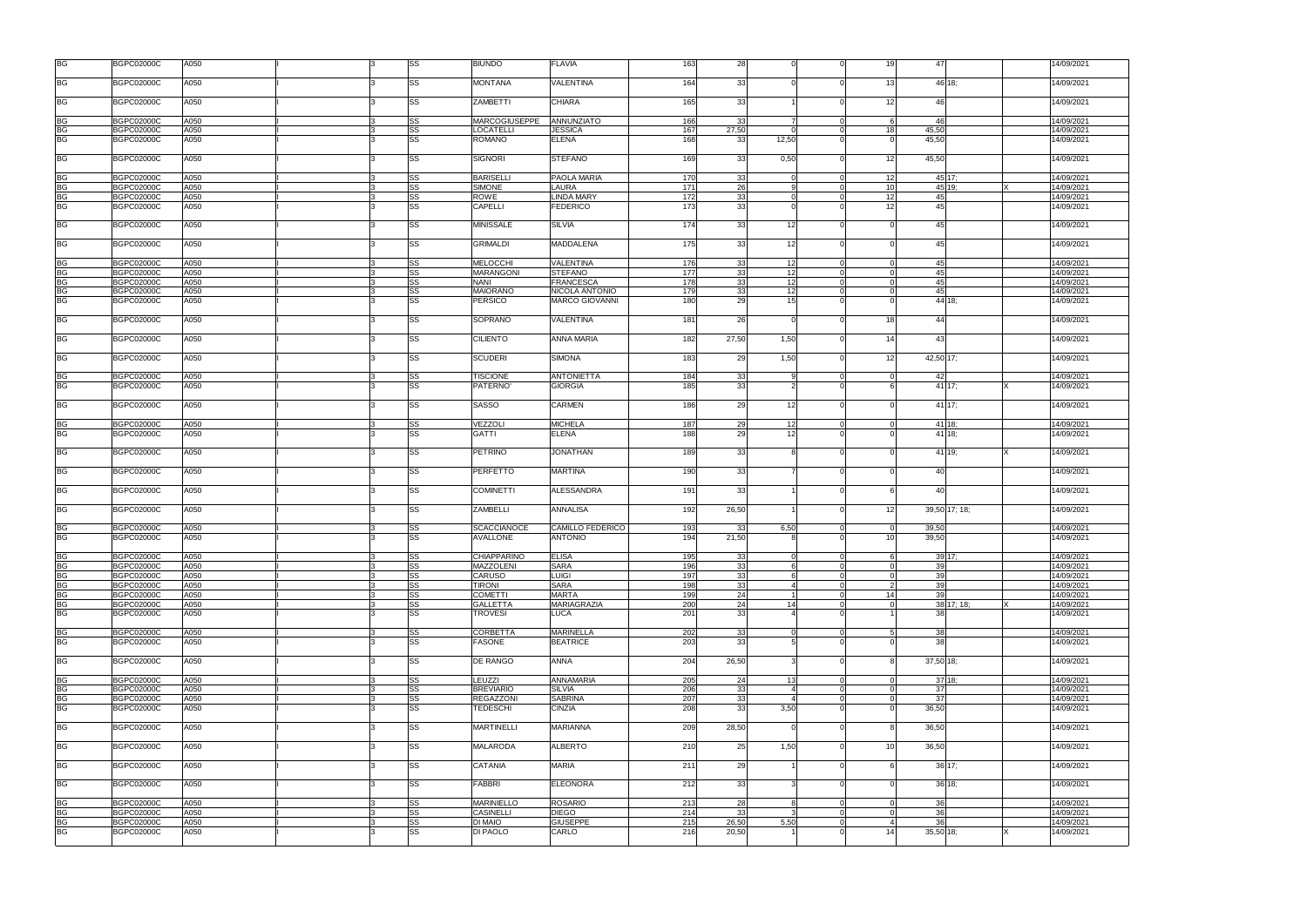| | | | | | | | | | | | | | | | | | |
|---|---|---|---|---|---|---|---|---|---|---|---|---|---|---|---|---|---|
| BG | BGPC02000C | A050 | | I | 3 | SS | BIUNDO | FLAVIA | 163 | 28 | 0 | 0 | 19 | 47 | | | 14/09/2021 |
| BG | BGPC02000C | A050 | | I | 3 | SS | MONTANA | VALENTINA | 164 | 33 | 0 | 0 | 13 | 46 | 18; | | 14/09/2021 |
| BG | BGPC02000C | A050 | | I | 3 | SS | ZAMBETTI | CHIARA | 165 | 33 | 1 | 0 | 12 | 46 | | | 14/09/2021 |
| BG | BGPC02000C | A050 | | I | 3 | SS | MARCOGIUSEPPE | ANNUNZIATO | 166 | 33 | 7 | 0 | 6 | 46 | | | 14/09/2021 |
| BG | BGPC02000C | A050 | | I | 3 | SS | LOCATELLI | JESSICA | 167 | 27,50 | 0 | 0 | 18 | 45,50 | | | 14/09/2021 |
| BG | BGPC02000C | A050 | | I | 3 | SS | ROMANO | ELENA | 168 | 33 | 12,50 | 0 | 0 | 45,50 | | | 14/09/2021 |
| BG | BGPC02000C | A050 | | I | 3 | SS | SIGNORI | STEFANO | 169 | 33 | 0,50 | 0 | 12 | 45,50 | | | 14/09/2021 |
| BG | BGPC02000C | A050 | | I | 3 | SS | BARISELLI | PAOLA MARIA | 170 | 33 | 0 | 0 | 12 | 45 | 17; | | 14/09/2021 |
| BG | BGPC02000C | A050 | | I | 3 | SS | SIMONE | LAURA | 171 | 26 | 9 | 0 | 10 | 45 | 19; | X | 14/09/2021 |
| BG | BGPC02000C | A050 | | I | 3 | SS | ROWE | LINDA MARY | 172 | 33 | 0 | 0 | 12 | 45 | | | 14/09/2021 |
| BG | BGPC02000C | A050 | | I | 3 | SS | CAPELLI | FEDERICO | 173 | 33 | 0 | 0 | 12 | 45 | | | 14/09/2021 |
| BG | BGPC02000C | A050 | | I | 3 | SS | MINISSALE | SILVIA | 174 | 33 | 12 | 0 | 0 | 45 | | | 14/09/2021 |
| BG | BGPC02000C | A050 | | I | 3 | SS | GRIMALDI | MADDALENA | 175 | 33 | 12 | 0 | 0 | 45 | | | 14/09/2021 |
| BG | BGPC02000C | A050 | | I | 3 | SS | MELOCCHI | VALENTINA | 176 | 33 | 12 | 0 | 0 | 45 | | | 14/09/2021 |
| BG | BGPC02000C | A050 | | I | 3 | SS | MARANGONI | STEFANO | 177 | 33 | 12 | 0 | 0 | 45 | | | 14/09/2021 |
| BG | BGPC02000C | A050 | | I | 3 | SS | NANI | FRANCESCA | 178 | 33 | 12 | 0 | 0 | 45 | | | 14/09/2021 |
| BG | BGPC02000C | A050 | | I | 3 | SS | MAIORANO | NICOLA ANTONIO | 179 | 33 | 12 | 0 | 0 | 45 | | | 14/09/2021 |
| BG | BGPC02000C | A050 | | I | 3 | SS | PERSICO | MARCO GIOVANNI | 180 | 29 | 15 | 0 | 0 | 44 | 18; | | 14/09/2021 |
| BG | BGPC02000C | A050 | | I | 3 | SS | SOPRANO | VALENTINA | 181 | 26 | 0 | 0 | 18 | 44 | | | 14/09/2021 |
| BG | BGPC02000C | A050 | | I | 3 | SS | CILIENTO | ANNA MARIA | 182 | 27,50 | 1,50 | 0 | 14 | 43 | | | 14/09/2021 |
| BG | BGPC02000C | A050 | | I | 3 | SS | SCUDERI | SIMONA | 183 | 29 | 1,50 | 0 | 12 | 42,50 | 17; | | 14/09/2021 |
| BG | BGPC02000C | A050 | | I | 3 | SS | TISCIONE | ANTONIETTA | 184 | 33 | 9 | 0 | 0 | 42 | | | 14/09/2021 |
| BG | BGPC02000C | A050 | | I | 3 | SS | PATERNO' | GIORGIA | 185 | 33 | 2 | 0 | 6 | 41 | 17; | X | 14/09/2021 |
| BG | BGPC02000C | A050 | | I | 3 | SS | SASSO | CARMEN | 186 | 29 | 12 | 0 | 0 | 41 | 17; | | 14/09/2021 |
| BG | BGPC02000C | A050 | | I | 3 | SS | VEZZOLI | MICHELA | 187 | 29 | 12 | 0 | 0 | 41 | 18; | | 14/09/2021 |
| BG | BGPC02000C | A050 | | I | 3 | SS | GATTI | ELENA | 188 | 29 | 12 | 0 | 0 | 41 | 18; | | 14/09/2021 |
| BG | BGPC02000C | A050 | | I | 3 | SS | PETRINO | JONATHAN | 189 | 33 | 8 | 0 | 0 | 41 | 19; | X | 14/09/2021 |
| BG | BGPC02000C | A050 | | I | 3 | SS | PERFETTO | MARTINA | 190 | 33 | 7 | 0 | 0 | 40 | | | 14/09/2021 |
| BG | BGPC02000C | A050 | | I | 3 | SS | COMINETTI | ALESSANDRA | 191 | 33 | 1 | 0 | 6 | 40 | | | 14/09/2021 |
| BG | BGPC02000C | A050 | | I | 3 | SS | ZAMBELLI | ANNALISA | 192 | 26,50 | 1 | 0 | 12 | 39,50 | 17; 18; | | 14/09/2021 |
| BG | BGPC02000C | A050 | | I | 3 | SS | SCACCIANOCE | CAMILLO FEDERICO | 193 | 33 | 6,50 | 0 | 0 | 39,50 | | | 14/09/2021 |
| BG | BGPC02000C | A050 | | I | 3 | SS | AVALLONE | ANTONIO | 194 | 21,50 | 8 | 0 | 10 | 39,50 | | | 14/09/2021 |
| BG | BGPC02000C | A050 | | I | 3 | SS | CHIAPPARINO | ELISA | 195 | 33 | 0 | 0 | 6 | 39 | 17; | | 14/09/2021 |
| BG | BGPC02000C | A050 | | I | 3 | SS | MAZZOLENI | SARA | 196 | 33 | 6 | 0 | 0 | 39 | | | 14/09/2021 |
| BG | BGPC02000C | A050 | | I | 3 | SS | CARUSO | LUIGI | 197 | 33 | 6 | 0 | 0 | 39 | | | 14/09/2021 |
| BG | BGPC02000C | A050 | | I | 3 | SS | TIRONI | SARA | 198 | 33 | 4 | 0 | 2 | 39 | | | 14/09/2021 |
| BG | BGPC02000C | A050 | | I | 3 | SS | COMETTI | MARTA | 199 | 24 | 1 | 0 | 14 | 39 | | | 14/09/2021 |
| BG | BGPC02000C | A050 | | I | 3 | SS | GALLETTA | MARIAGRAZIA | 200 | 24 | 14 | 0 | 0 | 38 | 17; 18; | X | 14/09/2021 |
| BG | BGPC02000C | A050 | | I | 3 | SS | TROVESI | LUCA | 201 | 33 | 4 | 0 | 1 | 38 | | | 14/09/2021 |
| BG | BGPC02000C | A050 | | I | 3 | SS | CORBETTA | MARINELLA | 202 | 33 | 0 | 0 | 5 | 38 | | | 14/09/2021 |
| BG | BGPC02000C | A050 | | I | 3 | SS | FASONE | BEATRICE | 203 | 33 | 5 | 0 | 0 | 38 | | | 14/09/2021 |
| BG | BGPC02000C | A050 | | I | 3 | SS | DE RANGO | ANNA | 204 | 26,50 | 3 | 0 | 8 | 37,50 | 18; | | 14/09/2021 |
| BG | BGPC02000C | A050 | | I | 3 | SS | LEUZZI | ANNAMARIA | 205 | 24 | 13 | 0 | 0 | 37 | 18; | | 14/09/2021 |
| BG | BGPC02000C | A050 | | I | 3 | SS | BREVIARIO | SILVIA | 206 | 33 | 4 | 0 | 0 | 37 | | | 14/09/2021 |
| BG | BGPC02000C | A050 | | I | 3 | SS | REGAZZONI | SABRINA | 207 | 33 | 4 | 0 | 0 | 37 | | | 14/09/2021 |
| BG | BGPC02000C | A050 | | I | 3 | SS | TEDESCHI | CINZIA | 208 | 33 | 3,50 | 0 | 0 | 36,50 | | | 14/09/2021 |
| BG | BGPC02000C | A050 | | I | 3 | SS | MARTINELLI | MARIANNA | 209 | 28,50 | 0 | 0 | 8 | 36,50 | | | 14/09/2021 |
| BG | BGPC02000C | A050 | | I | 3 | SS | MALARODA | ALBERTO | 210 | 25 | 1,50 | 0 | 10 | 36,50 | | | 14/09/2021 |
| BG | BGPC02000C | A050 | | I | 3 | SS | CATANIA | MARIA | 211 | 29 | 1 | 0 | 6 | 36 | 17; | | 14/09/2021 |
| BG | BGPC02000C | A050 | | I | 3 | SS | FABBRI | ELEONORA | 212 | 33 | 3 | 0 | 0 | 36 | 18; | | 14/09/2021 |
| BG | BGPC02000C | A050 | | I | 3 | SS | MARINIELLO | ROSARIO | 213 | 28 | 8 | 0 | 0 | 36 | | | 14/09/2021 |
| BG | BGPC02000C | A050 | | I | 3 | SS | CASINELLI | DIEGO | 214 | 33 | 3 | 0 | 0 | 36 | | | 14/09/2021 |
| BG | BGPC02000C | A050 | | I | 3 | SS | DI MAIO | GIUSEPPE | 215 | 26,50 | 5,50 | 0 | 4 | 36 | | | 14/09/2021 |
| BG | BGPC02000C | A050 | | I | 3 | SS | DI PAOLO | CARLO | 216 | 20,50 | 1 | 0 | 14 | 35,50 | 18; | X | 14/09/2021 |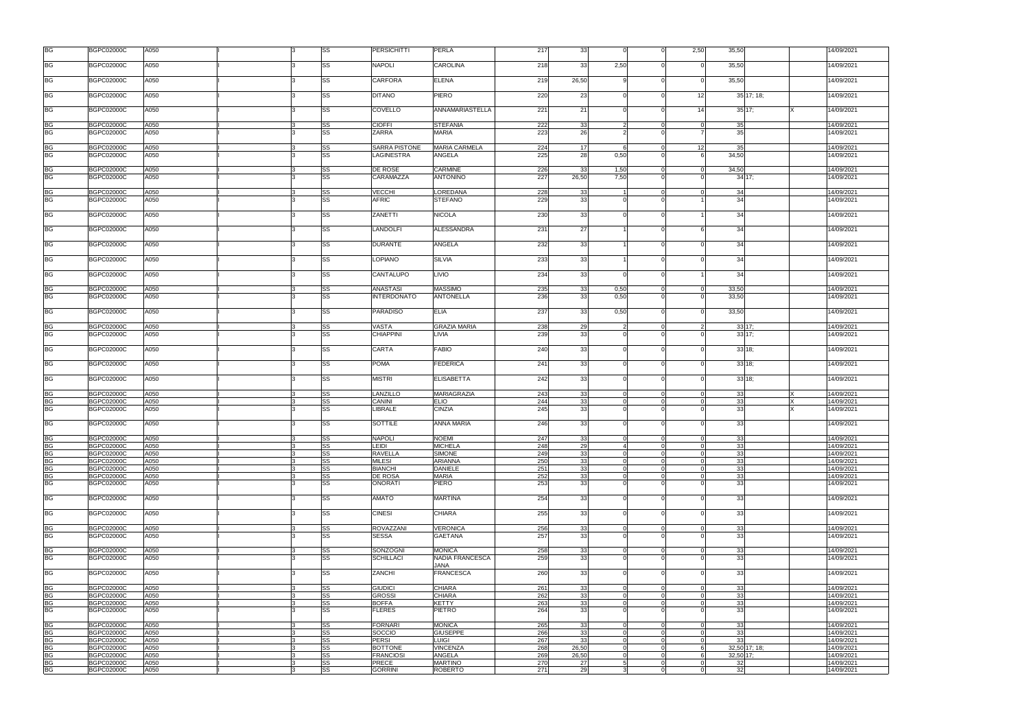| | | | | | | | | | | | | | | | | |
|---|---|---|---|---|---|---|---|---|---|---|---|---|---|---|---|---|
| BG | BGPC02000C | A050 | I | 3 | SS | PERSICHITTI | PERLA | 217 | 33 | 0 | 0 | 2,50 | 35,50 | | | 14/09/2021 |
| BG | BGPC02000C | A050 | I | 3 | SS | NAPOLI | CAROLINA | 218 | 33 | 2,50 | 0 | 0 | 35,50 | | | 14/09/2021 |
| BG | BGPC02000C | A050 | I | 3 | SS | CARFORA | ELENA | 219 | 26,50 | 9 | 0 | 0 | 35,50 | | | 14/09/2021 |
| BG | BGPC02000C | A050 | I | 3 | SS | DITANO | PIERO | 220 | 23 | 0 | 0 | 12 | 35 | 17; 18; | | 14/09/2021 |
| BG | BGPC02000C | A050 | I | 3 | SS | COVELLO | ANNAMARIASTELLA | 221 | 21 | 0 | 0 | 14 | 35 | 17; | X | 14/09/2021 |
| BG | BGPC02000C | A050 | I | 3 | SS | CIOFFI | STEFANIA | 222 | 33 | 2 | 0 | 0 | 35 | | | 14/09/2021 |
| BG | BGPC02000C | A050 | I | 3 | SS | ZARRA | MARIA | 223 | 26 | 2 | 0 | 7 | 35 | | | 14/09/2021 |
| BG | BGPC02000C | A050 | I | 3 | SS | SARRA PISTONE | MARIA CARMELA | 224 | 17 | 6 | 0 | 12 | 35 | | | 14/09/2021 |
| BG | BGPC02000C | A050 | I | 3 | SS | LAGINESTRA | ANGELA | 225 | 28 | 0,50 | 0 | 6 | 34,50 | | | 14/09/2021 |
| BG | BGPC02000C | A050 | I | 3 | SS | DE ROSE | CARMINE | 226 | 33 | 1,50 | 0 | 0 | 34,50 | | | 14/09/2021 |
| BG | BGPC02000C | A050 | I | 3 | SS | CARAMAZZA | ANTONINO | 227 | 26,50 | 7,50 | 0 | 0 | 34 | 17; | | 14/09/2021 |
| BG | BGPC02000C | A050 | I | 3 | SS | VECCHI | LOREDANA | 228 | 33 | 1 | 0 | 0 | 34 | | | 14/09/2021 |
| BG | BGPC02000C | A050 | I | 3 | SS | AFRIC | STEFANO | 229 | 33 | 0 | 0 | 1 | 34 | | | 14/09/2021 |
| BG | BGPC02000C | A050 | I | 3 | SS | ZANETTI | NICOLA | 230 | 33 | 0 | 0 | 1 | 34 | | | 14/09/2021 |
| BG | BGPC02000C | A050 | I | 3 | SS | LANDOLFI | ALESSANDRA | 231 | 27 | 1 | 0 | 6 | 34 | | | 14/09/2021 |
| BG | BGPC02000C | A050 | I | 3 | SS | DURANTE | ANGELA | 232 | 33 | 1 | 0 | 0 | 34 | | | 14/09/2021 |
| BG | BGPC02000C | A050 | I | 3 | SS | LOPIANO | SILVIA | 233 | 33 | 1 | 0 | 0 | 34 | | | 14/09/2021 |
| BG | BGPC02000C | A050 | I | 3 | SS | CANTALUPO | LIVIO | 234 | 33 | 0 | 0 | 1 | 34 | | | 14/09/2021 |
| BG | BGPC02000C | A050 | I | 3 | SS | ANASTASI | MASSIMO | 235 | 33 | 0,50 | 0 | 0 | 33,50 | | | 14/09/2021 |
| BG | BGPC02000C | A050 | I | 3 | SS | INTERDONATO | ANTONELLA | 236 | 33 | 0,50 | 0 | 0 | 33,50 | | | 14/09/2021 |
| BG | BGPC02000C | A050 | I | 3 | SS | PARADISO | ELIA | 237 | 33 | 0,50 | 0 | 0 | 33,50 | | | 14/09/2021 |
| BG | BGPC02000C | A050 | I | 3 | SS | VASTA | GRAZIA MARIA | 238 | 29 | 2 | 0 | 2 | 33 | 17; | | 14/09/2021 |
| BG | BGPC02000C | A050 | I | 3 | SS | CHIAPPINI | LIVIA | 239 | 33 | 0 | 0 | 0 | 33 | 17; | | 14/09/2021 |
| BG | BGPC02000C | A050 | I | 3 | SS | CARTA | FABIO | 240 | 33 | 0 | 0 | 0 | 33 | 18; | | 14/09/2021 |
| BG | BGPC02000C | A050 | I | 3 | SS | POMA | FEDERICA | 241 | 33 | 0 | 0 | 0 | 33 | 18; | | 14/09/2021 |
| BG | BGPC02000C | A050 | I | 3 | SS | MISTRI | ELISABETTA | 242 | 33 | 0 | 0 | 0 | 33 | 18; | | 14/09/2021 |
| BG | BGPC02000C | A050 | I | 3 | SS | LANZILLO | MARIAGRAZIA | 243 | 33 | 0 | 0 | 0 | 33 | | X | 14/09/2021 |
| BG | BGPC02000C | A050 | I | 3 | SS | CANINI | ELIO | 244 | 33 | 0 | 0 | 0 | 33 | | X | 14/09/2021 |
| BG | BGPC02000C | A050 | I | 3 | SS | LIBRALE | CINZIA | 245 | 33 | 0 | 0 | 0 | 33 | | X | 14/09/2021 |
| BG | BGPC02000C | A050 | I | 3 | SS | SOTTILE | ANNA MARIA | 246 | 33 | 0 | 0 | 0 | 33 | | | 14/09/2021 |
| BG | BGPC02000C | A050 | I | 3 | SS | NAPOLI | NOEMI | 247 | 33 | 0 | 0 | 0 | 33 | | | 14/09/2021 |
| BG | BGPC02000C | A050 | I | 3 | SS | LEIDI | MICHELA | 248 | 29 | 4 | 0 | 0 | 33 | | | 14/09/2021 |
| BG | BGPC02000C | A050 | I | 3 | SS | RAVELLA | SIMONE | 249 | 33 | 0 | 0 | 0 | 33 | | | 14/09/2021 |
| BG | BGPC02000C | A050 | I | 3 | SS | MILESI | ARIANNA | 250 | 33 | 0 | 0 | 0 | 33 | | | 14/09/2021 |
| BG | BGPC02000C | A050 | I | 3 | SS | BIANCHI | DANIELE | 251 | 33 | 0 | 0 | 0 | 33 | | | 14/09/2021 |
| BG | BGPC02000C | A050 | I | 3 | SS | DE ROSA | MARIA | 252 | 33 | 0 | 0 | 0 | 33 | | | 14/09/2021 |
| BG | BGPC02000C | A050 | I | 3 | SS | ONORATI | PIERO | 253 | 33 | 0 | 0 | 0 | 33 | | | 14/09/2021 |
| BG | BGPC02000C | A050 | I | 3 | SS | AMATO | MARTINA | 254 | 33 | 0 | 0 | 0 | 33 | | | 14/09/2021 |
| BG | BGPC02000C | A050 | I | 3 | SS | CINESI | CHIARA | 255 | 33 | 0 | 0 | 0 | 33 | | | 14/09/2021 |
| BG | BGPC02000C | A050 | I | 3 | SS | ROVAZZANI | VERONICA | 256 | 33 | 0 | 0 | 0 | 33 | | | 14/09/2021 |
| BG | BGPC02000C | A050 | I | 3 | SS | SESSA | GAETANA | 257 | 33 | 0 | 0 | 0 | 33 | | | 14/09/2021 |
| BG | BGPC02000C | A050 | I | 3 | SS | SONZOGNI | MONICA | 258 | 33 | 0 | 0 | 0 | 33 | | | 14/09/2021 |
| BG | BGPC02000C | A050 | I | 3 | SS | SCHILLACI | NADIA FRANCESCA JANA | 259 | 33 | 0 | 0 | 0 | 33 | | | 14/09/2021 |
| BG | BGPC02000C | A050 | I | 3 | SS | ZANCHI | FRANCESCA | 260 | 33 | 0 | 0 | 0 | 33 | | | 14/09/2021 |
| BG | BGPC02000C | A050 | I | 3 | SS | GIUDICI | CHIARA | 261 | 33 | 0 | 0 | 0 | 33 | | | 14/09/2021 |
| BG | BGPC02000C | A050 | I | 3 | SS | GROSSI | CHIARA | 262 | 33 | 0 | 0 | 0 | 33 | | | 14/09/2021 |
| BG | BGPC02000C | A050 | I | 3 | SS | BOFFA | KETTY | 263 | 33 | 0 | 0 | 0 | 33 | | | 14/09/2021 |
| BG | BGPC02000C | A050 | I | 3 | SS | FLERES | PIETRO | 264 | 33 | 0 | 0 | 0 | 33 | | | 14/09/2021 |
| BG | BGPC02000C | A050 | I | 3 | SS | FORNARI | MONICA | 265 | 33 | 0 | 0 | 0 | 33 | | | 14/09/2021 |
| BG | BGPC02000C | A050 | I | 3 | SS | SOCCIO | GIUSEPPE | 266 | 33 | 0 | 0 | 0 | 33 | | | 14/09/2021 |
| BG | BGPC02000C | A050 | I | 3 | SS | PERSI | LUIGI | 267 | 33 | 0 | 0 | 0 | 33 | | | 14/09/2021 |
| BG | BGPC02000C | A050 | I | 3 | SS | BOTTONE | VINCENZA | 268 | 26,50 | 0 | 0 | 6 | 32,50 | 17; 18; | | 14/09/2021 |
| BG | BGPC02000C | A050 | I | 3 | SS | FRANCIOSI | ANGELA | 269 | 26,50 | 0 | 0 | 6 | 32,50 | 17; | | 14/09/2021 |
| BG | BGPC02000C | A050 | I | 3 | SS | PRECE | MARTINO | 270 | 27 | 5 | 0 | 0 | 32 | | | 14/09/2021 |
| BG | BGPC02000C | A050 | I | 3 | SS | GORRINI | ROBERTO | 271 | 29 | 3 | 0 | 0 | 32 | | | 14/09/2021 |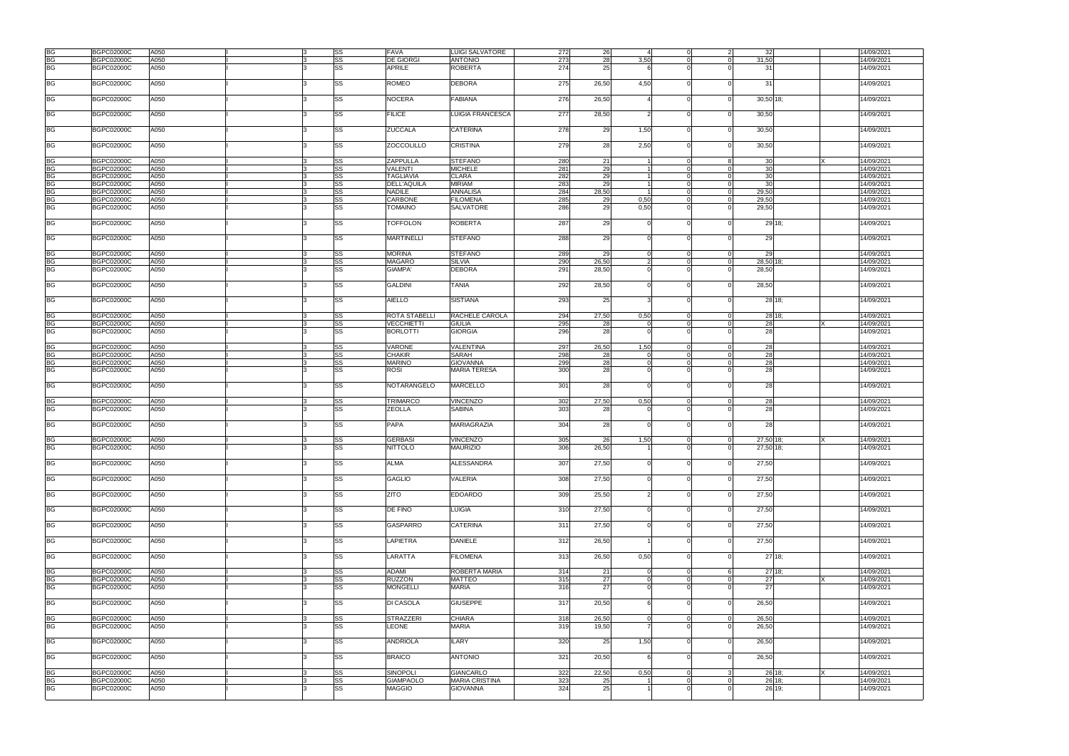| | | | | | | | | | | | | | | | | | |
|---|---|---|---|---|---|---|---|---|---|---|---|---|---|---|---|---|---|
| BG | BGPC02000C | A050 | | I | 3 | SS | FAVA | LUIGI SALVATORE | 272 | 26 | 4 | 0 | 2 | 32 | | | 14/09/2021 |
| BG | BGPC02000C | A050 | | I | 3 | SS | DE GIORGI | ANTONIO | 273 | 28 | 3,50 | 0 | 0 | 31,50 | | | 14/09/2021 |
| BG | BGPC02000C | A050 | | I | 3 | SS | APRILE | ROBERTA | 274 | 25 | 6 | 0 | 0 | 31 | | | 14/09/2021 |
| BG | BGPC02000C | A050 | | I | 3 | SS | ROMEO | DEBORA | 275 | 26,50 | 4,50 | 0 | 0 | 31 | | | 14/09/2021 |
| BG | BGPC02000C | A050 | | I | 3 | SS | NOCERA | FABIANA | 276 | 26,50 | 4 | 0 | 0 | 30,50 | 18; | | 14/09/2021 |
| BG | BGPC02000C | A050 | | I | 3 | SS | FILICE | LUIGIA FRANCESCA | 277 | 28,50 | 2 | 0 | 0 | 30,50 | | | 14/09/2021 |
| BG | BGPC02000C | A050 | | I | 3 | SS | ZUCCALA | CATERINA | 278 | 29 | 1,50 | 0 | 0 | 30,50 | | | 14/09/2021 |
| BG | BGPC02000C | A050 | | I | 3 | SS | ZOCCOLILLO | CRISTINA | 279 | 28 | 2,50 | 0 | 0 | 30,50 | | | 14/09/2021 |
| BG | BGPC02000C | A050 | | I | 3 | SS | ZAPPULLA | STEFANO | 280 | 21 | 1 | 0 | 8 | 30 | | X | 14/09/2021 |
| BG | BGPC02000C | A050 | | I | 3 | SS | VALENTI | MICHELE | 281 | 29 | 1 | 0 | 0 | 30 | | | 14/09/2021 |
| BG | BGPC02000C | A050 | | I | 3 | SS | TAGLIAVIA | CLARA | 282 | 29 | 1 | 0 | 0 | 30 | | | 14/09/2021 |
| BG | BGPC02000C | A050 | | I | 3 | SS | DELL'AQUILA | MIRIAM | 283 | 29 | 1 | 0 | 0 | 30 | | | 14/09/2021 |
| BG | BGPC02000C | A050 | | I | 3 | SS | NADILE | ANNALISA | 284 | 28,50 | 1 | 0 | 0 | 29,50 | | | 14/09/2021 |
| BG | BGPC02000C | A050 | | I | 3 | SS | CARBONE | FILOMENA | 285 | 29 | 0,50 | 0 | 0 | 29,50 | | | 14/09/2021 |
| BG | BGPC02000C | A050 | | I | 3 | SS | TOMAINO | SALVATORE | 286 | 29 | 0,50 | 0 | 0 | 29,50 | | | 14/09/2021 |
| BG | BGPC02000C | A050 | | I | 3 | SS | TOFFOLON | ROBERTA | 287 | 29 | 0 | 0 | 0 | 29 | 18; | | 14/09/2021 |
| BG | BGPC02000C | A050 | | I | 3 | SS | MARTINELLI | STEFANO | 288 | 29 | 0 | 0 | 0 | 29 | | | 14/09/2021 |
| BG | BGPC02000C | A050 | | I | 3 | SS | MORINA | STEFANO | 289 | 29 | 0 | 0 | 0 | 29 | | | 14/09/2021 |
| BG | BGPC02000C | A050 | | I | 3 | SS | MAGARO | SILVIA | 290 | 26,50 | 2 | 0 | 0 | 28,50 | 18; | | 14/09/2021 |
| BG | BGPC02000C | A050 | | I | 3 | SS | GIAMPA' | DEBORA | 291 | 28,50 | 0 | 0 | 0 | 28,50 | | | 14/09/2021 |
| BG | BGPC02000C | A050 | | I | 3 | SS | GALDINI | TANIA | 292 | 28,50 | 0 | 0 | 0 | 28,50 | | | 14/09/2021 |
| BG | BGPC02000C | A050 | | I | 3 | SS | AIELLO | SISTIANA | 293 | 25 | 3 | 0 | 0 | 28 | 18; | | 14/09/2021 |
| BG | BGPC02000C | A050 | | I | 3 | SS | ROTA STABELLI | RACHELE CAROLA | 294 | 27,50 | 0,50 | 0 | 0 | 28 | 18; | | 14/09/2021 |
| BG | BGPC02000C | A050 | | I | 3 | SS | VECCHIETTI | GIULIA | 295 | 28 | 0 | 0 | 0 | 28 | | X | 14/09/2021 |
| BG | BGPC02000C | A050 | | I | 3 | SS | BORLOTTI | GIORGIA | 296 | 28 | 0 | 0 | 0 | 28 | | | 14/09/2021 |
| BG | BGPC02000C | A050 | | I | 3 | SS | VARONE | VALENTINA | 297 | 26,50 | 1,50 | 0 | 0 | 28 | | | 14/09/2021 |
| BG | BGPC02000C | A050 | | I | 3 | SS | CHAKIR | SARAH | 298 | 28 | 0 | 0 | 0 | 28 | | | 14/09/2021 |
| BG | BGPC02000C | A050 | | I | 3 | SS | MARINO | GIOVANNA | 299 | 28 | 0 | 0 | 0 | 28 | | | 14/09/2021 |
| BG | BGPC02000C | A050 | | I | 3 | SS | ROSI | MARIA TERESA | 300 | 28 | 0 | 0 | 0 | 28 | | | 14/09/2021 |
| BG | BGPC02000C | A050 | | I | 3 | SS | NOTARANGELO | MARCELLO | 301 | 28 | 0 | 0 | 0 | 28 | | | 14/09/2021 |
| BG | BGPC02000C | A050 | | I | 3 | SS | TRIMARCO | VINCENZO | 302 | 27,50 | 0,50 | 0 | 0 | 28 | | | 14/09/2021 |
| BG | BGPC02000C | A050 | | I | 3 | SS | ZEOLLA | SABINA | 303 | 28 | 0 | 0 | 0 | 28 | | | 14/09/2021 |
| BG | BGPC02000C | A050 | | I | 3 | SS | PAPA | MARIAGRAZIA | 304 | 28 | 0 | 0 | 0 | 28 | | | 14/09/2021 |
| BG | BGPC02000C | A050 | | I | 3 | SS | GERBASI | VINCENZO | 305 | 26 | 1,50 | 0 | 0 | 27,50 | 18; | X | 14/09/2021 |
| BG | BGPC02000C | A050 | | I | 3 | SS | NITTOLO | MAURIZIO | 306 | 26,50 | 1 | 0 | 0 | 27,50 | 18; | | 14/09/2021 |
| BG | BGPC02000C | A050 | | I | 3 | SS | ALMA | ALESSANDRA | 307 | 27,50 | 0 | 0 | 0 | 27,50 | | | 14/09/2021 |
| BG | BGPC02000C | A050 | | I | 3 | SS | GAGLIO | VALERIA | 308 | 27,50 | 0 | 0 | 0 | 27,50 | | | 14/09/2021 |
| BG | BGPC02000C | A050 | | I | 3 | SS | ZITO | EDOARDO | 309 | 25,50 | 2 | 0 | 0 | 27,50 | | | 14/09/2021 |
| BG | BGPC02000C | A050 | | I | 3 | SS | DE FINO | LUIGIA | 310 | 27,50 | 0 | 0 | 0 | 27,50 | | | 14/09/2021 |
| BG | BGPC02000C | A050 | | I | 3 | SS | GASPARRO | CATERINA | 311 | 27,50 | 0 | 0 | 0 | 27,50 | | | 14/09/2021 |
| BG | BGPC02000C | A050 | | I | 3 | SS | LAPIETRA | DANIELE | 312 | 26,50 | 1 | 0 | 0 | 27,50 | | | 14/09/2021 |
| BG | BGPC02000C | A050 | | I | 3 | SS | LARATTA | FILOMENA | 313 | 26,50 | 0,50 | 0 | 0 | 27 | 18; | | 14/09/2021 |
| BG | BGPC02000C | A050 | | I | 3 | SS | ADAMI | ROBERTA MARIA | 314 | 21 | 0 | 0 | 6 | 27 | 18; | | 14/09/2021 |
| BG | BGPC02000C | A050 | | I | 3 | SS | RUZZON | MATTEO | 315 | 27 | 0 | 0 | 0 | 27 | | X | 14/09/2021 |
| BG | BGPC02000C | A050 | | I | 3 | SS | MONGELLI | MARIA | 316 | 27 | 0 | 0 | 0 | 27 | | | 14/09/2021 |
| BG | BGPC02000C | A050 | | I | 3 | SS | DI CASOLA | GIUSEPPE | 317 | 20,50 | 6 | 0 | 0 | 26,50 | | | 14/09/2021 |
| BG | BGPC02000C | A050 | | I | 3 | SS | STRAZZERI | CHIARA | 318 | 26,50 | 0 | 0 | 0 | 26,50 | | | 14/09/2021 |
| BG | BGPC02000C | A050 | | I | 3 | SS | LEONE | MARIA | 319 | 19,50 | 7 | 0 | 0 | 26,50 | | | 14/09/2021 |
| BG | BGPC02000C | A050 | | I | 3 | SS | ANDRIOLA | ILARY | 320 | 25 | 1,50 | 0 | 0 | 26,50 | | | 14/09/2021 |
| BG | BGPC02000C | A050 | | I | 3 | SS | BRAICO | ANTONIO | 321 | 20,50 | 6 | 0 | 0 | 26,50 | | | 14/09/2021 |
| BG | BGPC02000C | A050 | | I | 3 | SS | SINOPOLI | GIANCARLO | 322 | 22,50 | 0,50 | 0 | 3 | 26 | 18; | X | 14/09/2021 |
| BG | BGPC02000C | A050 | | I | 3 | SS | GIAMPAOLO | MARIA CRISTINA | 323 | 25 | 1 | 0 | 0 | 26 | 18; | | 14/09/2021 |
| BG | BGPC02000C | A050 | | I | 3 | SS | MAGGIO | GIOVANNA | 324 | 25 | 1 | 0 | 0 | 26 | 19; | | 14/09/2021 |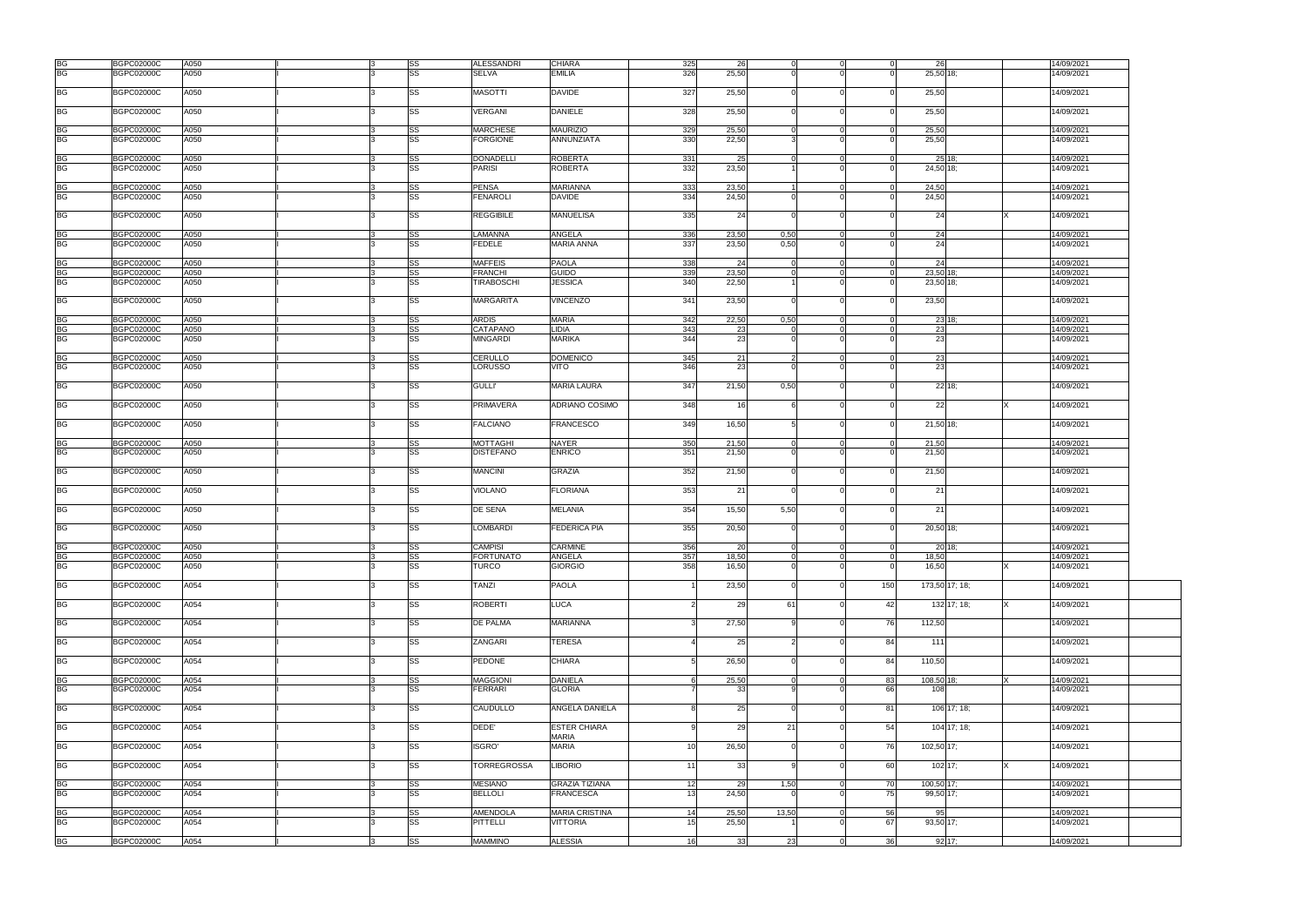| | | | | | | | | | | | | | | | | | | |
|---|---|---|---|---|---|---|---|---|---|---|---|---|---|---|---|---|---|---|
| BG | BGPC02000C | A050 | | I | 3 | SS | ALESSANDRI | CHIARA | 325 | 26 | 0 | 0 | 0 | 26 | | | 14/09/2021 | |
| BG | BGPC02000C | A050 | | I | 3 | SS | SELVA | EMILIA | 326 | 25,50 | 0 | 0 | 0 | 25,50 | 18; | | 14/09/2021 | |
| BG | BGPC02000C | A050 | | I | 3 | SS | MASOTTI | DAVIDE | 327 | 25,50 | 0 | 0 | 0 | 25,50 | | | 14/09/2021 | |
| BG | BGPC02000C | A050 | | I | 3 | SS | VERGANI | DANIELE | 328 | 25,50 | 0 | 0 | 0 | 25,50 | | | 14/09/2021 | |
| BG | BGPC02000C | A050 | | I | 3 | SS | MARCHESE | MAURIZIO | 329 | 25,50 | 0 | 0 | 0 | 25,50 | | | 14/09/2021 | |
| BG | BGPC02000C | A050 | | I | 3 | SS | FORGIONE | ANNUNZIATA | 330 | 22,50 | 3 | 0 | 0 | 25,50 | | | 14/09/2021 | |
| BG | BGPC02000C | A050 | | I | 3 | SS | DONADELLI | ROBERTA | 331 | 25 | 0 | 0 | 0 | 25 | 18; | | 14/09/2021 | |
| BG | BGPC02000C | A050 | | I | 3 | SS | PARISI | ROBERTA | 332 | 23,50 | 1 | 0 | 0 | 24,50 | 18; | | 14/09/2021 | |
| BG | BGPC02000C | A050 | | I | 3 | SS | PENSA | MARIANNA | 333 | 23,50 | 1 | 0 | 0 | 24,50 | | | 14/09/2021 | |
| BG | BGPC02000C | A050 | | I | 3 | SS | FENAROLI | DAVIDE | 334 | 24,50 | 0 | 0 | 0 | 24,50 | | | 14/09/2021 | |
| BG | BGPC02000C | A050 | | I | 3 | SS | REGGIBILE | MANUELISA | 335 | 24 | 0 | 0 | 0 | 24 | | X | 14/09/2021 | |
| BG | BGPC02000C | A050 | | I | 3 | SS | LAMANNA | ANGELA | 336 | 23,50 | 0,50 | 0 | 0 | 24 | | | 14/09/2021 | |
| BG | BGPC02000C | A050 | | I | 3 | SS | FEDELE | MARIA ANNA | 337 | 23,50 | 0,50 | 0 | 0 | 24 | | | 14/09/2021 | |
| BG | BGPC02000C | A050 | | I | 3 | SS | MAFFEIS | PAOLA | 338 | 24 | 0 | 0 | 0 | 24 | | | 14/09/2021 | |
| BG | BGPC02000C | A050 | | I | 3 | SS | FRANCHI | GUIDO | 339 | 23,50 | 0 | 0 | 0 | 23,50 | 18; | | 14/09/2021 | |
| BG | BGPC02000C | A050 | | I | 3 | SS | TIRABOSCHI | JESSICA | 340 | 22,50 | 1 | 0 | 0 | 23,50 | 18; | | 14/09/2021 | |
| BG | BGPC02000C | A050 | | I | 3 | SS | MARGARITA | VINCENZO | 341 | 23,50 | 0 | 0 | 0 | 23,50 | | | 14/09/2021 | |
| BG | BGPC02000C | A050 | | I | 3 | SS | ARDIS | MARIA | 342 | 22,50 | 0,50 | 0 | 0 | 23 | 18; | | 14/09/2021 | |
| BG | BGPC02000C | A050 | | I | 3 | SS | CATAPANO | LIDIA | 343 | 23 | 0 | 0 | 0 | 23 | | | 14/09/2021 | |
| BG | BGPC02000C | A050 | | I | 3 | SS | MINGARDI | MARIKA | 344 | 23 | 0 | 0 | 0 | 23 | | | 14/09/2021 | |
| BG | BGPC02000C | A050 | | I | 3 | SS | CERULLO | DOMENICO | 345 | 21 | 2 | 0 | 0 | 23 | | | 14/09/2021 | |
| BG | BGPC02000C | A050 | | I | 3 | SS | LORUSSO | VITO | 346 | 23 | 0 | 0 | 0 | 23 | | | 14/09/2021 | |
| BG | BGPC02000C | A050 | | I | 3 | SS | GULLI' | MARIA LAURA | 347 | 21,50 | 0,50 | 0 | 0 | 22 | 18; | | 14/09/2021 | |
| BG | BGPC02000C | A050 | | I | 3 | SS | PRIMAVERA | ADRIANO COSIMO | 348 | 16 | 6 | 0 | 0 | 22 | | X | 14/09/2021 | |
| BG | BGPC02000C | A050 | | I | 3 | SS | FALCIANO | FRANCESCO | 349 | 16,50 | 5 | 0 | 0 | 21,50 | 18; | | 14/09/2021 | |
| BG | BGPC02000C | A050 | | I | 3 | SS | MOTTAGHI | NAYER | 350 | 21,50 | 0 | 0 | 0 | 21,50 | | | 14/09/2021 | |
| BG | BGPC02000C | A050 | | I | 3 | SS | DISTEFANO | ENRICO | 351 | 21,50 | 0 | 0 | 0 | 21,50 | | | 14/09/2021 | |
| BG | BGPC02000C | A050 | | I | 3 | SS | MANCINI | GRAZIA | 352 | 21,50 | 0 | 0 | 0 | 21,50 | | | 14/09/2021 | |
| BG | BGPC02000C | A050 | | I | 3 | SS | VIOLANO | FLORIANA | 353 | 21 | 0 | 0 | 0 | 21 | | | 14/09/2021 | |
| BG | BGPC02000C | A050 | | I | 3 | SS | DE SENA | MELANIA | 354 | 15,50 | 5,50 | 0 | 0 | 21 | | | 14/09/2021 | |
| BG | BGPC02000C | A050 | | I | 3 | SS | LOMBARDI | FEDERICA PIA | 355 | 20,50 | 0 | 0 | 0 | 20,50 | 18; | | 14/09/2021 | |
| BG | BGPC02000C | A050 | | I | 3 | SS | CAMPISI | CARMINE | 356 | 20 | 0 | 0 | 0 | 20 | 18; | | 14/09/2021 | |
| BG | BGPC02000C | A050 | | I | 3 | SS | FORTUNATO | ANGELA | 357 | 18,50 | 0 | 0 | 0 | 18,50 | | | 14/09/2021 | |
| BG | BGPC02000C | A050 | | I | 3 | SS | TURCO | GIORGIO | 358 | 16,50 | 0 | 0 | 0 | 16,50 | | X | 14/09/2021 | |
| BG | BGPC02000C | A054 | | I | 3 | SS | TANZI | PAOLA | 1 | 23,50 | 0 | 0 | 150 | 173,50 | 17; 18; | | 14/09/2021 | |
| BG | BGPC02000C | A054 | | I | 3 | SS | ROBERTI | LUCA | 2 | 29 | 61 | 0 | 42 | 132 | 17; 18; | X | 14/09/2021 | |
| BG | BGPC02000C | A054 | | I | 3 | SS | DE PALMA | MARIANNA | 3 | 27,50 | 9 | 0 | 76 | 112,50 | | | 14/09/2021 | |
| BG | BGPC02000C | A054 | | I | 3 | SS | ZANGARI | TERESA | 4 | 25 | 2 | 0 | 84 | 111 | | | 14/09/2021 | |
| BG | BGPC02000C | A054 | | I | 3 | SS | PEDONE | CHIARA | 5 | 26,50 | 0 | 0 | 84 | 110,50 | | | 14/09/2021 | |
| BG | BGPC02000C | A054 | | I | 3 | SS | MAGGIONI | DANIELA | 6 | 25,50 | 0 | 0 | 83 | 108,50 | 18; | X | 14/09/2021 | |
| BG | BGPC02000C | A054 | | I | 3 | SS | FERRARI | GLORIA | 7 | 33 | 9 | 0 | 66 | 108 | | | 14/09/2021 | |
| BG | BGPC02000C | A054 | | I | 3 | SS | CAUDULLO | ANGELA DANIELA | 8 | 25 | 0 | 0 | 81 | 106 | 17; 18; | | 14/09/2021 | |
| BG | BGPC02000C | A054 | | I | 3 | SS | DEDE' | ESTER CHIARA MARIA | 9 | 29 | 21 | 0 | 54 | 104 | 17; 18; | | 14/09/2021 | |
| BG | BGPC02000C | A054 | | I | 3 | SS | ISGRO' | MARIA | 10 | 26,50 | 0 | 0 | 76 | 102,50 | 17; | | 14/09/2021 | |
| BG | BGPC02000C | A054 | | I | 3 | SS | TORREGROSSA | LIBORIO | 11 | 33 | 9 | 0 | 60 | 102 | 17; | X | 14/09/2021 | |
| BG | BGPC02000C | A054 | | I | 3 | SS | MESIANO | GRAZIA TIZIANA | 12 | 29 | 1,50 | 0 | 70 | 100,50 | 17; | | 14/09/2021 | |
| BG | BGPC02000C | A054 | | I | 3 | SS | BELLOLI | FRANCESCA | 13 | 24,50 | 0 | 0 | 75 | 99,50 | 17; | | 14/09/2021 | |
| BG | BGPC02000C | A054 | | I | 3 | SS | AMENDOLA | MARIA CRISTINA | 14 | 25,50 | 13,50 | 0 | 56 | 95 | | | 14/09/2021 | |
| BG | BGPC02000C | A054 | | I | 3 | SS | PITTELLI | VITTORIA | 15 | 25,50 | 1 | 0 | 67 | 93,50 | 17; | | 14/09/2021 | |
| BG | BGPC02000C | A054 | | I | 3 | SS | MAMMINO | ALESSIA | 16 | 33 | 23 | 0 | 36 | 92 | 17; | | 14/09/2021 | |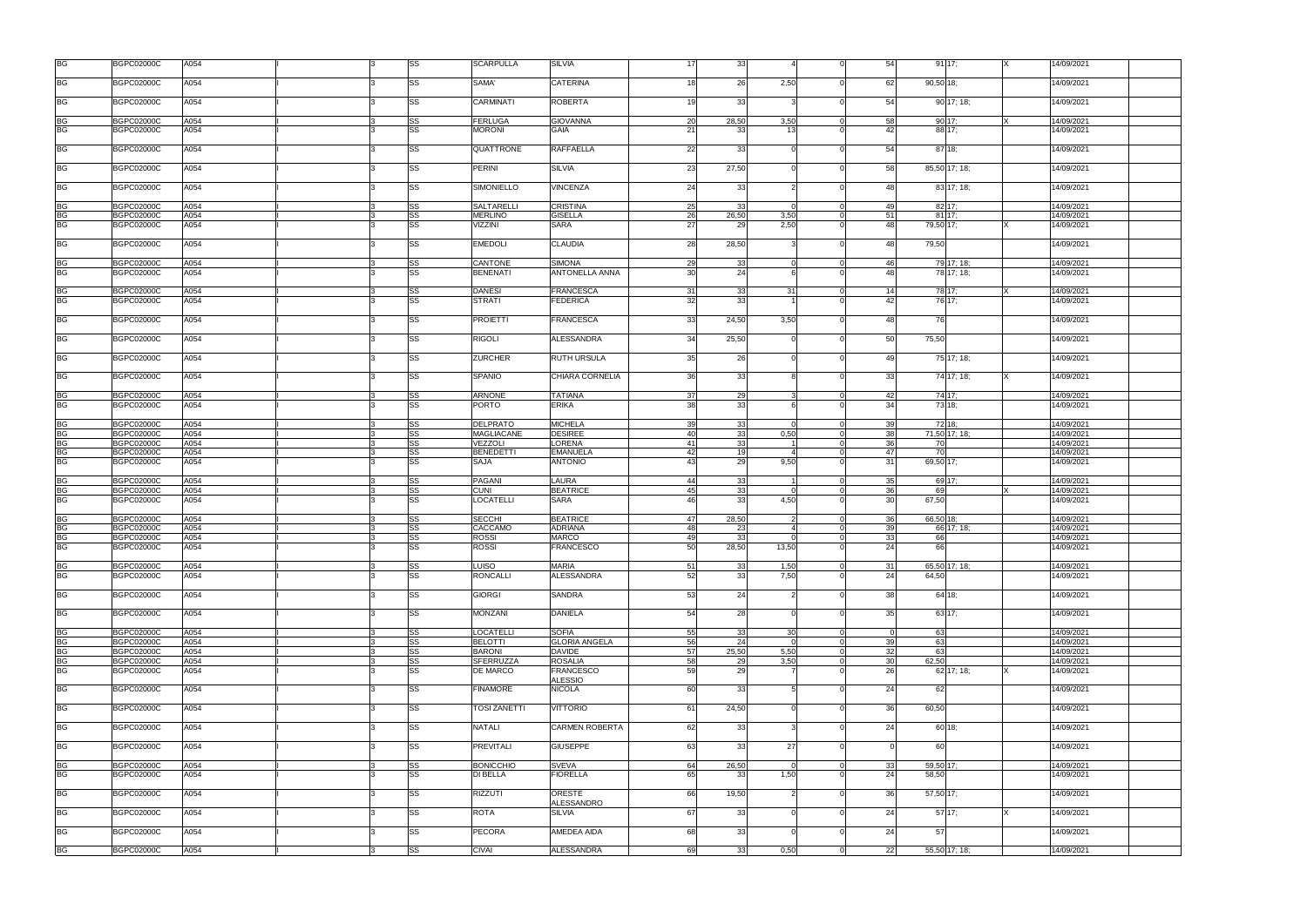| | | | | | | | | | | | | | | | | | | | |
|---|---|---|---|---|---|---|---|---|---|---|---|---|---|---|---|---|---|---|---|
| BG | BGPC02000C | A054 | | I | 3 | SS | SCARPULLA | SILVIA | 17 | 33 | 4 | 0 | 54 | 91 | 17; | X | 14/09/2021 | |
| BG | BGPC02000C | A054 | | I | 3 | SS | SAMA' | CATERINA | 18 | 26 | 2,50 | 0 | 62 | 90,50 | 18; | | 14/09/2021 | |
| BG | BGPC02000C | A054 | | I | 3 | SS | CARMINATI | ROBERTA | 19 | 33 | 3 | 0 | 54 | 90 | 17; 18; | | 14/09/2021 | |
| BG | BGPC02000C | A054 | | I | 3 | SS | FERLUGA | GIOVANNA | 20 | 28,50 | 3,50 | 0 | 58 | 90 | 17; | X | 14/09/2021 | |
| BG | BGPC02000C | A054 | | I | 3 | SS | MORONI | GAIA | 21 | 33 | 13 | 0 | 42 | 88 | 17; | | 14/09/2021 | |
| BG | BGPC02000C | A054 | | I | 3 | SS | QUATTRONE | RAFFAELLA | 22 | 33 | 0 | 0 | 54 | 87 | 18; | | 14/09/2021 | |
| BG | BGPC02000C | A054 | | I | 3 | SS | PERINI | SILVIA | 23 | 27,50 | 0 | 0 | 58 | 85,50 | 17; 18; | | 14/09/2021 | |
| BG | BGPC02000C | A054 | | I | 3 | SS | SIMONIELLO | VINCENZA | 24 | 33 | 2 | 0 | 48 | 83 | 17; 18; | | 14/09/2021 | |
| BG | BGPC02000C | A054 | | I | 3 | SS | SALTARELLI | CRISTINA | 25 | 33 | 0 | 0 | 49 | 82 | 17; | | 14/09/2021 | |
| BG | BGPC02000C | A054 | | I | 3 | SS | MERLINO | GISELLA | 26 | 26,50 | 3,50 | 0 | 51 | 81 | 17; | | 14/09/2021 | |
| BG | BGPC02000C | A054 | | I | 3 | SS | VIZZINI | SARA | 27 | 29 | 2,50 | 0 | 48 | 79,50 | 17; | X | 14/09/2021 | |
| BG | BGPC02000C | A054 | | I | 3 | SS | EMEDOLI | CLAUDIA | 28 | 28,50 | 3 | 0 | 48 | 79,50 | | | 14/09/2021 | |
| BG | BGPC02000C | A054 | | I | 3 | SS | CANTONE | SIMONA | 29 | 33 | 0 | 0 | 46 | 79 | 17; 18; | | 14/09/2021 | |
| BG | BGPC02000C | A054 | | I | 3 | SS | BENENATI | ANTONELLA ANNA | 30 | 24 | 6 | 0 | 48 | 78 | 17; 18; | | 14/09/2021 | |
| BG | BGPC02000C | A054 | | I | 3 | SS | DANESI | FRANCESCA | 31 | 33 | 31 | 0 | 14 | 78 | 17; | X | 14/09/2021 | |
| BG | BGPC02000C | A054 | | I | 3 | SS | STRATI | FEDERICA | 32 | 33 | 1 | 0 | 42 | 76 | 17; | | 14/09/2021 | |
| BG | BGPC02000C | A054 | | I | 3 | SS | PROIETTI | FRANCESCA | 33 | 24,50 | 3,50 | 0 | 48 | 76 | | | 14/09/2021 | |
| BG | BGPC02000C | A054 | | I | 3 | SS | RIGOLI | ALESSANDRA | 34 | 25,50 | 0 | 0 | 50 | 75,50 | | | 14/09/2021 | |
| BG | BGPC02000C | A054 | | I | 3 | SS | ZURCHER | RUTH URSULA | 35 | 26 | 0 | 0 | 49 | 75 | 17; 18; | | 14/09/2021 | |
| BG | BGPC02000C | A054 | | I | 3 | SS | SPANIO | CHIARA CORNELIA | 36 | 33 | 8 | 0 | 33 | 74 | 17; 18; | X | 14/09/2021 | |
| BG | BGPC02000C | A054 | | I | 3 | SS | ARNONE | TATIANA | 37 | 29 | 3 | 0 | 42 | 74 | 17; | | 14/09/2021 | |
| BG | BGPC02000C | A054 | | I | 3 | SS | PORTO | ERIKA | 38 | 33 | 6 | 0 | 34 | 73 | 18; | | 14/09/2021 | |
| BG | BGPC02000C | A054 | | I | 3 | SS | DELPRATO | MICHELA | 39 | 33 | 0 | 0 | 39 | 72 | 18; | | 14/09/2021 | |
| BG | BGPC02000C | A054 | | I | 3 | SS | MAGLIACANE | DESIREE | 40 | 33 | 0,50 | 0 | 38 | 71,50 | 17; 18; | | 14/09/2021 | |
| BG | BGPC02000C | A054 | | I | 3 | SS | VEZZOLI | LORENA | 41 | 33 | 1 | 0 | 36 | 70 | | | 14/09/2021 | |
| BG | BGPC02000C | A054 | | I | 3 | SS | BENEDETTI | EMANUELA | 42 | 19 | 4 | 0 | 47 | 70 | | | 14/09/2021 | |
| BG | BGPC02000C | A054 | | I | 3 | SS | SAJA | ANTONIO | 43 | 29 | 9,50 | 0 | 31 | 69,50 | 17; | | 14/09/2021 | |
| BG | BGPC02000C | A054 | | I | 3 | SS | PAGANI | LAURA | 44 | 33 | 1 | 0 | 35 | 69 | 17; | | 14/09/2021 | |
| BG | BGPC02000C | A054 | | I | 3 | SS | CUNI | BEATRICE | 45 | 33 | 0 | 0 | 36 | 69 | | X | 14/09/2021 | |
| BG | BGPC02000C | A054 | | I | 3 | SS | LOCATELLI | SARA | 46 | 33 | 4,50 | 0 | 30 | 67,50 | | | 14/09/2021 | |
| BG | BGPC02000C | A054 | | I | 3 | SS | SECCHI | BEATRICE | 47 | 28,50 | 2 | 0 | 36 | 66,50 | 18; | | 14/09/2021 | |
| BG | BGPC02000C | A054 | | I | 3 | SS | CACCAMO | ADRIANA | 48 | 23 | 4 | 0 | 39 | 66 | 17; 18; | | 14/09/2021 | |
| BG | BGPC02000C | A054 | | I | 3 | SS | ROSSI | MARCO | 49 | 33 | 0 | 0 | 33 | 66 | | | 14/09/2021 | |
| BG | BGPC02000C | A054 | | I | 3 | SS | ROSSI | FRANCESCO | 50 | 28,50 | 13,50 | 0 | 24 | 66 | | | 14/09/2021 | |
| BG | BGPC02000C | A054 | | I | 3 | SS | LUISO | MARIA | 51 | 33 | 1,50 | 0 | 31 | 65,50 | 17; 18; | | 14/09/2021 | |
| BG | BGPC02000C | A054 | | I | 3 | SS | RONCALLI | ALESSANDRA | 52 | 33 | 7,50 | 0 | 24 | 64,50 | | | 14/09/2021 | |
| BG | BGPC02000C | A054 | | I | 3 | SS | GIORGI | SANDRA | 53 | 24 | 2 | 0 | 38 | 64 | 18; | | 14/09/2021 | |
| BG | BGPC02000C | A054 | | I | 3 | SS | MONZANI | DANIELA | 54 | 28 | 0 | 0 | 35 | 63 | 17; | | 14/09/2021 | |
| BG | BGPC02000C | A054 | | I | 3 | SS | LOCATELLI | SOFIA | 55 | 33 | 30 | 0 | 0 | 63 | | | 14/09/2021 | |
| BG | BGPC02000C | A054 | | I | 3 | SS | BELOTTI | GLORIA ANGELA | 56 | 24 | 0 | 0 | 39 | 63 | | | 14/09/2021 | |
| BG | BGPC02000C | A054 | | I | 3 | SS | BARONI | DAVIDE | 57 | 25,50 | 5,50 | 0 | 32 | 63 | | | 14/09/2021 | |
| BG | BGPC02000C | A054 | | I | 3 | SS | SFERRUZZA | ROSALIA | 58 | 29 | 3,50 | 0 | 30 | 62,50 | | | 14/09/2021 | |
| BG | BGPC02000C | A054 | | I | 3 | SS | DE MARCO | FRANCESCO ALESSIO | 59 | 29 | 7 | 0 | 26 | 62 | 17; 18; | X | 14/09/2021 | |
| BG | BGPC02000C | A054 | | I | 3 | SS | FINAMORE | NICOLA | 60 | 33 | 5 | 0 | 24 | 62 | | | 14/09/2021 | |
| BG | BGPC02000C | A054 | | I | 3 | SS | TOSI ZANETTI | VITTORIO | 61 | 24,50 | 0 | 0 | 36 | 60,50 | | | 14/09/2021 | |
| BG | BGPC02000C | A054 | | I | 3 | SS | NATALI | CARMEN ROBERTA | 62 | 33 | 3 | 0 | 24 | 60 | 18; | | 14/09/2021 | |
| BG | BGPC02000C | A054 | | I | 3 | SS | PREVITALI | GIUSEPPE | 63 | 33 | 27 | 0 | 0 | 60 | | | 14/09/2021 | |
| BG | BGPC02000C | A054 | | I | 3 | SS | BONICCHIO | SVEVA | 64 | 26,50 | 0 | 0 | 33 | 59,50 | 17; | | 14/09/2021 | |
| BG | BGPC02000C | A054 | | I | 3 | SS | DI BELLA | FIORELLA | 65 | 33 | 1,50 | 0 | 24 | 58,50 | | | 14/09/2021 | |
| BG | BGPC02000C | A054 | | I | 3 | SS | RIZZUTI | ORESTE ALESSANDRO | 66 | 19,50 | 2 | 0 | 36 | 57,50 | 17; | | 14/09/2021 | |
| BG | BGPC02000C | A054 | | I | 3 | SS | ROTA | SILVIA | 67 | 33 | 0 | 0 | 24 | 57 | 17; | X | 14/09/2021 | |
| BG | BGPC02000C | A054 | | I | 3 | SS | PECORA | AMEDEA AIDA | 68 | 33 | 0 | 0 | 24 | 57 | | | 14/09/2021 | |
| BG | BGPC02000C | A054 | | I | 3 | SS | CIVAI | ALESSANDRA | 69 | 33 | 0,50 | 0 | 22 | 55,50 | 17; 18; | | 14/09/2021 | |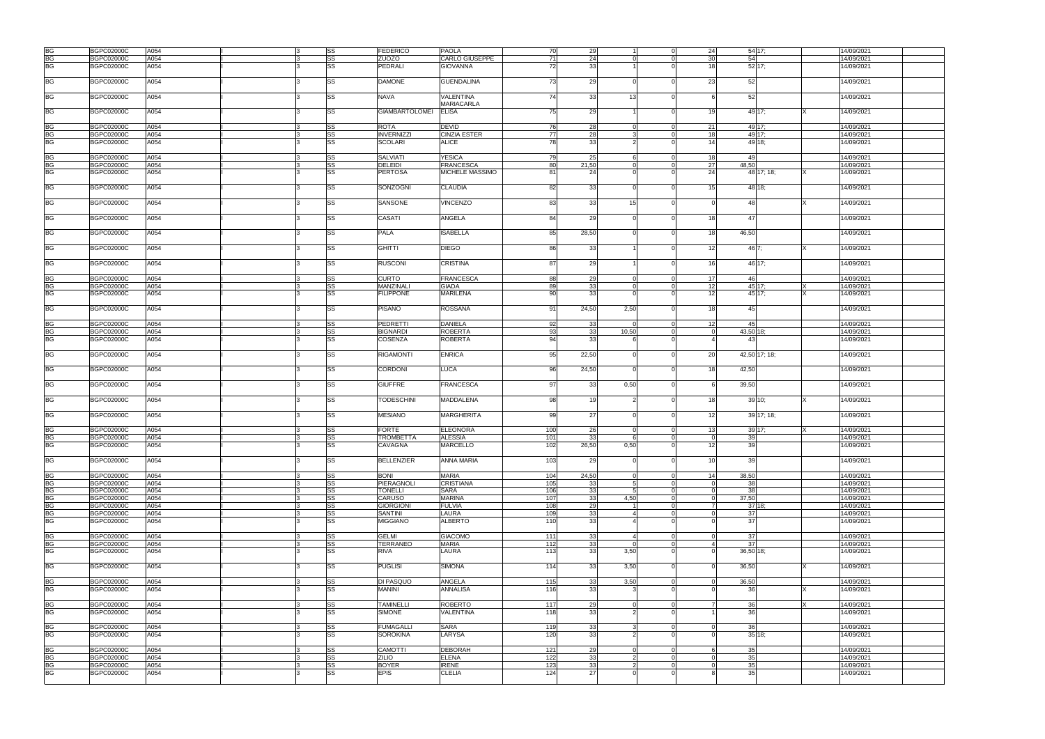| | | | | | | | | | | | | | | | | | | |
|---|---|---|---|---|---|---|---|---|---|---|---|---|---|---|---|---|---|---|
| BG | BGPC02000C | A054 | | I | 3 | SS | FEDERICO | PAOLA | 70 | 29 | 1 | 0 | 24 | 54 | 17; | | 14/09/2021 | |
| BG | BGPC02000C | A054 | | I | 3 | SS | ZUOZO | CARLO GIUSEPPE | 71 | 24 | 0 | 0 | 30 | 54 | | | 14/09/2021 | |
| BG | BGPC02000C | A054 | | I | 3 | SS | PEDRALI | GIOVANNA | 72 | 33 | 1 | 0 | 18 | 52 | 17; | | 14/09/2021 | |
| BG | BGPC02000C | A054 | | I | 3 | SS | DAMONE | GUENDALINA | 73 | 29 | 0 | 0 | 23 | 52 | | | 14/09/2021 | |
| BG | BGPC02000C | A054 | | I | 3 | SS | NAVA | VALENTINA MARIACARLA | 74 | 33 | 13 | 0 | 6 | 52 | | | 14/09/2021 | |
| BG | BGPC02000C | A054 | | I | 3 | SS | GIAMBARTOLOMEI | ELISA | 75 | 29 | 1 | 0 | 19 | 49 | 17; | X | 14/09/2021 | |
| BG | BGPC02000C | A054 | | I | 3 | SS | ROTA | DEVID | 76 | 28 | 0 | 0 | 21 | 49 | 17; | | 14/09/2021 | |
| BG | BGPC02000C | A054 | | I | 3 | SS | INVERNIZZI | CINZIA ESTER | 77 | 28 | 3 | 0 | 18 | 49 | 17; | | 14/09/2021 | |
| BG | BGPC02000C | A054 | | I | 3 | SS | SCOLARI | ALICE | 78 | 33 | 2 | 0 | 14 | 49 | 18; | | 14/09/2021 | |
| BG | BGPC02000C | A054 | | I | 3 | SS | SALVIATI | YESICA | 79 | 25 | 6 | 0 | 18 | 49 | | | 14/09/2021 | |
| BG | BGPC02000C | A054 | | I | 3 | SS | DELEIDI | FRANCESCA | 80 | 21,50 | 0 | 0 | 27 | 48,50 | | | 14/09/2021 | |
| BG | BGPC02000C | A054 | | I | 3 | SS | PERTOSA | MICHELE MASSIMO | 81 | 24 | 0 | 0 | 24 | 48 | 17; 18; | X | 14/09/2021 | |
| BG | BGPC02000C | A054 | | I | 3 | SS | SONZOGNI | CLAUDIA | 82 | 33 | 0 | 0 | 15 | 48 | 18; | | 14/09/2021 | |
| BG | BGPC02000C | A054 | | I | 3 | SS | SANSONE | VINCENZO | 83 | 33 | 15 | 0 | 0 | 48 | | X | 14/09/2021 | |
| BG | BGPC02000C | A054 | | I | 3 | SS | CASATI | ANGELA | 84 | 29 | 0 | 0 | 18 | 47 | | | 14/09/2021 | |
| BG | BGPC02000C | A054 | | I | 3 | SS | PALA | ISABELLA | 85 | 28,50 | 0 | 0 | 18 | 46,50 | | | 14/09/2021 | |
| BG | BGPC02000C | A054 | | I | 3 | SS | GHITTI | DIEGO | 86 | 33 | 1 | 0 | 12 | 46 | 7; | X | 14/09/2021 | |
| BG | BGPC02000C | A054 | | I | 3 | SS | RUSCONI | CRISTINA | 87 | 29 | 1 | 0 | 16 | 46 | 17; | | 14/09/2021 | |
| BG | BGPC02000C | A054 | | I | 3 | SS | CURTO | FRANCESCA | 88 | 29 | 0 | 0 | 17 | 46 | | | 14/09/2021 | |
| BG | BGPC02000C | A054 | | I | 3 | SS | MANZINALI | GIADA | 89 | 33 | 0 | 0 | 12 | 45 | 17; | X | 14/09/2021 | |
| BG | BGPC02000C | A054 | | I | 3 | SS | FILIPPONE | MARILENA | 90 | 33 | 0 | 0 | 12 | 45 | 17; | X | 14/09/2021 | |
| BG | BGPC02000C | A054 | | I | 3 | SS | PISANO | ROSSANA | 91 | 24,50 | 2,50 | 0 | 18 | 45 | | | 14/09/2021 | |
| BG | BGPC02000C | A054 | | I | 3 | SS | PEDRETTI | DANIELA | 92 | 33 | 0 | 0 | 12 | 45 | | | 14/09/2021 | |
| BG | BGPC02000C | A054 | | I | 3 | SS | BIGNARDI | ROBERTA | 93 | 33 | 10,50 | 0 | 0 | 43,50 | 18; | | 14/09/2021 | |
| BG | BGPC02000C | A054 | | I | 3 | SS | COSENZA | ROBERTA | 94 | 33 | 6 | 0 | 4 | 43 | | | 14/09/2021 | |
| BG | BGPC02000C | A054 | | I | 3 | SS | RIGAMONTI | ENRICA | 95 | 22,50 | 0 | 0 | 20 | 42,50 | 17; 18; | | 14/09/2021 | |
| BG | BGPC02000C | A054 | | I | 3 | SS | CORDONI | LUCA | 96 | 24,50 | 0 | 0 | 18 | 42,50 | | | 14/09/2021 | |
| BG | BGPC02000C | A054 | | I | 3 | SS | GIUFFRE | FRANCESCA | 97 | 33 | 0,50 | 0 | 6 | 39,50 | | | 14/09/2021 | |
| BG | BGPC02000C | A054 | | I | 3 | SS | TODESCHINI | MADDALENA | 98 | 19 | 2 | 0 | 18 | 39 | 10; | X | 14/09/2021 | |
| BG | BGPC02000C | A054 | | I | 3 | SS | MESIANO | MARGHERITA | 99 | 27 | 0 | 0 | 12 | 39 | 17; 18; | | 14/09/2021 | |
| BG | BGPC02000C | A054 | | I | 3 | SS | FORTE | ELEONORA | 100 | 26 | 0 | 0 | 13 | 39 | 17; | X | 14/09/2021 | |
| BG | BGPC02000C | A054 | | I | 3 | SS | TROMBETTA | ALESSIA | 101 | 33 | 6 | 0 | 0 | 39 | | | 14/09/2021 | |
| BG | BGPC02000C | A054 | | I | 3 | SS | CAVAGNA | MARCELLO | 102 | 26,50 | 0,50 | 0 | 12 | 39 | | | 14/09/2021 | |
| BG | BGPC02000C | A054 | | I | 3 | SS | BELLENZIER | ANNA MARIA | 103 | 29 | 0 | 0 | 10 | 39 | | | 14/09/2021 | |
| BG | BGPC02000C | A054 | | I | 3 | SS | BONI | MARIA | 104 | 24,50 | 0 | 0 | 14 | 38,50 | | | 14/09/2021 | |
| BG | BGPC02000C | A054 | | I | 3 | SS | PIERAGNOLI | CRISTIANA | 105 | 33 | 5 | 0 | 0 | 38 | | | 14/09/2021 | |
| BG | BGPC02000C | A054 | | I | 3 | SS | TONELLI | SARA | 106 | 33 | 5 | 0 | 0 | 38 | | | 14/09/2021 | |
| BG | BGPC02000C | A054 | | I | 3 | SS | CARUSO | MARINA | 107 | 33 | 4,50 | 0 | 0 | 37,50 | | | 14/09/2021 | |
| BG | BGPC02000C | A054 | | I | 3 | SS | GIORGIONI | FULVIA | 108 | 29 | 1 | 0 | 7 | 37 | 18; | | 14/09/2021 | |
| BG | BGPC02000C | A054 | | I | 3 | SS | SANTINI | LAURA | 109 | 33 | 4 | 0 | 0 | 37 | | | 14/09/2021 | |
| BG | BGPC02000C | A054 | | I | 3 | SS | MIGGIANO | ALBERTO | 110 | 33 | 4 | 0 | 0 | 37 | | | 14/09/2021 | |
| BG | BGPC02000C | A054 | | I | 3 | SS | GELMI | GIACOMO | 111 | 33 | 4 | 0 | 0 | 37 | | | 14/09/2021 | |
| BG | BGPC02000C | A054 | | I | 3 | SS | TERRANEO | MARIA | 112 | 33 | 0 | 0 | 4 | 37 | | | 14/09/2021 | |
| BG | BGPC02000C | A054 | | I | 3 | SS | RIVA | LAURA | 113 | 33 | 3,50 | 0 | 0 | 36,50 | 18; | | 14/09/2021 | |
| BG | BGPC02000C | A054 | | I | 3 | SS | PUGLISI | SIMONA | 114 | 33 | 3,50 | 0 | 0 | 36,50 | | X | 14/09/2021 | |
| BG | BGPC02000C | A054 | | I | 3 | SS | DI PASQUO | ANGELA | 115 | 33 | 3,50 | 0 | 0 | 36,50 | | | 14/09/2021 | |
| BG | BGPC02000C | A054 | | I | 3 | SS | MANINI | ANNALISA | 116 | 33 | 3 | 0 | 0 | 36 | | X | 14/09/2021 | |
| BG | BGPC02000C | A054 | | I | 3 | SS | TAMINELLI | ROBERTO | 117 | 29 | 0 | 0 | 7 | 36 | | X | 14/09/2021 | |
| BG | BGPC02000C | A054 | | I | 3 | SS | SIMONE | VALENTINA | 118 | 33 | 2 | 0 | 1 | 36 | | | 14/09/2021 | |
| BG | BGPC02000C | A054 | | I | 3 | SS | FUMAGALLI | SARA | 119 | 33 | 3 | 0 | 0 | 36 | | | 14/09/2021 | |
| BG | BGPC02000C | A054 | | I | 3 | SS | SOROKINA | LARYSA | 120 | 33 | 2 | 0 | 0 | 35 | 18; | | 14/09/2021 | |
| BG | BGPC02000C | A054 | | I | 3 | SS | CAMOTTI | DEBORAH | 121 | 29 | 0 | 0 | 6 | 35 | | | 14/09/2021 | |
| BG | BGPC02000C | A054 | | I | 3 | SS | ZILIO | ELENA | 122 | 33 | 2 | 0 | 0 | 35 | | | 14/09/2021 | |
| BG | BGPC02000C | A054 | | I | 3 | SS | BOYER | IRENE | 123 | 33 | 2 | 0 | 0 | 35 | | | 14/09/2021 | |
| BG | BGPC02000C | A054 | | I | 3 | SS | EPIS | CLELIA | 124 | 27 | 0 | 0 | 8 | 35 | | | 14/09/2021 | |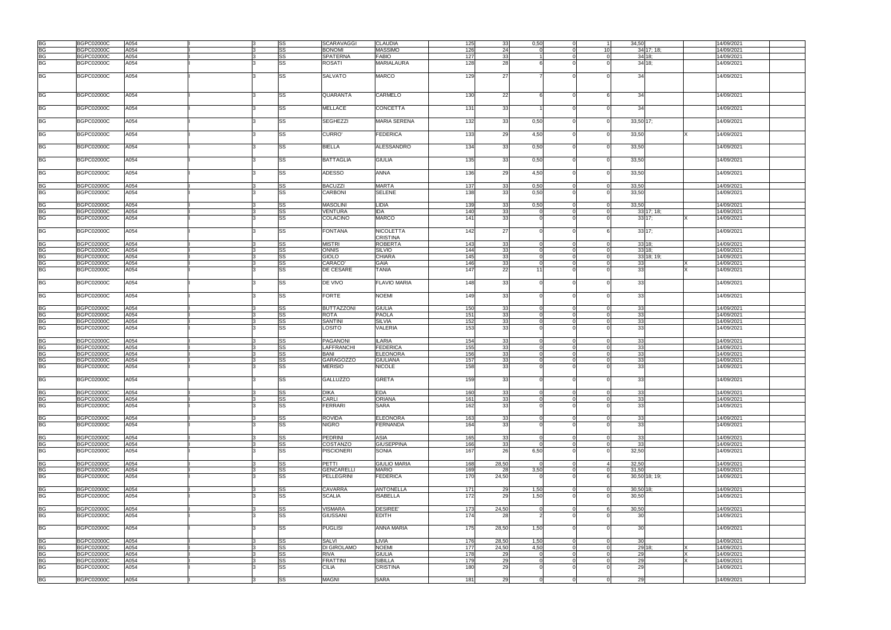| | | | | | | | | | | | | | | | | | | |
|---|---|---|---|---|---|---|---|---|---|---|---|---|---|---|---|---|---|---|
| BG | BGPC02000C | A054 | | I | 3 | SS | SCARAVAGGI | CLAUDIA | 125 | 33 | 0,50 | 0 | 1 | 34,50 | | | 14/09/2021 | |
| BG | BGPC02000C | A054 | | I | 3 | SS | BONOMI | MASSIMO | 126 | 24 | 0 | 0 | 10 | 34 | 17; 18; | | 14/09/2021 | |
| BG | BGPC02000C | A054 | | I | 3 | SS | SPATERNA | FABIO | 127 | 33 | 1 | 0 | 0 | 34 | 18; | | 14/09/2021 | |
| BG | BGPC02000C | A054 | | I | 3 | SS | ROSATI | MARIALAURA | 128 | 28 | 6 | 0 | 0 | 34 | 18; | | 14/09/2021 | |
| BG | BGPC02000C | A054 | | I | 3 | SS | SALVATO | MARCO | 129 | 27 | 7 | 0 | 0 | 34 | | | 14/09/2021 | |
| BG | BGPC02000C | A054 | | I | 3 | SS | QUARANTA | CARMELO | 130 | 22 | 6 | 0 | 6 | 34 | | | 14/09/2021 | |
| BG | BGPC02000C | A054 | | I | 3 | SS | MELLACE | CONCETTA | 131 | 33 | 1 | 0 | 0 | 34 | | | 14/09/2021 | |
| BG | BGPC02000C | A054 | | I | 3 | SS | SEGHEZZI | MARIA SERENA | 132 | 33 | 0,50 | 0 | 0 | 33,50 | 17; | | 14/09/2021 | |
| BG | BGPC02000C | A054 | | I | 3 | SS | CURRO' | FEDERICA | 133 | 29 | 4,50 | 0 | 0 | 33,50 | | X | 14/09/2021 | |
| BG | BGPC02000C | A054 | | I | 3 | SS | BIELLA | ALESSANDRO | 134 | 33 | 0,50 | 0 | 0 | 33,50 | | | 14/09/2021 | |
| BG | BGPC02000C | A054 | | I | 3 | SS | BATTAGLIA | GIULIA | 135 | 33 | 0,50 | 0 | 0 | 33,50 | | | 14/09/2021 | |
| BG | BGPC02000C | A054 | | I | 3 | SS | ADESSO | ANNA | 136 | 29 | 4,50 | 0 | 0 | 33,50 | | | 14/09/2021 | |
| BG | BGPC02000C | A054 | | I | 3 | SS | BACUZZI | MARTA | 137 | 33 | 0,50 | 0 | 0 | 33,50 | | | 14/09/2021 | |
| BG | BGPC02000C | A054 | | I | 3 | SS | CARBONI | SELENE | 138 | 33 | 0,50 | 0 | 0 | 33,50 | | | 14/09/2021 | |
| BG | BGPC02000C | A054 | | I | 3 | SS | MASOLINI | LIDIA | 139 | 33 | 0,50 | 0 | 0 | 33,50 | | | 14/09/2021 | |
| BG | BGPC02000C | A054 | | I | 3 | SS | VENTURA | IDA | 140 | 33 | 0 | 0 | 0 | 33 | 17; 18; | | 14/09/2021 | |
| BG | BGPC02000C | A054 | | I | 3 | SS | COLACINO | MARCO | 141 | 33 | 0 | 0 | 0 | 33 | 17; | X | 14/09/2021 | |
| BG | BGPC02000C | A054 | | I | 3 | SS | FONTANA | NICOLETTA CRISTINA | 142 | 27 | 0 | 0 | 6 | 33 | 17; | | 14/09/2021 | |
| BG | BGPC02000C | A054 | | I | 3 | SS | MISTRI | ROBERTA | 143 | 33 | 0 | 0 | 0 | 33 | 18; | | 14/09/2021 | |
| BG | BGPC02000C | A054 | | I | 3 | SS | ONNIS | SILVIO | 144 | 33 | 0 | 0 | 0 | 33 | 18; | | 14/09/2021 | |
| BG | BGPC02000C | A054 | | I | 3 | SS | GIOLO | CHIARA | 145 | 33 | 0 | 0 | 0 | 33 | 18; 19; | | 14/09/2021 | |
| BG | BGPC02000C | A054 | | I | 3 | SS | CARACO' | GAIA | 146 | 33 | 0 | 0 | 0 | 33 | | X | 14/09/2021 | |
| BG | BGPC02000C | A054 | | I | 3 | SS | DE CESARE | TANIA | 147 | 22 | 11 | 0 | 0 | 33 | | X | 14/09/2021 | |
| BG | BGPC02000C | A054 | | I | 3 | SS | DE VIVO | FLAVIO MARIA | 148 | 33 | 0 | 0 | 0 | 33 | | | 14/09/2021 | |
| BG | BGPC02000C | A054 | | I | 3 | SS | FORTE | NOEMI | 149 | 33 | 0 | 0 | 0 | 33 | | | 14/09/2021 | |
| BG | BGPC02000C | A054 | | I | 3 | SS | BUTTAZZONI | GIULIA | 150 | 33 | 0 | 0 | 0 | 33 | | | 14/09/2021 | |
| BG | BGPC02000C | A054 | | I | 3 | SS | ROTA | PAOLA | 151 | 33 | 0 | 0 | 0 | 33 | | | 14/09/2021 | |
| BG | BGPC02000C | A054 | | I | 3 | SS | SANTINI | SILVIA | 152 | 33 | 0 | 0 | 0 | 33 | | | 14/09/2021 | |
| BG | BGPC02000C | A054 | | I | 3 | SS | LOSITO | VALERIA | 153 | 33 | 0 | 0 | 0 | 33 | | | 14/09/2021 | |
| BG | BGPC02000C | A054 | | I | 3 | SS | PAGANONI | ILARIA | 154 | 33 | 0 | 0 | 0 | 33 | | | 14/09/2021 | |
| BG | BGPC02000C | A054 | | I | 3 | SS | LAFFRANCHI | FEDERICA | 155 | 33 | 0 | 0 | 0 | 33 | | | 14/09/2021 | |
| BG | BGPC02000C | A054 | | I | 3 | SS | BANI | ELEONORA | 156 | 33 | 0 | 0 | 0 | 33 | | | 14/09/2021 | |
| BG | BGPC02000C | A054 | | I | 3 | SS | GARAGOZZO | GIULIANA | 157 | 33 | 0 | 0 | 0 | 33 | | | 14/09/2021 | |
| BG | BGPC02000C | A054 | | I | 3 | SS | MERISIO | NICOLE | 158 | 33 | 0 | 0 | 0 | 33 | | | 14/09/2021 | |
| BG | BGPC02000C | A054 | | I | 3 | SS | GALLUZZO | GRETA | 159 | 33 | 0 | 0 | 0 | 33 | | | 14/09/2021 | |
| BG | BGPC02000C | A054 | | I | 3 | SS | DIKA | EDA | 160 | 33 | 0 | 0 | 0 | 33 | | | 14/09/2021 | |
| BG | BGPC02000C | A054 | | I | 3 | SS | CARLI | ORIANA | 161 | 33 | 0 | 0 | 0 | 33 | | | 14/09/2021 | |
| BG | BGPC02000C | A054 | | I | 3 | SS | FERRARI | SARA | 162 | 33 | 0 | 0 | 0 | 33 | | | 14/09/2021 | |
| BG | BGPC02000C | A054 | | I | 3 | SS | ROVIDA | ELEONORA | 163 | 33 | 0 | 0 | 0 | 33 | | | 14/09/2021 | |
| BG | BGPC02000C | A054 | | I | 3 | SS | NIGRO | FERNANDA | 164 | 33 | 0 | 0 | 0 | 33 | | | 14/09/2021 | |
| BG | BGPC02000C | A054 | | I | 3 | SS | PEDRINI | ASIA | 165 | 33 | 0 | 0 | 0 | 33 | | | 14/09/2021 | |
| BG | BGPC02000C | A054 | | I | 3 | SS | COSTANZO | GIUSEPPINA | 166 | 33 | 0 | 0 | 0 | 33 | | | 14/09/2021 | |
| BG | BGPC02000C | A054 | | I | 3 | SS | PISCIONERI | SONIA | 167 | 26 | 6,50 | 0 | 0 | 32,50 | | | 14/09/2021 | |
| BG | BGPC02000C | A054 | | I | 3 | SS | PETTI | GIULIO MARIA | 168 | 28,50 | 0 | 0 | 4 | 32,50 | | | 14/09/2021 | |
| BG | BGPC02000C | A054 | | I | 3 | SS | GENCARELLI | MARIO | 169 | 28 | 3,50 | 0 | 0 | 31,50 | | | 14/09/2021 | |
| BG | BGPC02000C | A054 | | I | 3 | SS | PELLEGRINI | FEDERICA | 170 | 24,50 | 0 | 0 | 6 | 30,50 | 18; 19; | | 14/09/2021 | |
| BG | BGPC02000C | A054 | | I | 3 | SS | CAVARRA | ANTONELLA | 171 | 29 | 1,50 | 0 | 0 | 30,50 | 18; | | 14/09/2021 | |
| BG | BGPC02000C | A054 | | I | 3 | SS | SCALIA | ISABELLA | 172 | 29 | 1,50 | 0 | 0 | 30,50 | | | 14/09/2021 | |
| BG | BGPC02000C | A054 | | I | 3 | SS | VISMARA | DESIREE' | 173 | 24,50 | 0 | 0 | 6 | 30,50 | | | 14/09/2021 | |
| BG | BGPC02000C | A054 | | I | 3 | SS | GIUSSANI | EDITH | 174 | 28 | 2 | 0 | 0 | 30 | | | 14/09/2021 | |
| BG | BGPC02000C | A054 | | I | 3 | SS | PUGLISI | ANNA MARIA | 175 | 28,50 | 1,50 | 0 | 0 | 30 | | | 14/09/2021 | |
| BG | BGPC02000C | A054 | | I | 3 | SS | SALVI | LIVIA | 176 | 28,50 | 1,50 | 0 | 0 | 30 | | | 14/09/2021 | |
| BG | BGPC02000C | A054 | | I | 3 | SS | DI GIROLAMO | NOEMI | 177 | 24,50 | 4,50 | 0 | 0 | 29 | 18; | X | 14/09/2021 | |
| BG | BGPC02000C | A054 | | I | 3 | SS | RIVA | GIULIA | 178 | 29 | 0 | 0 | 0 | 29 | | X | 14/09/2021 | |
| BG | BGPC02000C | A054 | | I | 3 | SS | FRATTINI | SIBILLA | 179 | 29 | 0 | 0 | 0 | 29 | | X | 14/09/2021 | |
| BG | BGPC02000C | A054 | | I | 3 | SS | CILIA | CRISTINA | 180 | 29 | 0 | 0 | 0 | 29 | | | 14/09/2021 | |
| BG | BGPC02000C | A054 | | I | 3 | SS | MAGNI | SARA | 181 | 29 | 0 | 0 | 0 | 29 | | | 14/09/2021 | |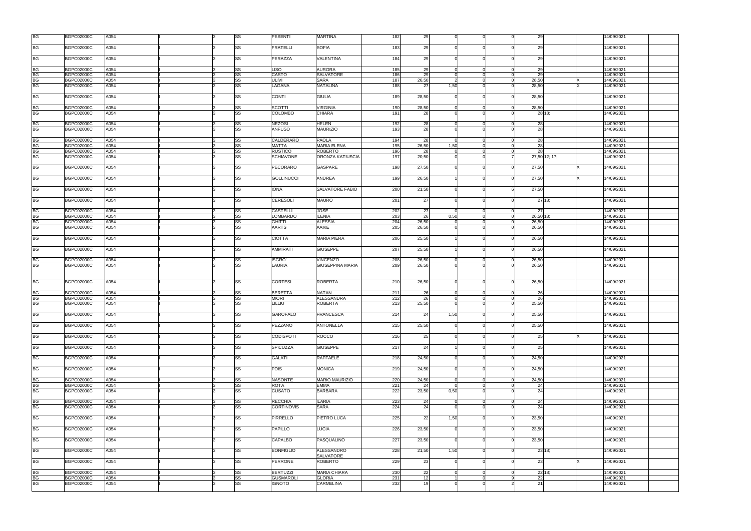| | | | | | | | | | | | | | | | | | | | |
|---|---|---|---|---|---|---|---|---|---|---|---|---|---|---|---|---|---|---|---|
| BG | BGPC02000C | A054 | | I | 3 | SS | PESENTI | MARTINA | 182 | 29 | 0 | 0 | 0 | 29 | | | 14/09/2021 | |
| BG | BGPC02000C | A054 | | I | 3 | SS | FRATELLI | SOFIA | 183 | 29 | 0 | 0 | 0 | 29 | | | 14/09/2021 | |
| BG | BGPC02000C | A054 | | I | 3 | SS | PERAZZA | VALENTINA | 184 | 29 | 0 | 0 | 0 | 29 | | | 14/09/2021 | |
| BG | BGPC02000C | A054 | | I | 3 | SS | LISO | AURORA | 185 | 29 | 0 | 0 | 0 | 29 | | | 14/09/2021 | |
| BG | BGPC02000C | A054 | | I | 3 | SS | CASTO | SALVATORE | 186 | 29 | 0 | 0 | 0 | 29 | | | 14/09/2021 | |
| BG | BGPC02000C | A054 | | I | 3 | SS | ULIVI | SARA | 187 | 26,50 | 2 | 0 | 0 | 28,50 | | X | 14/09/2021 | |
| BG | BGPC02000C | A054 | | I | 3 | SS | LAGANA | NATALINA | 188 | 27 | 1,50 | 0 | 0 | 28,50 | | X | 14/09/2021 | |
| BG | BGPC02000C | A054 | | I | 3 | SS | CONTI | GIULIA | 189 | 28,50 | 0 | 0 | 0 | 28,50 | | | 14/09/2021 | |
| BG | BGPC02000C | A054 | | I | 3 | SS | SCOTTI | VIRGINIA | 190 | 28,50 | 0 | 0 | 0 | 28,50 | | | 14/09/2021 | |
| BG | BGPC02000C | A054 | | I | 3 | SS | COLOMBO | CHIARA | 191 | 28 | 0 | 0 | 0 | 28 | 18; | | 14/09/2021 | |
| BG | BGPC02000C | A054 | | I | 3 | SS | NEZOSI | HELEN | 192 | 28 | 0 | 0 | 0 | 28 | | | 14/09/2021 | |
| BG | BGPC02000C | A054 | | I | 3 | SS | ANFUSO | MAURIZIO | 193 | 28 | 0 | 0 | 0 | 28 | | | 14/09/2021 | |
| BG | BGPC02000C | A054 | | I | 3 | SS | CALDERARO | PAOLA | 194 | 28 | 0 | 0 | 0 | 28 | | | 14/09/2021 | |
| BG | BGPC02000C | A054 | | I | 3 | SS | MATTA | MARIA ELENA | 195 | 26,50 | 1,50 | 0 | 0 | 28 | | | 14/09/2021 | |
| BG | BGPC02000C | A054 | | I | 3 | SS | RUSTICO | ROBERTO | 196 | 28 | 0 | 0 | 0 | 28 | | | 14/09/2021 | |
| BG | BGPC02000C | A054 | | I | 3 | SS | SCHIAVONE | ORONZA KATIUSCIA | 197 | 20,50 | 0 | 0 | 7 | 27,50 | 12; 17; | | 14/09/2021 | |
| BG | BGPC02000C | A054 | | I | 3 | SS | PECORARO | GASPARE | 198 | 27,50 | 0 | 0 | 0 | 27,50 | | X | 14/09/2021 | |
| BG | BGPC02000C | A054 | | I | 3 | SS | GOLLINUCCI | ANDREA | 199 | 26,50 | 1 | 0 | 0 | 27,50 | | X | 14/09/2021 | |
| BG | BGPC02000C | A054 | | I | 3 | SS | IONA | SALVATORE FABIO | 200 | 21,50 | 0 | 0 | 6 | 27,50 | | | 14/09/2021 | |
| BG | BGPC02000C | A054 | | I | 3 | SS | CERESOLI | MAURO | 201 | 27 | 0 | 0 | 0 | 27 | 18; | | 14/09/2021 | |
| BG | BGPC02000C | A054 | | I | 3 | SS | CASTELLI | JOSE | 202 | 27 | 0 | 0 | 0 | 27 | | | 14/09/2021 | |
| BG | BGPC02000C | A054 | | I | 3 | SS | LOMBARDO | ILENIA | 203 | 26 | 0,50 | 0 | 0 | 26,50 | 18; | | 14/09/2021 | |
| BG | BGPC02000C | A054 | | I | 3 | SS | GHITTI | ALESSIA | 204 | 26,50 | 0 | 0 | 0 | 26,50 | | | 14/09/2021 | |
| BG | BGPC02000C | A054 | | I | 3 | SS | AARTS | AAIKE | 205 | 26,50 | 0 | 0 | 0 | 26,50 | | | 14/09/2021 | |
| BG | BGPC02000C | A054 | | I | 3 | SS | CIOTTA | MARIA PIERA | 206 | 25,50 | 1 | 0 | 0 | 26,50 | | | 14/09/2021 | |
| BG | BGPC02000C | A054 | | I | 3 | SS | AMMIRATI | GIUSEPPE | 207 | 25,50 | 1 | 0 | 0 | 26,50 | | | 14/09/2021 | |
| BG | BGPC02000C | A054 | | I | 3 | SS | ISGRO' | VINCENZO | 208 | 26,50 | 0 | 0 | 0 | 26,50 | | | 14/09/2021 | |
| BG | BGPC02000C | A054 | | I | 3 | SS | LAURIA | GIUSEPPINA MARIA | 209 | 26,50 | 0 | 0 | 0 | 26,50 | | | 14/09/2021 | |
| BG | BGPC02000C | A054 | | I | 3 | SS | CORTESI | ROBERTA | 210 | 26,50 | 0 | 0 | 0 | 26,50 | | | 14/09/2021 | |
| BG | BGPC02000C | A054 | | I | 3 | SS | BERETTA | NATAN | 211 | 26 | 0 | 0 | 0 | 26 | | | 14/09/2021 | |
| BG | BGPC02000C | A054 | | I | 3 | SS | MIORI | ALESSANDRA | 212 | 26 | 0 | 0 | 0 | 26 | | | 14/09/2021 | |
| BG | BGPC02000C | A054 | | I | 3 | SS | LILLIU | ROBERTA | 213 | 25,50 | 0 | 0 | 0 | 25,50 | | | 14/09/2021 | |
| BG | BGPC02000C | A054 | | I | 3 | SS | GAROFALO | FRANCESCA | 214 | 24 | 1,50 | 0 | 0 | 25,50 | | | 14/09/2021 | |
| BG | BGPC02000C | A054 | | I | 3 | SS | PEZZANO | ANTONELLA | 215 | 25,50 | 0 | 0 | 0 | 25,50 | | | 14/09/2021 | |
| BG | BGPC02000C | A054 | | I | 3 | SS | CODISPOTI | ROCCO | 216 | 25 | 0 | 0 | 0 | 25 | | X | 14/09/2021 | |
| BG | BGPC02000C | A054 | | I | 3 | SS | SPICUZZA | GIUSEPPE | 217 | 24 | 1 | 0 | 0 | 25 | | | 14/09/2021 | |
| BG | BGPC02000C | A054 | | I | 3 | SS | GALATI | RAFFAELE | 218 | 24,50 | 0 | 0 | 0 | 24,50 | | | 14/09/2021 | |
| BG | BGPC02000C | A054 | | I | 3 | SS | FOIS | MONICA | 219 | 24,50 | 0 | 0 | 0 | 24,50 | | | 14/09/2021 | |
| BG | BGPC02000C | A054 | | I | 3 | SS | NASONTE | MARIO MAURIZIO | 220 | 24,50 | 0 | 0 | 0 | 24,50 | | | 14/09/2021 | |
| BG | BGPC02000C | A054 | | I | 3 | SS | ROTA | EMMA | 221 | 24 | 0 | 0 | 0 | 24 | | | 14/09/2021 | |
| BG | BGPC02000C | A054 | | I | 3 | SS | CUSATO | BARBARA | 222 | 23,50 | 0,50 | 0 | 0 | 24 | | | 14/09/2021 | |
| BG | BGPC02000C | A054 | | I | 3 | SS | RECCHIA | ILARIA | 223 | 24 | 0 | 0 | 0 | 24 | | | 14/09/2021 | |
| BG | BGPC02000C | A054 | | I | 3 | SS | CORTINOVIS | SARA | 224 | 24 | 0 | 0 | 0 | 24 | | | 14/09/2021 | |
| BG | BGPC02000C | A054 | | I | 3 | SS | PIRRELLO | PIETRO LUCA | 225 | 22 | 1,50 | 0 | 0 | 23,50 | | | 14/09/2021 | |
| BG | BGPC02000C | A054 | | I | 3 | SS | PAPILLO | LUCIA | 226 | 23,50 | 0 | 0 | 0 | 23,50 | | | 14/09/2021 | |
| BG | BGPC02000C | A054 | | I | 3 | SS | CAPALBO | PASQUALINO | 227 | 23,50 | 0 | 0 | 0 | 23,50 | | | 14/09/2021 | |
| BG | BGPC02000C | A054 | | I | 3 | SS | BONFIGLIO | ALESSANDRO SALVATORE | 228 | 21,50 | 1,50 | 0 | 0 | 23 | 18; | | 14/09/2021 | |
| BG | BGPC02000C | A054 | | I | 3 | SS | PERRONE | ROBERTO | 229 | 23 | 0 | 0 | 0 | 23 | | X | 14/09/2021 | |
| BG | BGPC02000C | A054 | | I | 3 | SS | BERTUZZI | MARIA CHIARA | 230 | 22 | 0 | 0 | 0 | 22 | 18; | | 14/09/2021 | |
| BG | BGPC02000C | A054 | | I | 3 | SS | GUSMAROLI | GLORIA | 231 | 12 | 1 | 0 | 9 | 22 | | | 14/09/2021 | |
| BG | BGPC02000C | A054 | | I | 3 | SS | IGNOTO | CARMELINA | 232 | 19 | 0 | 0 | 2 | 21 | | | 14/09/2021 | |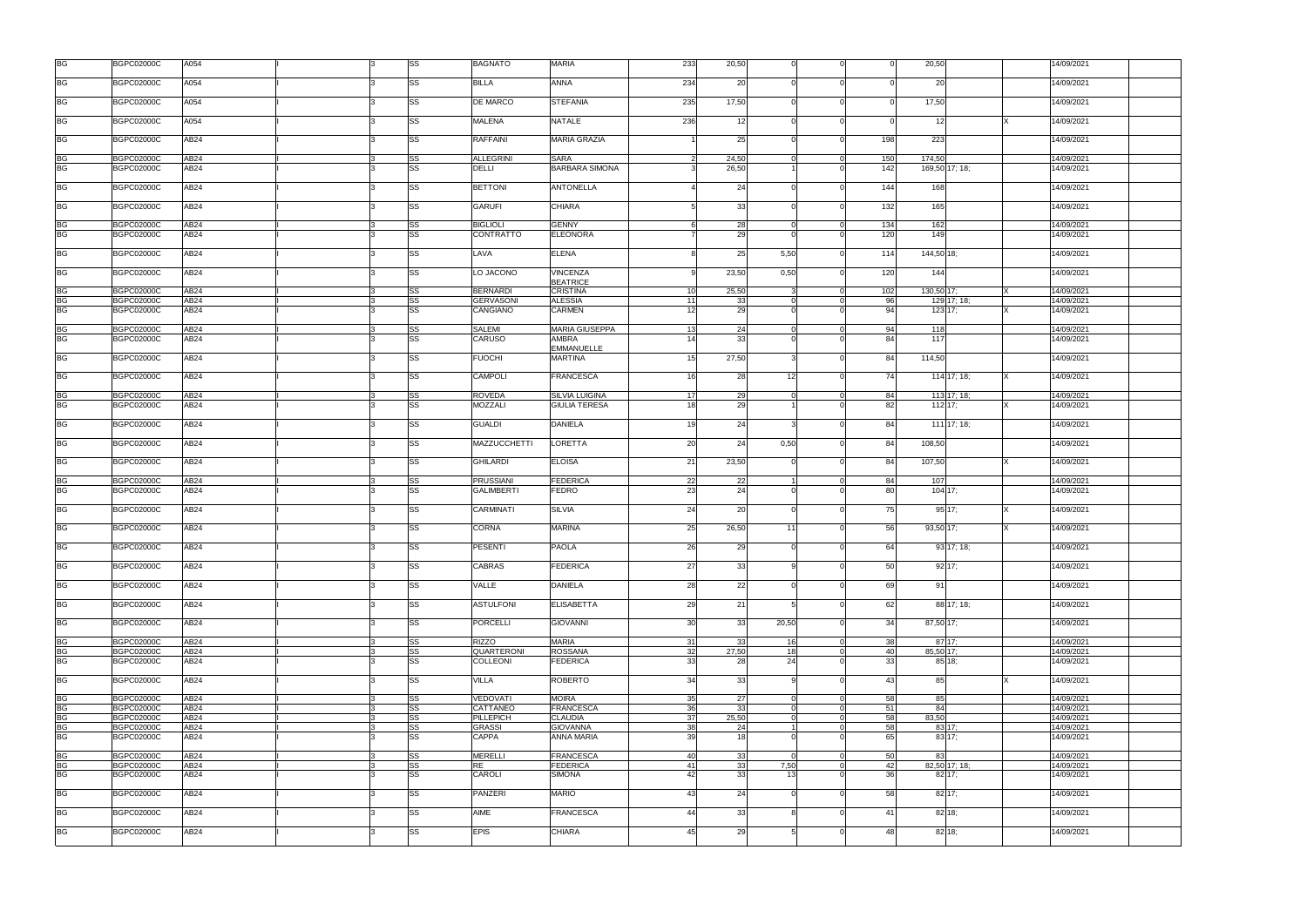| | | | | | | | | | | | | | | | | | | |
|---|---|---|---|---|---|---|---|---|---|---|---|---|---|---|---|---|---|---|
| BG | BGPC02000C | A054 | I | | 3 | SS | BAGNATO | MARIA | 233 | 20,50 | 0 | 0 | 0 | 20,50 | | | 14/09/2021 | |
| BG | BGPC02000C | A054 | I | | 3 | SS | BILLA | ANNA | 234 | 20 | 0 | 0 | 0 | 20 | | | 14/09/2021 | |
| BG | BGPC02000C | A054 | I | | 3 | SS | DE MARCO | STEFANIA | 235 | 17,50 | 0 | 0 | 0 | 17,50 | | | 14/09/2021 | |
| BG | BGPC02000C | A054 | I | | 3 | SS | MALENA | NATALE | 236 | 12 | 0 | 0 | 0 | 12 | | X | 14/09/2021 | |
| BG | BGPC02000C | AB24 | I | | 3 | SS | RAFFAINI | MARIA GRAZIA | 1 | 25 | 0 | 0 | 198 | 223 | | | 14/09/2021 | |
| BG | BGPC02000C | AB24 | I | | 3 | SS | ALLEGRINI | SARA | 2 | 24,50 | 0 | 0 | 150 | 174,50 | | | 14/09/2021 | |
| BG | BGPC02000C | AB24 | I | | 3 | SS | DELLI | BARBARA SIMONA | 3 | 26,50 | 1 | 0 | 142 | 169,50 | 17; 18; | | 14/09/2021 | |
| BG | BGPC02000C | AB24 | I | | 3 | SS | BETTONI | ANTONELLA | 4 | 24 | 0 | 0 | 144 | 168 | | | 14/09/2021 | |
| BG | BGPC02000C | AB24 | I | | 3 | SS | GARUFI | CHIARA | 5 | 33 | 0 | 0 | 132 | 165 | | | 14/09/2021 | |
| BG | BGPC02000C | AB24 | I | | 3 | SS | BIGLIOLI | GENNY | 6 | 28 | 0 | 0 | 134 | 162 | | | 14/09/2021 | |
| BG | BGPC02000C | AB24 | I | | 3 | SS | CONTRATTO | ELEONORA | 7 | 29 | 0 | 0 | 120 | 149 | | | 14/09/2021 | |
| BG | BGPC02000C | AB24 | I | | 3 | SS | LAVA | ELENA | 8 | 25 | 5,50 | 0 | 114 | 144,50 | 18; | | 14/09/2021 | |
| BG | BGPC02000C | AB24 | I | | 3 | SS | LO JACONO | VINCENZA BEATRICE | 9 | 23,50 | 0,50 | 0 | 120 | 144 | | | 14/09/2021 | |
| BG | BGPC02000C | AB24 | I | | 3 | SS | BERNARDI | CRISTINA | 10 | 25,50 | 3 | 0 | 102 | 130,50 | 17; | X | 14/09/2021 | |
| BG | BGPC02000C | AB24 | I | | 3 | SS | GERVASONI | ALESSIA | 11 | 33 | 0 | 0 | 96 | 129 | 17; 18; | | 14/09/2021 | |
| BG | BGPC02000C | AB24 | I | | 3 | SS | CANGIANO | CARMEN | 12 | 29 | 0 | 0 | 94 | 123 | 17; | X | 14/09/2021 | |
| BG | BGPC02000C | AB24 | I | | 3 | SS | SALEMI | MARIA GIUSEPPA | 13 | 24 | 0 | 0 | 94 | 118 | | | 14/09/2021 | |
| BG | BGPC02000C | AB24 | I | | 3 | SS | CARUSO | AMBRA EMMANUELLE | 14 | 33 | 0 | 0 | 84 | 117 | | | 14/09/2021 | |
| BG | BGPC02000C | AB24 | I | | 3 | SS | FUOCHI | MARTINA | 15 | 27,50 | 3 | 0 | 84 | 114,50 | | | 14/09/2021 | |
| BG | BGPC02000C | AB24 | I | | 3 | SS | CAMPOLI | FRANCESCA | 16 | 28 | 12 | 0 | 74 | 114 | 17; 18; | X | 14/09/2021 | |
| BG | BGPC02000C | AB24 | I | | 3 | SS | ROVEDA | SILVIA LUIGINA | 17 | 29 | 0 | 0 | 84 | 113 | 17; 18; | | 14/09/2021 | |
| BG | BGPC02000C | AB24 | I | | 3 | SS | MOZZALI | GIULIA TERESA | 18 | 29 | 1 | 0 | 82 | 112 | 17; | X | 14/09/2021 | |
| BG | BGPC02000C | AB24 | I | | 3 | SS | GUALDI | DANIELA | 19 | 24 | 3 | 0 | 84 | 111 | 17; 18; | | 14/09/2021 | |
| BG | BGPC02000C | AB24 | I | | 3 | SS | MAZZUCCHETTI | LORETTA | 20 | 24 | 0,50 | 0 | 84 | 108,50 | | | 14/09/2021 | |
| BG | BGPC02000C | AB24 | I | | 3 | SS | GHILARDI | ELOISA | 21 | 23,50 | 0 | 0 | 84 | 107,50 | | X | 14/09/2021 | |
| BG | BGPC02000C | AB24 | I | | 3 | SS | PRUSSIANI | FEDERICA | 22 | 22 | 1 | 0 | 84 | 107 | | | 14/09/2021 | |
| BG | BGPC02000C | AB24 | I | | 3 | SS | GALIMBERTI | FEDRO | 23 | 24 | 0 | 0 | 80 | 104 | 17; | | 14/09/2021 | |
| BG | BGPC02000C | AB24 | I | | 3 | SS | CARMINATI | SILVIA | 24 | 20 | 0 | 0 | 75 | 95 | 17; | X | 14/09/2021 | |
| BG | BGPC02000C | AB24 | I | | 3 | SS | CORNA | MARINA | 25 | 26,50 | 11 | 0 | 56 | 93,50 | 17; | X | 14/09/2021 | |
| BG | BGPC02000C | AB24 | I | | 3 | SS | PESENTI | PAOLA | 26 | 29 | 0 | 0 | 64 | 93 | 17; 18; | | 14/09/2021 | |
| BG | BGPC02000C | AB24 | I | | 3 | SS | CABRAS | FEDERICA | 27 | 33 | 9 | 0 | 50 | 92 | 17; | | 14/09/2021 | |
| BG | BGPC02000C | AB24 | I | | 3 | SS | VALLE | DANIELA | 28 | 22 | 0 | 0 | 69 | 91 | | | 14/09/2021 | |
| BG | BGPC02000C | AB24 | I | | 3 | SS | ASTULFONI | ELISABETTA | 29 | 21 | 5 | 0 | 62 | 88 | 17; 18; | | 14/09/2021 | |
| BG | BGPC02000C | AB24 | I | | 3 | SS | PORCELLI | GIOVANNI | 30 | 33 | 20,50 | 0 | 34 | 87,50 | 17; | | 14/09/2021 | |
| BG | BGPC02000C | AB24 | I | | 3 | SS | RIZZO | MARIA | 31 | 33 | 16 | 0 | 38 | 87 | 17; | | 14/09/2021 | |
| BG | BGPC02000C | AB24 | I | | 3 | SS | QUARTERONI | ROSSANA | 32 | 27,50 | 18 | 0 | 40 | 85,50 | 17; | | 14/09/2021 | |
| BG | BGPC02000C | AB24 | I | | 3 | SS | COLLEONI | FEDERICA | 33 | 28 | 24 | 0 | 33 | 85 | 18; | | 14/09/2021 | |
| BG | BGPC02000C | AB24 | I | | 3 | SS | VILLA | ROBERTO | 34 | 33 | 9 | 0 | 43 | 85 | | X | 14/09/2021 | |
| BG | BGPC02000C | AB24 | I | | 3 | SS | VEDOVATI | MOIRA | 35 | 27 | 0 | 0 | 58 | 85 | | | 14/09/2021 | |
| BG | BGPC02000C | AB24 | I | | 3 | SS | CATTANEO | FRANCESCA | 36 | 33 | 0 | 0 | 51 | 84 | | | 14/09/2021 | |
| BG | BGPC02000C | AB24 | I | | 3 | SS | PILLEPICH | CLAUDIA | 37 | 25,50 | 0 | 0 | 58 | 83,50 | | | 14/09/2021 | |
| BG | BGPC02000C | AB24 | I | | 3 | SS | GRASSI | GIOVANNA | 38 | 24 | 1 | 0 | 58 | 83 | 17; | | 14/09/2021 | |
| BG | BGPC02000C | AB24 | I | | 3 | SS | CAPPA | ANNA MARIA | 39 | 18 | 0 | 0 | 65 | 83 | 17; | | 14/09/2021 | |
| BG | BGPC02000C | AB24 | I | | 3 | SS | MERELLI | FRANCESCA | 40 | 33 | 0 | 0 | 50 | 83 | | | 14/09/2021 | |
| BG | BGPC02000C | AB24 | I | | 3 | SS | RE | FEDERICA | 41 | 33 | 7,50 | 0 | 42 | 82,50 | 17; 18; | | 14/09/2021 | |
| BG | BGPC02000C | AB24 | I | | 3 | SS | CAROLI | SIMONA | 42 | 33 | 13 | 0 | 36 | 82 | 17; | | 14/09/2021 | |
| BG | BGPC02000C | AB24 | I | | 3 | SS | PANZERI | MARIO | 43 | 24 | 0 | 0 | 58 | 82 | 17; | | 14/09/2021 | |
| BG | BGPC02000C | AB24 | I | | 3 | SS | AIME | FRANCESCA | 44 | 33 | 8 | 0 | 41 | 82 | 18; | | 14/09/2021 | |
| BG | BGPC02000C | AB24 | I | | 3 | SS | EPIS | CHIARA | 45 | 29 | 5 | 0 | 48 | 82 | 18; | | 14/09/2021 | |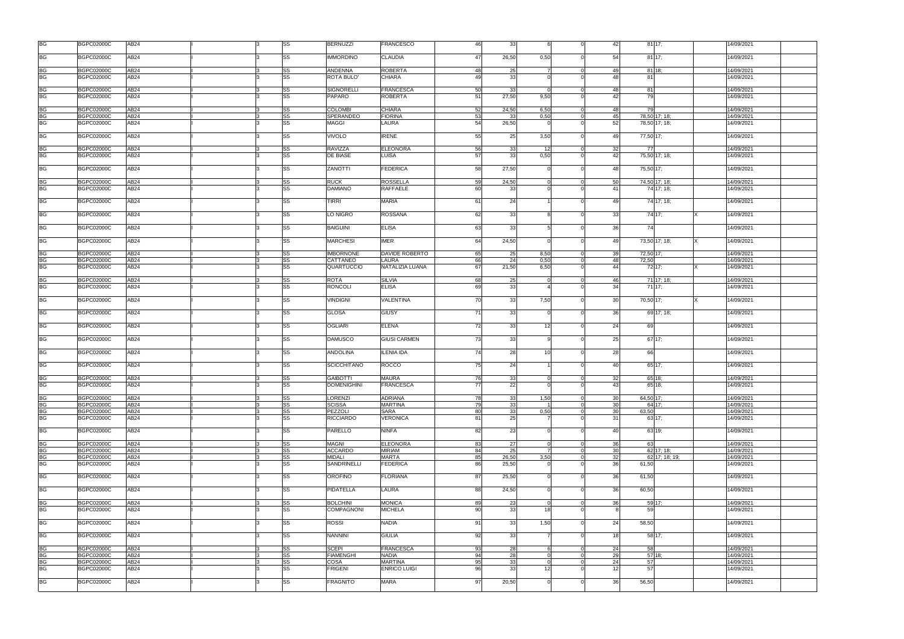| | | | | | | | | | | | | | | | | | | |
|---|---|---|---|---|---|---|---|---|---|---|---|---|---|---|---|---|---|---|
| BG | BGPC02000C | AB24 | I | | 3 | SS | BERNUZZI | FRANCESCO | 46 | 33 | 6 | 0 | 42 | 81 | 17; | | 14/09/2021 | |
| BG | BGPC02000C | AB24 | I | | 3 | SS | IMMORDINO | CLAUDIA | 47 | 26,50 | 0,50 | 0 | 54 | 81 | 17; | | 14/09/2021 | |
| BG | BGPC02000C | AB24 | I | | 3 | SS | ANDENNA | ROBERTA | 48 | 25 | 7 | 0 | 49 | 81 | 18; | | 14/09/2021 | |
| BG | BGPC02000C | AB24 | I | | 3 | SS | ROTA BULO' | CHIARA | 49 | 33 | 0 | 0 | 48 | 81 | | | 14/09/2021 | |
| BG | BGPC02000C | AB24 | I | | 3 | SS | SIGNORELLI | FRANCESCA | 50 | 33 | 0 | 0 | 48 | 81 | | | 14/09/2021 | |
| BG | BGPC02000C | AB24 | I | | 3 | SS | PAPARO | ROBERTA | 51 | 27,50 | 9,50 | 0 | 42 | 79 | | | 14/09/2021 | |
| BG | BGPC02000C | AB24 | I | | 3 | SS | COLOMBI | CHIARA | 52 | 24,50 | 6,50 | 0 | 48 | 79 | | | 14/09/2021 | |
| BG | BGPC02000C | AB24 | I | | 3 | SS | SPERANDEO | FIORINA | 53 | 33 | 0,50 | 0 | 45 | 78,50 | 17; 18; | | 14/09/2021 | |
| BG | BGPC02000C | AB24 | I | | 3 | SS | MAGGI | LAURA | 54 | 26,50 | 0 | 0 | 52 | 78,50 | 17; 18; | | 14/09/2021 | |
| BG | BGPC02000C | AB24 | I | | 3 | SS | VIVOLO | IRENE | 55 | 25 | 3,50 | 0 | 49 | 77,50 | 17; | | 14/09/2021 | |
| BG | BGPC02000C | AB24 | I | | 3 | SS | RAVIZZA | ELEONORA | 56 | 33 | 12 | 0 | 32 | 77 | | | 14/09/2021 | |
| BG | BGPC02000C | AB24 | I | | 3 | SS | DE BIASE | LUISA | 57 | 33 | 0,50 | 0 | 42 | 75,50 | 17; 18; | | 14/09/2021 | |
| BG | BGPC02000C | AB24 | I | | 3 | SS | ZANOTTI | FEDERICA | 58 | 27,50 | 0 | 0 | 48 | 75,50 | 17; | | 14/09/2021 | |
| BG | BGPC02000C | AB24 | I | | 3 | SS | RUCK | ROSSELLA | 59 | 24,50 | 0 | 0 | 50 | 74,50 | 17; 18; | | 14/09/2021 | |
| BG | BGPC02000C | AB24 | I | | 3 | SS | DAMIANO | RAFFAELE | 60 | 33 | 0 | 0 | 41 | 74 | 17; 18; | | 14/09/2021 | |
| BG | BGPC02000C | AB24 | I | | 3 | SS | TIRRI | MARIA | 61 | 24 | 1 | 0 | 49 | 74 | 17; 18; | | 14/09/2021 | |
| BG | BGPC02000C | AB24 | I | | 3 | SS | LO NIGRO | ROSSANA | 62 | 33 | 8 | 0 | 33 | 74 | 17; | X | 14/09/2021 | |
| BG | BGPC02000C | AB24 | I | | 3 | SS | BAIGUINI | ELISA | 63 | 33 | 5 | 0 | 36 | 74 | | | 14/09/2021 | |
| BG | BGPC02000C | AB24 | I | | 3 | SS | MARCHESI | IMER | 64 | 24,50 | 0 | 0 | 49 | 73,50 | 17; 18; | X | 14/09/2021 | |
| BG | BGPC02000C | AB24 | I | | 3 | SS | IMBORNONE | DAVIDE ROBERTO | 65 | 25 | 8,50 | 0 | 39 | 72,50 | 17; | | 14/09/2021 | |
| BG | BGPC02000C | AB24 | I | | 3 | SS | CATTANEO | LAURA | 66 | 24 | 0,50 | 0 | 48 | 72,50 | | | 14/09/2021 | |
| BG | BGPC02000C | AB24 | I | | 3 | SS | QUARTUCCIO | NATALIZIA LUANA | 67 | 21,50 | 6,50 | 0 | 44 | 72 | 17; | X | 14/09/2021 | |
| BG | BGPC02000C | AB24 | I | | 3 | SS | ROTA | SILVIA | 68 | 25 | 0 | 0 | 46 | 71 | 17; 18; | | 14/09/2021 | |
| BG | BGPC02000C | AB24 | I | | 3 | SS | RONCOLI | ELISA | 69 | 33 | 4 | 0 | 34 | 71 | 17; | | 14/09/2021 | |
| BG | BGPC02000C | AB24 | I | | 3 | SS | VINDIGNI | VALENTINA | 70 | 33 | 7,50 | 0 | 30 | 70,50 | 17; | X | 14/09/2021 | |
| BG | BGPC02000C | AB24 | I | | 3 | SS | GLOSA | GIUSY | 71 | 33 | 0 | 0 | 36 | 69 | 17; 18; | | 14/09/2021 | |
| BG | BGPC02000C | AB24 | I | | 3 | SS | OGLIARI | ELENA | 72 | 33 | 12 | 0 | 24 | 69 | | | 14/09/2021 | |
| BG | BGPC02000C | AB24 | I | | 3 | SS | DAMUSCO | GIUSI CARMEN | 73 | 33 | 9 | 0 | 25 | 67 | 17; | | 14/09/2021 | |
| BG | BGPC02000C | AB24 | I | | 3 | SS | ANDOLINA | ILENIA IDA | 74 | 28 | 10 | 0 | 28 | 66 | | | 14/09/2021 | |
| BG | BGPC02000C | AB24 | I | | 3 | SS | SCICCHITANO | ROCCO | 75 | 24 | 1 | 0 | 40 | 65 | 17; | | 14/09/2021 | |
| BG | BGPC02000C | AB24 | I | | 3 | SS | GAIBOTTI | MAURA | 76 | 33 | 0 | 0 | 32 | 65 | 18; | | 14/09/2021 | |
| BG | BGPC02000C | AB24 | I | | 3 | SS | DOMENIGHINI | FRANCESCA | 77 | 22 | 0 | 0 | 43 | 65 | 18; | | 14/09/2021 | |
| BG | BGPC02000C | AB24 | I | | 3 | SS | LORENZI | ADRIANA | 78 | 33 | 1,50 | 0 | 30 | 64,50 | 17; | | 14/09/2021 | |
| BG | BGPC02000C | AB24 | I | | 3 | SS | SCISSA | MARTINA | 79 | 33 | 1 | 0 | 30 | 64 | 17; | | 14/09/2021 | |
| BG | BGPC02000C | AB24 | I | | 3 | SS | PEZZOLI | SARA | 80 | 33 | 0,50 | 0 | 30 | 63,50 | | | 14/09/2021 | |
| BG | BGPC02000C | AB24 | I | | 3 | SS | RICCIARDO | VERONICA | 81 | 25 | 7 | 0 | 31 | 63 | 17; | | 14/09/2021 | |
| BG | BGPC02000C | AB24 | I | | 3 | SS | PARELLO | NINFA | 82 | 23 | 0 | 0 | 40 | 63 | 19; | | 14/09/2021 | |
| BG | BGPC02000C | AB24 | I | | 3 | SS | MAGNI | ELEONORA | 83 | 27 | 0 | 0 | 36 | 63 | | | 14/09/2021 | |
| BG | BGPC02000C | AB24 | I | | 3 | SS | ACCARDO | MIRIAM | 84 | 25 | 7 | 0 | 30 | 62 | 17; 18; | | 14/09/2021 | |
| BG | BGPC02000C | AB24 | I | | 3 | SS | MIDALI | MARTA | 85 | 26,50 | 3,50 | 0 | 32 | 62 | 17; 18; 19; | | 14/09/2021 | |
| BG | BGPC02000C | AB24 | I | | 3 | SS | SANDRINELLI | FEDERICA | 86 | 25,50 | 0 | 0 | 36 | 61,50 | | | 14/09/2021 | |
| BG | BGPC02000C | AB24 | I | | 3 | SS | OROFINO | FLORIANA | 87 | 25,50 | 0 | 0 | 36 | 61,50 | | | 14/09/2021 | |
| BG | BGPC02000C | AB24 | I | | 3 | SS | PIDATELLA | LAURA | 88 | 24,50 | 0 | 0 | 36 | 60,50 | | | 14/09/2021 | |
| BG | BGPC02000C | AB24 | I | | 3 | SS | BOLCHINI | MONICA | 89 | 23 | 0 | 0 | 36 | 59 | 17; | | 14/09/2021 | |
| BG | BGPC02000C | AB24 | I | | 3 | SS | COMPAGNONI | MICHELA | 90 | 33 | 18 | 0 | 8 | 59 | | | 14/09/2021 | |
| BG | BGPC02000C | AB24 | I | | 3 | SS | ROSSI | NADIA | 91 | 33 | 1,50 | 0 | 24 | 58,50 | | | 14/09/2021 | |
| BG | BGPC02000C | AB24 | I | | 3 | SS | NANNINI | GIULIA | 92 | 33 | 7 | 0 | 18 | 58 | 17; | | 14/09/2021 | |
| BG | BGPC02000C | AB24 | I | | 3 | SS | SCEPI | FRANCESCA | 93 | 28 | 6 | 0 | 24 | 58 | | | 14/09/2021 | |
| BG | BGPC02000C | AB24 | I | | 3 | SS | FIAMENGHI | NADIA | 94 | 28 | 0 | 0 | 29 | 57 | 18; | | 14/09/2021 | |
| BG | BGPC02000C | AB24 | I | | 3 | SS | COSA | MARTINA | 95 | 33 | 0 | 0 | 24 | 57 | | | 14/09/2021 | |
| BG | BGPC02000C | AB24 | I | | 3 | SS | FRIGENI | ENRICO LUIGI | 96 | 33 | 12 | 0 | 12 | 57 | | | 14/09/2021 | |
| BG | BGPC02000C | AB24 | I | | 3 | SS | FRAGNITO | MARA | 97 | 20,50 | 0 | 0 | 36 | 56,50 | | | 14/09/2021 | |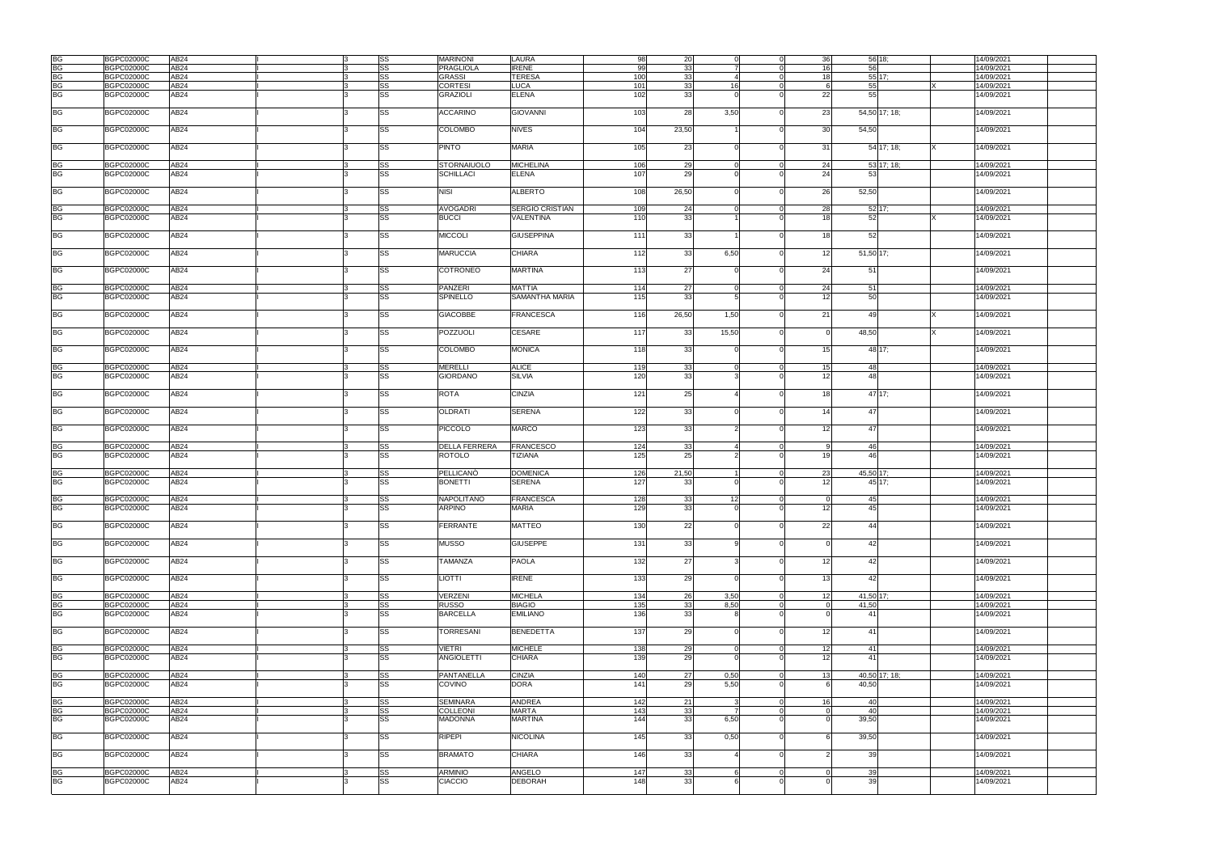| BG | BGPC02000C | AB24 | | I | | 3 | SS | MARINONI | LAURA | 98 | 20 | 0 | 0 | 36 | 56 | 18; | | 14/09/2021 | |
|---|---|---|---|---|---|---|---|---|---|---|---|---|---|---|---|---|---|---|---|
| BG | BGPC02000C | AB24 | | I | | 3 | SS | PRAGLIOLA | IRENE | 99 | 33 | 7 | 0 | 16 | 56 | | | 14/09/2021 | |
| BG | BGPC02000C | AB24 | | I | | 3 | SS | GRASSI | TERESA | 100 | 33 | 4 | 0 | 18 | 55 | 17; | | 14/09/2021 | |
| BG | BGPC02000C | AB24 | | I | | 3 | SS | CORTESI | LUCA | 101 | 33 | 16 | 0 | 6 | 55 | | X | 14/09/2021 | |
| BG | BGPC02000C | AB24 | | I | | 3 | SS | GRAZIOLI | ELENA | 102 | 33 | 0 | 0 | 22 | 55 | | | 14/09/2021 | |
| BG | BGPC02000C | AB24 | | I | | 3 | SS | ACCARINO | GIOVANNI | 103 | 28 | 3,50 | 0 | 23 | 54,50 | 17; 18; | | 14/09/2021 | |
| BG | BGPC02000C | AB24 | | I | | 3 | SS | COLOMBO | NIVES | 104 | 23,50 | 1 | 0 | 30 | 54,50 | | | 14/09/2021 | |
| BG | BGPC02000C | AB24 | | I | | 3 | SS | PINTO | MARIA | 105 | 23 | 0 | 0 | 31 | 54 | 17; 18; | X | 14/09/2021 | |
| BG | BGPC02000C | AB24 | | I | | 3 | SS | STORNAIUOLO | MICHELINA | 106 | 29 | 0 | 0 | 24 | 53 | 17; 18; | | 14/09/2021 | |
| BG | BGPC02000C | AB24 | | I | | 3 | SS | SCHILLACI | ELENA | 107 | 29 | 0 | 0 | 24 | 53 | | | 14/09/2021 | |
| BG | BGPC02000C | AB24 | | I | | 3 | SS | NISI | ALBERTO | 108 | 26,50 | 0 | 0 | 26 | 52,50 | | | 14/09/2021 | |
| BG | BGPC02000C | AB24 | | I | | 3 | SS | AVOGADRI | SERGIO CRISTIAN | 109 | 24 | 0 | 0 | 28 | 52 | 17; | | 14/09/2021 | |
| BG | BGPC02000C | AB24 | | I | | 3 | SS | BUCCI | VALENTINA | 110 | 33 | 1 | 0 | 18 | 52 | | X | 14/09/2021 | |
| BG | BGPC02000C | AB24 | | I | | 3 | SS | MICCOLI | GIUSEPPINA | 111 | 33 | 1 | 0 | 18 | 52 | | | 14/09/2021 | |
| BG | BGPC02000C | AB24 | | I | | 3 | SS | MARUCCIA | CHIARA | 112 | 33 | 6,50 | 0 | 12 | 51,50 | 17; | | 14/09/2021 | |
| BG | BGPC02000C | AB24 | | I | | 3 | SS | COTRONEO | MARTINA | 113 | 27 | 0 | 0 | 24 | 51 | | | 14/09/2021 | |
| BG | BGPC02000C | AB24 | | I | | 3 | SS | PANZERI | MATTIA | 114 | 27 | 0 | 0 | 24 | 51 | | | 14/09/2021 | |
| BG | BGPC02000C | AB24 | | I | | 3 | SS | SPINELLO | SAMANTHA MARIA | 115 | 33 | 5 | 0 | 12 | 50 | | | 14/09/2021 | |
| BG | BGPC02000C | AB24 | | I | | 3 | SS | GIACOBBE | FRANCESCA | 116 | 26,50 | 1,50 | 0 | 21 | 49 | | X | 14/09/2021 | |
| BG | BGPC02000C | AB24 | | I | | 3 | SS | POZZUOLI | CESARE | 117 | 33 | 15,50 | 0 | 0 | 48,50 | | X | 14/09/2021 | |
| BG | BGPC02000C | AB24 | | I | | 3 | SS | COLOMBO | MONICA | 118 | 33 | 0 | 0 | 15 | 48 | 17; | | 14/09/2021 | |
| BG | BGPC02000C | AB24 | | I | | 3 | SS | MERELLI | ALICE | 119 | 33 | 0 | 0 | 15 | 48 | | | 14/09/2021 | |
| BG | BGPC02000C | AB24 | | I | | 3 | SS | GIORDANO | SILVIA | 120 | 33 | 3 | 0 | 12 | 48 | | | 14/09/2021 | |
| BG | BGPC02000C | AB24 | | I | | 3 | SS | ROTA | CINZIA | 121 | 25 | 4 | 0 | 18 | 47 | 17; | | 14/09/2021 | |
| BG | BGPC02000C | AB24 | | I | | 3 | SS | OLDRATI | SERENA | 122 | 33 | 0 | 0 | 14 | 47 | | | 14/09/2021 | |
| BG | BGPC02000C | AB24 | | I | | 3 | SS | PICCOLO | MARCO | 123 | 33 | 2 | 0 | 12 | 47 | | | 14/09/2021 | |
| BG | BGPC02000C | AB24 | | I | | 3 | SS | DELLA FERRERA | FRANCESCO | 124 | 33 | 4 | 0 | 9 | 46 | | | 14/09/2021 | |
| BG | BGPC02000C | AB24 | | I | | 3 | SS | ROTOLO | TIZIANA | 125 | 25 | 2 | 0 | 19 | 46 | | | 14/09/2021 | |
| BG | BGPC02000C | AB24 | | I | | 3 | SS | PELLICANÒ | DOMENICA | 126 | 21,50 | 1 | 0 | 23 | 45,50 | 17; | | 14/09/2021 | |
| BG | BGPC02000C | AB24 | | I | | 3 | SS | BONETTI | SERENA | 127 | 33 | 0 | 0 | 12 | 45 | 17; | | 14/09/2021 | |
| BG | BGPC02000C | AB24 | | I | | 3 | SS | NAPOLITANO | FRANCESCA | 128 | 33 | 12 | 0 | 0 | 45 | | | 14/09/2021 | |
| BG | BGPC02000C | AB24 | | I | | 3 | SS | ARPINO | MARIA | 129 | 33 | 0 | 0 | 12 | 45 | | | 14/09/2021 | |
| BG | BGPC02000C | AB24 | | I | | 3 | SS | FERRANTE | MATTEO | 130 | 22 | 0 | 0 | 22 | 44 | | | 14/09/2021 | |
| BG | BGPC02000C | AB24 | | I | | 3 | SS | MUSSO | GIUSEPPE | 131 | 33 | 9 | 0 | 0 | 42 | | | 14/09/2021 | |
| BG | BGPC02000C | AB24 | | I | | 3 | SS | TAMANZA | PAOLA | 132 | 27 | 3 | 0 | 12 | 42 | | | 14/09/2021 | |
| BG | BGPC02000C | AB24 | | I | | 3 | SS | LIOTTI | IRENE | 133 | 29 | 0 | 0 | 13 | 42 | | | 14/09/2021 | |
| BG | BGPC02000C | AB24 | | I | | 3 | SS | VERZENI | MICHELA | 134 | 26 | 3,50 | 0 | 12 | 41,50 | 17; | | 14/09/2021 | |
| BG | BGPC02000C | AB24 | | I | | 3 | SS | RUSSO | BIAGIO | 135 | 33 | 8,50 | 0 | 0 | 41,50 | | | 14/09/2021 | |
| BG | BGPC02000C | AB24 | | I | | 3 | SS | BARCELLA | EMILIANO | 136 | 33 | 8 | 0 | 0 | 41 | | | 14/09/2021 | |
| BG | BGPC02000C | AB24 | | I | | 3 | SS | TORRESANI | BENEDETTA | 137 | 29 | 0 | 0 | 12 | 41 | | | 14/09/2021 | |
| BG | BGPC02000C | AB24 | | I | | 3 | SS | VIETRI | MICHELE | 138 | 29 | 0 | 0 | 12 | 41 | | | 14/09/2021 | |
| BG | BGPC02000C | AB24 | | I | | 3 | SS | ANGIOLETTI | CHIARA | 139 | 29 | 0 | 0 | 12 | 41 | | | 14/09/2021 | |
| BG | BGPC02000C | AB24 | | I | | 3 | SS | PANTANELLA | CINZIA | 140 | 27 | 0,50 | 0 | 13 | 40,50 | 17; 18; | | 14/09/2021 | |
| BG | BGPC02000C | AB24 | | I | | 3 | SS | COVINO | DORA | 141 | 29 | 5,50 | 0 | 6 | 40,50 | | | 14/09/2021 | |
| BG | BGPC02000C | AB24 | | I | | 3 | SS | SEMINARA | ANDREA | 142 | 21 | 3 | 0 | 16 | 40 | | | 14/09/2021 | |
| BG | BGPC02000C | AB24 | | I | | 3 | SS | COLLEONI | MARTA | 143 | 33 | 7 | 0 | 0 | 40 | | | 14/09/2021 | |
| BG | BGPC02000C | AB24 | | I | | 3 | SS | MADONNA | MARTINA | 144 | 33 | 6,50 | 0 | 0 | 39,50 | | | 14/09/2021 | |
| BG | BGPC02000C | AB24 | | I | | 3 | SS | RIPEPI | NICOLINA | 145 | 33 | 0,50 | 0 | 6 | 39,50 | | | 14/09/2021 | |
| BG | BGPC02000C | AB24 | | I | | 3 | SS | BRAMATO | CHIARA | 146 | 33 | 4 | 0 | 2 | 39 | | | 14/09/2021 | |
| BG | BGPC02000C | AB24 | | I | | 3 | SS | ARMINIO | ANGELO | 147 | 33 | 6 | 0 | 0 | 39 | | | 14/09/2021 | |
| BG | BGPC02000C | AB24 | | I | | 3 | SS | CIACCIO | DEBORAH | 148 | 33 | 6 | 0 | 0 | 39 | | | 14/09/2021 | |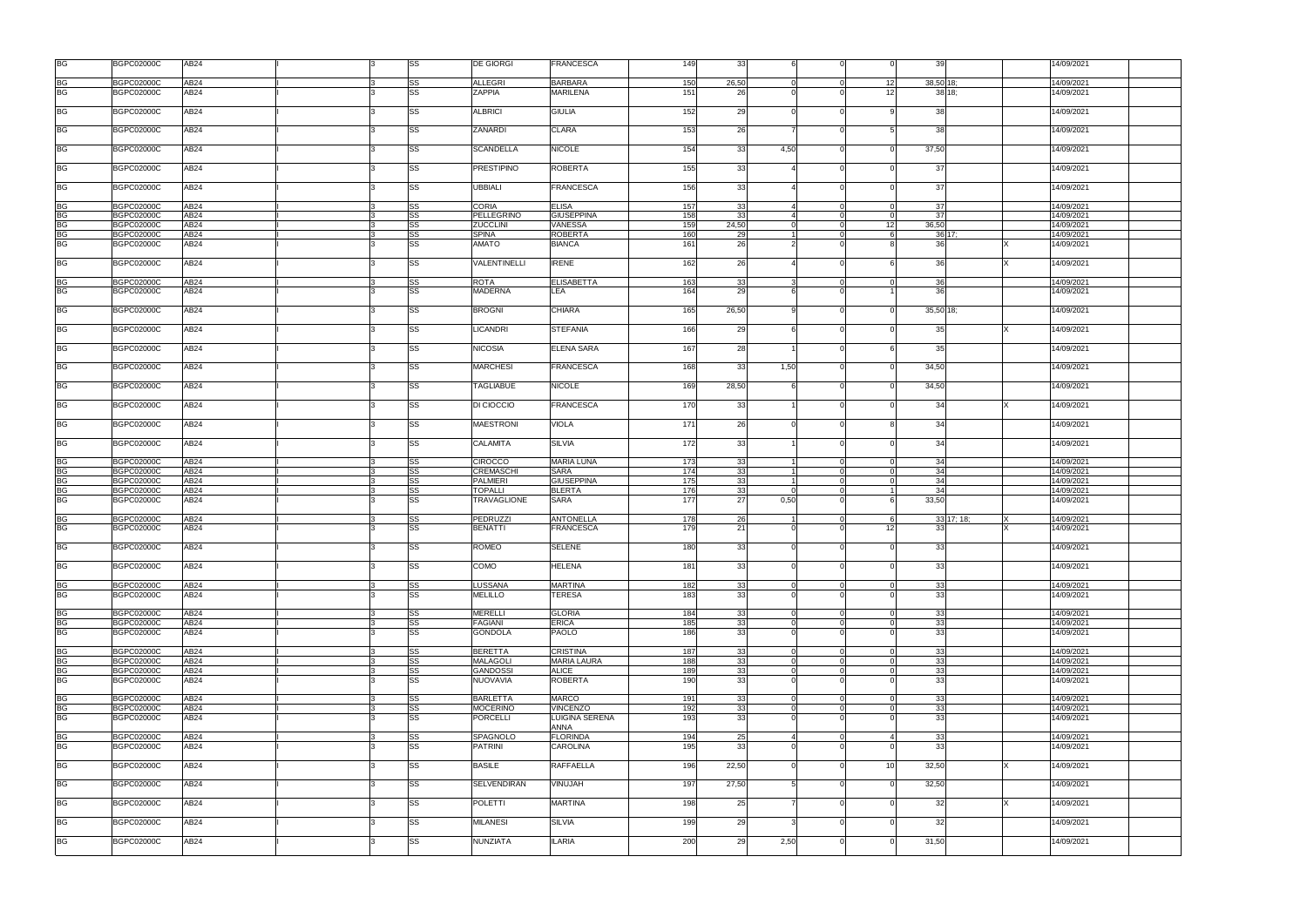| | | | | | | | | | | | | | | | | | | |
|---|---|---|---|---|---|---|---|---|---|---|---|---|---|---|---|---|---|---|
| BG | BGPC02000C | AB24 | I | | 3 | SS | DE GIORGI | FRANCESCA | 149 | 33 | 6 | 0 | 0 | 39 | | | 14/09/2021 | |
| BG | BGPC02000C | AB24 | I | | 3 | SS | ALLEGRI | BARBARA | 150 | 26,50 | 0 | 0 | 12 | 38,50 | 18; | | 14/09/2021 | |
| BG | BGPC02000C | AB24 | I | | 3 | SS | ZAPPIA | MARILENA | 151 | 26 | 0 | 0 | 12 | 38 | 18; | | 14/09/2021 | |
| BG | BGPC02000C | AB24 | I | | 3 | SS | ALBRICI | GIULIA | 152 | 29 | 0 | 0 | 9 | 38 | | | 14/09/2021 | |
| BG | BGPC02000C | AB24 | I | | 3 | SS | ZANARDI | CLARA | 153 | 26 | 7 | 0 | 5 | 38 | | | 14/09/2021 | |
| BG | BGPC02000C | AB24 | I | | 3 | SS | SCANDELLA | NICOLE | 154 | 33 | 4,50 | 0 | 0 | 37,50 | | | 14/09/2021 | |
| BG | BGPC02000C | AB24 | I | | 3 | SS | PRESTIPINO | ROBERTA | 155 | 33 | 4 | 0 | 0 | 37 | | | 14/09/2021 | |
| BG | BGPC02000C | AB24 | I | | 3 | SS | UBBIALI | FRANCESCA | 156 | 33 | 4 | 0 | 0 | 37 | | | 14/09/2021 | |
| BG | BGPC02000C | AB24 | I | | 3 | SS | CORIA | ELISA | 157 | 33 | 4 | 0 | 0 | 37 | | | 14/09/2021 | |
| BG | BGPC02000C | AB24 | I | | 3 | SS | PELLEGRINO | GIUSEPPINA | 158 | 33 | 4 | 0 | 0 | 37 | | | 14/09/2021 | |
| BG | BGPC02000C | AB24 | I | | 3 | SS | ZUCCLINI | VANESSA | 159 | 24,50 | 0 | 0 | 12 | 36,50 | | | 14/09/2021 | |
| BG | BGPC02000C | AB24 | I | | 3 | SS | SPINA | ROBERTA | 160 | 29 | 1 | 0 | 6 | 36 | 17; | | 14/09/2021 | |
| BG | BGPC02000C | AB24 | I | | 3 | SS | AMATO | BIANCA | 161 | 26 | 2 | 0 | 8 | 36 | | X | 14/09/2021 | |
| BG | BGPC02000C | AB24 | I | | 3 | SS | VALENTINELLI | IRENE | 162 | 26 | 4 | 0 | 6 | 36 | | X | 14/09/2021 | |
| BG | BGPC02000C | AB24 | I | | 3 | SS | ROTA | ELISABETTA | 163 | 33 | 3 | 0 | 0 | 36 | | | 14/09/2021 | |
| BG | BGPC02000C | AB24 | I | | 3 | SS | MADERNA | LEA | 164 | 29 | 6 | 0 | 1 | 36 | | | 14/09/2021 | |
| BG | BGPC02000C | AB24 | I | | 3 | SS | BROGNI | CHIARA | 165 | 26,50 | 9 | 0 | 0 | 35,50 | 18; | | 14/09/2021 | |
| BG | BGPC02000C | AB24 | I | | 3 | SS | LICANDRI | STEFANIA | 166 | 29 | 6 | 0 | 0 | 35 | | X | 14/09/2021 | |
| BG | BGPC02000C | AB24 | I | | 3 | SS | NICOSIA | ELENA SARA | 167 | 28 | 1 | 0 | 6 | 35 | | | 14/09/2021 | |
| BG | BGPC02000C | AB24 | I | | 3 | SS | MARCHESI | FRANCESCA | 168 | 33 | 1,50 | 0 | 0 | 34,50 | | | 14/09/2021 | |
| BG | BGPC02000C | AB24 | I | | 3 | SS | TAGLIABUE | NICOLE | 169 | 28,50 | 6 | 0 | 0 | 34,50 | | | 14/09/2021 | |
| BG | BGPC02000C | AB24 | I | | 3 | SS | DI CIOCCIO | FRANCESCA | 170 | 33 | 1 | 0 | 0 | 34 | | X | 14/09/2021 | |
| BG | BGPC02000C | AB24 | I | | 3 | SS | MAESTRONI | VIOLA | 171 | 26 | 0 | 0 | 8 | 34 | | | 14/09/2021 | |
| BG | BGPC02000C | AB24 | I | | 3 | SS | CALAMITA | SILVIA | 172 | 33 | 1 | 0 | 0 | 34 | | | 14/09/2021 | |
| BG | BGPC02000C | AB24 | I | | 3 | SS | CIROCCO | MARIA LUNA | 173 | 33 | 1 | 0 | 0 | 34 | | | 14/09/2021 | |
| BG | BGPC02000C | AB24 | I | | 3 | SS | CREMASCHI | SARA | 174 | 33 | 1 | 0 | 0 | 34 | | | 14/09/2021 | |
| BG | BGPC02000C | AB24 | I | | 3 | SS | PALMIERI | GIUSEPPINA | 175 | 33 | 1 | 0 | 0 | 34 | | | 14/09/2021 | |
| BG | BGPC02000C | AB24 | I | | 3 | SS | TOPALLI | BLERTA | 176 | 33 | 0 | 0 | 1 | 34 | | | 14/09/2021 | |
| BG | BGPC02000C | AB24 | I | | 3 | SS | TRAVAGLIONE | SARA | 177 | 27 | 0,50 | 0 | 6 | 33,50 | | | 14/09/2021 | |
| BG | BGPC02000C | AB24 | I | | 3 | SS | PEDRUZZI | ANTONELLA | 178 | 26 | 1 | 0 | 6 | 33 | 17; 18; | X | 14/09/2021 | |
| BG | BGPC02000C | AB24 | I | | 3 | SS | BENATTI | FRANCESCA | 179 | 21 | 0 | 0 | 12 | 33 | | X | 14/09/2021 | |
| BG | BGPC02000C | AB24 | I | | 3 | SS | ROMEO | SELENE | 180 | 33 | 0 | 0 | 0 | 33 | | | 14/09/2021 | |
| BG | BGPC02000C | AB24 | I | | 3 | SS | COMO | HELENA | 181 | 33 | 0 | 0 | 0 | 33 | | | 14/09/2021 | |
| BG | BGPC02000C | AB24 | I | | 3 | SS | LUSSANA | MARTINA | 182 | 33 | 0 | 0 | 0 | 33 | | | 14/09/2021 | |
| BG | BGPC02000C | AB24 | I | | 3 | SS | MELILLO | TERESA | 183 | 33 | 0 | 0 | 0 | 33 | | | 14/09/2021 | |
| BG | BGPC02000C | AB24 | I | | 3 | SS | MERELLI | GLORIA | 184 | 33 | 0 | 0 | 0 | 33 | | | 14/09/2021 | |
| BG | BGPC02000C | AB24 | I | | 3 | SS | FAGIANI | ERICA | 185 | 33 | 0 | 0 | 0 | 33 | | | 14/09/2021 | |
| BG | BGPC02000C | AB24 | I | | 3 | SS | GONDOLA | PAOLO | 186 | 33 | 0 | 0 | 0 | 33 | | | 14/09/2021 | |
| BG | BGPC02000C | AB24 | I | | 3 | SS | BERETTA | CRISTINA | 187 | 33 | 0 | 0 | 0 | 33 | | | 14/09/2021 | |
| BG | BGPC02000C | AB24 | I | | 3 | SS | MALAGOLI | MARIA LAURA | 188 | 33 | 0 | 0 | 0 | 33 | | | 14/09/2021 | |
| BG | BGPC02000C | AB24 | I | | 3 | SS | GANDOSSI | ALICE | 189 | 33 | 0 | 0 | 0 | 33 | | | 14/09/2021 | |
| BG | BGPC02000C | AB24 | I | | 3 | SS | NUOVAVIA | ROBERTA | 190 | 33 | 0 | 0 | 0 | 33 | | | 14/09/2021 | |
| BG | BGPC02000C | AB24 | I | | 3 | SS | BARLETTA | MARCO | 191 | 33 | 0 | 0 | 0 | 33 | | | 14/09/2021 | |
| BG | BGPC02000C | AB24 | I | | 3 | SS | MOCERINO | VINCENZO | 192 | 33 | 0 | 0 | 0 | 33 | | | 14/09/2021 | |
| BG | BGPC02000C | AB24 | I | | 3 | SS | PORCELLI | LUIGINA SERENA ANNA | 193 | 33 | 0 | 0 | 0 | 33 | | | 14/09/2021 | |
| BG | BGPC02000C | AB24 | I | | 3 | SS | SPAGNOLO | FLORINDA | 194 | 25 | 4 | 0 | 4 | 33 | | | 14/09/2021 | |
| BG | BGPC02000C | AB24 | I | | 3 | SS | PATRINI | CAROLINA | 195 | 33 | 0 | 0 | 0 | 33 | | | 14/09/2021 | |
| BG | BGPC02000C | AB24 | I | | 3 | SS | BASILE | RAFFAELLA | 196 | 22,50 | 0 | 0 | 10 | 32,50 | | X | 14/09/2021 | |
| BG | BGPC02000C | AB24 | I | | 3 | SS | SELVENDIRAN | VINUJAH | 197 | 27,50 | 5 | 0 | 0 | 32,50 | | | 14/09/2021 | |
| BG | BGPC02000C | AB24 | I | | 3 | SS | POLETTI | MARTINA | 198 | 25 | 7 | 0 | 0 | 32 | | X | 14/09/2021 | |
| BG | BGPC02000C | AB24 | I | | 3 | SS | MILANESI | SILVIA | 199 | 29 | 3 | 0 | 0 | 32 | | | 14/09/2021 | |
| BG | BGPC02000C | AB24 | I | | 3 | SS | NUNZIATA | ILARIA | 200 | 29 | 2,50 | 0 | 0 | 31,50 | | | 14/09/2021 | |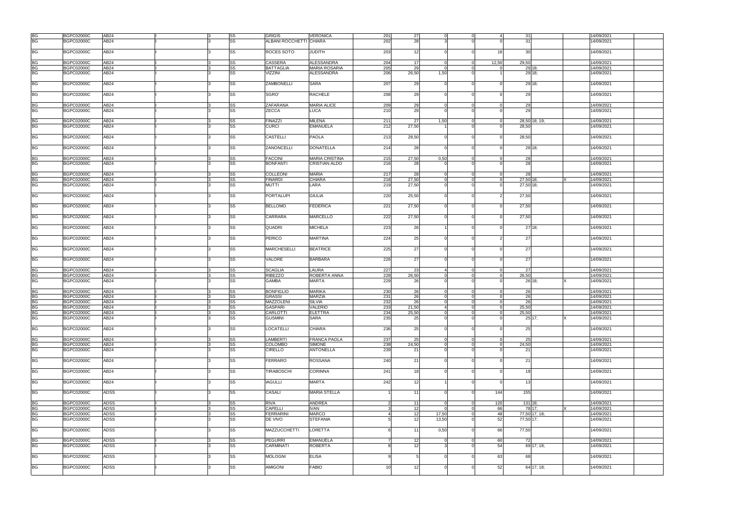| | | | | | | | | | | | | | | | | | |
|---|---|---|---|---|---|---|---|---|---|---|---|---|---|---|---|---|---|
| BG | BGPC02000C | AB24 | I | | 3 | SS | GRIGIS | VERONICA | 201 | 27 | 0 | 0 | 4 | 31 | | | 14/09/2021 |
| BG | BGPC02000C | AB24 | I | | 3 | SS | ALBANI ROCCHETTI | CHIARA | 202 | 28 | 3 | 0 | 0 | 31 | | | 14/09/2021 |
| BG | BGPC02000C | AB24 | I | | 3 | SS | ROCES SOTO | JUDITH | 203 | 12 | 0 | 0 | 18 | 30 | | | 14/09/2021 |
| BG | BGPC02000C | AB24 | I | | 3 | SS | CASSERA | ALESSANDRA | 204 | 17 | 0 | 0 | 12,50 | 29,50 | | | 14/09/2021 |
| BG | BGPC02000C | AB24 | I | | 3 | SS | BATTAGLIA | MARIA ROSARIA | 205 | 29 | 0 | 0 | 0 | 29 | 18; | | 14/09/2021 |
| BG | BGPC02000C | AB24 | I | | 3 | SS | VIZZINI | ALESSANDRA | 206 | 26,50 | 1,50 | 0 | 1 | 29 | 18; | | 14/09/2021 |
| BG | BGPC02000C | AB24 | I | | 3 | SS | ZAMBONELLI | SARA | 207 | 29 | 0 | 0 | 0 | 29 | 18; | | 14/09/2021 |
| BG | BGPC02000C | AB24 | I | | 3 | SS | SGRO' | RACHELE | 208 | 29 | 0 | 0 | 0 | 29 | | | 14/09/2021 |
| BG | BGPC02000C | AB24 | I | | 3 | SS | ZAFARANA | MARIA ALICE | 209 | 29 | 0 | 0 | 0 | 29 | | | 14/09/2021 |
| BG | BGPC02000C | AB24 | I | | 3 | SS | ZECCA | LUCA | 210 | 29 | 0 | 0 | 0 | 29 | | | 14/09/2021 |
| BG | BGPC02000C | AB24 | I | | 3 | SS | FINAZZI | MILENA | 211 | 27 | 1,50 | 0 | 0 | 28,50 | 18; 19; | | 14/09/2021 |
| BG | BGPC02000C | AB24 | I | | 3 | SS | CURCI | EMANUELA | 212 | 27,50 | 1 | 0 | 0 | 28,50 | | | 14/09/2021 |
| BG | BGPC02000C | AB24 | I | | 3 | SS | CASTELLI | PAOLA | 213 | 28,50 | 0 | 0 | 0 | 28,50 | | | 14/09/2021 |
| BG | BGPC02000C | AB24 | I | | 3 | SS | ZANONCELLI | DONATELLA | 214 | 28 | 0 | 0 | 0 | 28 | 18; | | 14/09/2021 |
| BG | BGPC02000C | AB24 | I | | 3 | SS | FACCINI | MARIA CRISTINA | 215 | 27,50 | 0,50 | 0 | 0 | 28 | | | 14/09/2021 |
| BG | BGPC02000C | AB24 | I | | 3 | SS | BONFANTI | CRISTIAN ALDO | 216 | 28 | 0 | 0 | 0 | 28 | | | 14/09/2021 |
| BG | BGPC02000C | AB24 | I | | 3 | SS | COLLEONI | MARIA | 217 | 28 | 0 | 0 | 0 | 28 | | | 14/09/2021 |
| BG | BGPC02000C | AB24 | I | | 3 | SS | FINARDI | CHIARA | 218 | 27,50 | 0 | 0 | 0 | 27,50 | 18; | X | 14/09/2021 |
| BG | BGPC02000C | AB24 | I | | 3 | SS | MUTTI | LARA | 219 | 27,50 | 0 | 0 | 0 | 27,50 | 18; | | 14/09/2021 |
| BG | BGPC02000C | AB24 | I | | 3 | SS | PORTALUPI | GIULIA | 220 | 25,50 | 0 | 0 | 2 | 27,50 | | | 14/09/2021 |
| BG | BGPC02000C | AB24 | I | | 3 | SS | BELLOMO | FEDERICA | 221 | 27,50 | 0 | 0 | 0 | 27,50 | | | 14/09/2021 |
| BG | BGPC02000C | AB24 | I | | 3 | SS | CARRARA | MARCELLO | 222 | 27,50 | 0 | 0 | 0 | 27,50 | | | 14/09/2021 |
| BG | BGPC02000C | AB24 | I | | 3 | SS | QUADRI | MICHELA | 223 | 26 | 1 | 0 | 0 | 27 | 18; | | 14/09/2021 |
| BG | BGPC02000C | AB24 | I | | 3 | SS | PERICO | MARTINA | 224 | 25 | 0 | 0 | 2 | 27 | | | 14/09/2021 |
| BG | BGPC02000C | AB24 | I | | 3 | SS | MARCHESELLI | BEATRICE | 225 | 27 | 0 | 0 | 0 | 27 | | | 14/09/2021 |
| BG | BGPC02000C | AB24 | I | | 3 | SS | VALORE | BARBARA | 226 | 27 | 0 | 0 | 0 | 27 | | | 14/09/2021 |
| BG | BGPC02000C | AB24 | I | | 3 | SS | SCAGLIA | LAURA | 227 | 23 | 4 | 0 | 0 | 27 | | | 14/09/2021 |
| BG | BGPC02000C | AB24 | I | | 3 | SS | RIBEZZO | ROBERTA ANNA | 228 | 26,50 | 0 | 0 | 0 | 26,50 | | | 14/09/2021 |
| BG | BGPC02000C | AB24 | I | | 3 | SS | GAMBA | MARTA | 229 | 26 | 0 | 0 | 0 | 26 | 18; | X | 14/09/2021 |
| BG | BGPC02000C | AB24 | I | | 3 | SS | BONFIGLIO | MARIKA | 230 | 26 | 0 | 0 | 0 | 26 | | | 14/09/2021 |
| BG | BGPC02000C | AB24 | I | | 3 | SS | GRASSI | MARZIA | 231 | 26 | 0 | 0 | 0 | 26 | | | 14/09/2021 |
| BG | BGPC02000C | AB24 | I | | 3 | SS | MAZZOLENI | SILVIA | 232 | 26 | 0 | 0 | 0 | 26 | | | 14/09/2021 |
| BG | BGPC02000C | AB24 | I | | 3 | SS | GASPARI | VALERIO | 233 | 21,50 | 4 | 0 | 0 | 25,50 | | | 14/09/2021 |
| BG | BGPC02000C | AB24 | I | | 3 | SS | CARLOTTI | ELETTRA | 234 | 25,50 | 0 | 0 | 0 | 25,50 | | | 14/09/2021 |
| BG | BGPC02000C | AB24 | I | | 3 | SS | GUSMINI | SARA | 235 | 25 | 0 | 0 | 0 | 25 | 17; | X | 14/09/2021 |
| BG | BGPC02000C | AB24 | I | | 3 | SS | LOCATELLI | CHIARA | 236 | 25 | 0 | 0 | 0 | 25 | | | 14/09/2021 |
| BG | BGPC02000C | AB24 | I | | 3 | SS | LAMBERTI | FRANCA PAOLA | 237 | 25 | 0 | 0 | 0 | 25 | | | 14/09/2021 |
| BG | BGPC02000C | AB24 | I | | 3 | SS | COLOMBO | SIMONE | 238 | 24,50 | 0 | 0 | 0 | 24,50 | | | 14/09/2021 |
| BG | BGPC02000C | AB24 | I | | 3 | SS | CIRELLO | ANTONELLA | 239 | 21 | 0 | 0 | 0 | 21 | | | 14/09/2021 |
| BG | BGPC02000C | AB24 | I | | 3 | SS | FERRARO | ROSSANA | 240 | 21 | 0 | 0 | 0 | 21 | | | 14/09/2021 |
| BG | BGPC02000C | AB24 | I | | 3 | SS | TIRABOSCHI | CORINNA | 241 | 18 | 0 | 0 | 0 | 18 | | | 14/09/2021 |
| BG | BGPC02000C | AB24 | I | | 3 | SS | IAGULLI | MARTA | 242 | 12 | 1 | 0 | 0 | 13 | | | 14/09/2021 |
| BG | BGPC02000C | ADSS | I | | 3 | SS | CASALI | MARIA STELLA | 1 | 11 | 0 | 0 | 144 | 155 | | | 14/09/2021 |
| BG | BGPC02000C | ADSS | I | | 3 | SS | RIVA | ANDREA | 2 | 11 | 0 | 0 | 120 | 131 | 18; | | 14/09/2021 |
| BG | BGPC02000C | ADSS | I | | 3 | SS | CAPELLI | IVAN | 3 | 12 | 0 | 0 | 66 | 78 | 17; | X | 14/09/2021 |
| BG | BGPC02000C | ADSS | I | | 3 | SS | FERRARINI | MARCO | 4 | 12 | 17,50 | 0 | 48 | 77,50 | 17; 18; | | 14/09/2021 |
| BG | BGPC02000C | ADSS | I | | 3 | SS | DE VIVO | STEFANIA | 5 | 12 | 13,50 | 0 | 52 | 77,50 | 17; | | 14/09/2021 |
| BG | BGPC02000C | ADSS | I | | 3 | SS | MAZZUCCHETTI | LORETTA | 6 | 11 | 0,50 | 0 | 66 | 77,50 | | | 14/09/2021 |
| BG | BGPC02000C | ADSS | I | | 3 | SS | PEGURRI | EMANUELA | 7 | 12 | 0 | 0 | 60 | 72 | | | 14/09/2021 |
| BG | BGPC02000C | ADSS | I | | 3 | SS | CARMINATI | ROBERTA | 8 | 12 | 3 | 0 | 54 | 69 | 17; 18; | | 14/09/2021 |
| BG | BGPC02000C | ADSS | I | | 3 | SS | MOLOGNI | ELISA | 9 | 5 | 0 | 0 | 63 | 68 | | | 14/09/2021 |
| BG | BGPC02000C | ADSS | I | | 3 | SS | AMIGONI | FABIO | 10 | 12 | 0 | 0 | 52 | 64 | 17; 18; | | 14/09/2021 |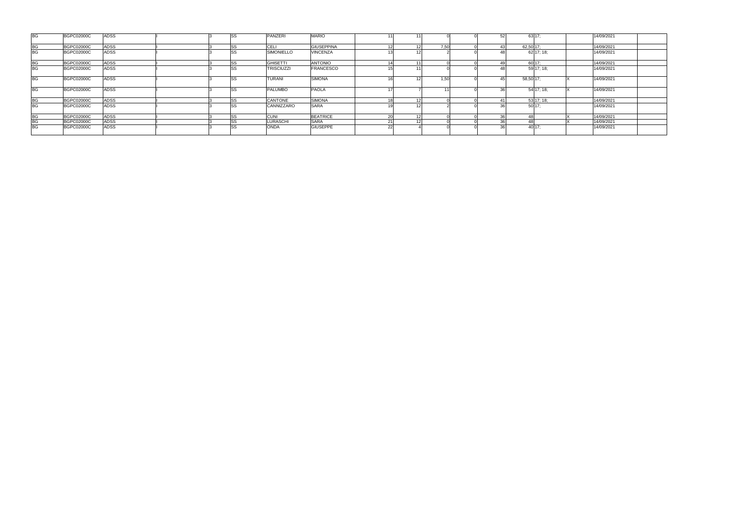| | | | | | | | | | | | | | | | | | | |
|---|---|---|---|---|---|---|---|---|---|---|---|---|---|---|---|---|---|---|
| BG | BGPC02000C | ADSS | I | | 3 | SS | PANZERI | MARIO | 11 | 11 | 0 | 0 | 52 | 63 | 17; | | 14/09/2021 | |
| BG | BGPC02000C | ADSS | I | | 3 | SS | CELI | GIUSEPPINA | 12 | 12 | 7,50 | 0 | 43 | 62,50 | 17; | | 14/09/2021 | |
| BG | BGPC02000C | ADSS | I | | 3 | SS | SIMONIELLO | VINCENZA | 13 | 12 | 2 | 0 | 48 | 62 | 17; 18; | | 14/09/2021 | |
| BG | BGPC02000C | ADSS | I | | 3 | SS | GHISETTI | ANTONIO | 14 | 11 | 0 | 0 | 49 | 60 | 17; | | 14/09/2021 | |
| BG | BGPC02000C | ADSS | I | | 3 | SS | TRISCIUZZI | FRANCESCO | 15 | 11 | 0 | 0 | 48 | 59 | 17; 18; | | 14/09/2021 | |
| BG | BGPC02000C | ADSS | I | | 3 | SS | TURANI | SIMONA | 16 | 12 | 1,50 | 0 | 45 | 58,50 | 17; | X | 14/09/2021 | |
| BG | BGPC02000C | ADSS | I | | 3 | SS | PALUMBO | PAOLA | 17 | 7 | 11 | 0 | 36 | 54 | 17; 18; | X | 14/09/2021 | |
| BG | BGPC02000C | ADSS | I | | 3 | SS | CANTONE | SIMONA | 18 | 12 | 0 | 0 | 41 | 53 | 17; 18; | | 14/09/2021 | |
| BG | BGPC02000C | ADSS | I | | 3 | SS | CANNIZZARO | SARA | 19 | 12 | 2 | 0 | 36 | 50 | 17; | | 14/09/2021 | |
| BG | BGPC02000C | ADSS | I | | 3 | SS | CUNI | BEATRICE | 20 | 12 | 0 | 0 | 36 | 48 | | X | 14/09/2021 | |
| BG | BGPC02000C | ADSS | I | | 3 | SS | LURASCHI | SARA | 21 | 12 | 0 | 0 | 36 | 48 | | X | 14/09/2021 | |
| BG | BGPC02000C | ADSS | I | | 3 | SS | ONDA | GIUSEPPE | 22 | 4 | 0 | 0 | 36 | 40 | 17; | | 14/09/2021 | |